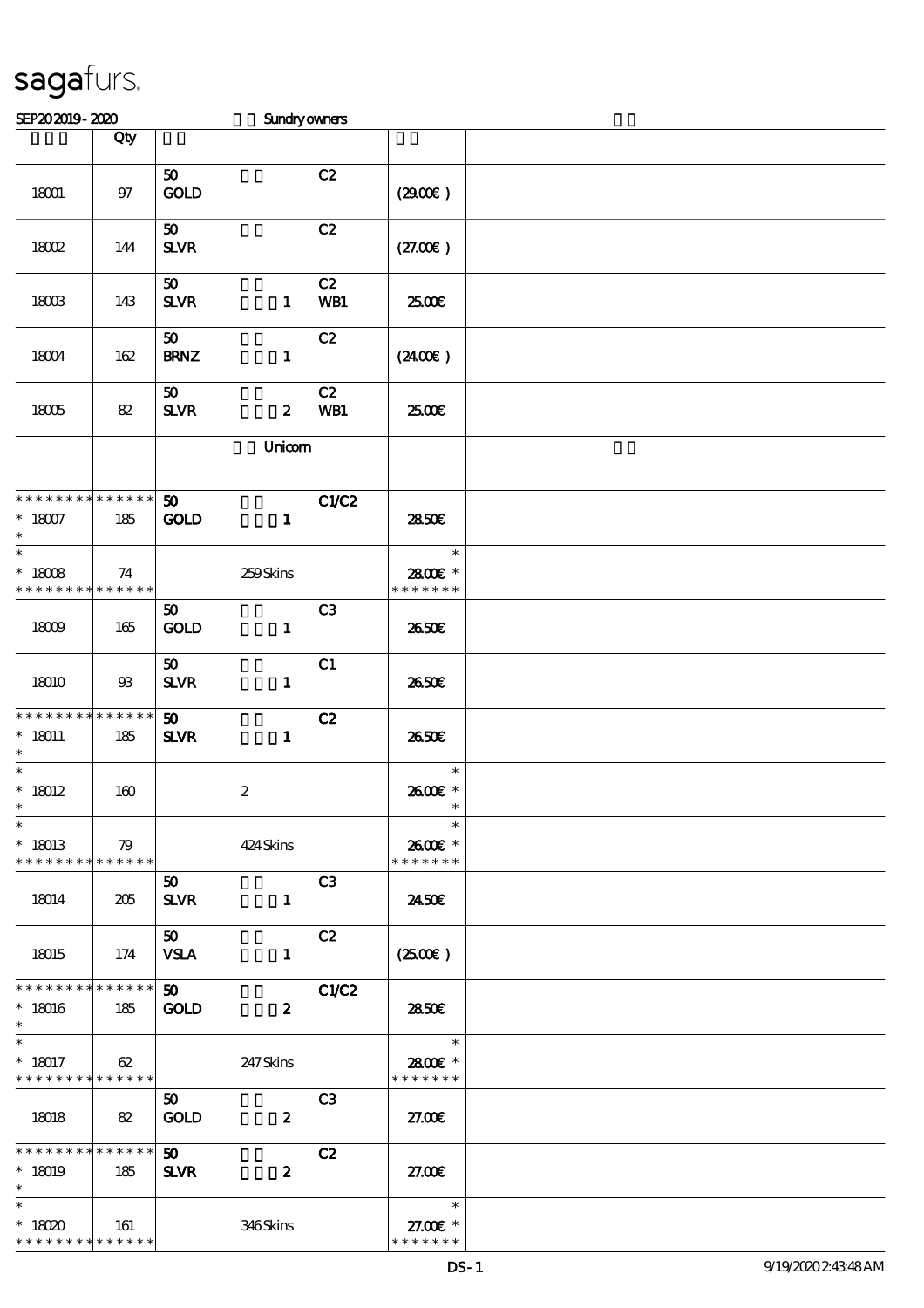# sagafurs.

SEP20 2019 - 2020 Sundry owners

| | Qty | | | | | |
|---|---|---|---|---|---|---|
| 18001 | 97 | 50 GOLD | | C2 | (29.00€ ) | |
| 18002 | 144 | 50 SLVR | | C2 | (27.00€ ) | |
| 18003 | 143 | 50 SLVR | 1 | C2 WB1 | 25.00€ | |
| 18004 | 162 | 50 BRNZ | 1 | C2 | (24.00€ ) | |
| 18005 | 82 | 50 SLVR | 2 | C2 WB1 | 25.00€ | |
| | | | Unicorn | | | |
| * * * * * * * * * * * * * * 18007 * | 185 | 50 GOLD | 1 | C1/C2 | 28.50€ | |
| * * 18008 * * * * * * * * * * * * * * | 74 | | 259 Skins | | * 28.00€ * * * * * * * * | |
| 18009 | 165 | 50 GOLD | 1 | C3 | 26.50€ | |
| 18010 | 93 | 50 SLVR | 1 | C1 | 26.50€ | |
| * * * * * * * * * * * * * * 18011 * | 185 | 50 SLVR | 1 | C2 | 26.50€ | |
| * * 18012 * | 160 | | 2 | | * 26.00€ * * | |
| * * 18013 * * * * * * * * * * * * * * | 79 | | 424 Skins | | * 26.00€ * * * * * * * * | |
| 18014 | 205 | 50 SLVR | 1 | C3 | 24.50€ | |
| 18015 | 174 | 50 VSLA | 1 | C2 | (25.00€ ) | |
| * * * * * * * * * * * * * * 18016 * | 185 | 50 GOLD | 2 | C1/C2 | 28.50€ | |
| * * 18017 * * * * * * * * * * * * * * | 62 | | 247 Skins | | * 28.00€ * * * * * * * * | |
| 18018 | 82 | 50 GOLD | 2 | C3 | 27.00€ | |
| * * * * * * * * * * * * * * 18019 * | 185 | 50 SLVR | 2 | C2 | 27.00€ | |
| * * 18020 * * * * * * * * * * * * * * | 161 | | 346 Skins | | * 27.00€ * * * * * * * * | |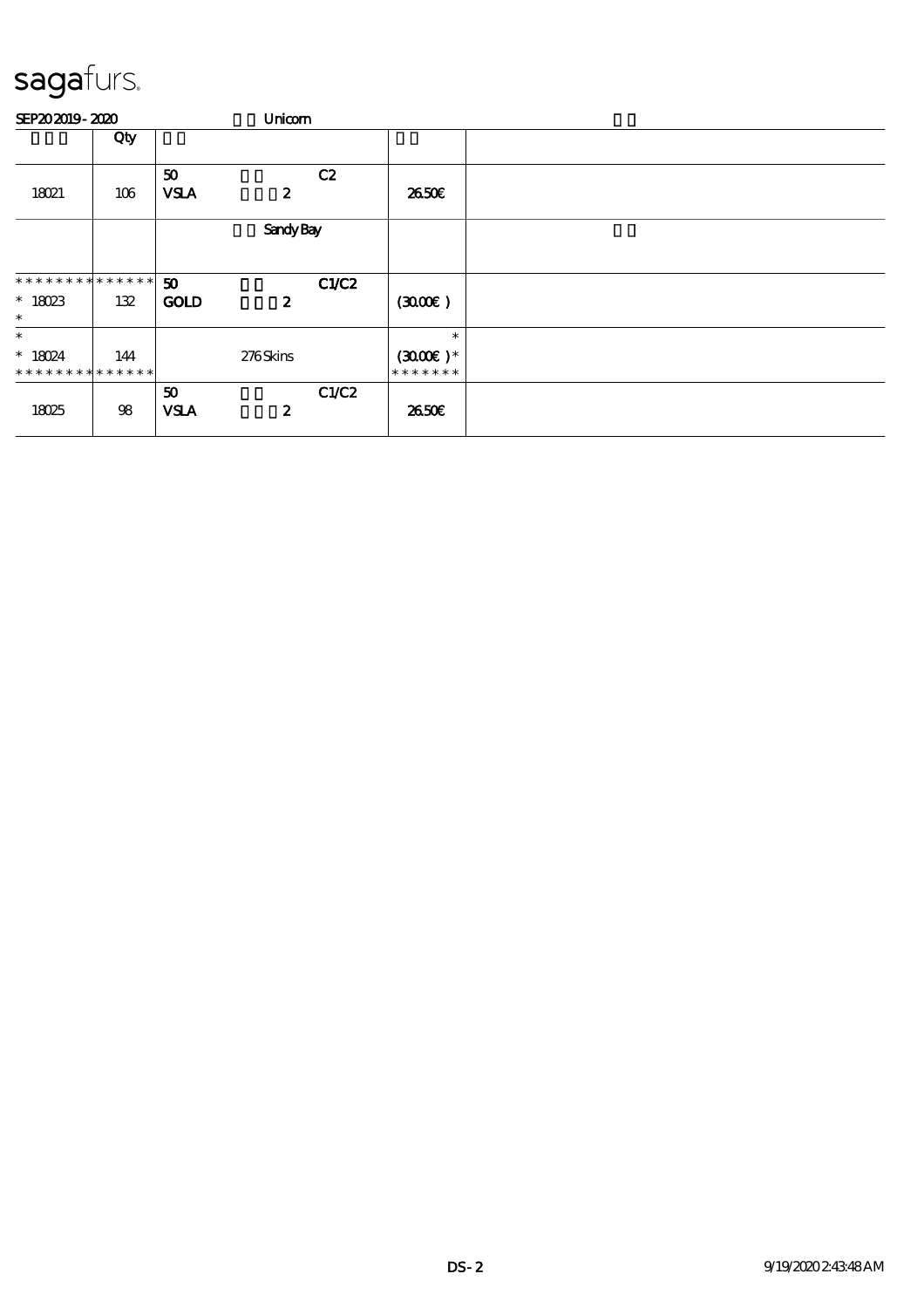# sagafurs.

SEP20 2019 - 2020 Unicorn

| | Qty | | |
|---|---|---|---|
| 18021 | 106 | 50 C2<br>VSLA 2 | 26.50€ |
| | | Sandy Bay | |
| ************** <br>* 18023<br>* | 132 | 50 C1/C2<br>GOLD 2 | (30.00€) |
| *<br>* 18024<br>************** | 144 | 276 Skins | *<br>(30.00€)*<br>******* |
| 18025 | 98 | 50 C1/C2<br>VSLA 2 | 26.50€ |

DS-2 9/19/2020 2:43:48 AM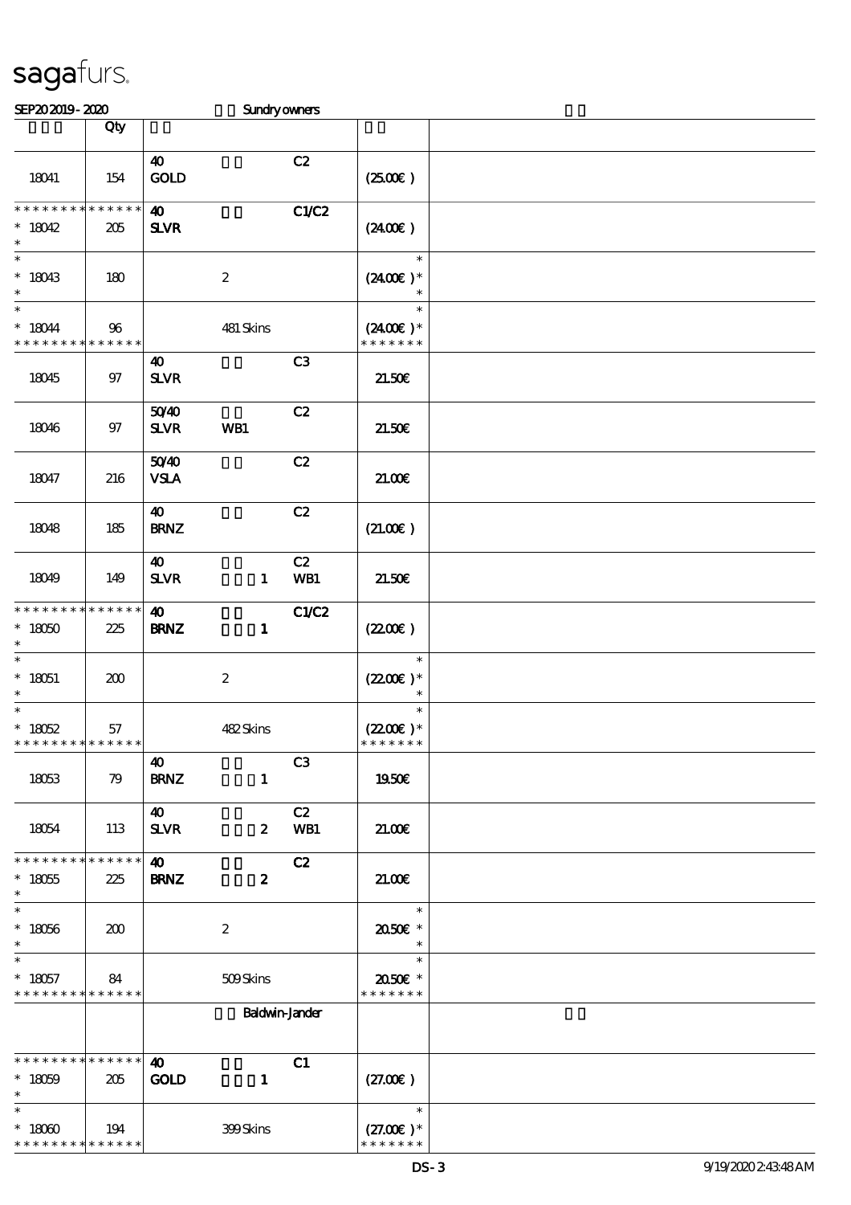sagafurs.

SEP20 2019 - 2020 Sundry owners

| | Qty | | | |
|---|---|---|---|---|
| 18041 | 154 | 40 GOLD C2 | (25.00€ ) | |
| * * * * * * * * * * * * * * 18042 * | 205 | 40 SLVR C1/C2 | (24.00€ ) | |
| * * 18043 * | 180 | 2 | * (24.00€ ) * * | |
| * * 18044 * * * * * * * * * * * * * | 96 | 481 Skins | * (24.00€ ) * * * * * * * * | |
| 18045 | 97 | 40 SLVR C3 | 21.50€ | |
| 18046 | 97 | 50/40 SLVR WB1 C2 | 21.50€ | |
| 18047 | 216 | 50/40 VSLA C2 | 21.00€ | |
| 18048 | 185 | 40 BRNZ C2 | (21.00€ ) | |
| 18049 | 149 | 40 SLVR 1 C2 WB1 | 21.50€ | |
| * * * * * * * * * * * * * * 18050 * | 225 | 40 BRNZ 1 C1/C2 | (22.00€ ) | |
| * * 18051 * | 200 | 2 | * (22.00€ ) * * | |
| * * 18052 * * * * * * * * * * * * * | 57 | 482 Skins | * (22.00€ ) * * * * * * * * | |
| 18053 | 79 | 40 BRNZ 1 C3 | 19.50€ | |
| 18054 | 113 | 40 SLVR 2 C2 WB1 | 21.00€ | |
| * * * * * * * * * * * * * * 18055 * | 225 | 40 BRNZ 2 C2 | 21.00€ | |
| * * 18056 * | 200 | 2 | * 20.50€ * * | |
| * * 18057 * * * * * * * * * * * * * | 84 | 509 Skins | * 20.50€ * * * * * * * * | |
| | | Baldwin-Jander | | |
| * * * * * * * * * * * * * * 18059 * | 205 | 40 GOLD 1 C1 | (27.00€ ) | |
| * * 18060 * * * * * * * * * * * * * | 194 | 399 Skins | * (27.00€ ) * * * * * * * * | |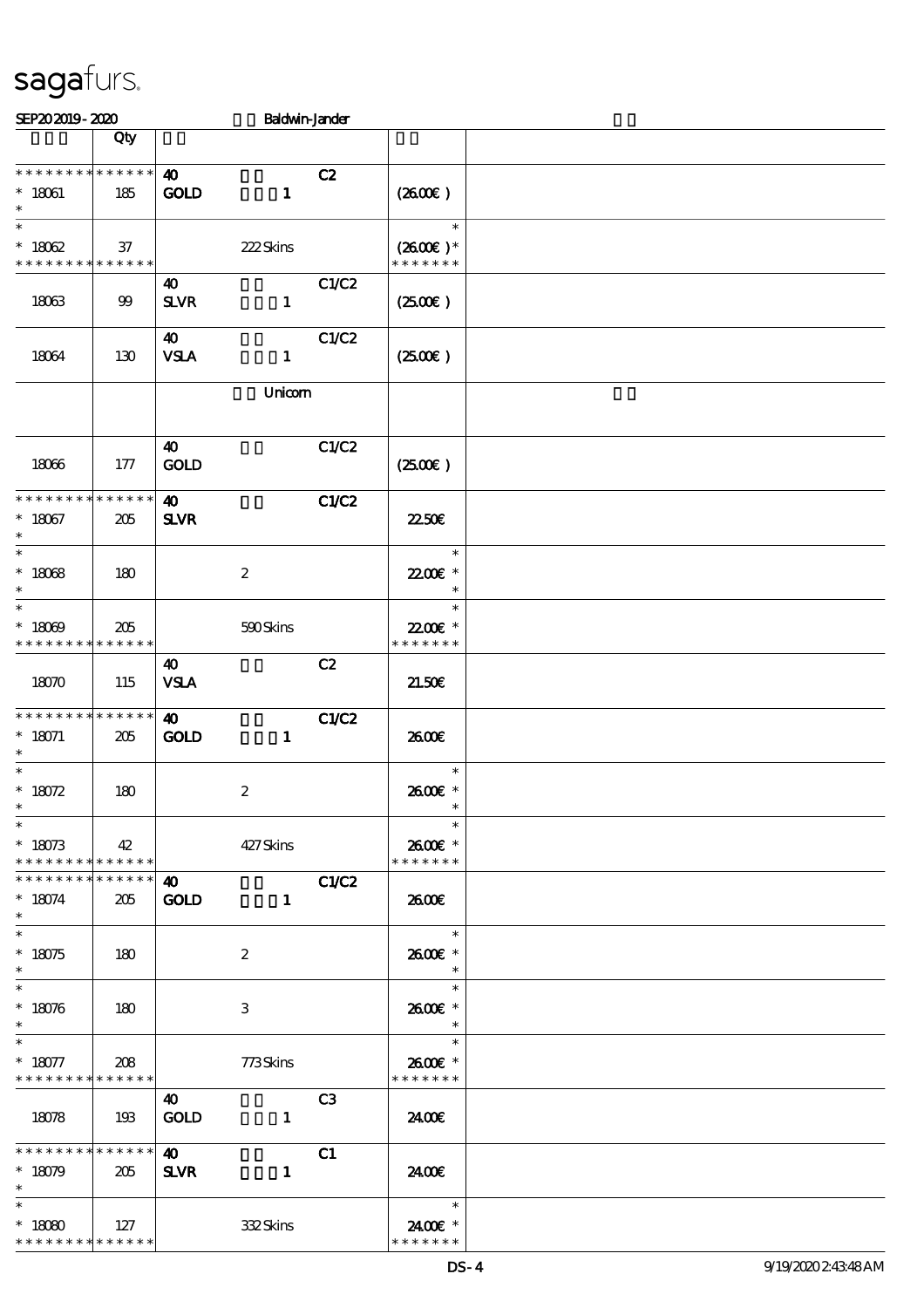sagafurs.

SEP20 2019 - 2020 Baldwin-Jander

| | Qty | | | |
|---|---|---|---|---|
| * * * * * * * * * * * * * * | 40 | | C2 | |
| * 18061 | 185 | GOLD 1 | | (26.00€ ) |
| * | | | | |
| * | | | | * |
| * 18062 | 37 | 222 Skins | | (26.00€ )* |
| * * * * * * * * * * * * * * | | | | * * * * * * * |
| | | 40 | C1/C2 | |
| 18063 | 99 | SLVR 1 | | (25.00€ ) |
| | | 40 | C1/C2 | |
| 18064 | 130 | VSLA 1 | | (25.00€ ) |
| | | Unicorn | | |
| | | 40 | C1/C2 | |
| 18066 | 177 | GOLD | | (25.00€ ) |
| * * * * * * * * * * * * * * | | 40 | C1/C2 | |
| * 18067 | 205 | SLVR | | 22.50€ |
| * | | | | |
| * | | | | * |
| * 18068 | 180 | 2 | | 22.00€ * |
| * | | | | * |
| * | | | | * |
| * 18069 | 205 | 590 Skins | | 22.00€ * |
| * * * * * * * * * * * * * * | | | | * * * * * * * |
| | | 40 | C2 | |
| 18070 | 115 | VSLA | | 21.50€ |
| * * * * * * * * * * * * * * | | 40 | C1/C2 | |
| * 18071 | 205 | GOLD 1 | | 26.00€ |
| * | | | | |
| * | | | | * |
| * 18072 | 180 | 2 | | 26.00€ * |
| * | | | | * |
| * | | | | * |
| * 18073 | 42 | 427 Skins | | 26.00€ * |
| * * * * * * * * * * * * * * | | | | * * * * * * * |
| * * * * * * * * * * * * * * | | 40 | C1/C2 | |
| * 18074 | 205 | GOLD 1 | | 26.00€ |
| * | | | | |
| * | | | | * |
| * 18075 | 180 | 2 | | 26.00€ * |
| * | | | | * |
| * | | | | * |
| * 18076 | 180 | 3 | | 26.00€ * |
| * | | | | * |
| * | | | | * |
| * 18077 | 208 | 773 Skins | | 26.00€ * |
| * * * * * * * * * * * * * * | | | | * * * * * * * |
| | | 40 | C3 | |
| 18078 | 193 | GOLD 1 | | 24.00€ |
| * * * * * * * * * * * * * * | | 40 | C1 | |
| * 18079 | 205 | SLVR 1 | | 24.00€ |
| * | | | | |
| * | | | | * |
| * 18080 | 127 | 332 Skins | | 24.00€ * |
| * * * * * * * * * * * * * * | | | | * * * * * * * |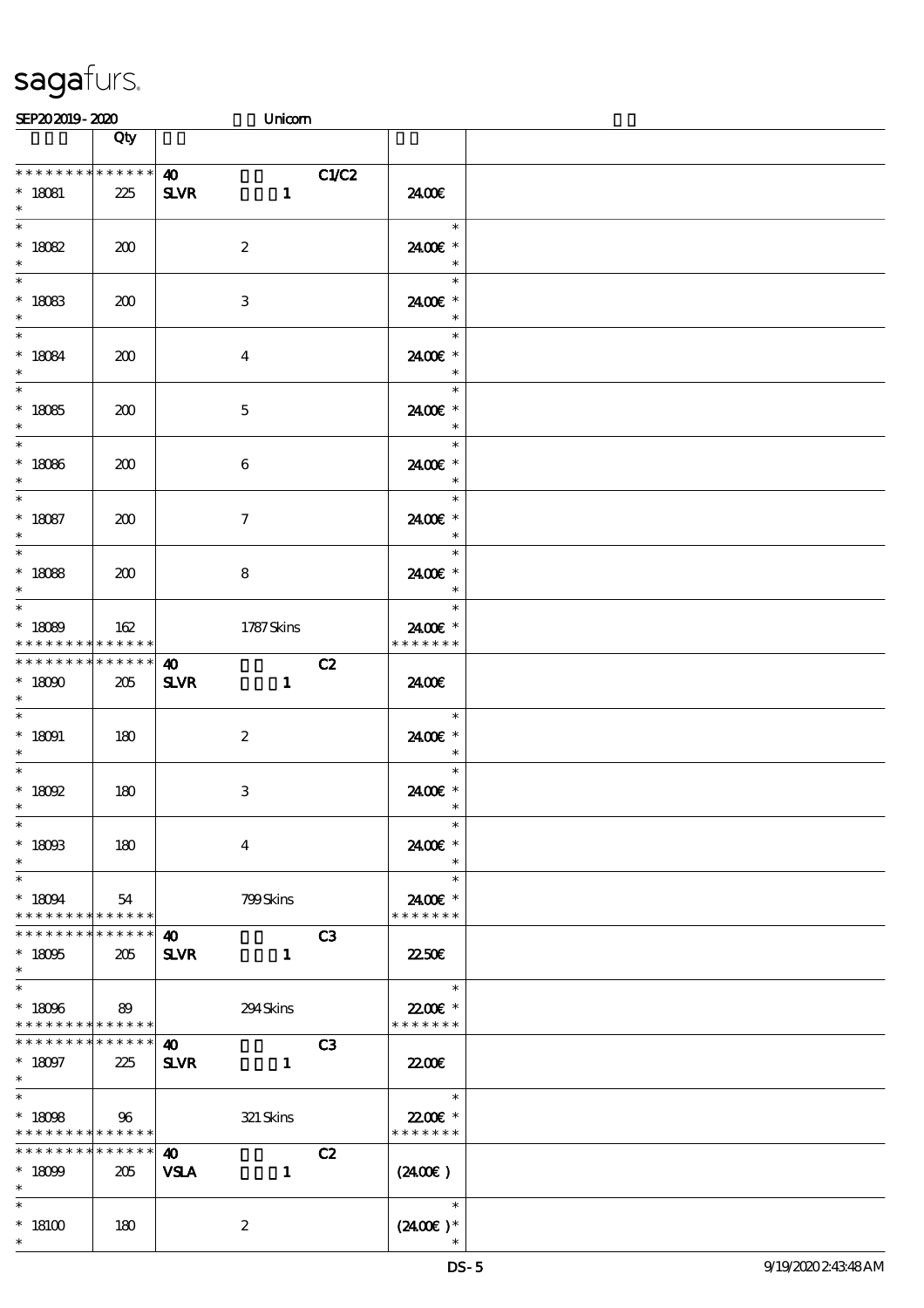# sagafurs.

SEP20 2019 - 2020 Unicorn

| | Qty | | |
|---|---|---|---|
| * * * * * * * * * * * * * * | 40 C1/C2 | | |
| * 18081 | 225 | SLVR 1 | 24.00€ |
| * 18082 | 200 | 2 | 24.00€ * |
| * 18083 | 200 | 3 | 24.00€ * |
| * 18084 | 200 | 4 | 24.00€ * |
| * 18085 | 200 | 5 | 24.00€ * |
| * 18086 | 200 | 6 | 24.00€ * |
| * 18087 | 200 | 7 | 24.00€ * |
| * 18088 | 200 | 8 | 24.00€ * |
| * 18089 | 162 | 1787 Skins | 24.00€ * |
| * * * * * * * * * * * * * * | 40 C2 | | |
| * 18090 | 205 | SLVR 1 | 24.00€ |
| * 18091 | 180 | 2 | 24.00€ * |
| * 18092 | 180 | 3 | 24.00€ * |
| * 18093 | 180 | 4 | 24.00€ * |
| * 18094 | 54 | 799 Skins | 24.00€ * |
| * * * * * * * * * * * * * * | 40 C3 | | |
| * 18095 | 205 | SLVR 1 | 22.50€ |
| * 18096 | 89 | 294 Skins | 22.00€ * |
| * * * * * * * * * * * * * * | 40 C3 | | |
| * 18097 | 225 | SLVR 1 | 22.00€ |
| * 18098 | 96 | 321 Skins | 22.00€ * |
| * * * * * * * * * * * * * * | 40 C2 | | |
| * 18099 | 205 | VSLA 1 | (24.00€ ) |
| * 18100 | 180 | 2 | (24.00€ )* |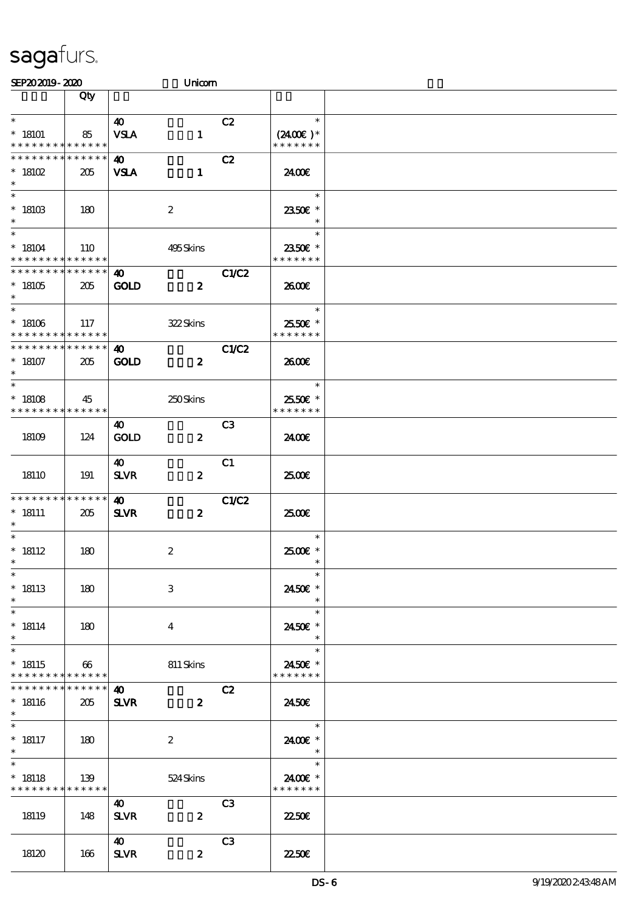# sagafurs.

SEP20 2019 - 2020 Unicorn

| | Qty | | |
|---|---|---|---|
| * <br> * 18101 <br> * * * * * * * * * * * * * * | 85 | 40 C2 <br> VSLA 1 | * <br> (24.00€ )* <br> * * * * * * * |
| * * * * * * * * * * * * * * <br> * 18102 <br> * | 205 | 40 C2 <br> VSLA 1 | 24.00€ |
| * <br> * 18103 <br> * | 180 | 2 | * <br> 23.50€ * <br> * |
| * <br> * 18104 <br> * * * * * * * * * * * * * * | 110 | 495 Skins | * <br> 23.50€ * <br> * * * * * * * |
| * * * * * * * * * * * * * * <br> * 18105 <br> * | 205 | 40 C1/C2 <br> GOLD 2 | 26.00€ |
| * <br> * 18106 <br> * * * * * * * * * * * * * * | 117 | 322 Skins | * <br> 25.50€ * <br> * * * * * * * |
| * * * * * * * * * * * * * * <br> * 18107 <br> * | 205 | 40 C1/C2 <br> GOLD 2 | 26.00€ |
| * <br> * 18108 <br> * * * * * * * * * * * * * * | 45 | 250 Skins | * <br> 25.50€ * <br> * * * * * * * |
| 18109 | 124 | 40 C3 <br> GOLD 2 | 24.00€ |
| 18110 | 191 | 40 C1 <br> SLVR 2 | 25.00€ |
| * * * * * * * * * * * * * * <br> * 18111 <br> * | 205 | 40 C1/C2 <br> SLVR 2 | 25.00€ |
| * <br> * 18112 <br> * | 180 | 2 | * <br> 25.00€ * <br> * |
| * <br> * 18113 <br> * | 180 | 3 | * <br> 24.50€ * <br> * |
| * <br> * 18114 <br> * | 180 | 4 | * <br> 24.50€ * <br> * |
| * <br> * 18115 <br> * * * * * * * * * * * * * * | 66 | 811 Skins | * <br> 24.50€ * <br> * * * * * * * |
| * * * * * * * * * * * * * * <br> * 18116 <br> * | 205 | 40 C2 <br> SLVR 2 | 24.50€ |
| * <br> * 18117 <br> * | 180 | 2 | * <br> 24.00€ * <br> * |
| * <br> * 18118 <br> * * * * * * * * * * * * * * | 139 | 524 Skins | * <br> 24.00€ * <br> * * * * * * * |
| 18119 | 148 | 40 C3 <br> SLVR 2 | 22.50€ |
| 18120 | 166 | 40 C3 <br> SLVR 2 | 22.50€ |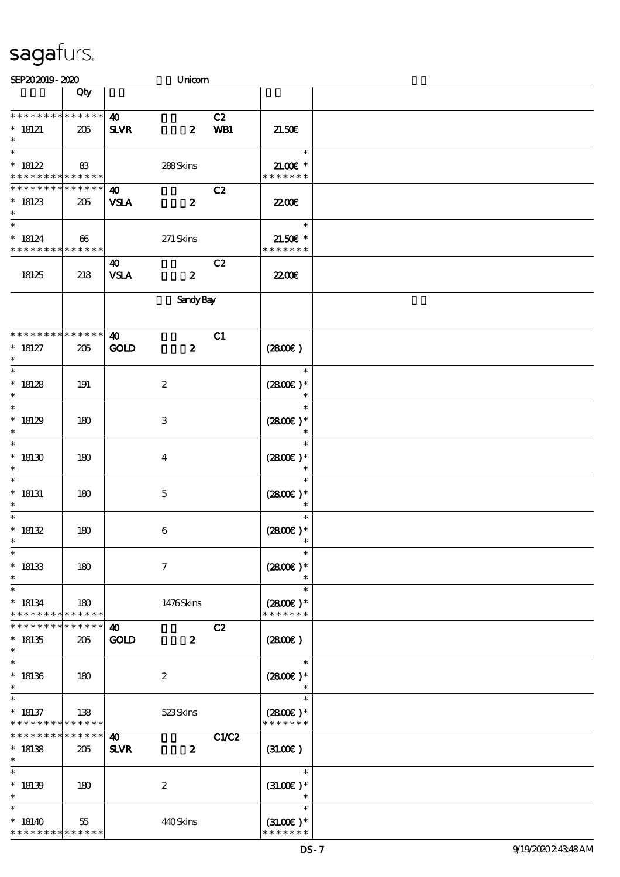sagafurs.

SEP20 2019 - 2020 Unicorn

| | Qty | | |
|---|---|---|---|
| * * * * * * * * * * * * * * | 40 C2 | | |
| * 18121 | 205 | SLVR 2 WB1 | 21.50€ |
| * | | | |
| * 18122 | 83 | 288 Skins | 21.00€ * |
| * * * * * * * * * * * * * * | | | * * * * * * * |
| * * * * * * * * * * * * * * | 40 C2 | | |
| * 18123 | 205 | VSLA 2 | 22.00€ |
| * | | | |
| * 18124 | 66 | 271 Skins | 21.50€ * |
| * * * * * * * * * * * * * * | | | * * * * * * * |
| | | 40 C2 | |
| 18125 | 218 | VSLA 2 | 22.00€ |
| | | Sandy Bay | |
| * * * * * * * * * * * * * * | 40 C1 | | |
| * 18127 | 205 | GOLD 2 | (28.00€ ) |
| * 18128 | 191 | 2 | (28.00€ )* |
| * 18129 | 180 | 3 | (28.00€ )* |
| * 18130 | 180 | 4 | (28.00€ )* |
| * 18131 | 180 | 5 | (28.00€ )* |
| * 18132 | 180 | 6 | (28.00€ )* |
| * 18133 | 180 | 7 | (28.00€ )* |
| * 18134 | 180 | 1476 Skins | (28.00€ )* |
| * * * * * * * * * * * * * * | | | * * * * * * * |
| * * * * * * * * * * * * * * | 40 C2 | | |
| * 18135 | 205 | GOLD 2 | (28.00€ ) |
| * 18136 | 180 | 2 | (28.00€ )* |
| * 18137 | 138 | 523 Skins | (28.00€ )* |
| * * * * * * * * * * * * * * | | | * * * * * * * |
| * * * * * * * * * * * * * * | 40 C1/C2 | | |
| * 18138 | 205 | SLVR 2 | (31.00€ ) |
| * 18139 | 180 | 2 | (31.00€ )* |
| * 18140 | 55 | 440 Skins | (31.00€ )* |
| * * * * * * * * * * * * * * | | | * * * * * * * |

DS-7 9/19/2020 2:43:48 AM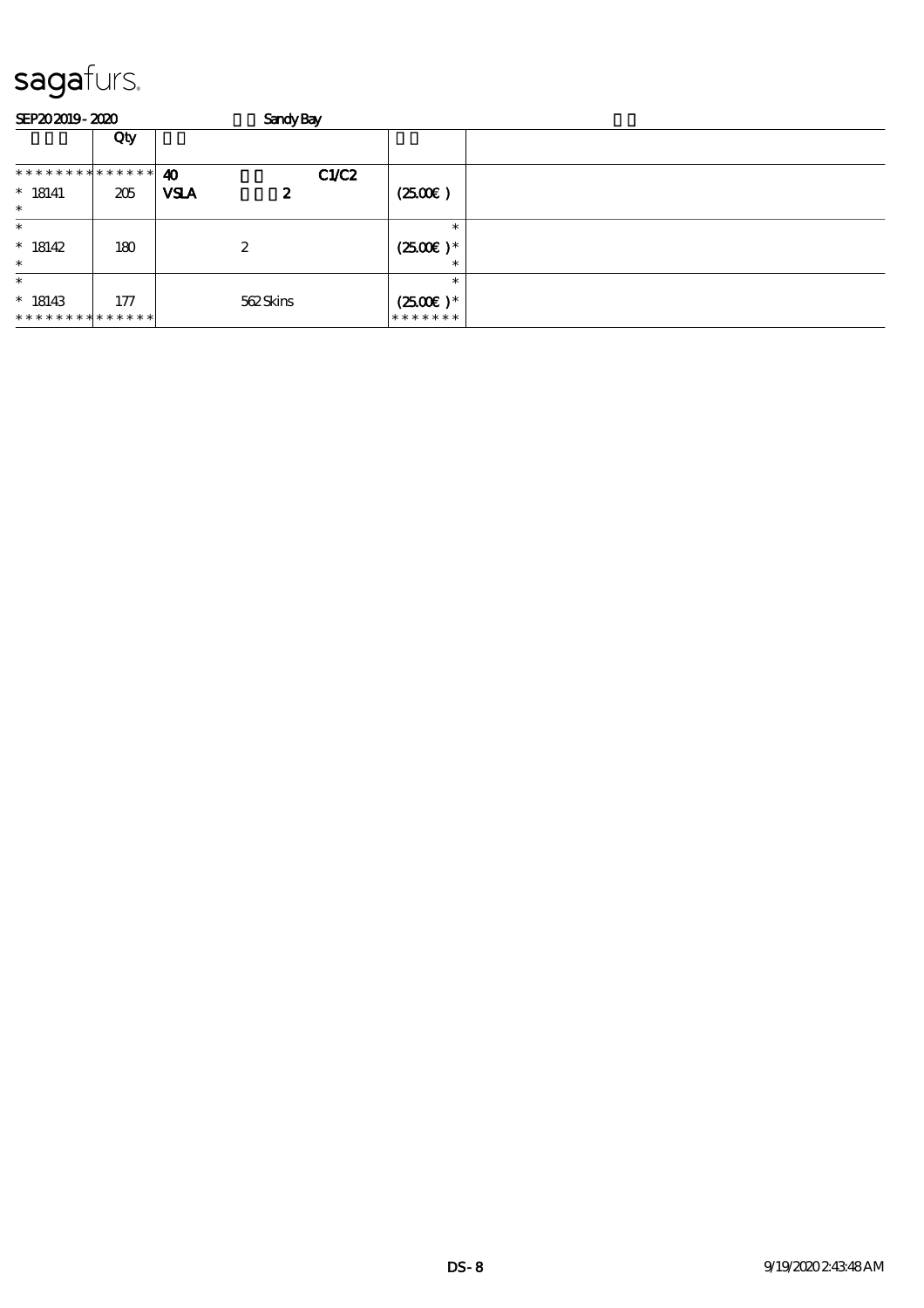# sagafurs.

SEP20 2019 - 2020 Sandy Bay

| | Qty | | | |
|---|---|---|---|---|
| * * * * * * * * * * * * * * | 40 C1/C2 | | | |
| * 18141 | 205 | VSLA 2 | (25.00€ ) | |
| * | | | | |
| * | | | * | |
| * 18142 | 180 | 2 | (25.00€ )* | |
| * | | | * | |
| * | | | * | |
| * 18143 | 177 | 562 Skins | (25.00€ )* | |
| * * * * * * * * * * * * * * | | | * * * * * * * | |

DS-8 9/19/2020 2:43:48 AM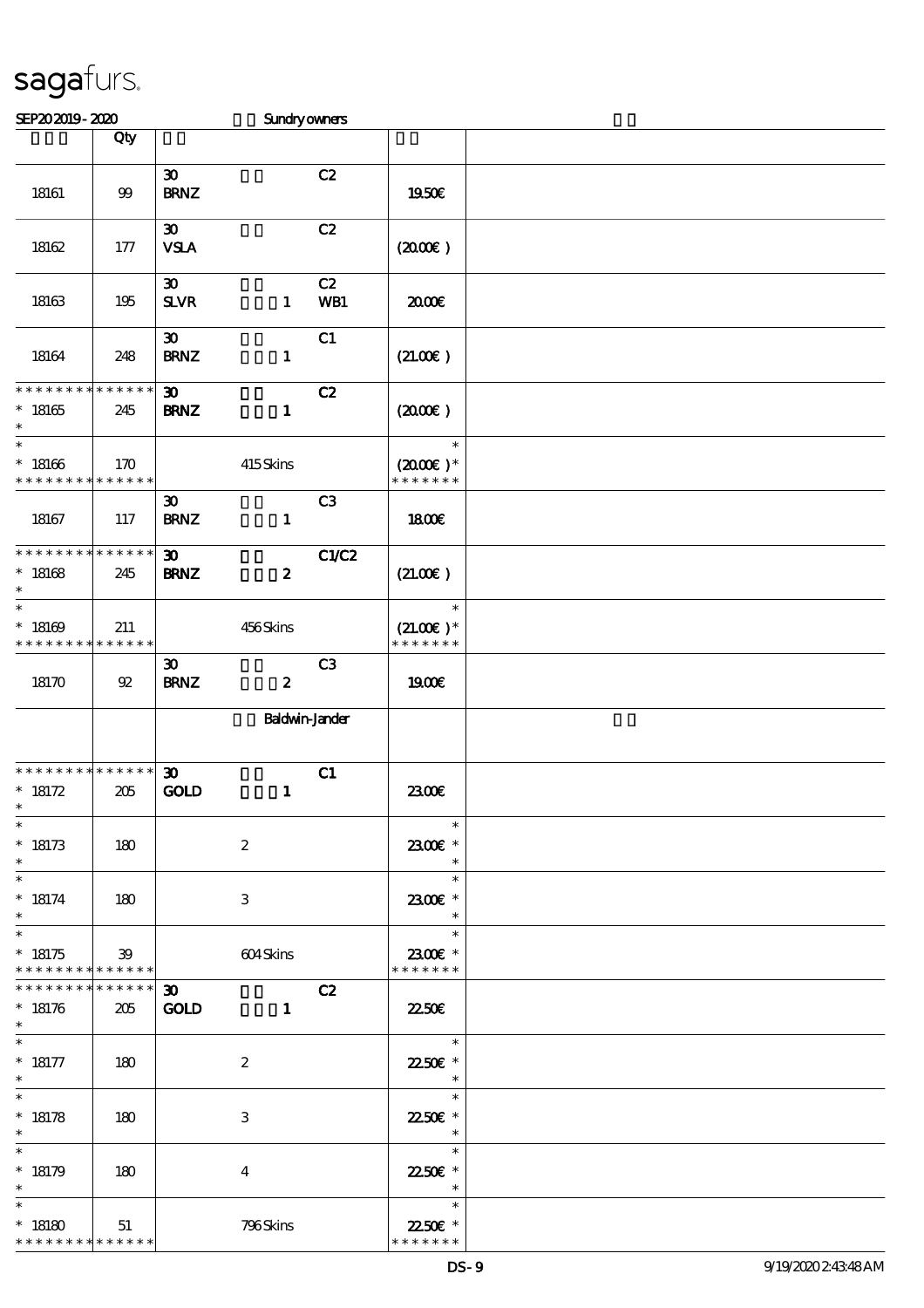sagafurs.

SEP20 2019 - 2020 Sundry owners

| | Qty | | | |
|---|---|---|---|---|
| 18161 | 99 | 30 BRNZ C2 | 19.50€ | |
| 18162 | 177 | 30 VSLA C2 | (20.00€ ) | |
| 18163 | 195 | 30 SLVR 1 C2 WB1 | 20.00€ | |
| 18164 | 248 | 30 BRNZ 1 C1 | (21.00€ ) | |
| * * * * * * * * * * * * * * 18165 * | 245 | 30 BRNZ 1 C2 | (20.00€ ) | |
| * * 18166 * * * * * * * * * * * * * | 170 | 415 Skins | * (20.00€ )* * * * * * * * | |
| 18167 | 117 | 30 BRNZ 1 C3 | 18.00€ | |
| * * * * * * * * * * * * * * 18168 * | 245 | 30 BRNZ 2 C1/C2 | (21.00€ ) | |
| * * 18169 * * * * * * * * * * * * * | 211 | 456 Skins | * (21.00€ )* * * * * * * * | |
| 18170 | 92 | 30 BRNZ 2 C3 | 19.00€ | |
| | | Baldwin-Jander | | |
| * * * * * * * * * * * * * * 18172 * | 205 | 30 GOLD 1 C1 | 23.00€ | |
| * * 18173 * | 180 | 2 | * 23.00€ * * | |
| * * 18174 * | 180 | 3 | * 23.00€ * * | |
| * * 18175 * * * * * * * * * * * * * | 39 | 604 Skins | * 23.00€ * * * * * * * * | |
| * * * * * * * * * * * * * * 18176 * | 205 | 30 GOLD 1 C2 | 22.50€ | |
| * * 18177 * | 180 | 2 | * 22.50€ * * | |
| * * 18178 * | 180 | 3 | * 22.50€ * * | |
| * * 18179 * | 180 | 4 | * 22.50€ * * | |
| * * 18180 * * * * * * * * * * * * * | 51 | 796 Skins | * 22.50€ * * * * * * * * | |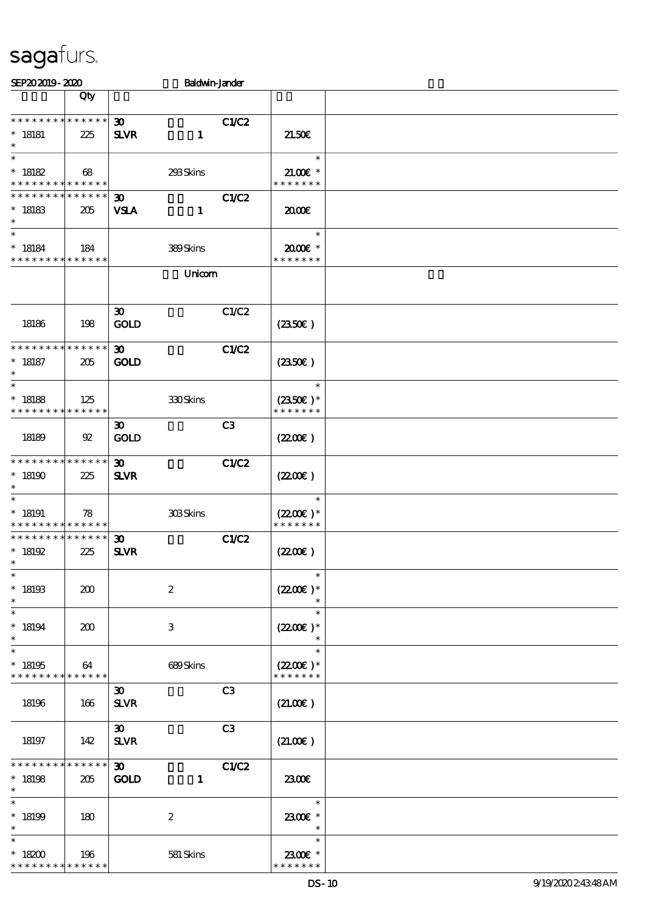sagafurs.

SEP202019 - 2020 Baldwin-Jander

| | Qty | | | |
|---|---|---|---|---|
| * * * * * * * * * * * * * * <br> * 18181 <br> * | 225 | 30 <br> **SLVR** 1 | C1/C2 | 21.50€ |
| * <br> * 18182 <br> * * * * * * * * * * * * * * | 68 | 293 Skins | | * <br> 21.00€ * <br> * * * * * * * |
| * * * * * * * * * * * * * * <br> * 18183 <br> * | 205 | 30 <br> **VSLA** 1 | C1/C2 | 20.00€ |
| * <br> * 18184 <br> * * * * * * * * * * * * * * | 184 | 389 Skins | | * <br> 20.00€ * <br> * * * * * * * |
| | | Unicorn | | |
| 18186 | 198 | 30 <br> **GOLD** | C1/C2 | (23.50€ ) |
| * * * * * * * * * * * * * * <br> * 18187 <br> * | 205 | 30 <br> **GOLD** | C1/C2 | (23.50€ ) |
| * <br> * 18188 <br> * * * * * * * * * * * * * * | 125 | 330 Skins | | * <br> (23.50€ )* <br> * * * * * * * |
| 18189 | 92 | 30 <br> **GOLD** | C3 | (22.00€ ) |
| * * * * * * * * * * * * * * <br> * 18190 <br> * | 225 | 30 <br> **SLVR** | C1/C2 | (22.00€ ) |
| * <br> * 18191 <br> * * * * * * * * * * * * * * | 78 | 303 Skins | | * <br> (22.00€ )* <br> * * * * * * * |
| * * * * * * * * * * * * * * <br> * 18192 <br> * | 225 | 30 <br> **SLVR** | C1/C2 | (22.00€ ) |
| * <br> * 18193 <br> * | 200 | 2 | | * <br> (22.00€ )* <br> * |
| * <br> * 18194 <br> * | 200 | 3 | | * <br> (22.00€ )* <br> * |
| * <br> * 18195 <br> * * * * * * * * * * * * * * | 64 | 689 Skins | | * <br> (22.00€ )* <br> * * * * * * * |
| 18196 | 166 | 30 <br> **SLVR** | C3 | (21.00€ ) |
| 18197 | 142 | 30 <br> **SLVR** | C3 | (21.00€ ) |
| * * * * * * * * * * * * * * <br> * 18198 <br> * | 205 | 30 <br> **GOLD** 1 | C1/C2 | 23.00€ |
| * <br> * 18199 <br> * | 180 | 2 | | * <br> 23.00€ * <br> * |
| * <br> * 18200 <br> * * * * * * * * * * * * * * | 196 | 581 Skins | | * <br> 23.00€ * <br> * * * * * * * |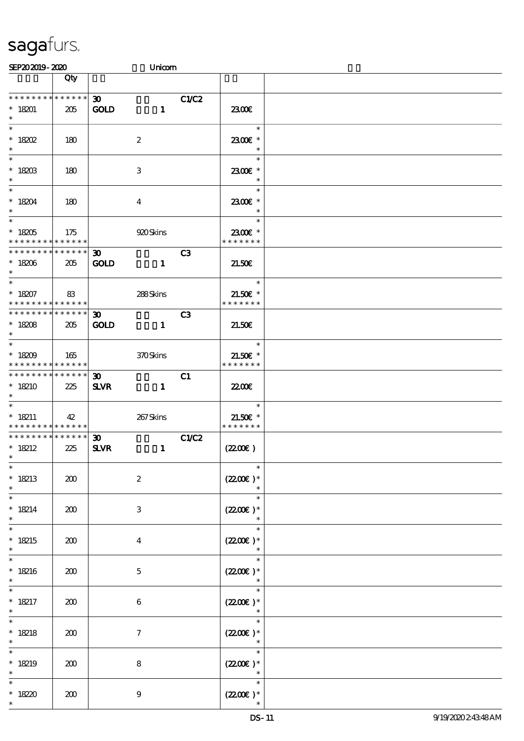# sagafurs.

SEP20 2019 - 2020 Unicorn

| | Qty | | |
|---|---|---|---|
| * * * * * * * * * * * * * *<br>* 18201<br>* | 205 | **30** **C1/C2**<br>**GOLD** **1** | 23.00€ |
| *<br>* 18202<br>* | 180 | 2 | *<br>23.00€ *<br>* |
| *<br>* 18203<br>* | 180 | 3 | *<br>23.00€ *<br>* |
| *<br>* 18204<br>* | 180 | 4 | *<br>23.00€ *<br>* |
| *<br>* 18205<br>* * * * * * * * * * * * * * | 175 | 920 Skins | *<br>23.00€ *<br>* * * * * * * |
| * * * * * * * * * * * * * *<br>* 18206<br>* | 205 | **30** **C3**<br>**GOLD** **1** | 21.50€ |
| *<br>* 18207<br>* * * * * * * * * * * * * * | 83 | 288 Skins | *<br>21.50€ *<br>* * * * * * * |
| * * * * * * * * * * * * * *<br>* 18208<br>* | 205 | **30** **C3**<br>**GOLD** **1** | 21.50€ |
| *<br>* 18209<br>* * * * * * * * * * * * * * | 165 | 370 Skins | *<br>21.50€ *<br>* * * * * * * |
| * * * * * * * * * * * * * *<br>* 18210<br>* | 225 | **30** **C1**<br>**SLVR** **1** | 22.00€ |
| *<br>* 18211<br>* * * * * * * * * * * * * * | 42 | 267 Skins | *<br>21.50€ *<br>* * * * * * * |
| * * * * * * * * * * * * * *<br>* 18212<br>* | 225 | **30** **C1/C2**<br>**SLVR** **1** | (22.00€ ) |
| *<br>* 18213<br>* | 200 | 2 | *<br>(22.00€ )*<br>* |
| *<br>* 18214<br>* | 200 | 3 | *<br>(22.00€ )*<br>* |
| *<br>* 18215<br>* | 200 | 4 | *<br>(22.00€ )*<br>* |
| *<br>* 18216<br>* | 200 | 5 | *<br>(22.00€ )*<br>* |
| *<br>* 18217<br>* | 200 | 6 | *<br>(22.00€ )*<br>* |
| *<br>* 18218<br>* | 200 | 7 | *<br>(22.00€ )*<br>* |
| *<br>* 18219<br>* | 200 | 8 | *<br>(22.00€ )*<br>* |
| *<br>* 18220<br>* | 200 | 9 | *<br>(22.00€ )*<br>* |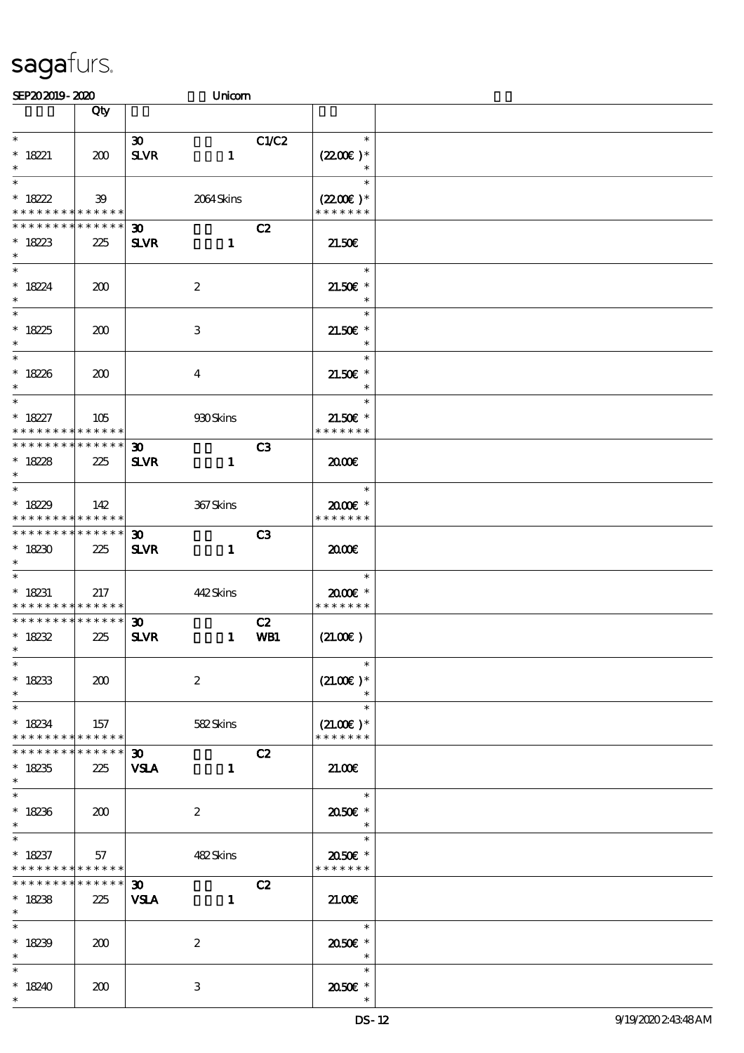sagafurs.

SEP202019 - 2020 Unicorn

| | Qty | | |
|---|---|---|---|
| * | | 30 C1/C2 | * |
| * 18221 | 200 | SLVR 1 | (22.00€ )* |
| * | | | * |
| * | | | * |
| * 18222 | 39 | 2064 Skins | (22.00€ )* |
| * * * * * * * * * * * * * * | | | * * * * * * * |
| * * * * * * * * * * * * * * | | 30 C2 | |
| * 18223 | 225 | SLVR 1 | 21.50€ |
| * | | | |
| * | | | * |
| * 18224 | 200 | 2 | 21.50€ * |
| * | | | * |
| * | | | * |
| * 18225 | 200 | 3 | 21.50€ * |
| * | | | * |
| * | | | * |
| * 18226 | 200 | 4 | 21.50€ * |
| * | | | * |
| * | | | * |
| * 18227 | 105 | 930 Skins | 21.50€ * |
| * * * * * * * * * * * * * * | | | * * * * * * * |
| * * * * * * * * * * * * * * | | 30 C3 | |
| * 18228 | 225 | SLVR 1 | 20.00€ |
| * | | | |
| * | | | * |
| * 18229 | 142 | 367 Skins | 20.00€ * |
| * * * * * * * * * * * * * * | | | * * * * * * * |
| * * * * * * * * * * * * * * | | 30 C3 | |
| * 18230 | 225 | SLVR 1 | 20.00€ |
| * | | | |
| * | | | * |
| * 18231 | 217 | 442 Skins | 20.00€ * |
| * * * * * * * * * * * * * * | | | * * * * * * * |
| * * * * * * * * * * * * * * | | 30 C2 | |
| * 18232 | 225 | SLVR 1 WB1 | (21.00€ ) |
| * | | | |
| * | | | * |
| * 18233 | 200 | 2 | (21.00€ )* |
| * | | | * |
| * | | | * |
| * 18234 | 157 | 582 Skins | (21.00€ )* |
| * * * * * * * * * * * * * * | | | * * * * * * * |
| * * * * * * * * * * * * * * | | 30 C2 | |
| * 18235 | 225 | VSLA 1 | 21.00€ |
| * | | | |
| * | | | * |
| * 18236 | 200 | 2 | 20.50€ * |
| * | | | * |
| * | | | * |
| * 18237 | 57 | 482 Skins | 20.50€ * |
| * * * * * * * * * * * * * * | | | * * * * * * * |
| * * * * * * * * * * * * * * | | 30 C2 | |
| * 18238 | 225 | VSLA 1 | 21.00€ |
| * | | | |
| * | | | * |
| * 18239 | 200 | 2 | 20.50€ * |
| * | | | * |
| * | | | * |
| * 18240 | 200 | 3 | 20.50€ * |
| * | | | * |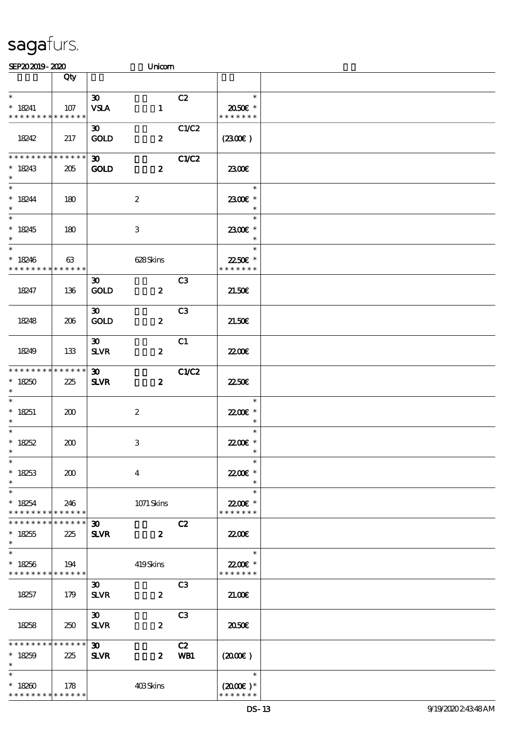sagafurs.

SEP20 2019 - 2020 Unicorn

| | Qty | | | | | |
|---|---|---|---|---|---|---|
| * <br> * 18241 <br> * * * * * * * * * * * * * * | 107 | 30 <br> VSLA | 1 | C2 | * <br> 20.50€ * <br> * * * * * * * | |
| 18242 | 217 | 30 <br> GOLD | 2 | C1/C2 | (23.00€ ) | |
| * * * * * * * * * * * * * * <br> * 18243 <br> * | 205 | 30 <br> GOLD | 2 | C1/C2 | 23.00€ | |
| * <br> * 18244 <br> * | 180 | | 2 | | * <br> 23.00€ * <br> * | |
| * <br> * 18245 <br> * | 180 | | 3 | | * <br> 23.00€ * <br> * | |
| * <br> * 18246 <br> * * * * * * * * * * * * * * | 63 | | 628 Skins | | * <br> 22.50€ * <br> * * * * * * * | |
| 18247 | 136 | 30 <br> GOLD | 2 | C3 | 21.50€ | |
| 18248 | 206 | 30 <br> GOLD | 2 | C3 | 21.50€ | |
| 18249 | 133 | 30 <br> SLVR | 2 | C1 | 22.00€ | |
| * * * * * * * * * * * * * * <br> * 18250 <br> * | 225 | 30 <br> SLVR | 2 | C1/C2 | 22.50€ | |
| * <br> * 18251 <br> * | 200 | | 2 | | * <br> 22.00€ * <br> * | |
| * <br> * 18252 <br> * | 200 | | 3 | | * <br> 22.00€ * <br> * | |
| * <br> * 18253 <br> * | 200 | | 4 | | * <br> 22.00€ * <br> * | |
| * <br> * 18254 <br> * * * * * * * * * * * * * * | 246 | | 1071 Skins | | * <br> 22.00€ * <br> * * * * * * * | |
| * * * * * * * * * * * * * * <br> * 18255 <br> * | 225 | 30 <br> SLVR | 2 | C2 | 22.00€ | |
| * <br> * 18256 <br> * * * * * * * * * * * * * * | 194 | | 419 Skins | | * <br> 22.00€ * <br> * * * * * * * | |
| 18257 | 179 | 30 <br> SLVR | 2 | C3 | 21.00€ | |
| 18258 | 250 | 30 <br> SLVR | 2 | C3 | 20.50€ | |
| * * * * * * * * * * * * * * <br> * 18259 <br> * | 225 | 30 <br> SLVR | 2 | C2 <br> WB1 | (20.00€ ) | |
| * <br> * 18260 <br> * * * * * * * * * * * * * * | 178 | | 403 Skins | | * <br> (20.00€ )* <br> * * * * * * * | |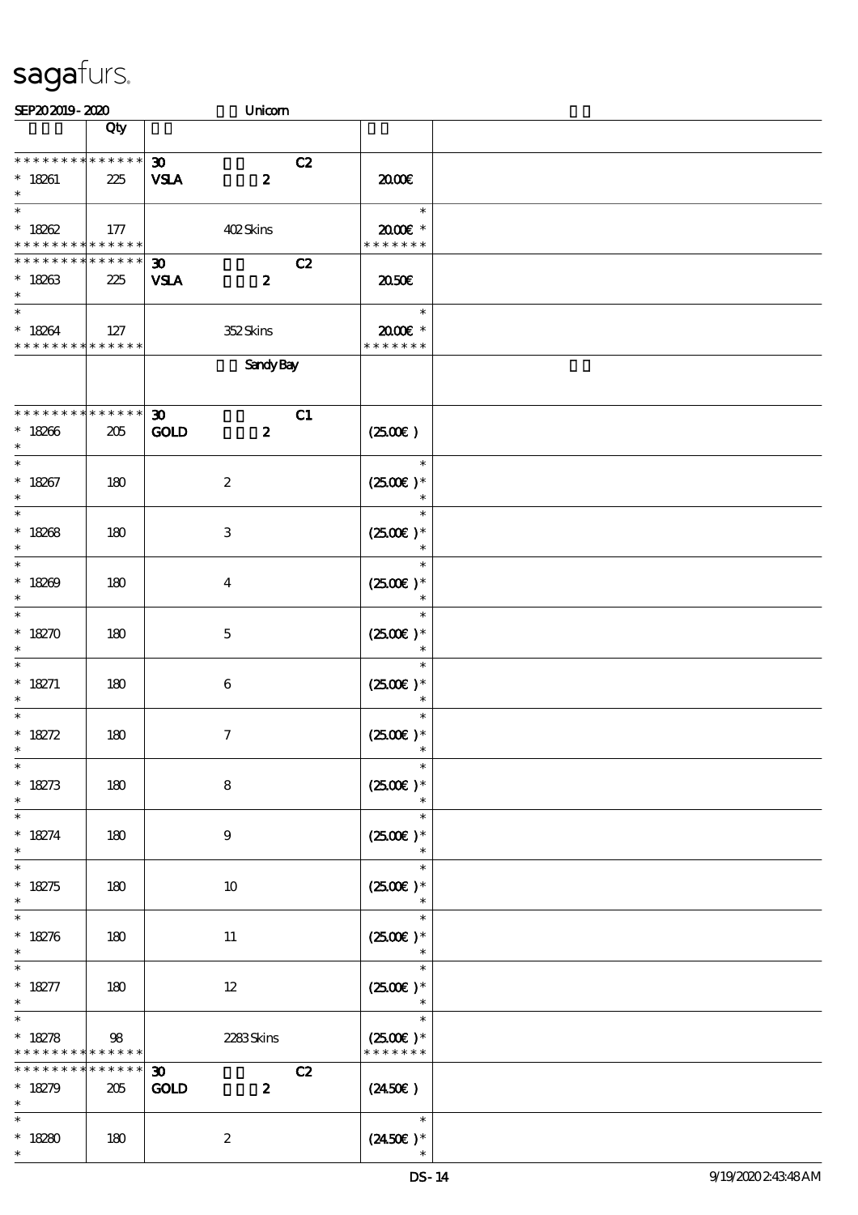# sagafurs.

SEP20 2019 - 2020 Unicorn

| | Qty | | |
|---|---|---|---|
| * * * * * * * * * * * * * * | | 30 C2 | |
| * 18261 | 225 | VSLA 2 | 20.00€ |
| * | | | |
| * | | | * |
| * 18262 | 177 | 402 Skins | 20.00€ * |
| * * * * * * * * * * * * * * | | | * * * * * * * |
| * * * * * * * * * * * * * * | | 30 C2 | |
| * 18263 | 225 | VSLA 2 | 20.50€ |
| * | | | |
| * | | | * |
| * 18264 | 127 | 352 Skins | 20.00€ * |
| * * * * * * * * * * * * * * | | | * * * * * * * |
| | | Sandy Bay | |
| * * * * * * * * * * * * * * | | 30 C1 | |
| * 18266 | 205 | GOLD 2 | (25.00€ ) |
| * | | | |
| * 18267 | 180 | 2 | (25.00€ )* |
| * 18268 | 180 | 3 | (25.00€ )* |
| * 18269 | 180 | 4 | (25.00€ )* |
| * 18270 | 180 | 5 | (25.00€ )* |
| * 18271 | 180 | 6 | (25.00€ )* |
| * 18272 | 180 | 7 | (25.00€ )* |
| * 18273 | 180 | 8 | (25.00€ )* |
| * 18274 | 180 | 9 | (25.00€ )* |
| * 18275 | 180 | 10 | (25.00€ )* |
| * 18276 | 180 | 11 | (25.00€ )* |
| * 18277 | 180 | 12 | (25.00€ )* |
| * 18278 | 98 | 2283 Skins | (25.00€ )* |
| * * * * * * * * * * * * * * | | | * * * * * * * |
| * * * * * * * * * * * * * * | | 30 C2 | |
| * 18279 | 205 | GOLD 2 | (24.50€ ) |
| * | | | |
| * 18280 | 180 | 2 | (24.50€ )* |
| * | | | * |

DS-14 9/19/2020 2:43:48 AM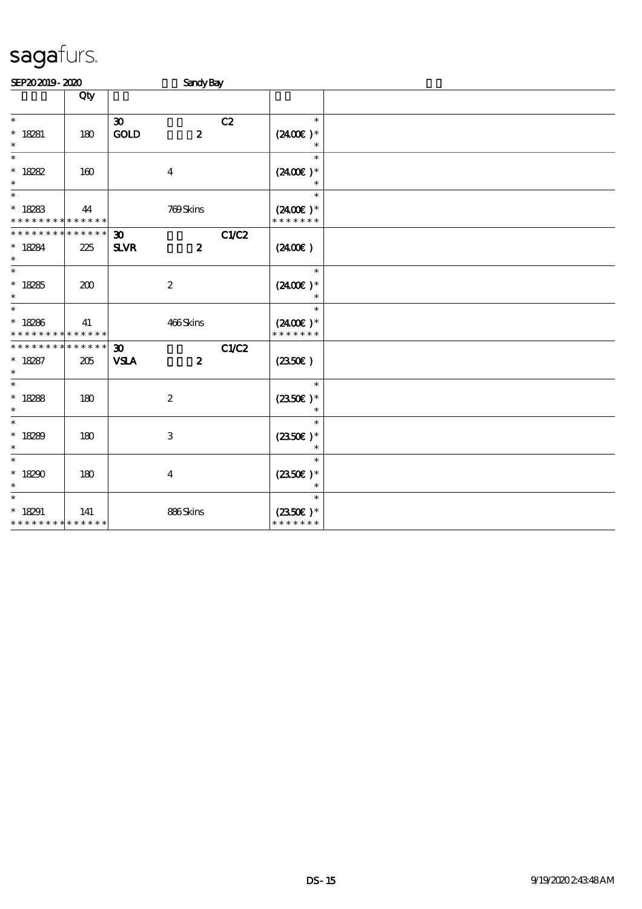# sagafurs.

SEP20 2019 - 2020 Sandy Bay

| | Qty | | | | | |
|---|---|---|---|---|---|---|
| * <br> * 18281 <br> * | 180 | 30 <br> GOLD | 2 | C2 | * <br> (24.00€ )* <br> * | |
| * <br> * 18282 <br> * | 160 | | 4 | | * <br> (24.00€ )* <br> * | |
| * <br> * 18283 <br> * * * * * * * * * * * * * * | 44 | | 769 Skins | | * <br> (24.00€ )* <br> * * * * * * * | |
| * * * * * * * * * * * * * * <br> * 18284 <br> * | 225 | 30 <br> SLVR | 2 | C1/C2 | (24.00€ ) | |
| * <br> * 18285 <br> * | 200 | | 2 | | * <br> (24.00€ )* <br> * | |
| * <br> * 18286 <br> * * * * * * * * * * * * * * | 41 | | 466 Skins | | * <br> (24.00€ )* <br> * * * * * * * | |
| * * * * * * * * * * * * * * <br> * 18287 <br> * | 205 | 30 <br> VSLA | 2 | C1/C2 | (23.50€ ) | |
| * <br> * 18288 <br> * | 180 | | 2 | | * <br> (23.50€ )* <br> * | |
| * <br> * 18289 <br> * | 180 | | 3 | | * <br> (23.50€ )* <br> * | |
| * <br> * 18290 <br> * | 180 | | 4 | | * <br> (23.50€ )* <br> * | |
| * <br> * 18291 <br> * * * * * * * * * * * * * * | 141 | | 886 Skins | | * <br> (23.50€ )* <br> * * * * * * * | |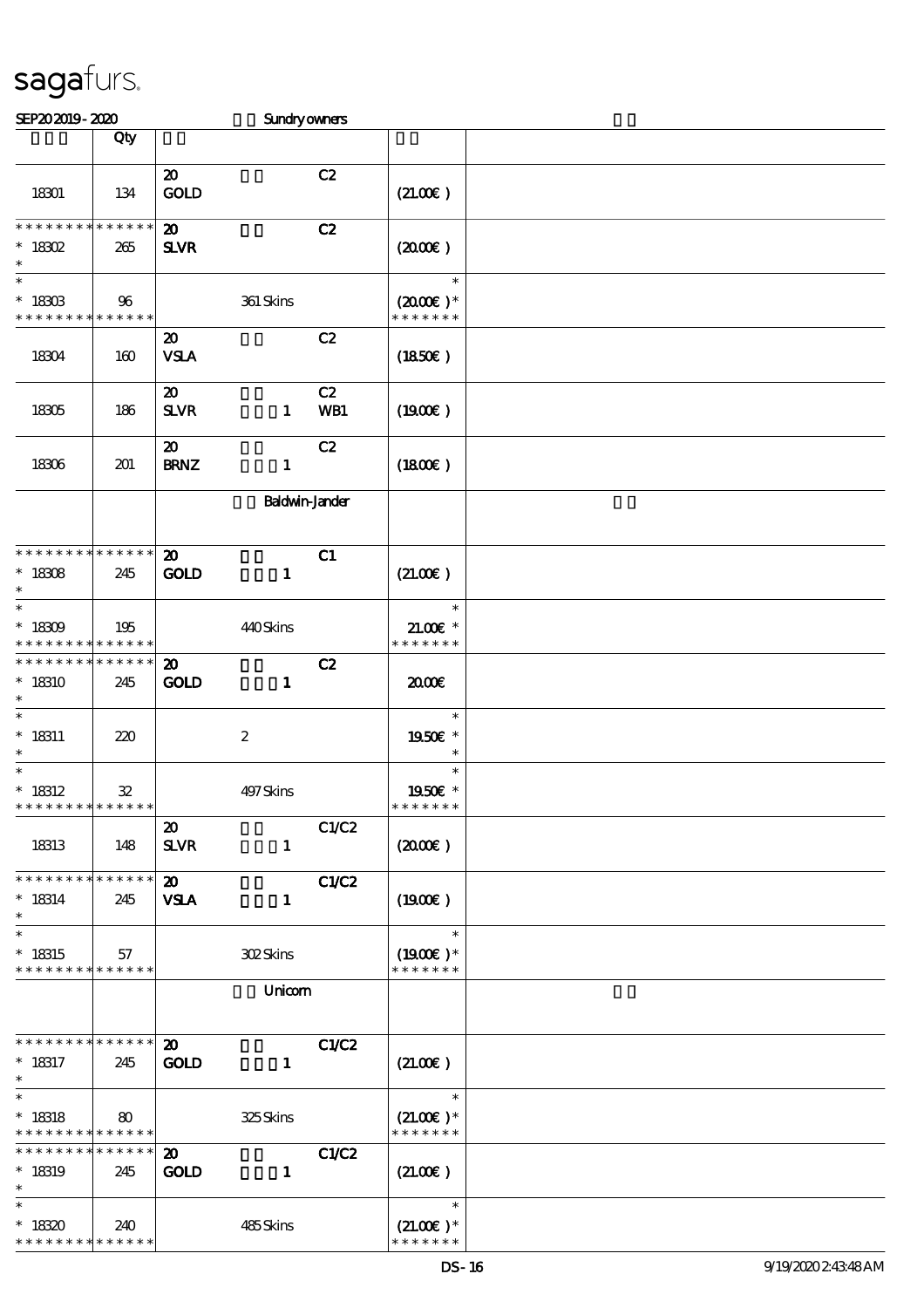sagafurs.

SEP20 2019 - 2020 Sundry owners

| | Qty | | | |
|---|---|---|---|---|
| 18301 | 134 | 20 GOLD C2 | (21.00€) | |
| * * * * * * * * * * * * * * 18302 * | 265 | 20 SLVR C2 | (20.00€) | |
| * * 18303 * * * * * * * * * * * * * | 96 | 361 Skins | * (20.00€) * * * * * * * * | |
| 18304 | 160 | 20 VSLA C2 | (18.50€) | |
| 18305 | 186 | 20 SLVR 1 C2 WB1 | (19.00€) | |
| 18306 | 201 | 20 BRNZ 1 C2 | (18.00€) | |
| | | Baldwin-Jander | | |
| * * * * * * * * * * * * * * 18308 * | 245 | 20 GOLD 1 C1 | (21.00€) | |
| * * 18309 * * * * * * * * * * * * * | 195 | 440 Skins | * 21.00€ * * * * * * * * | |
| * * * * * * * * * * * * * * 18310 * | 245 | 20 GOLD 1 C2 | 20.00€ | |
| * * 18311 * | 220 | 2 | * 19.50€ * * | |
| * * 18312 * * * * * * * * * * * * * | 32 | 497 Skins | * 19.50€ * * * * * * * * | |
| 18313 | 148 | 20 SLVR 1 C1/C2 | (20.00€) | |
| * * * * * * * * * * * * * * 18314 * | 245 | 20 VSLA 1 C1/C2 | (19.00€) | |
| * * 18315 * * * * * * * * * * * * * | 57 | 302 Skins | * (19.00€) * * * * * * * * | |
| | | Unicorn | | |
| * * * * * * * * * * * * * * 18317 * | 245 | 20 GOLD 1 C1/C2 | (21.00€) | |
| * * 18318 * * * * * * * * * * * * * | 80 | 325 Skins | * (21.00€) * * * * * * * * | |
| * * * * * * * * * * * * * * 18319 * | 245 | 20 GOLD 1 C1/C2 | (21.00€) | |
| * * 18320 * * * * * * * * * * * * * | 240 | 485 Skins | * (21.00€) * * * * * * * * | |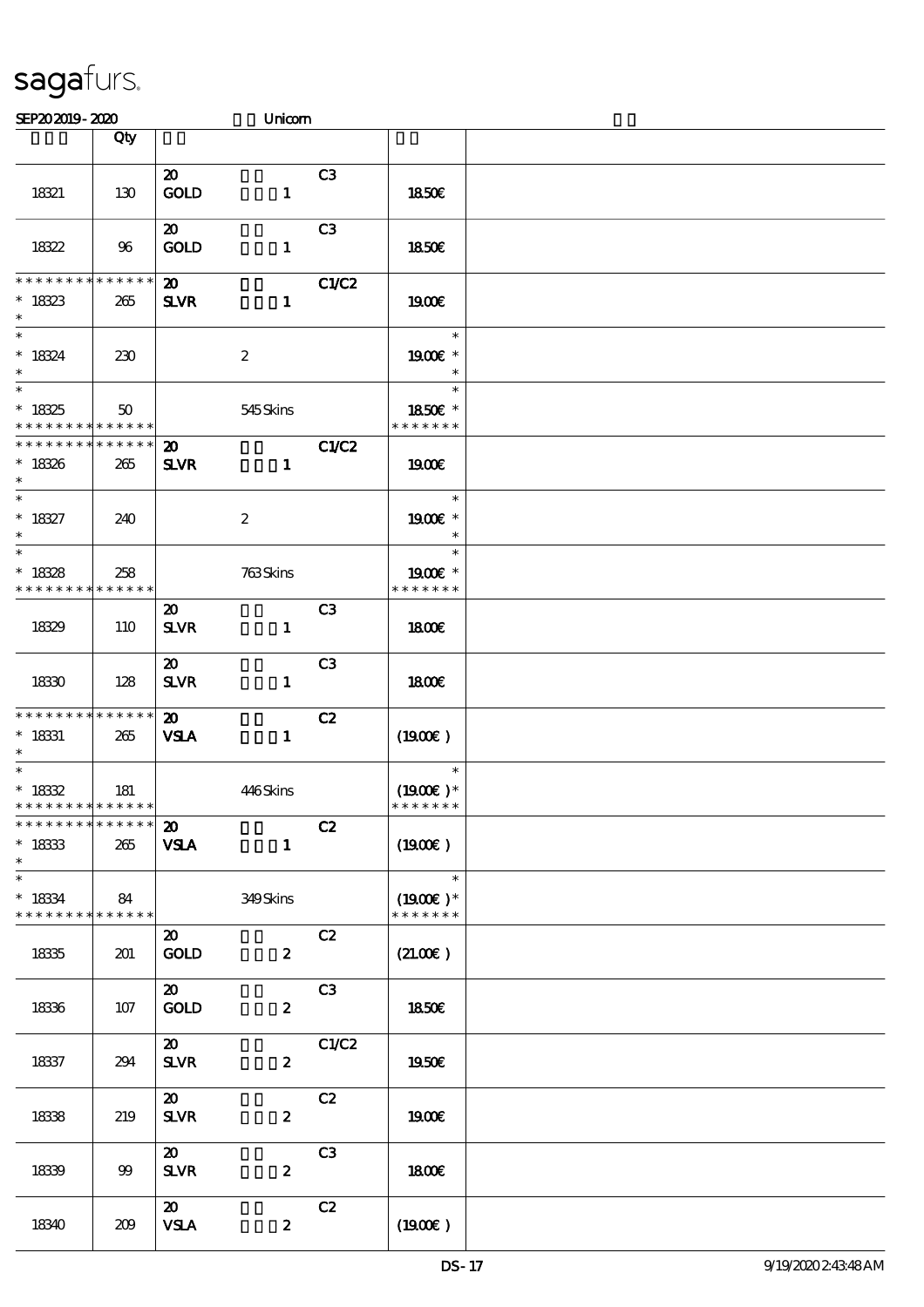sagafurs.

SEP20 2019 - 2020 Unicorn

| | Qty | | |
|---|---|---|---|
| 18321 | 130 | 20 GOLD 1 C3 | 18.50€ |
| 18322 | 96 | 20 GOLD 1 C3 | 18.50€ |
| * * * * * * * * * * * * * * <br> * 18323 <br> * | 265 | 20 SLVR 1 C1/C2 | 19.00€ |
| * <br> * 18324 <br> * | 230 | 2 | * <br> 19.00€ * <br> * |
| * <br> * 18325 <br> * * * * * * * * * * * * * * | 50 | 545 Skins | * <br> 18.50€ * <br> * * * * * * * |
| * * * * * * * * * * * * * * <br> * 18326 <br> * | 265 | 20 SLVR 1 C1/C2 | 19.00€ |
| * <br> * 18327 <br> * | 240 | 2 | * <br> 19.00€ * <br> * |
| * <br> * 18328 <br> * * * * * * * * * * * * * * | 258 | 763 Skins | * <br> 19.00€ * <br> * * * * * * * |
| 18329 | 110 | 20 SLVR 1 C3 | 18.00€ |
| 18330 | 128 | 20 SLVR 1 C3 | 18.00€ |
| * * * * * * * * * * * * * * <br> * 18331 <br> * | 265 | 20 VSLA 1 C2 | (19.00€ ) |
| * <br> * 18332 <br> * * * * * * * * * * * * * * | 181 | 446 Skins | * <br> (19.00€ )* <br> * * * * * * * |
| * * * * * * * * * * * * * * <br> * 18333 <br> * | 265 | 20 VSLA 1 C2 | (19.00€ ) |
| * <br> * 18334 <br> * * * * * * * * * * * * * * | 84 | 349 Skins | * <br> (19.00€ )* <br> * * * * * * * |
| 18335 | 201 | 20 GOLD 2 C2 | (21.00€ ) |
| 18336 | 107 | 20 GOLD 2 C3 | 18.50€ |
| 18337 | 294 | 20 SLVR 2 C1/C2 | 19.50€ |
| 18338 | 219 | 20 SLVR 2 C2 | 19.00€ |
| 18339 | 99 | 20 SLVR 2 C3 | 18.00€ |
| 18340 | 209 | 20 VSLA 2 C2 | (19.00€ ) |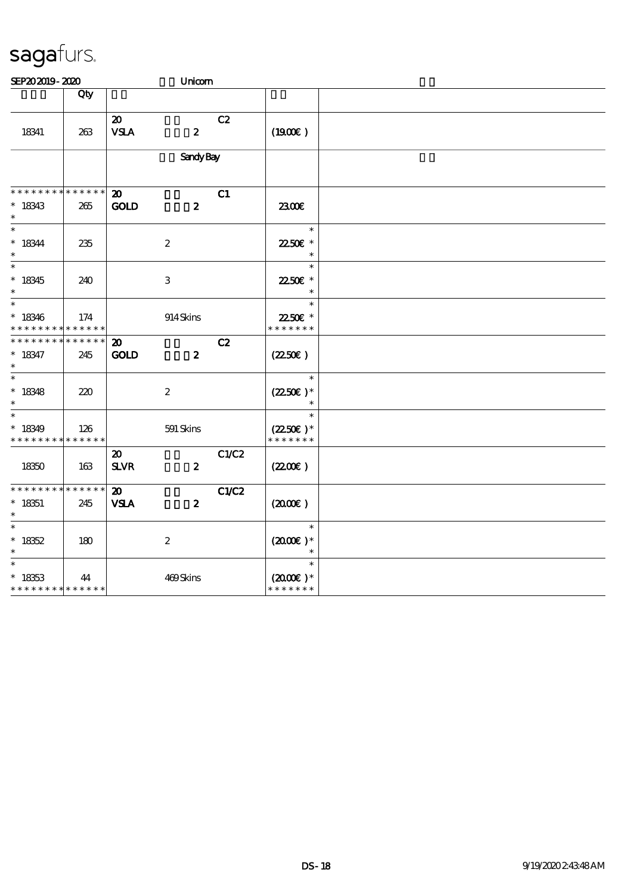# sagafurs.

SEP20 2019 - 2020 Unicorn

| | Qty | | | |
|---|---|---|---|---|
| 18341 | 263 | 20 VSLA 2 C2 | (19.00€ ) | |
| | | Sandy Bay | | |
| * * * * * * * * * * * * * * * 18343 * | 265 | 20 GOLD 2 C1 | 23.00€ | |
| * 18344 * | 235 | 2 | 22.50€ * | |
| * 18345 * | 240 | 3 | 22.50€ * | |
| * 18346 * * * * * * * * * * * * * * | 174 | 914 Skins | 22.50€ * * * * * * * * | |
| * * * * * * * * * * * * * * * 18347 * | 245 | 20 GOLD 2 C2 | (22.50€ ) | |
| * 18348 * | 220 | 2 | (22.50€ )* | |
| * 18349 * * * * * * * * * * * * * * | 126 | 591 Skins | (22.50€ )* * * * * * * * | |
| 18350 | 163 | 20 SLVR 2 C1/C2 | (22.00€ ) | |
| * * * * * * * * * * * * * * * 18351 * | 245 | 20 VSLA 2 C1/C2 | (20.00€ ) | |
| * 18352 * | 180 | 2 | (20.00€ )* | |
| * 18353 * * * * * * * * * * * * * * | 44 | 469 Skins | (20.00€ )* * * * * * * * | |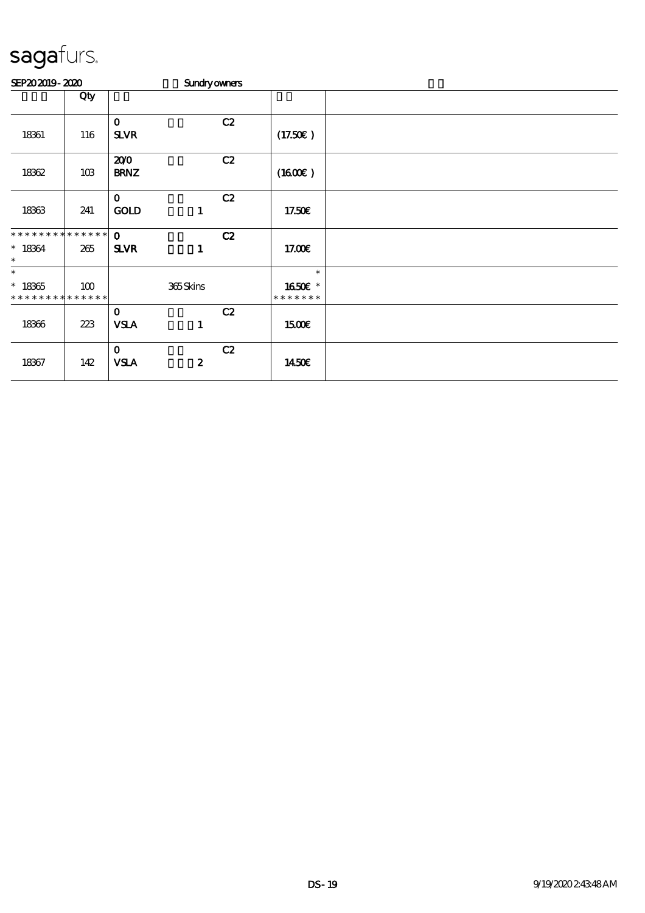sagafurs.

SEP20 2019 - 2020 Sundry owners

| | Qty | | | |
|---|---|---|---|---|
| 18361 | 116 | 0<br>**SLVR** C2 | (17.50€) | |
| 18362 | 103 | 20/0<br>**BRNZ** C2 | (16.00€) | |
| 18363 | 241 | 0<br>**GOLD** 1 C2 | 17.50€ | |
| * * * * * * * * * * * * * *<br>* 18364<br>* | 265 | 0<br>**SLVR** 1 C2 | 17.00€ | |
| *<br>* 18365<br>* * * * * * * * * * * * * * | 100 | 365 Skins | *<br>16.50€ *<br>* * * * * * * | |
| 18366 | 223 | 0<br>**VSLA** 1 C2 | 15.00€ | |
| 18367 | 142 | 0<br>**VSLA** 2 C2 | 14.50€ | |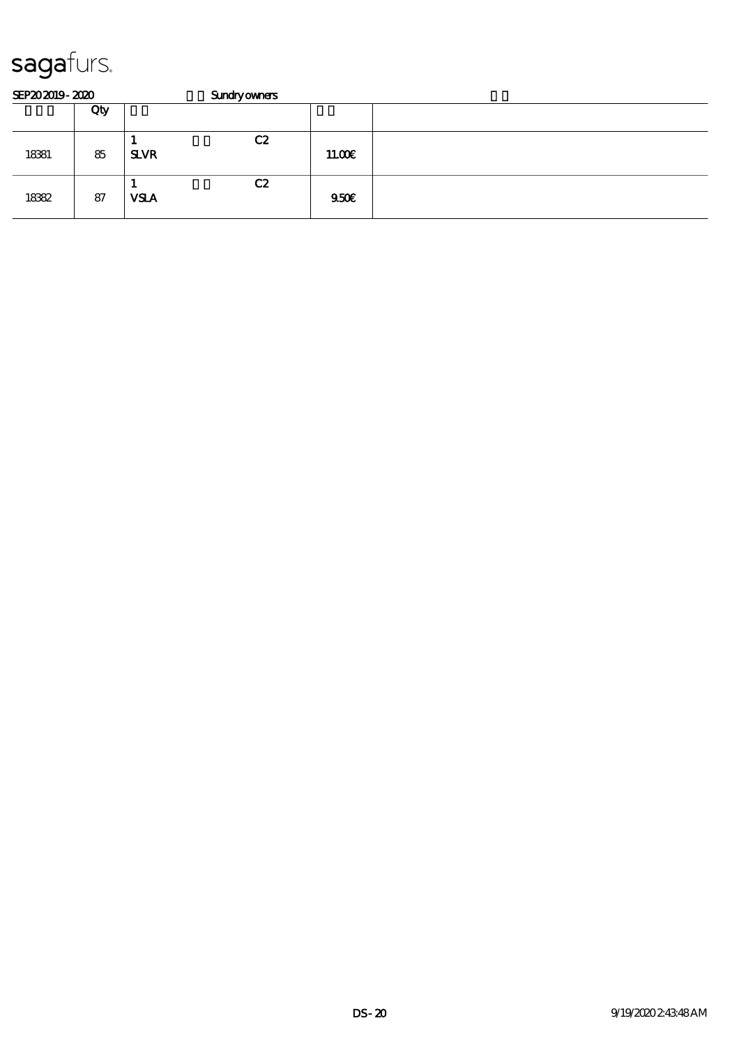**sagafurs.**

SEP20 2019 - 2020 Sundry owners

| | Qty | | | |
|---|---|---|---|---|
| 18381 | 85 | 1 C2<br>**SLVR** | **11.00€** | |
| 18382 | 87 | 1 C2<br>**VSLA** | **9.50€** | |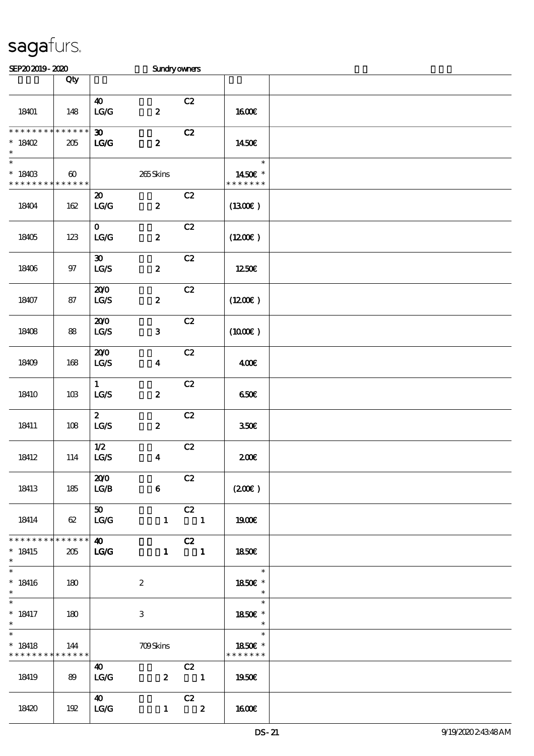# sagafurs.

SEP20 2019 - 2020 Sundry owners

| | Qty | | |
|---|---|---|---|
| 18401 | 148 | 40 C2 LG/G 2 | 16.00€ |
| * * * * * * * * * * * * * * 18402 * | 205 | 30 C2 LG/G 2 | 14.50€ |
| * * 18403 * * * * * * * * * * * * * * | 60 | 265 Skins | * 14.50€ * * * * * * * * |
| 18404 | 162 | 20 C2 LG/G 2 | (13.00€) |
| 18405 | 123 | 0 C2 LG/G 2 | (12.00€) |
| 18406 | 97 | 30 C2 LG/S 2 | 12.50€ |
| 18407 | 87 | 20/0 C2 LG/S 2 | (12.00€) |
| 18408 | 88 | 20/0 C2 LG/S 3 | (10.00€) |
| 18409 | 168 | 20/0 C2 LG/S 4 | 4.00€ |
| 18410 | 103 | 1 C2 LG/S 2 | 6.50€ |
| 18411 | 108 | 2 C2 LG/S 2 | 3.50€ |
| 18412 | 114 | 1/2 C2 LG/S 4 | 2.00€ |
| 18413 | 185 | 20/0 C2 LG/B 6 | (2.00€) |
| 18414 | 62 | 50 C2 LG/G 1 1 | 19.00€ |
| * * * * * * * * * * * * * * 18415 * | 205 | 40 C2 LG/G 1 1 | 18.50€ |
| * * 18416 * | 180 | 2 | * 18.50€ * * |
| * * 18417 * | 180 | 3 | * 18.50€ * * |
| * * 18418 * * * * * * * * * * * * * * | 144 | 709 Skins | * 18.50€ * * * * * * * * |
| 18419 | 89 | 40 C2 LG/G 2 1 | 19.50€ |
| 18420 | 192 | 40 C2 LG/G 1 2 | 16.00€ |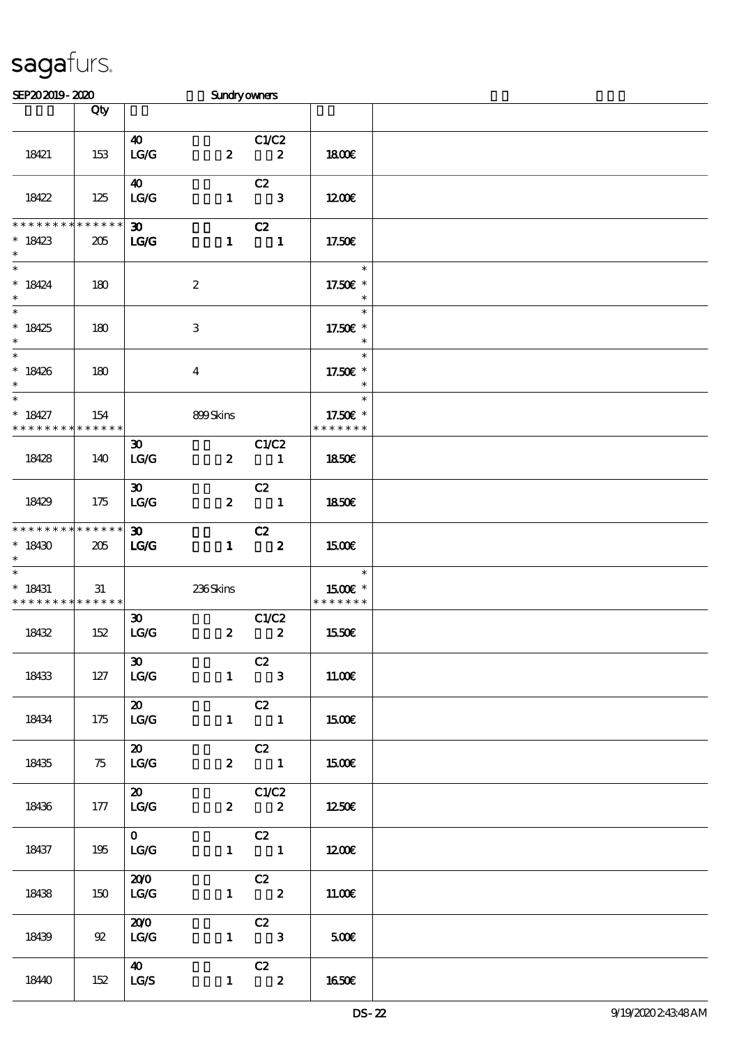# sagafurs.

SEP20 2019 - 2020 Sundry owners

| | Qty | | |
|---|---|---|---|
| 18421 | 153 | 40 C1/C2<br>LG/G 2 2 | 18.00€ |
| 18422 | 125 | 40 C2<br>LG/G 1 3 | 12.00€ |
| * * * * * * * * * * * * * *<br>* 18423<br>* | 205 | 30 C2<br>LG/G 1 1 | 17.50€ |
| *<br>* 18424<br>* | 180 | 2 | *<br>17.50€ *<br>* |
| *<br>* 18425<br>* | 180 | 3 | *<br>17.50€ *<br>* |
| *<br>* 18426<br>* | 180 | 4 | *<br>17.50€ *<br>* |
| *<br>* 18427<br>* * * * * * * * * * * * * * | 154 | 899 Skins | *<br>17.50€ *<br>* * * * * * * |
| 18428 | 140 | 30 C1/C2<br>LG/G 2 1 | 18.50€ |
| 18429 | 175 | 30 C2<br>LG/G 2 1 | 18.50€ |
| * * * * * * * * * * * * * *<br>* 18430<br>* | 205 | 30 C2<br>LG/G 1 2 | 15.00€ |
| *<br>* 18431<br>* * * * * * * * * * * * * * | 31 | 236 Skins | *<br>15.00€ *<br>* * * * * * * |
| 18432 | 152 | 30 C1/C2<br>LG/G 2 2 | 15.50€ |
| 18433 | 127 | 30 C2<br>LG/G 1 3 | 11.00€ |
| 18434 | 175 | 20 C2<br>LG/G 1 1 | 15.00€ |
| 18435 | 75 | 20 C2<br>LG/G 2 1 | 15.00€ |
| 18436 | 177 | 20 C1/C2<br>LG/G 2 2 | 12.50€ |
| 18437 | 195 | 0 C2<br>LG/G 1 1 | 12.00€ |
| 18438 | 150 | 20/0 C2<br>LG/G 1 2 | 11.00€ |
| 18439 | 92 | 20/0 C2<br>LG/G 1 3 | 5.00€ |
| 18440 | 152 | 40 C2<br>LG/S 1 2 | 16.50€ |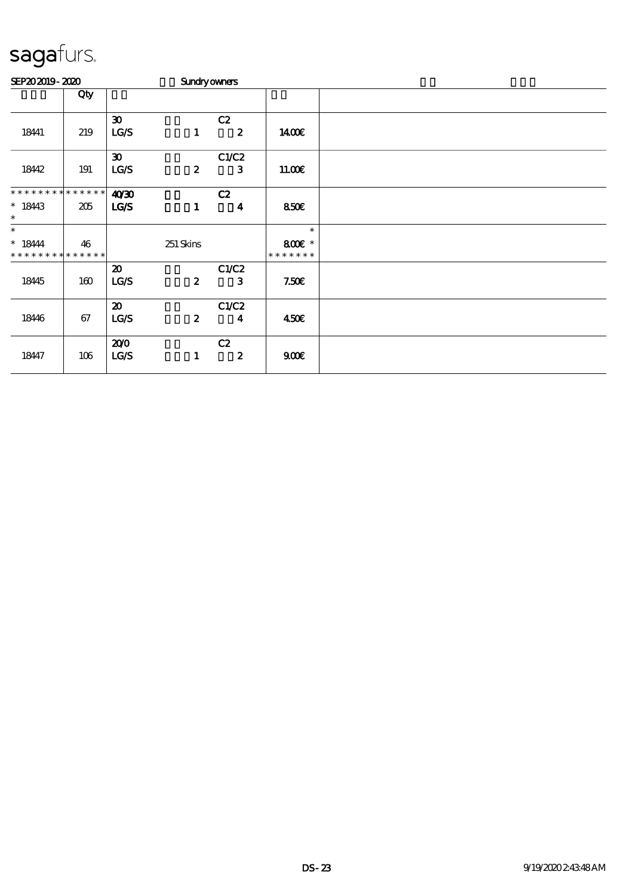sagafurs.

SEP20 2019 - 2020 Sundry owners

| | Qty | | | | | |
|---|---|---|---|---|---|---|
| 18441 | 219 | 30<br>LG/S | 1 | C2<br>2 | 14.00€ | |
| 18442 | 191 | 30<br>LG/S | 2 | C1/C2<br>3 | 11.00€ | |
| ************** <br>* 18443<br>* | 205 | 40/30<br>LG/S | 1 | C2<br>4 | 8.50€ | |
| *<br>* 18444<br>************** | 46 | | 251 Skins | | *<br>8.00€ *<br>******* | |
| 18445 | 160 | 20<br>LG/S | 2 | C1/C2<br>3 | 7.50€ | |
| 18446 | 67 | 20<br>LG/S | 2 | C1/C2<br>4 | 4.50€ | |
| 18447 | 106 | 20/0<br>LG/S | 1 | C2<br>2 | 9.00€ | |

DS - 23 9/19/2020 2:43:48 AM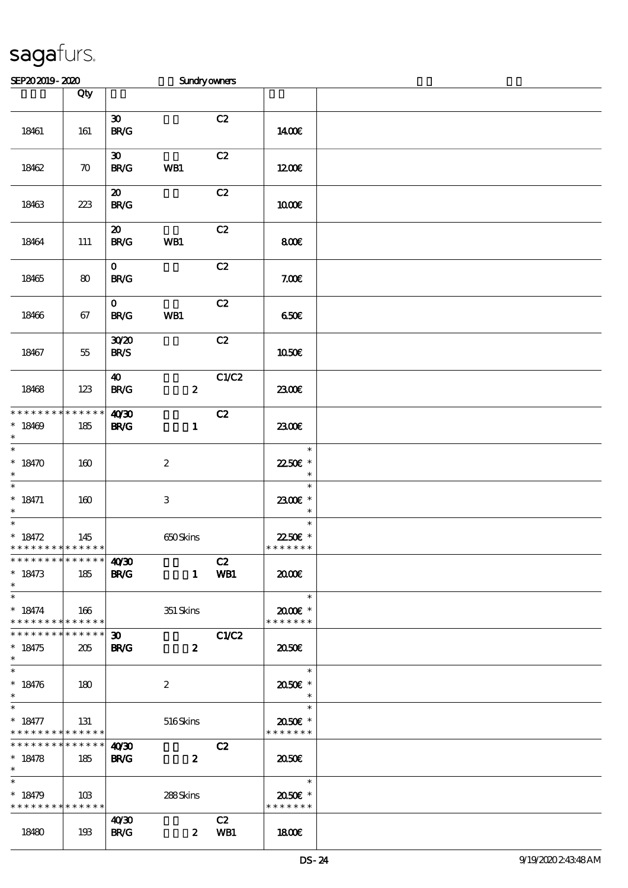sagafurs.

SEP20 2019 - 2020 Sundry owners

| | Qty | | | | | |
|---|---|---|---|---|---|---|
| 18461 | 161 | 30<br>BR/G | | C2 | 14.00€ | |
| 18462 | 70 | 30<br>BR/G | WB1 | C2 | 12.00€ | |
| 18463 | 223 | 20<br>BR/G | | C2 | 10.00€ | |
| 18464 | 111 | 20<br>BR/G | WB1 | C2 | 8.00€ | |
| 18465 | 80 | 0<br>BR/G | | C2 | 7.00€ | |
| 18466 | 67 | 0<br>BR/G | WB1 | C2 | 6.50€ | |
| 18467 | 55 | 30/20<br>BR/S | | C2 | 10.50€ | |
| 18468 | 123 | 40<br>BR/G | 2 | C1/C2 | 23.00€ | |
| * * * * * * * * * * * * * *<br>* 18469<br>* | 185 | 40/30<br>BR/G | 1 | C2 | 23.00€ | |
| *<br>* 18470<br>* | 160 | | 2 | | *<br>22.50€ *<br>* | |
| *<br>* 18471<br>* | 160 | | 3 | | *<br>23.00€ *<br>* | |
| *<br>* 18472<br>* * * * * * * * * * * * * * | 145 | | 650 Skins | | *<br>22.50€ *<br>* * * * * * * | |
| * * * * * * * * * * * * * *<br>* 18473<br>* | 185 | 40/30<br>BR/G | 1 | C2<br>WB1 | 20.00€ | |
| *<br>* 18474<br>* * * * * * * * * * * * * * | 166 | | 351 Skins | | *<br>20.00€ *<br>* * * * * * * | |
| * * * * * * * * * * * * * *<br>* 18475<br>* | 205 | 30<br>BR/G | 2 | C1/C2 | 20.50€ | |
| *<br>* 18476<br>* | 180 | | 2 | | *<br>20.50€ *<br>* | |
| *<br>* 18477<br>* * * * * * * * * * * * * * | 131 | | 516 Skins | | *<br>20.50€ *<br>* * * * * * * | |
| * * * * * * * * * * * * * *<br>* 18478<br>* | 185 | 40/30<br>BR/G | 2 | C2 | 20.50€ | |
| *<br>* 18479<br>* * * * * * * * * * * * * * | 103 | | 288 Skins | | *<br>20.50€ *<br>* * * * * * * | |
| 18480 | 193 | 40/30<br>BR/G | 2 | C2<br>WB1 | 18.00€ | |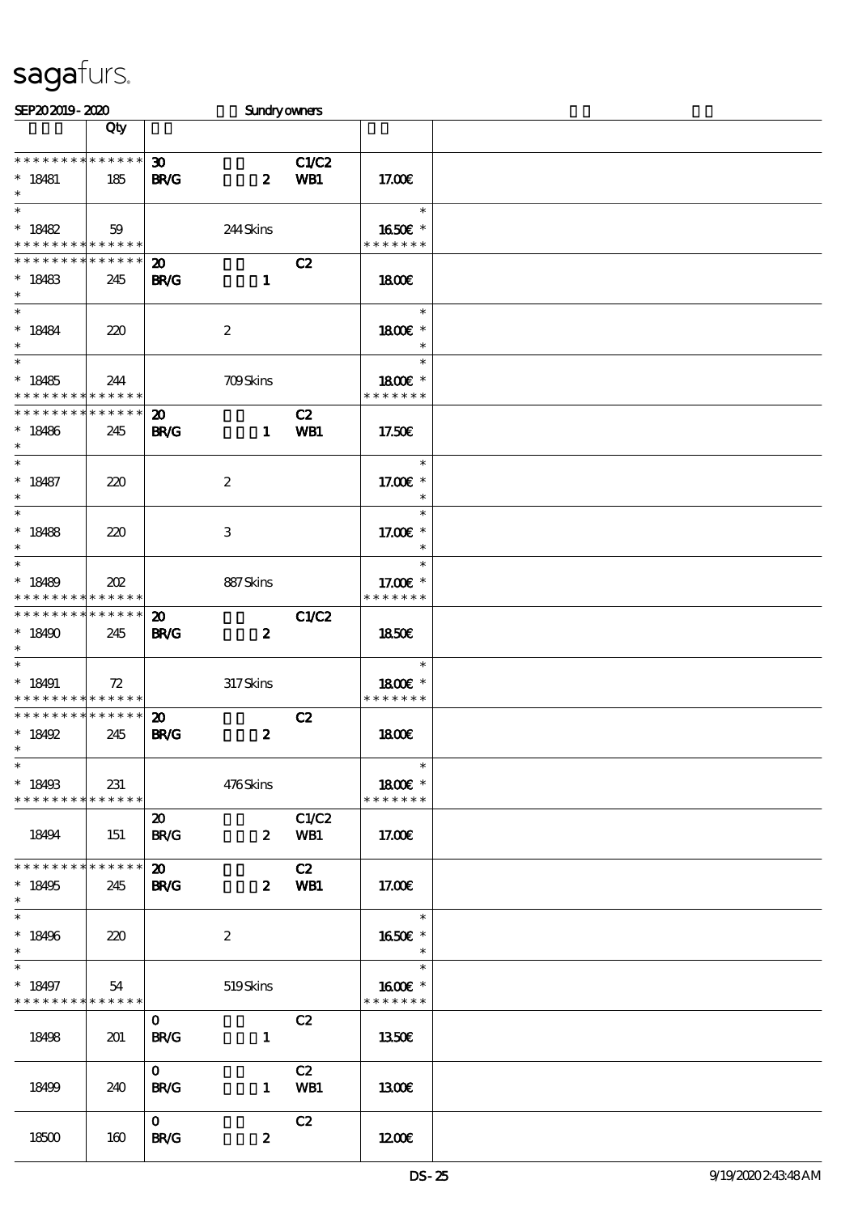sagafurs.

SEP20 2019 - 2020 Sundry owners

| | Qty | | | | | |
|---|---|---|---|---|---|---|
| * * * * * * * * * * * * * *<br>* 18481<br>* | 185 | 30<br>BR/G | 2 | C1/C2<br>WB1 | 17.00€ | |
| *<br>* 18482<br>* * * * * * * * * * * * * * | 59 | | 244 Skins | | *<br>16.50€ *<br>* * * * * * * | |
| * * * * * * * * * * * * * *<br>* 18483<br>* | 245 | 20<br>BR/G | 1 | C2 | 18.00€ | |
| *<br>* 18484<br>* | 220 | | 2 | | *<br>18.00€ *<br>* | |
| *<br>* 18485<br>* * * * * * * * * * * * * * | 244 | | 709 Skins | | *<br>18.00€ *<br>* * * * * * * | |
| * * * * * * * * * * * * * *<br>* 18486<br>* | 245 | 20<br>BR/G | 1 | C2<br>WB1 | 17.50€ | |
| *<br>* 18487<br>* | 220 | | 2 | | *<br>17.00€ *<br>* | |
| *<br>* 18488<br>* | 220 | | 3 | | *<br>17.00€ *<br>* | |
| *<br>* 18489<br>* * * * * * * * * * * * * * | 202 | | 887 Skins | | *<br>17.00€ *<br>* * * * * * * | |
| * * * * * * * * * * * * * *<br>* 18490<br>* | 245 | 20<br>BR/G | 2 | C1/C2 | 18.50€ | |
| *<br>* 18491<br>* * * * * * * * * * * * * * | 72 | | 317 Skins | | *<br>18.00€ *<br>* * * * * * * | |
| * * * * * * * * * * * * * *<br>* 18492<br>* | 245 | 20<br>BR/G | 2 | C2 | 18.00€ | |
| *<br>* 18493<br>* * * * * * * * * * * * * * | 231 | | 476 Skins | | *<br>18.00€ *<br>* * * * * * * | |
| 18494 | 151 | 20<br>BR/G | 2 | C1/C2<br>WB1 | 17.00€ | |
| * * * * * * * * * * * * * *<br>* 18495<br>* | 245 | 20<br>BR/G | 2 | C2<br>WB1 | 17.00€ | |
| *<br>* 18496<br>* | 220 | | 2 | | *<br>16.50€ *<br>* | |
| *<br>* 18497<br>* * * * * * * * * * * * * * | 54 | | 519 Skins | | *<br>16.00€ *<br>* * * * * * * | |
| 18498 | 201 | 0<br>BR/G | 1 | C2 | 13.50€ | |
| 18499 | 240 | 0<br>BR/G | 1 | C2<br>WB1 | 13.00€ | |
| 18500 | 160 | 0<br>BR/G | 2 | C2 | 12.00€ | |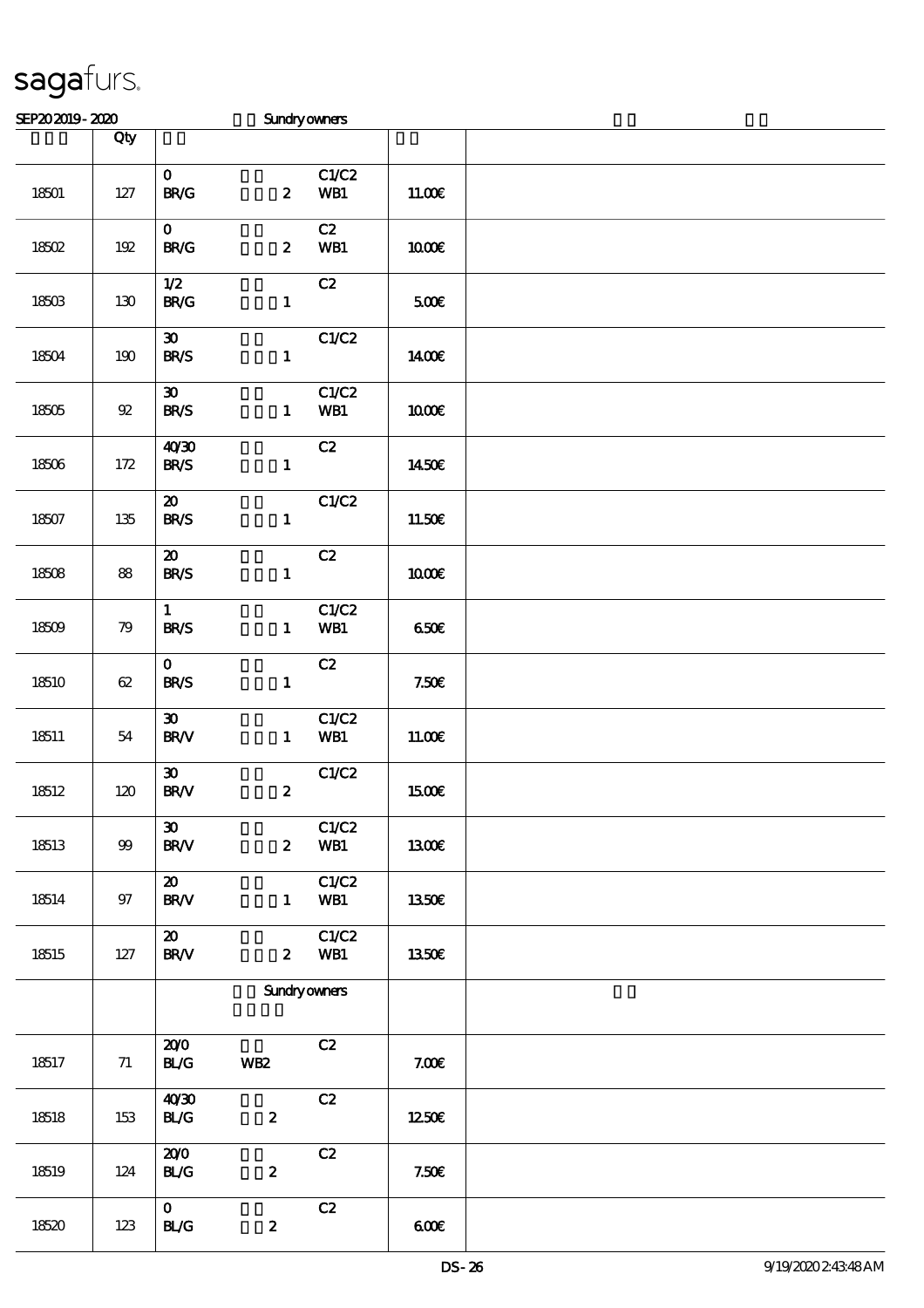# sagafurs.

SEP20 2019 - 2020 Sundry owners

| | Qty | | | |
|---|---|---|---|---|
| 18501 | 127 | 0 C1/C2<br>BR/G 2 WB1 | 11.00€ | |
| 18502 | 192 | 0 C2<br>BR/G 2 WB1 | 10.00€ | |
| 18503 | 130 | 1/2 C2<br>BR/G 1 | 5.00€ | |
| 18504 | 190 | 30 C1/C2<br>BR/S 1 | 14.00€ | |
| 18505 | 92 | 30 C1/C2<br>BR/S 1 WB1 | 10.00€ | |
| 18506 | 172 | 40/30 C2<br>BR/S 1 | 14.50€ | |
| 18507 | 135 | 20 C1/C2<br>BR/S 1 | 11.50€ | |
| 18508 | 88 | 20 C2<br>BR/S 1 | 10.00€ | |
| 18509 | 79 | 1 C1/C2<br>BR/S 1 WB1 | 6.50€ | |
| 18510 | 62 | 0 C2<br>BR/S 1 | 7.50€ | |
| 18511 | 54 | 30 C1/C2<br>BR/V 1 WB1 | 11.00€ | |
| 18512 | 120 | 30 C1/C2<br>BR/V 2 | 15.00€ | |
| 18513 | 99 | 30 C1/C2<br>BR/V 2 WB1 | 13.00€ | |
| 18514 | 97 | 20 C1/C2<br>BR/V 1 WB1 | 13.50€ | |
| 18515 | 127 | 20 C1/C2<br>BR/V 2 WB1 | 13.50€ | |
| | | Sundry owners | | |
| 18517 | 71 | 20/0 C2<br>BL/G WB2 | 7.00€ | |
| 18518 | 153 | 40/30 C2<br>BL/G 2 | 12.50€ | |
| 18519 | 124 | 20/0 C2<br>BL/G 2 | 7.50€ | |
| 18520 | 123 | 0 C2<br>BL/G 2 | 6.00€ | |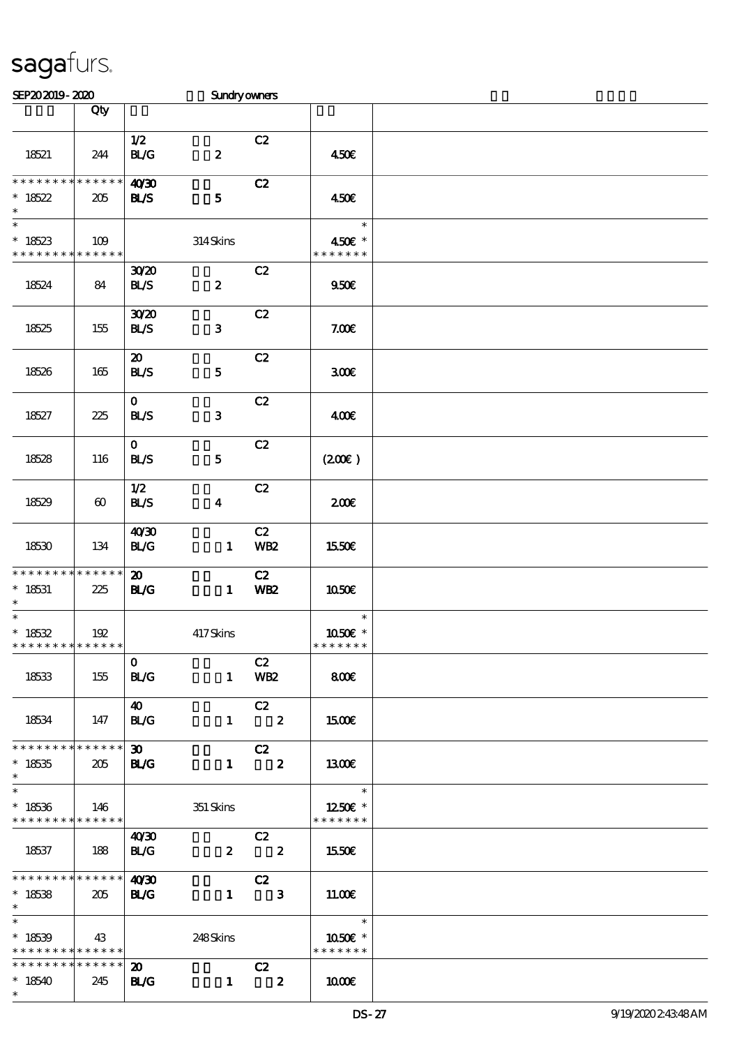sagafurs.

SEP20 2019 - 2020 Sundry owners

| | Qty | | |
|---|---|---|---|
| 18521 | 244 | 1/2 C2<br>BL/G 2 | 4.50€ |
| * * * * * * * * * * * * * *<br>* 18522<br>* | 205 | 40/30 C2<br>BL/S 5 | 4.50€ |
| *<br>* 18523<br>* * * * * * * * * * * * * * | 109 | 314 Skins | *<br>4.50€ *<br>* * * * * * * |
| 18524 | 84 | 30/20 C2<br>BL/S 2 | 9.50€ |
| 18525 | 155 | 30/20 C2<br>BL/S 3 | 7.00€ |
| 18526 | 165 | 20 C2<br>BL/S 5 | 3.00€ |
| 18527 | 225 | 0 C2<br>BL/S 3 | 4.00€ |
| 18528 | 116 | 0 C2<br>BL/S 5 | (2.00€ ) |
| 18529 | 60 | 1/2 C2<br>BL/S 4 | 2.00€ |
| 18530 | 134 | 40/30 C2<br>BL/G 1 WB2 | 15.50€ |
| * * * * * * * * * * * * * *<br>* 18531<br>* | 225 | 20 C2<br>BL/G 1 WB2 | 10.50€ |
| *<br>* 18532<br>* * * * * * * * * * * * * * | 192 | 417 Skins | *<br>10.50€ *<br>* * * * * * * |
| 18533 | 155 | 0 C2<br>BL/G 1 WB2 | 8.00€ |
| 18534 | 147 | 40 C2<br>BL/G 1 2 | 15.00€ |
| * * * * * * * * * * * * * *<br>* 18535<br>* | 205 | 30 C2<br>BL/G 1 2 | 13.00€ |
| *<br>* 18536<br>* * * * * * * * * * * * * * | 146 | 351 Skins | *<br>12.50€ *<br>* * * * * * * |
| 18537 | 188 | 40/30 C2<br>BL/G 2 2 | 15.50€ |
| * * * * * * * * * * * * * *<br>* 18538<br>* | 205 | 40/30 C2<br>BL/G 1 3 | 11.00€ |
| *<br>* 18539<br>* * * * * * * * * * * * * * | 43 | 248 Skins | *<br>10.50€ *<br>* * * * * * * |
| * * * * * * * * * * * * * *<br>* 18540<br>* | 245 | 20 C2<br>BL/G 1 2 | 10.00€ |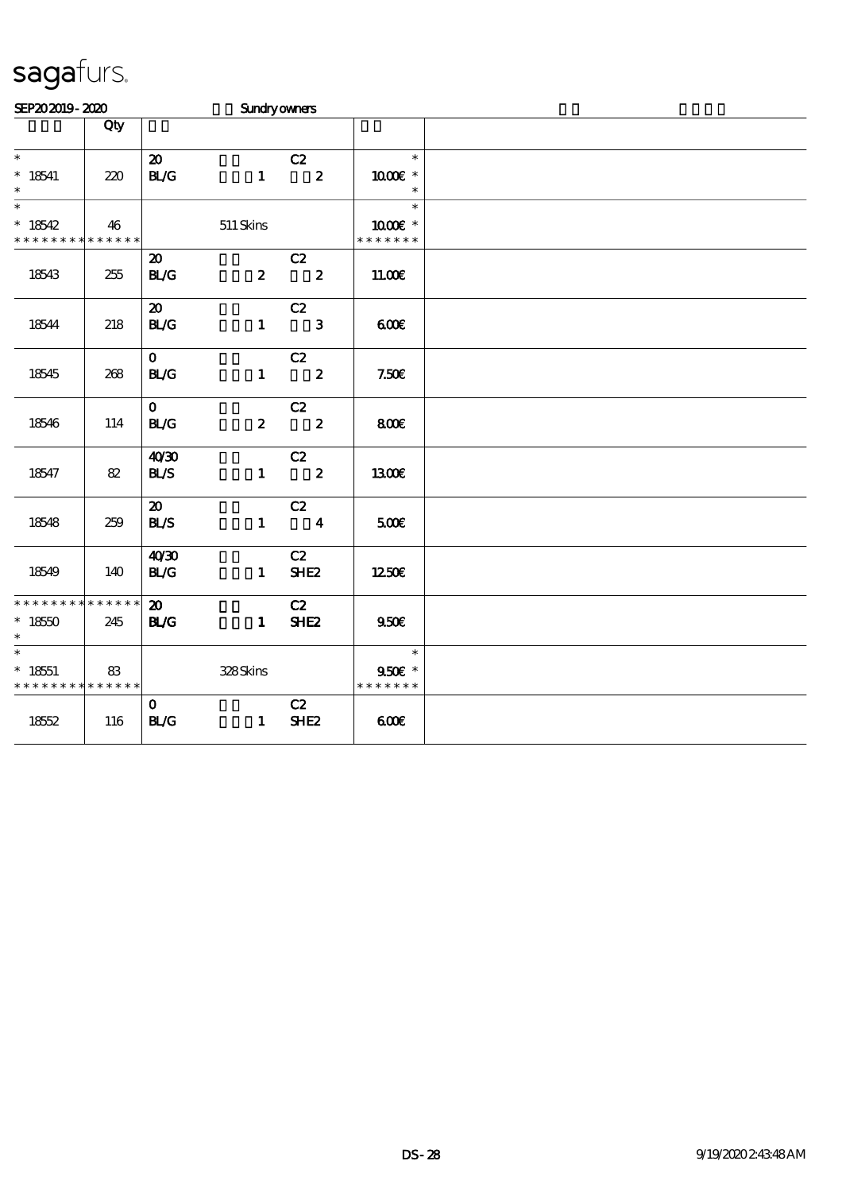# sagafurs.

SEP20 2019 - 2020 Sundry owners

| | Qty | | | | |
|---|---|---|---|---|---|
| * <br> * 18541 <br> * | 220 | 20 <br> BL/G | 1 | C2 <br> 2 | * <br> 10.00€ * <br> * |
| * <br> * 18542 <br> * * * * * * * * * * * * * * | 46 | | 511 Skins | | * <br> 10.00€ * <br> * * * * * * * |
| 18543 | 255 | 20 <br> BL/G | 2 | C2 <br> 2 | 11.00€ |
| 18544 | 218 | 20 <br> BL/G | 1 | C2 <br> 3 | 6.00€ |
| 18545 | 268 | 0 <br> BL/G | 1 | C2 <br> 2 | 7.50€ |
| 18546 | 114 | 0 <br> BL/G | 2 | C2 <br> 2 | 8.00€ |
| 18547 | 82 | 40/30 <br> BL/S | 1 | C2 <br> 2 | 13.00€ |
| 18548 | 259 | 20 <br> BL/S | 1 | C2 <br> 4 | 5.00€ |
| 18549 | 140 | 40/30 <br> BL/G | 1 | C2 <br> SHE2 | 12.50€ |
| * * * * * * * * * * * * * * <br> * 18550 <br> * | 245 | 20 <br> BL/G | 1 | C2 <br> SHE2 | 9.50€ |
| * <br> * 18551 <br> * * * * * * * * * * * * * * | 83 | | 328 Skins | | * <br> 9.50€ * <br> * * * * * * * |
| 18552 | 116 | 0 <br> BL/G | 1 | C2 <br> SHE2 | 6.00€ |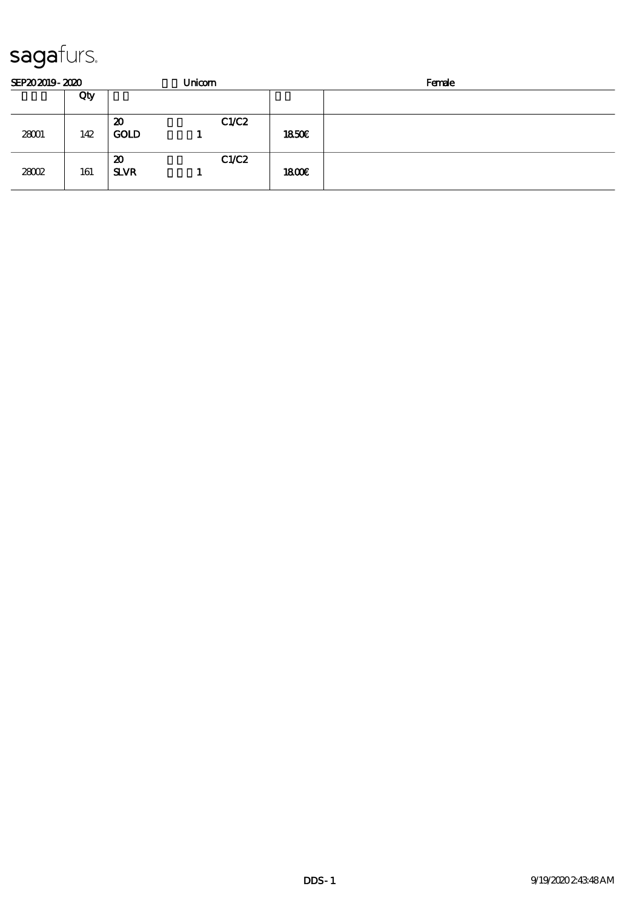sagafurs.

SEP20 2019 - 2020 Unicorn Female

| | Qty | | | |
|---|---|---|---|---|
| 28001 | 142 | 20 C1/C2<br>GOLD 1 | 18.50€ | |
| 28002 | 161 | 20 C1/C2<br>SLVR 1 | 18.00€ | |

DDS - 1 9/19/2020 2:43:48 AM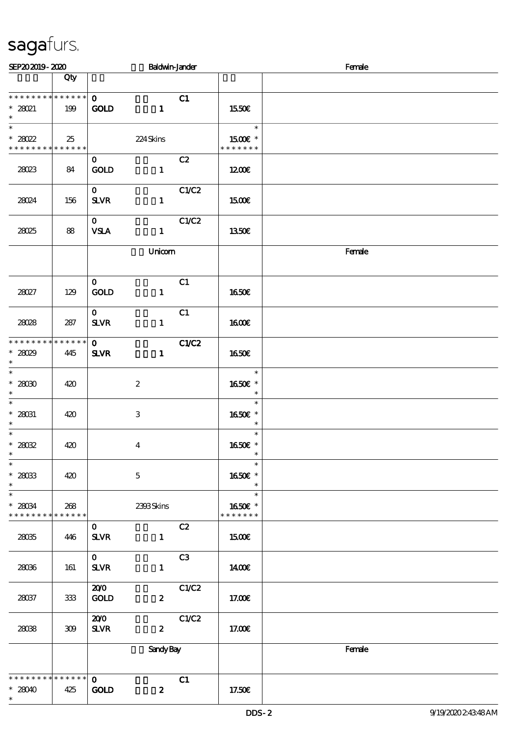sagafurs.

SEP20 2019 - 2020 Baldwin-Jander Female

| | Qty | | | |
|---|---|---|---|---|
| * * * * * * * * * * * * * * | | 0 C1 | | |
| * 28021 | 199 | GOLD 1 | 15.50€ | |
| * | | | | |
| * | | | * | |
| * 28022 | 25 | 224 Skins | 15.00€ * | |
| * * * * * * * * * * * * * * | | | * * * * * * * | |
| | | 0 C2 | | |
| 28023 | 84 | GOLD 1 | 12.00€ | |
| | | 0 C1/C2 | | |
| 28024 | 156 | SLVR 1 | 15.00€ | |
| | | 0 C1/C2 | | |
| 28025 | 88 | VSLA 1 | 13.50€ | |
| | | Unicorn | | Female |
| | | 0 C1 | | |
| 28027 | 129 | GOLD 1 | 16.50€ | |
| | | 0 C1 | | |
| 28028 | 287 | SLVR 1 | 16.00€ | |
| * * * * * * * * * * * * * * | | 0 C1/C2 | | |
| * 28029 | 445 | SLVR 1 | 16.50€ | |
| * | | | | |
| * | | | * | |
| * 28030 | 420 | 2 | 16.50€ * | |
| * | | | * | |
| * | | | * | |
| * 28031 | 420 | 3 | 16.50€ * | |
| * | | | * | |
| * | | | * | |
| * 28032 | 420 | 4 | 16.50€ * | |
| * | | | * | |
| * | | | * | |
| * 28033 | 420 | 5 | 16.50€ * | |
| * | | | * | |
| * | | | * | |
| * 28034 | 268 | 2393 Skins | 16.50€ * | |
| * * * * * * * * * * * * * * | | | * * * * * * * | |
| | | 0 C2 | | |
| 28035 | 446 | SLVR 1 | 15.00€ | |
| | | 0 C3 | | |
| 28036 | 161 | SLVR 1 | 14.00€ | |
| | | 20/0 C1/C2 | | |
| 28037 | 333 | GOLD 2 | 17.00€ | |
| | | 20/0 C1/C2 | | |
| 28038 | 309 | SLVR 2 | 17.00€ | |
| | | Sandy Bay | | Female |
| * * * * * * * * * * * * * * | | 0 C1 | | |
| * 28040 | 425 | GOLD 2 | 17.50€ | |
| * | | | | |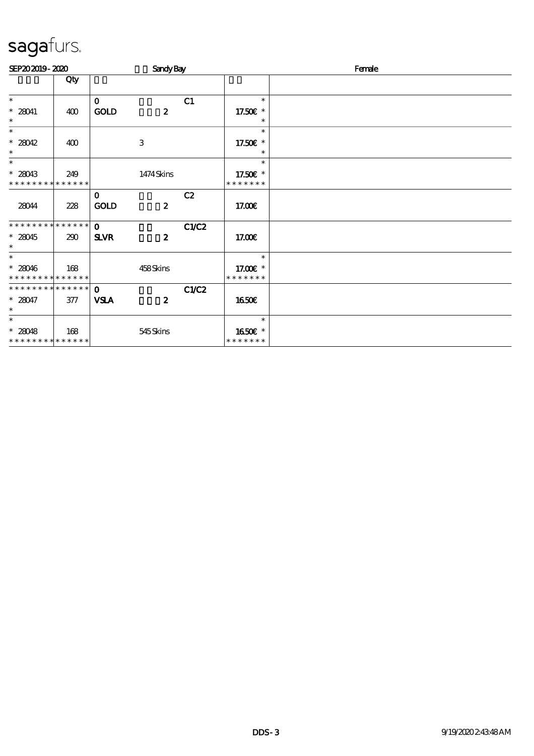# sagafurs.

SEP20 2019 - 2020 Sandy Bay Female

| | Qty | | | | | |
|---|---|---|---|---|---|---|
| * <br> * 28041 <br> * | 400 | 0 <br> GOLD | 2 | C1 | * <br> 17.50€ * <br> * | |
| * <br> * 28042 <br> * | 400 | | 3 | | * <br> 17.50€ * <br> * | |
| * <br> * 28043 <br> * * * * * * * * * * * * * | 249 | | 1474 Skins | | * <br> 17.50€ * <br> * * * * * * * | |
| 28044 | 228 | 0 <br> GOLD | 2 | C2 | 17.00€ | |
| * * * * * * * * * * * * * <br> * 28045 <br> * | 290 | 0 <br> SLVR | 2 | C1/C2 | 17.00€ | |
| * <br> * 28046 <br> * * * * * * * * * * * * * | 168 | | 458 Skins | | * <br> 17.00€ * <br> * * * * * * * | |
| * * * * * * * * * * * * * <br> * 28047 <br> * | 377 | 0 <br> VSLA | 2 | C1/C2 | 16.50€ | |
| * <br> * 28048 <br> * * * * * * * * * * * * * | 168 | | 545 Skins | | * <br> 16.50€ * <br> * * * * * * * | |

DDS - 3 9/19/2020 2:43:48 AM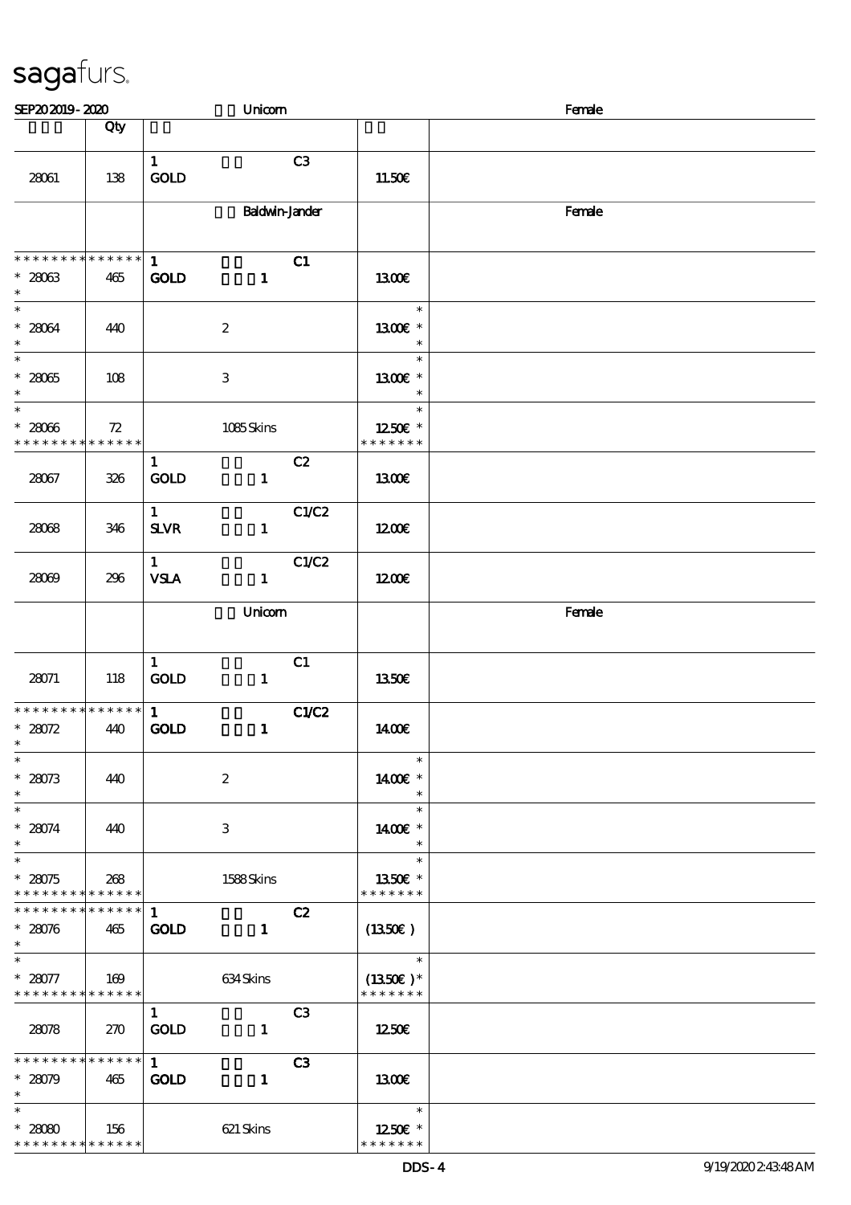sagafurs.

SEP20 2019 - 2020 Unicorn Female

| | Qty | | | |
|---|---|---|---|---|
| 28061 | 138 | 1 GOLD C3 | 11.50€ | |
| | | Baldwin-Jander | | Female |
| * * * * * * * * * * * * * * 28063 | 465 | 1 GOLD 1 C1 | 13.00€ | |
| * 28064 | 440 | 2 | 13.00€ * | |
| * 28065 | 108 | 3 | 13.00€ * | |
| * 28066 * * * * * * * * * * * * * | 72 | 1085 Skins | 12.50€ * * * * * * * * | |
| 28067 | 326 | 1 GOLD 1 C2 | 13.00€ | |
| 28068 | 346 | 1 SLVR 1 C1/C2 | 12.00€ | |
| 28069 | 296 | 1 VSLA 1 C1/C2 | 12.00€ | |
| | | Unicorn | | Female |
| 28071 | 118 | 1 GOLD 1 C1 | 13.50€ | |
| * * * * * * * * * * * * * * 28072 | 440 | 1 GOLD 1 C1/C2 | 14.00€ | |
| * 28073 | 440 | 2 | 14.00€ * | |
| * 28074 | 440 | 3 | 14.00€ * | |
| * 28075 * * * * * * * * * * * * * | 268 | 1588 Skins | 13.50€ * * * * * * * * | |
| * * * * * * * * * * * * * * 28076 | 465 | 1 GOLD 1 C2 | (13.50€) | |
| * 28077 * * * * * * * * * * * * * | 169 | 634 Skins | (13.50€)* * * * * * * * | |
| 28078 | 270 | 1 GOLD 1 C3 | 12.50€ | |
| * * * * * * * * * * * * * * 28079 | 465 | 1 GOLD 1 C3 | 13.00€ | |
| * 28080 * * * * * * * * * * * * * | 156 | 621 Skins | 12.50€ * * * * * * * * | |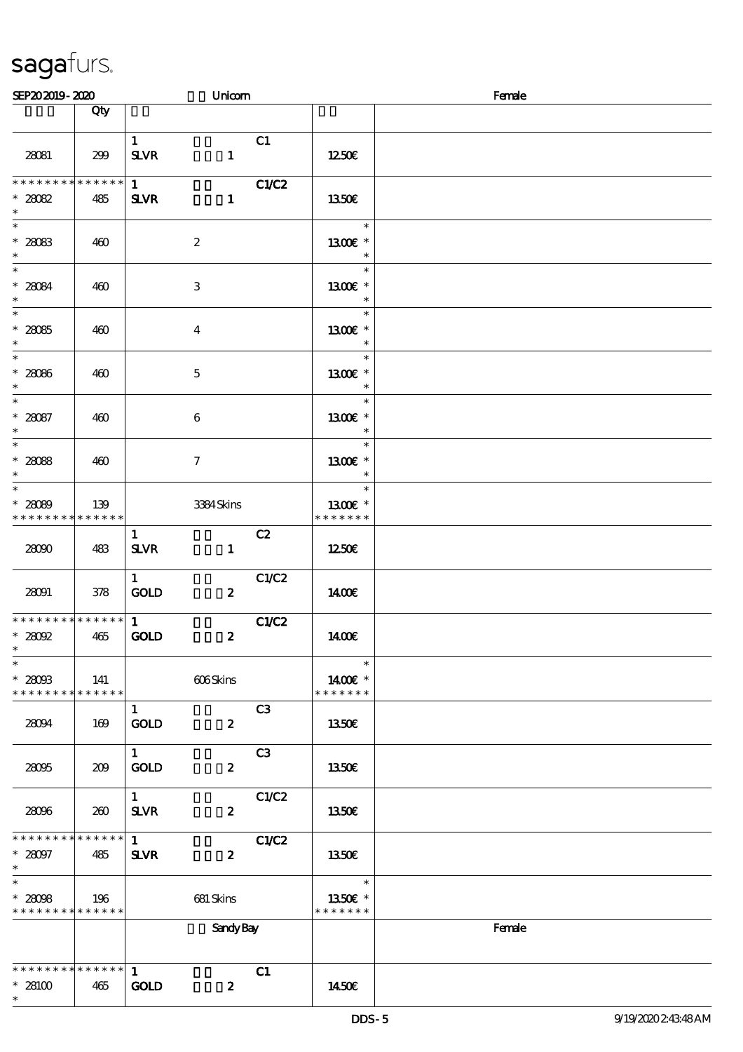# sagafurs.

SEP20 2019 - 2020 Unicorn Female

| | Qty | | | |
|---|---|---|---|---|
| 28081 | 299 | 1 SLVR 1 C1 | 12.50€ | |
| * * * * * * * * * * * * * * 28082 * | 485 | 1 SLVR 1 C1/C2 | 13.50€ | |
| * * 28083 * | 460 | 2 | * 13.00€ * * | |
| * * 28084 * | 460 | 3 | * 13.00€ * * | |
| * * 28085 * | 460 | 4 | * 13.00€ * * | |
| * * 28086 * | 460 | 5 | * 13.00€ * * | |
| * * 28087 * | 460 | 6 | * 13.00€ * * | |
| * * 28088 * | 460 | 7 | * 13.00€ * * | |
| * * 28089 * * * * * * * * * * * * * | 139 | 3384 Skins | * 13.00€ * * * * * * * * | |
| 28090 | 483 | 1 SLVR 1 C2 | 12.50€ | |
| 28091 | 378 | 1 GOLD 2 C1/C2 | 14.00€ | |
| * * * * * * * * * * * * * * 28092 * | 465 | 1 GOLD 2 C1/C2 | 14.00€ | |
| * * 28093 * * * * * * * * * * * * * | 141 | 606 Skins | * 14.00€ * * * * * * * * | |
| 28094 | 169 | 1 GOLD 2 C3 | 13.50€ | |
| 28095 | 209 | 1 GOLD 2 C3 | 13.50€ | |
| 28096 | 260 | 1 SLVR 2 C1/C2 | 13.50€ | |
| * * * * * * * * * * * * * * 28097 * | 485 | 1 SLVR 2 C1/C2 | 13.50€ | |
| * * 28098 * * * * * * * * * * * * * | 196 | 681 Skins | * 13.50€ * * * * * * * * | |
| | | Sandy Bay | | Female |
| * * * * * * * * * * * * * * 28100 * | 465 | 1 GOLD 2 C1 | 14.50€ | |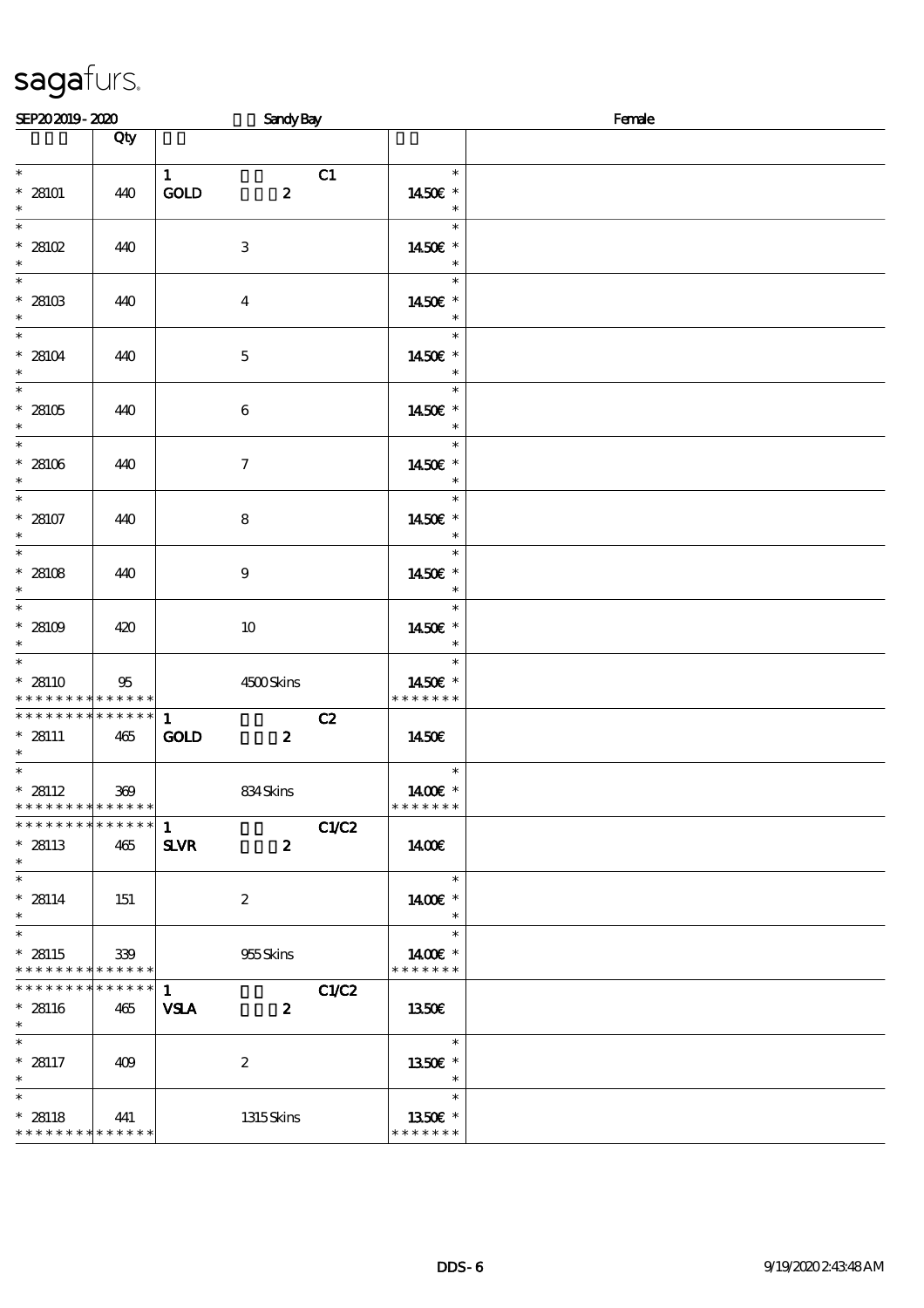sagafurs.

SEP20 2019 - 2020 Sandy Bay Female

| | Qty | | | |
|---|---|---|---|---|
| * 28101 * | 440 | 1 GOLD 2 C1 | * 14.50€ * | |
| * 28102 * | 440 | 3 | * 14.50€ * | |
| * 28103 * | 440 | 4 | * 14.50€ * | |
| * 28104 * | 440 | 5 | * 14.50€ * | |
| * 28105 * | 440 | 6 | * 14.50€ * | |
| * 28106 * | 440 | 7 | * 14.50€ * | |
| * 28107 * | 440 | 8 | * 14.50€ * | |
| * 28108 * | 440 | 9 | * 14.50€ * | |
| * 28109 * | 420 | 10 | * 14.50€ * | |
| * 28110 * * * * * * * * * * * * * | 95 | 4500 Skins | * 14.50€ * * * * * * * * | |
| * * * * * * * * * * * * * * 28111 * | 465 | 1 GOLD 2 C2 | 14.50€ | |
| * 28112 * * * * * * * * * * * * * | 369 | 834 Skins | * 14.00€ * * * * * * * * | |
| * * * * * * * * * * * * * * 28113 * | 465 | 1 SLVR 2 C1/C2 | 14.00€ | |
| * 28114 * | 151 | 2 | * 14.00€ * | |
| * 28115 * * * * * * * * * * * * * | 339 | 955 Skins | * 14.00€ * * * * * * * * | |
| * * * * * * * * * * * * * * 28116 * | 465 | 1 VSLA 2 C1/C2 | 13.50€ | |
| * 28117 * | 409 | 2 | * 13.50€ * | |
| * 28118 * * * * * * * * * * * * * | 441 | 1315 Skins | * 13.50€ * * * * * * * * | |

DDS - 6 9/19/2020 2:43:48 AM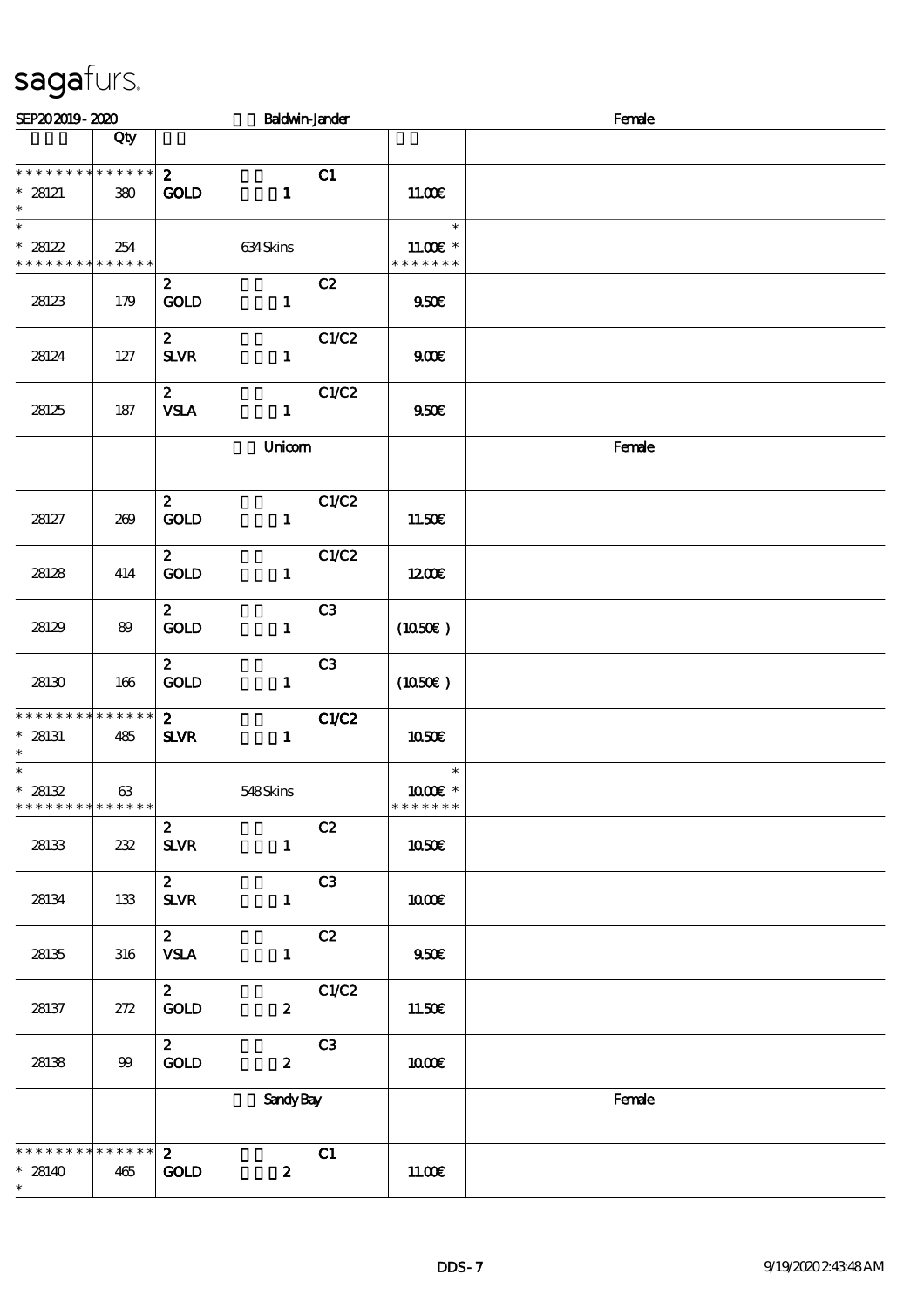sagafurs.

SEP20 2019 - 2020 Baldwin-Jander Female

| | Qty | | | |
|---|---|---|---|---|
| * * * * * * * * * * * * * * <br> * 28121 <br> * | 380 | 2 C1 <br> GOLD 1 | 11.00€ | |
| * <br> * 28122 <br> * * * * * * * * * * * * * * | 254 | 634 Skins | * <br> 11.00€ * <br> * * * * * * * | |
| 28123 | 179 | 2 C2 <br> GOLD 1 | 9.50€ | |
| 28124 | 127 | 2 C1/C2 <br> SLVR 1 | 9.00€ | |
| 28125 | 187 | 2 C1/C2 <br> VSLA 1 | 9.50€ | |
| | | Unicorn | | Female |
| 28127 | 269 | 2 C1/C2 <br> GOLD 1 | 11.50€ | |
| 28128 | 414 | 2 C1/C2 <br> GOLD 1 | 12.00€ | |
| 28129 | 89 | 2 C3 <br> GOLD 1 | (10.50€ ) | |
| 28130 | 166 | 2 C3 <br> GOLD 1 | (10.50€ ) | |
| * * * * * * * * * * * * * * <br> * 28131 <br> * | 485 | 2 C1/C2 <br> SLVR 1 | 10.50€ | |
| * <br> * 28132 <br> * * * * * * * * * * * * * * | 63 | 548 Skins | * <br> 10.00€ * <br> * * * * * * * | |
| 28133 | 232 | 2 C2 <br> SLVR 1 | 10.50€ | |
| 28134 | 133 | 2 C3 <br> SLVR 1 | 10.00€ | |
| 28135 | 316 | 2 C2 <br> VSLA 1 | 9.50€ | |
| 28137 | 272 | 2 C1/C2 <br> GOLD 2 | 11.50€ | |
| 28138 | 99 | 2 C3 <br> GOLD 2 | 10.00€ | |
| | | Sandy Bay | | Female |
| * * * * * * * * * * * * * * <br> * 28140 <br> * | 465 | 2 C1 <br> GOLD 2 | 11.00€ | |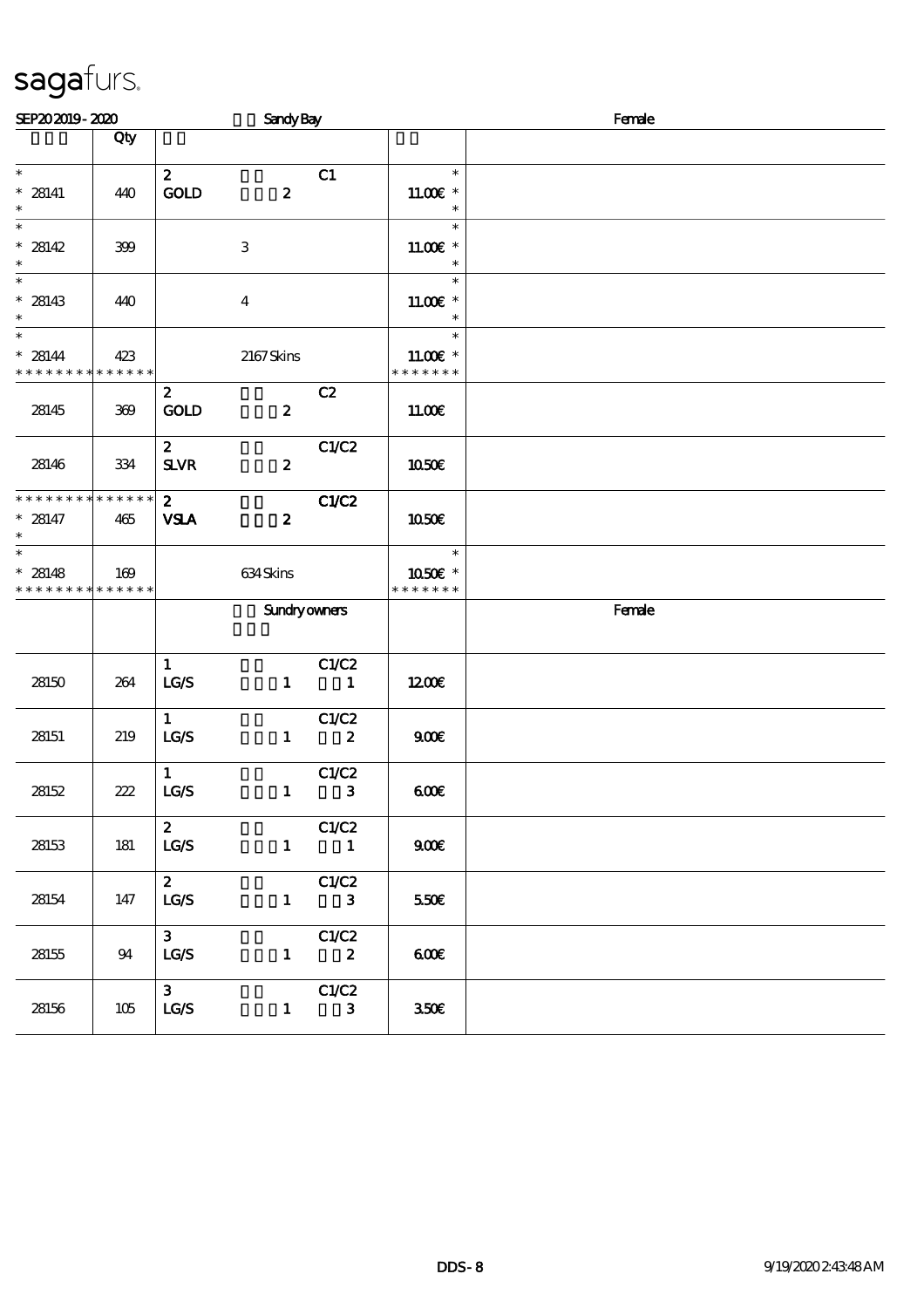sagafurs.

SEP20 2019 - 2020 Sandy Bay Female

| | Qty | | | |
|---|---|---|---|---|
| * <br> * 28141 <br> * | 440 | 2 C1 <br> GOLD 2 | * <br> 11.00€ * <br> * | |
| * <br> * 28142 <br> * | 399 | 3 | * <br> 11.00€ * <br> * | |
| * <br> * 28143 <br> * | 440 | 4 | * <br> 11.00€ * <br> * | |
| * <br> * 28144 <br> * * * * * * * * * * * * * * | 423 | 2167 Skins | * <br> 11.00€ * <br> * * * * * * * | |
| 28145 | 369 | 2 C2 <br> GOLD 2 | 11.00€ | |
| 28146 | 334 | 2 C1/C2 <br> SLVR 2 | 10.50€ | |
| * * * * * * * * * * * * * * <br> * 28147 <br> * | 465 | 2 C1/C2 <br> VSLA 2 | 10.50€ | |
| * <br> * 28148 <br> * * * * * * * * * * * * * * | 169 | 634 Skins | * <br> 10.50€ * <br> * * * * * * * | |
| | | Sundry owners | | Female |
| 28150 | 264 | 1 C1/C2 <br> LG/S 1 1 | 12.00€ | |
| 28151 | 219 | 1 C1/C2 <br> LG/S 1 2 | 9.00€ | |
| 28152 | 222 | 1 C1/C2 <br> LG/S 1 3 | 6.00€ | |
| 28153 | 181 | 2 C1/C2 <br> LG/S 1 1 | 9.00€ | |
| 28154 | 147 | 2 C1/C2 <br> LG/S 1 3 | 5.50€ | |
| 28155 | 94 | 3 C1/C2 <br> LG/S 1 2 | 6.00€ | |
| 28156 | 105 | 3 C1/C2 <br> LG/S 1 3 | 3.50€ | |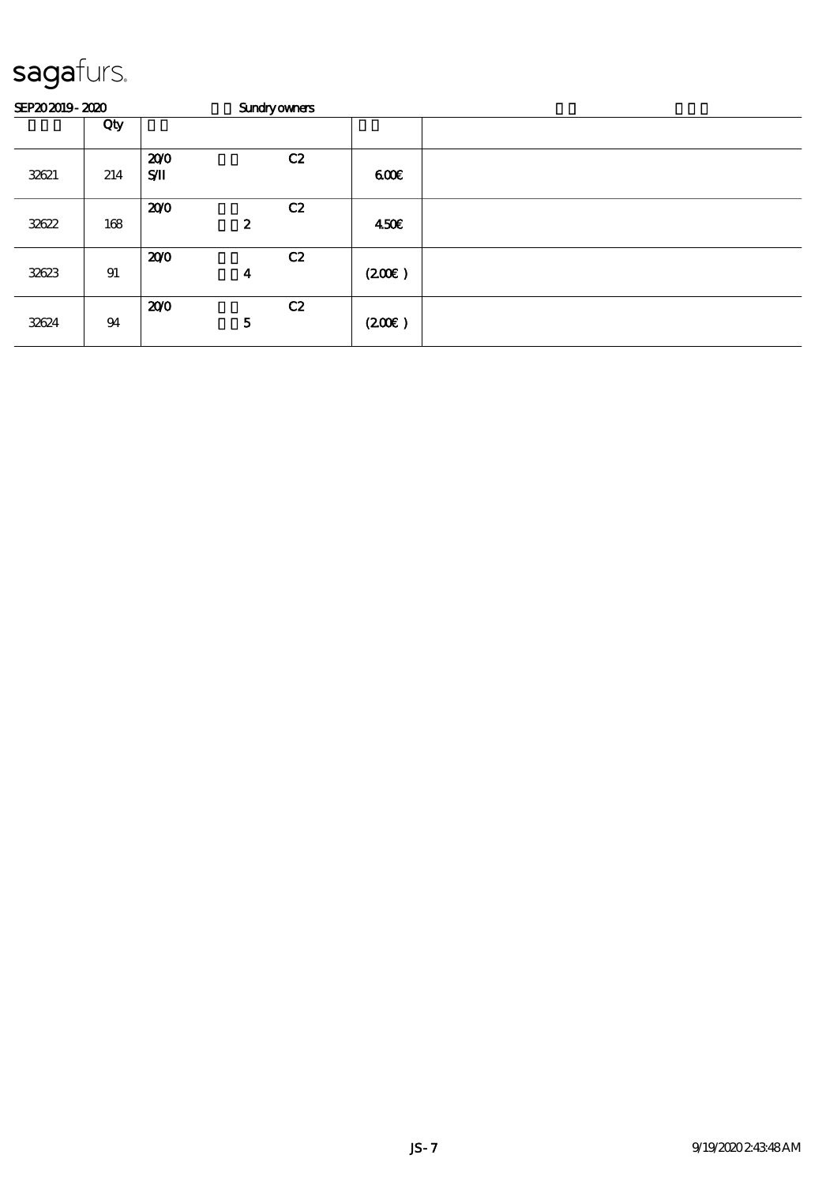# sagafurs.

SEP20 2019 - 2020 Sundry owners

| | Qty | | | | | |
|---|---|---|---|---|---|---|
| 32621 | 214 | 20/0<br>S/II | | C2 | 6.00€ | |
| 32622 | 168 | 20/0 | 2 | C2 | 4.50€ | |
| 32623 | 91 | 20/0 | 4 | C2 | (2.00€ ) | |
| 32624 | 94 | 20/0 | 5 | C2 | (2.00€ ) | |

JS - 7 9/19/2020 2:43:48 AM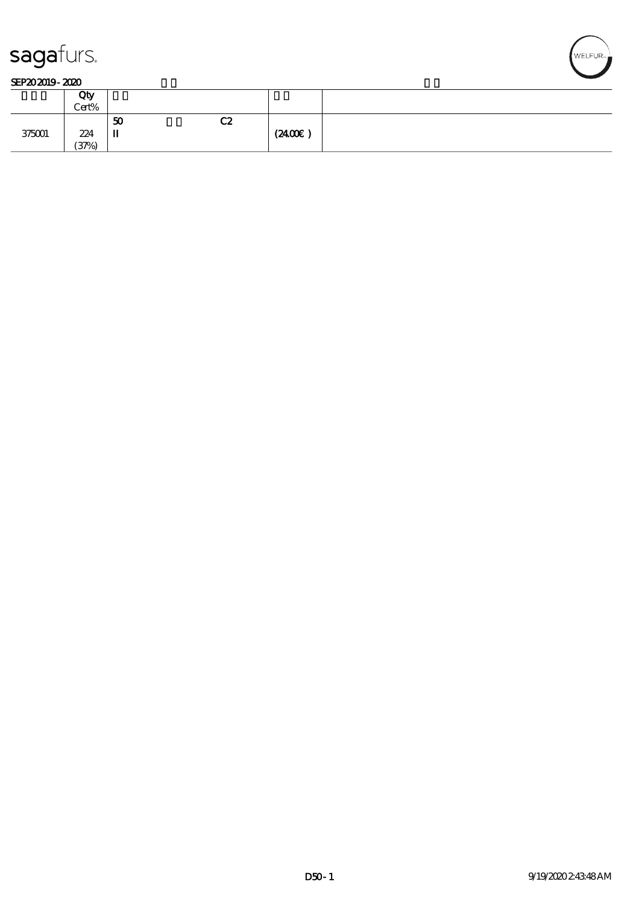SEP20 2019 - 2020

| | Qty Cert% | | | |
|---|---|---|---|---|
| 375001 | 224 (37%) | 50 C2 II | (24.00€ ) | |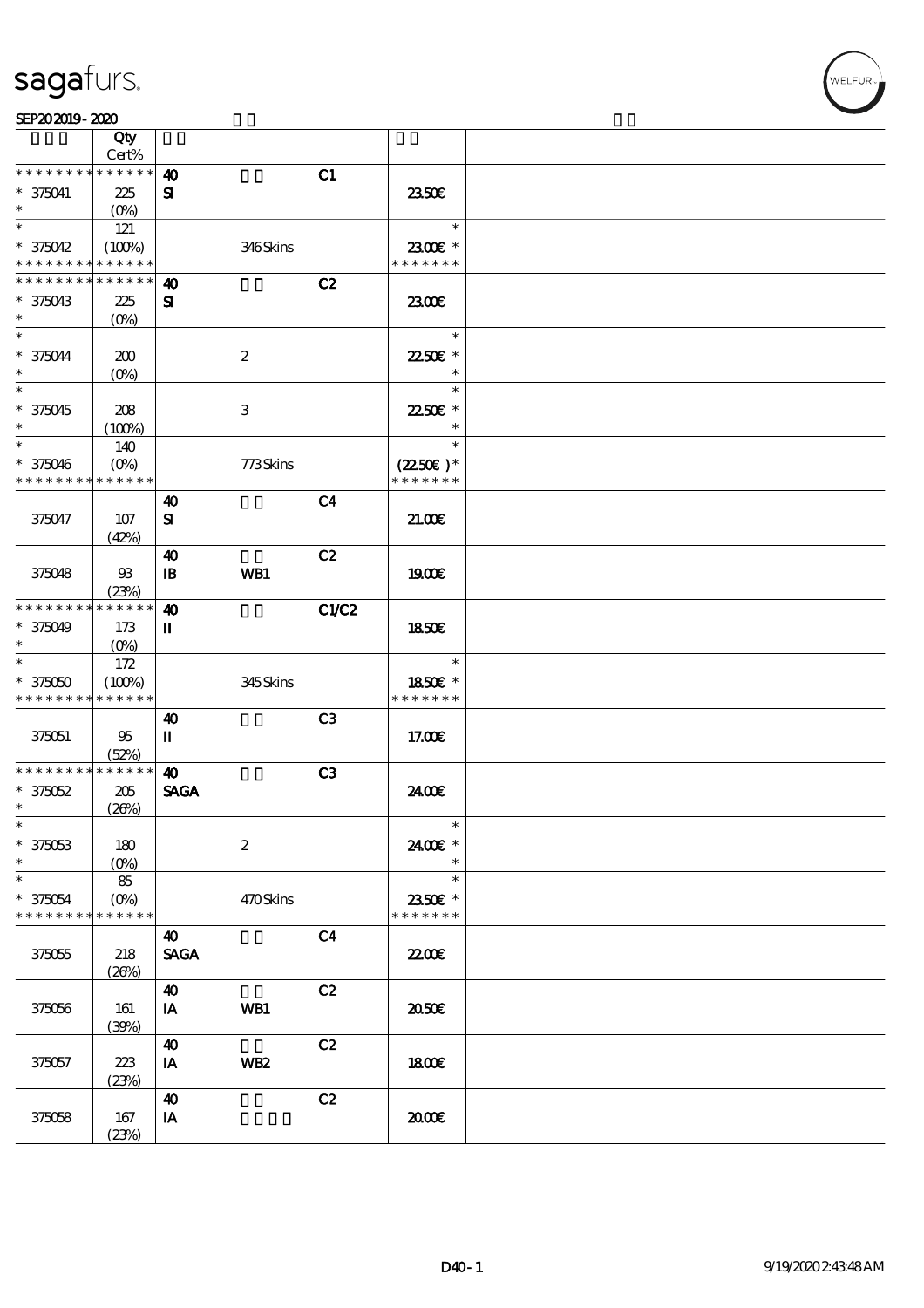| | Qty Cert% | | | | | |
|---|---|---|---|---|---|---|
| * * * * * * * * * * * * * * | | 40 | | C1 | | |
| * 375041 * | 225 (0%) | SI | | | 23.50€ | |
| * * 375042 * * * * * * * * * * * * * * | 121 (100%) | | 346 Skins | | * 23.00€ * * * * * * * * | |
| * * * * * * * * * * * * * * | | 40 | | C2 | | |
| * 375043 * | 225 (0%) | SI | | | 23.00€ | |
| * * 375044 * | 200 (0%) | | 2 | | * 22.50€ * * | |
| * * 375045 * | 208 (100%) | | 3 | | * 22.50€ * * | |
| * * 375046 * * * * * * * * * * * * * * | 140 (0%) | | 773 Skins | | * (22.50€) * * * * * * * * | |
| 375047 | 107 (42%) | 40 SI | | C4 | 21.00€ | |
| 375048 | 93 (23%) | 40 IB | WB1 | C2 | 19.00€ | |
| * * * * * * * * * * * * * * | | 40 | | C1/C2 | | |
| * 375049 * | 173 (0%) | II | | | 18.50€ | |
| * * 375050 * * * * * * * * * * * * * * | 172 (100%) | | 345 Skins | | * 18.50€ * * * * * * * * | |
| 375051 | 95 (52%) | 40 II | | C3 | 17.00€ | |
| * * * * * * * * * * * * * * | | 40 | | C3 | | |
| * 375052 * | 205 (26%) | SAGA | | | 24.00€ | |
| * * 375053 * | 180 (0%) | | 2 | | * 24.00€ * * | |
| * * 375054 * * * * * * * * * * * * * * | 85 (0%) | | 470 Skins | | * 23.50€ * * * * * * * * | |
| 375055 | 218 (26%) | 40 SAGA | | C4 | 22.00€ | |
| 375056 | 161 (39%) | 40 IA | WB1 | C2 | 20.50€ | |
| 375057 | 223 (23%) | 40 IA | WB2 | C2 | 18.00€ | |
| 375058 | 167 (23%) | 40 IA | | C2 | 20.00€ | |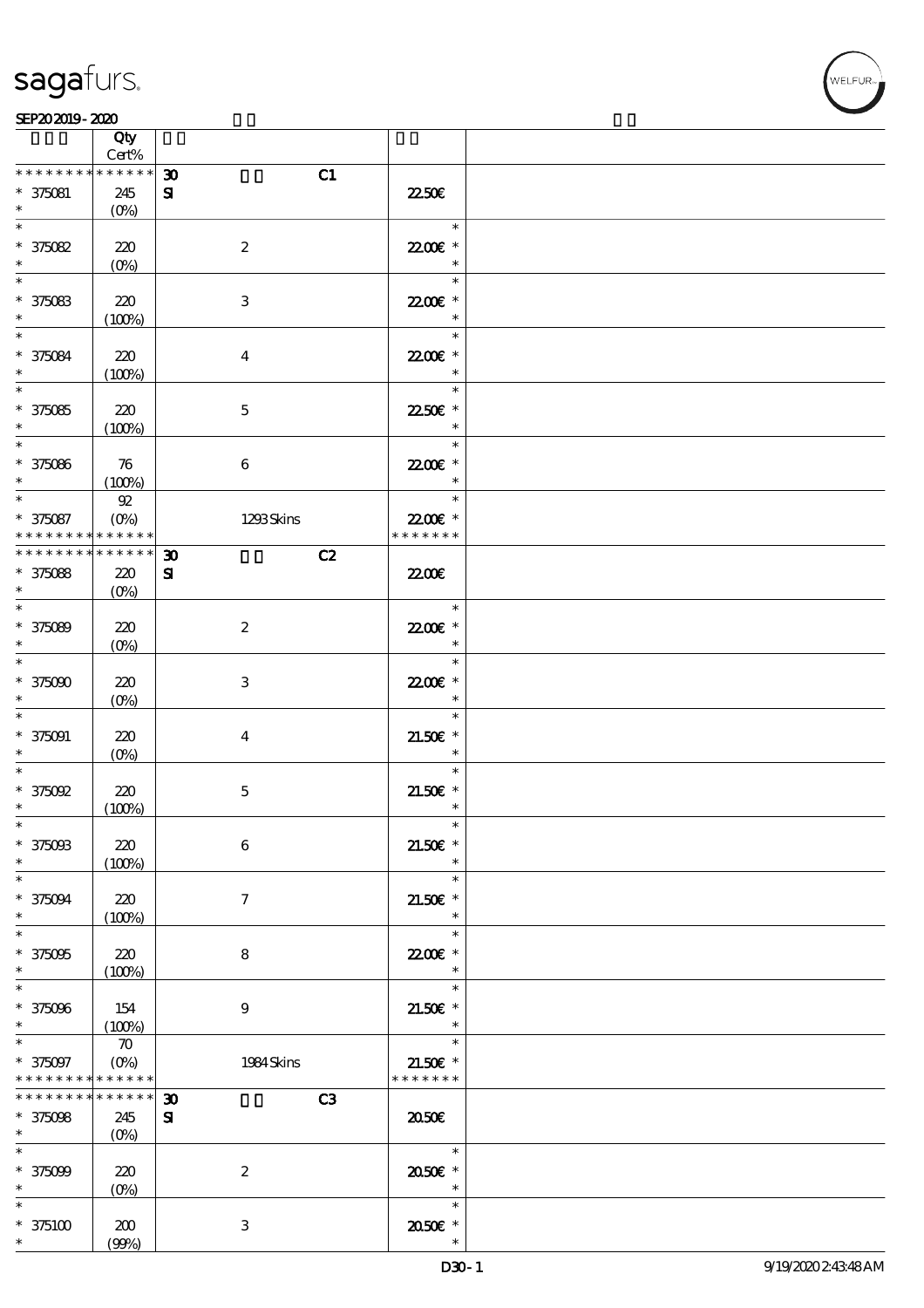| | Qty Cert% | | |
|---|---|---|---|
| * * * * * * * * * * * * * * | 30 SI C1 | | |
| * 375081 * | 245 (0%) | | 22.50€ |
| * 375082 * | 220 (0%) | 2 | 22.00€ * |
| * 375083 * | 220 (100%) | 3 | 22.00€ * |
| * 375084 * | 220 (100%) | 4 | 22.00€ * |
| * 375085 * | 220 (100%) | 5 | 22.50€ * |
| * 375086 * | 76 (100%) | 6 | 22.00€ * |
| * 375087 * * * * * * * * * * * * * | 92 (0%) | 1293 Skins | 22.00€ * * * * * * * * |
| * * * * * * * * * * * * * * | 30 SI C2 | | |
| * 375088 * | 220 (0%) | | 22.00€ |
| * 375089 * | 220 (0%) | 2 | 22.00€ * |
| * 375090 * | 220 (0%) | 3 | 22.00€ * |
| * 375091 * | 220 (0%) | 4 | 21.50€ * |
| * 375092 * | 220 (100%) | 5 | 21.50€ * |
| * 375093 * | 220 (100%) | 6 | 21.50€ * |
| * 375094 * | 220 (100%) | 7 | 21.50€ * |
| * 375095 * | 220 (100%) | 8 | 22.00€ * |
| * 375096 * | 154 (100%) | 9 | 21.50€ * |
| * 375097 * * * * * * * * * * * * * | 70 (0%) | 1984 Skins | 21.50€ * * * * * * * * |
| * * * * * * * * * * * * * * | 30 SI C3 | | |
| * 375098 * | 245 (0%) | | 20.50€ |
| * 375099 * | 220 (0%) | 2 | 20.50€ * |
| * 375100 * | 200 (99%) | 3 | 20.50€ * |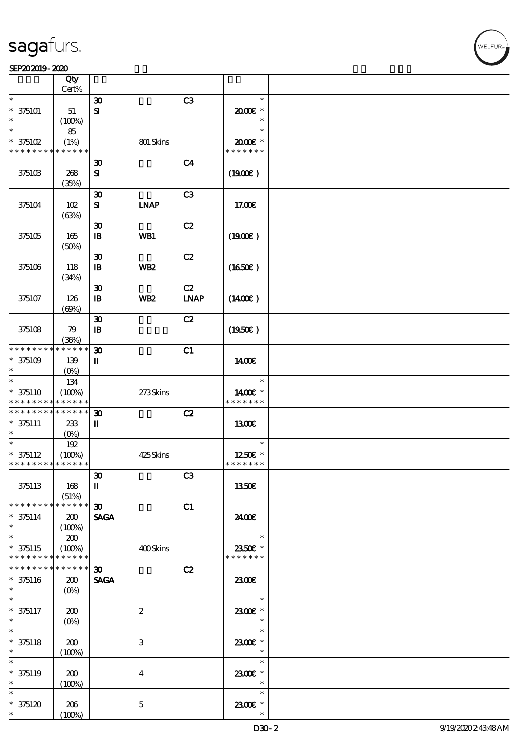| | Qty Cert% | | | | | |
|---|---|---|---|---|---|---|
| * <br> * 375101 <br> * | 51 <br> (100%) | 30 <br> SI | | C3 | * <br> 20.00€ * <br> * | |
| * <br> * 375102 <br> * * * * * * * * * * * * * * | 85 <br> (1%) | | 801 Skins | | * <br> 20.00€ * <br> * * * * * * * | |
| 375103 | 268 <br> (35%) | 30 <br> SI | | C4 | (19.00€) | |
| 375104 | 102 <br> (63%) | 30 <br> SI | LNAP | C3 | 17.00€ | |
| 375105 | 165 <br> (50%) | 30 <br> IB | WB1 | C2 | (19.00€) | |
| 375106 | 118 <br> (34%) | 30 <br> IB | WB2 | C2 | (16.50€) | |
| 375107 | 126 <br> (69%) | 30 <br> IB | WB2 | C2 <br> LNAP | (14.00€) | |
| 375108 | 79 <br> (36%) | 30 <br> IB | | C2 | (19.50€) | |
| * * * * * * * * * * * * * * <br> * 375109 <br> * | 139 <br> (0%) | 30 <br> II | | C1 | 14.00€ | |
| * <br> * 375110 <br> * * * * * * * * * * * * * * | 134 <br> (100%) | | 273 Skins | | * <br> 14.00€ * <br> * * * * * * * | |
| * * * * * * * * * * * * * * <br> * 375111 <br> * | 233 <br> (0%) | 30 <br> II | | C2 | 13.00€ | |
| * <br> * 375112 <br> * * * * * * * * * * * * * * | 192 <br> (100%) | | 425 Skins | | * <br> 12.50€ * <br> * * * * * * * | |
| 375113 | 168 <br> (51%) | 30 <br> II | | C3 | 13.50€ | |
| * * * * * * * * * * * * * * <br> * 375114 <br> * | 200 <br> (100%) | 30 <br> SAGA | | C1 | 24.00€ | |
| * <br> * 375115 <br> * * * * * * * * * * * * * * | 200 <br> (100%) | | 400 Skins | | * <br> 23.50€ * <br> * * * * * * * | |
| * * * * * * * * * * * * * * <br> * 375116 <br> * | 200 <br> (0%) | 30 <br> SAGA | | C2 | 23.00€ | |
| * <br> * 375117 <br> * | 200 <br> (0%) | | 2 | | * <br> 23.00€ * <br> * | |
| * <br> * 375118 <br> * | 200 <br> (100%) | | 3 | | * <br> 23.00€ * <br> * | |
| * <br> * 375119 <br> * | 200 <br> (100%) | | 4 | | * <br> 23.00€ * <br> * | |
| * <br> * 375120 <br> * | 206 <br> (100%) | | 5 | | * <br> 23.00€ * <br> * | |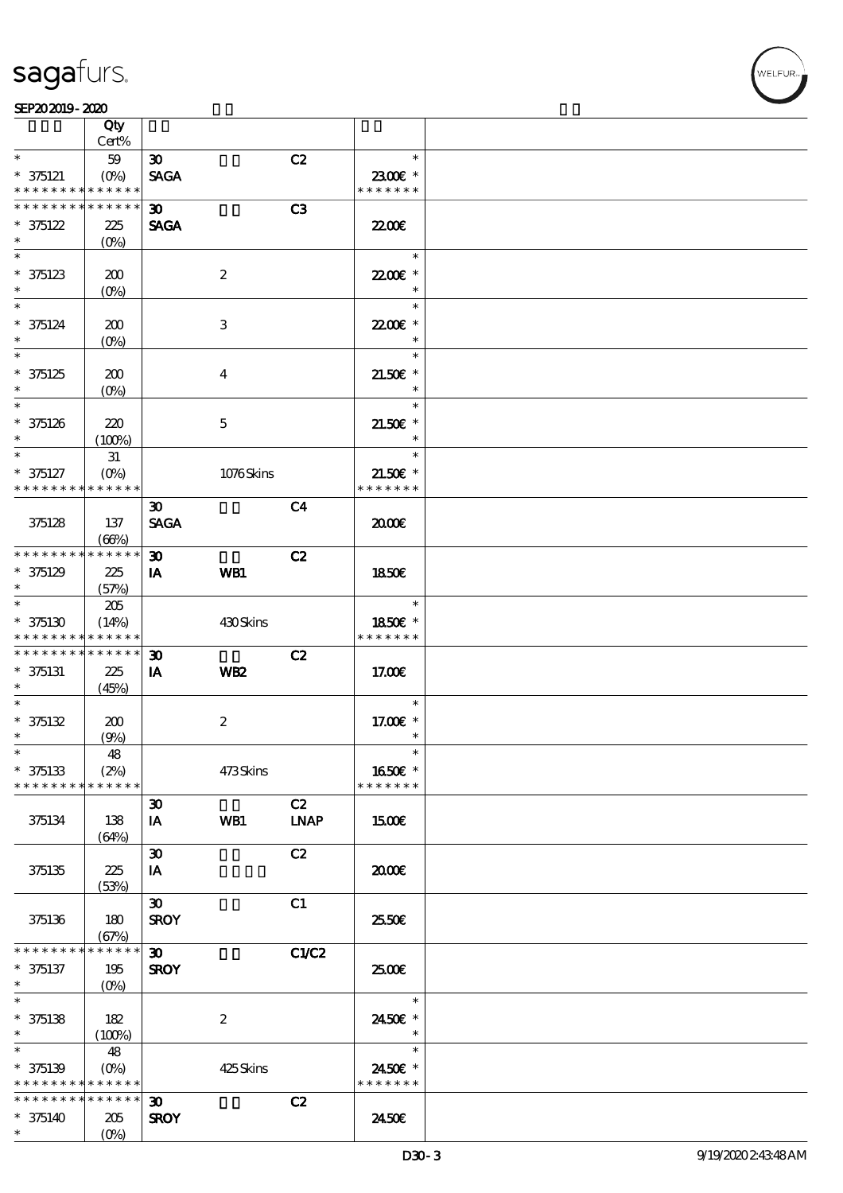| | Qty Cert% | | | | | |
|---|---|---|---|---|---|---|
| * | 59 | 30 | | C2 | * | |
| * 375121 | (0%) | SAGA | | | 23.00€ * | |
| * * * * * * * * * * * * * * | | | | | * * * * * * * | |
| * * * * * * * * * * * * * * | | 30 | | C3 | | |
| * 375122 | 225 (0%) | SAGA | | | 22.00€ | |
| * 375123 | 200 (0%) | | 2 | | 22.00€ * | |
| * 375124 | 200 (0%) | | 3 | | 22.00€ * | |
| * 375125 | 200 (0%) | | 4 | | 21.50€ * | |
| * 375126 | 220 (100%) | | 5 | | 21.50€ * | |
| * 375127 | 31 (0%) | | 1076 Skins | | 21.50€ * | |
| * * * * * * * * * * * * * * | | | | | * * * * * * * | |
| 375128 | 137 (66%) | 30 SAGA | | C4 | 20.00€ | |
| * * * * * * * * * * * * * * | | 30 | | C2 | | |
| * 375129 | 225 (57%) | IA | WB1 | | 18.50€ | |
| * 375130 | 205 (14%) | | 430 Skins | | 18.50€ * | |
| * * * * * * * * * * * * * * | | | | | * * * * * * * | |
| * * * * * * * * * * * * * * | | 30 | | C2 | | |
| * 375131 | 225 (45%) | IA | WB2 | | 17.00€ | |
| * 375132 | 200 (9%) | | 2 | | 17.00€ * | |
| * 375133 | 48 (2%) | | 473 Skins | | 16.50€ * | |
| * * * * * * * * * * * * * * | | | | | * * * * * * * | |
| 375134 | 138 (64%) | 30 IA | WB1 | C2 LNAP | 15.00€ | |
| 375135 | 225 (53%) | 30 IA | | C2 | 20.00€ | |
| 375136 | 180 (67%) | 30 SROY | | C1 | 25.50€ | |
| * * * * * * * * * * * * * * | | 30 | | C1/C2 | | |
| * 375137 | 195 (0%) | SROY | | | 25.00€ | |
| * 375138 | 182 (100%) | | 2 | | 24.50€ * | |
| * 375139 | 48 (0%) | | 425 Skins | | 24.50€ * | |
| * * * * * * * * * * * * * * | | | | | * * * * * * * | |
| * * * * * * * * * * * * * * | | 30 | | C2 | | |
| * 375140 | 205 (0%) | SROY | | | 24.50€ | |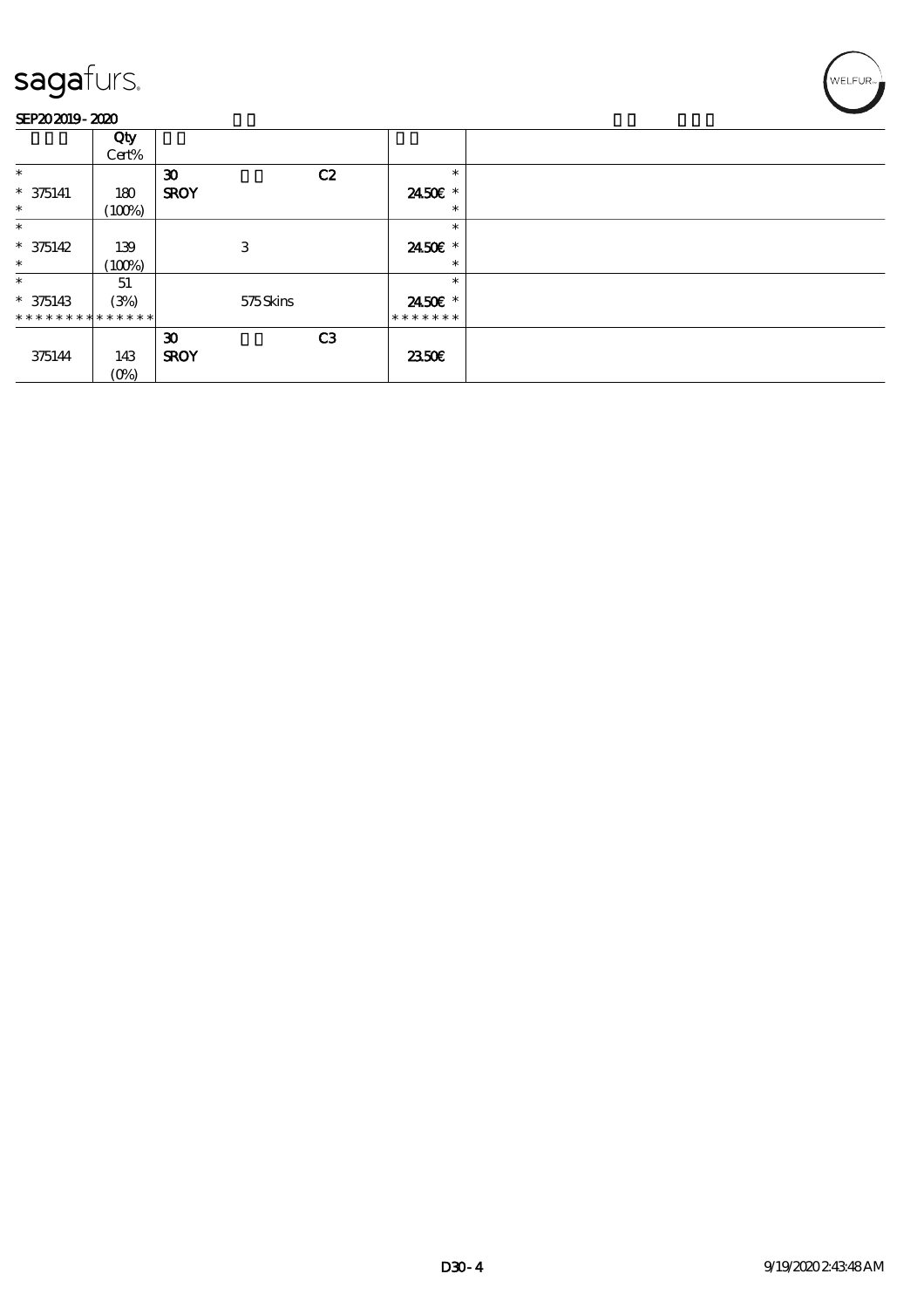sagafurs.

SEP20 2019 - 2020

| | Qty Cert% | | | | |
|---|---|---|---|---|---|
| * | | 30 | | C2 | * |
| * 375141 | 180 | SROY | | | 24.50€ * |
| * | (100%) | | | | * |
| * | | | | | * |
| * 375142 | 139 | | 3 | | 24.50€ * |
| * | (100%) | | | | * |
| * | 51 | | | | * |
| * 375143 | (3%) | | 575 Skins | | 24.50€ * |
| * * * * * * * * * * * * * * | | | | | * * * * * * * |
| | | 30 | | C3 | |
| 375144 | 143 | SROY | | | 23.50€ |
| | (0%) | | | | |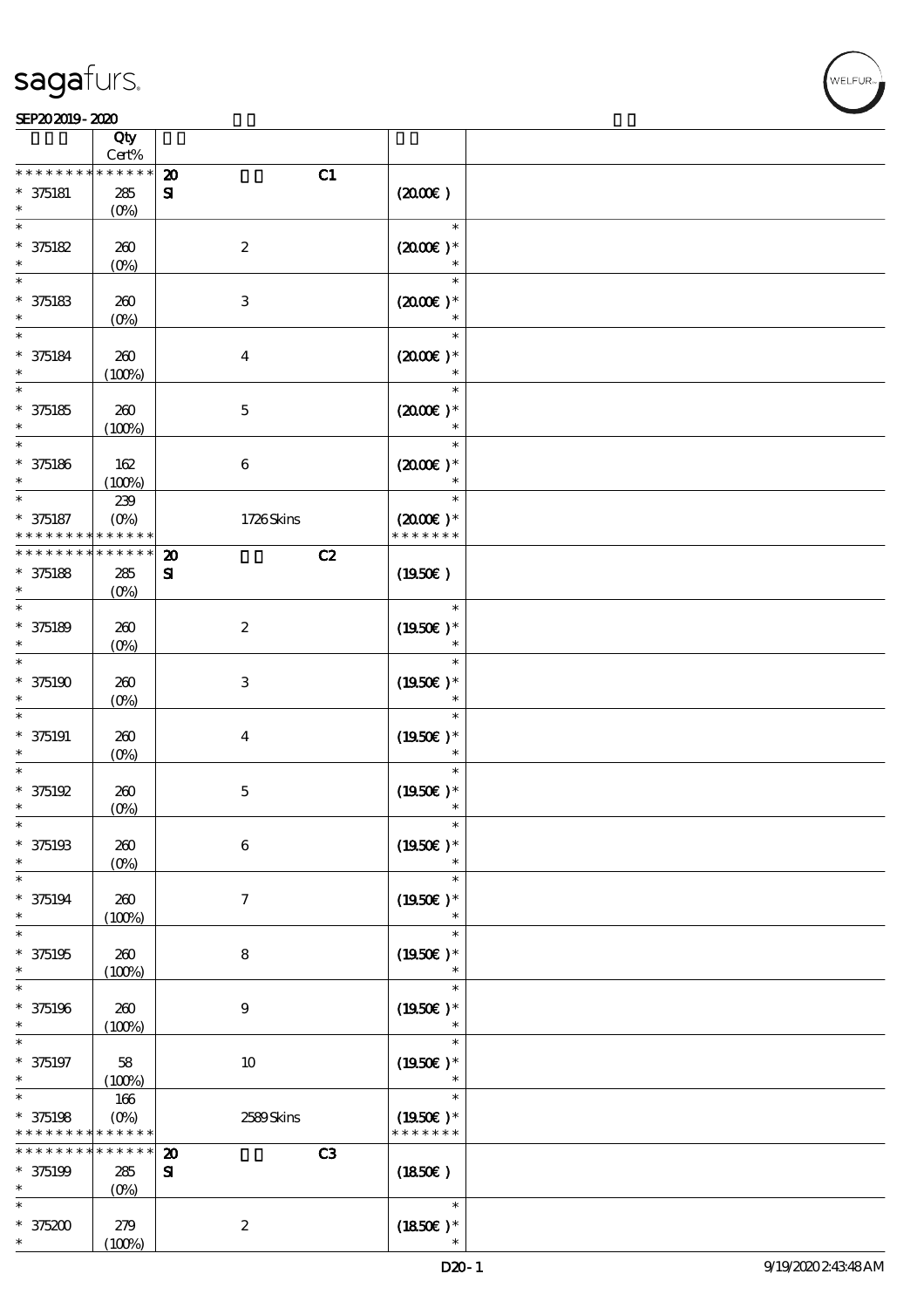| | Qty Cert% | | | |
|---|---|---|---|---|
| * * * * * * * * * * * * * * | **20** C1 | | | |
| * 375181 * | 285 (0%) | **SI** | (20.00€) | |
| * 375182 * | 260 (0%) | 2 | (20.00€)* | |
| * 375183 * | 260 (0%) | 3 | (20.00€)* | |
| * 375184 * | 260 (100%) | 4 | (20.00€)* | |
| * 375185 * | 260 (100%) | 5 | (20.00€)* | |
| * 375186 * | 162 (100%) | 6 | (20.00€)* | |
| * 375187 * * * * * * * * * * * * * * | 239 (0%) | 1726 Skins | (20.00€)* * * * * * * * | |
| * * * * * * * * * * * * * * | **20** C2 | | | |
| * 375188 * | 285 (0%) | **SI** | (19.50€) | |
| * 375189 * | 260 (0%) | 2 | (19.50€)* | |
| * 375190 * | 260 (0%) | 3 | (19.50€)* | |
| * 375191 * | 260 (0%) | 4 | (19.50€)* | |
| * 375192 * | 260 (0%) | 5 | (19.50€)* | |
| * 375193 * | 260 (0%) | 6 | (19.50€)* | |
| * 375194 * | 260 (100%) | 7 | (19.50€)* | |
| * 375195 * | 260 (100%) | 8 | (19.50€)* | |
| * 375196 * | 260 (100%) | 9 | (19.50€)* | |
| * 375197 * | 58 (100%) | 10 | (19.50€)* | |
| * 375198 * * * * * * * * * * * * * * | 166 (0%) | 2589 Skins | (19.50€)* * * * * * * * | |
| * * * * * * * * * * * * * * | **20** C3 | | | |
| * 375199 * | 285 (0%) | **SI** | (18.50€) | |
| * 375200 * | 279 (100%) | 2 | (18.50€)* | |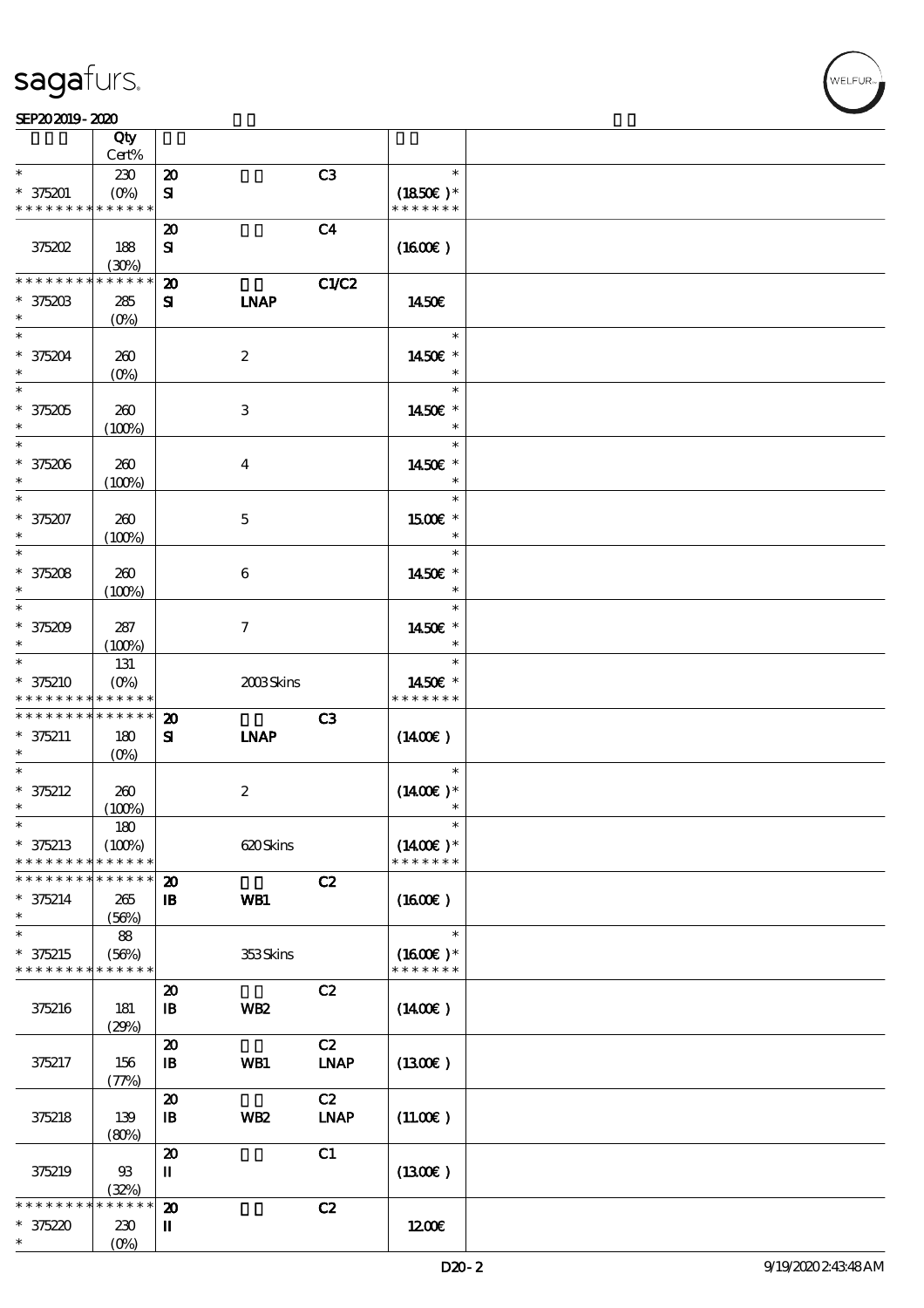| | Qty Cert% | | | | | |
|---|---|---|---|---|---|---|
| * | 230 | 20 | | C3 | * | |
| * 375201 | (0%) | SI | | | (18.50€) * | |
| * * * * * * * * * * * * * * | | | | | * * * * * * * | |
| | | 20 | | C4 | | |
| 375202 | 188 (30%) | SI | | | (16.00€) | |
| * * * * * * * * * * * * * * | | 20 | | C1/C2 | | |
| * 375203 | 285 | SI | LNAP | | 14.50€ | |
| * | (0%) | | | | | |
| * | | | | | * | |
| * 375204 | 260 | | 2 | | 14.50€ * | |
| * | (0%) | | | | * | |
| * | | | | | * | |
| * 375205 | 260 | | 3 | | 14.50€ * | |
| * | (100%) | | | | * | |
| * | | | | | * | |
| * 375206 | 260 | | 4 | | 14.50€ * | |
| * | (100%) | | | | * | |
| * | | | | | * | |
| * 375207 | 260 | | 5 | | 15.00€ * | |
| * | (100%) | | | | * | |
| * | | | | | * | |
| * 375208 | 260 | | 6 | | 14.50€ * | |
| * | (100%) | | | | * | |
| * | | | | | * | |
| * 375209 | 287 | | 7 | | 14.50€ * | |
| * | (100%) | | | | * | |
| * | 131 | | | | * | |
| * 375210 | (0%) | | 2003 Skins | | 14.50€ * | |
| * * * * * * * * * * * * * * | | | | | * * * * * * * | |
| * * * * * * * * * * * * * * | | 20 | | C3 | | |
| * 375211 | 180 | SI | LNAP | | (14.00€) | |
| * | (0%) | | | | | |
| * | | | | | * | |
| * 375212 | 260 | | 2 | | (14.00€) * | |
| * | (100%) | | | | * | |
| * | 180 | | | | * | |
| * 375213 | (100%) | | 620 Skins | | (14.00€) * | |
| * * * * * * * * * * * * * * | | | | | * * * * * * * | |
| * * * * * * * * * * * * * * | | 20 | | C2 | | |
| * 375214 | 265 | IB | WB1 | | (16.00€) | |
| * | (56%) | | | | | |
| * | 88 | | | | * | |
| * 375215 | (56%) | | 353 Skins | | (16.00€) * | |
| * * * * * * * * * * * * * * | | | | | * * * * * * * | |
| | | 20 | | C2 | | |
| 375216 | 181 (29%) | IB | WB2 | | (14.00€) | |
| | | 20 | | C2 | | |
| 375217 | 156 (77%) | IB | WB1 | LNAP | (13.00€) | |
| | | 20 | | C2 | | |
| 375218 | 139 (80%) | IB | WB2 | LNAP | (11.00€) | |
| | | 20 | | C1 | | |
| 375219 | 93 (32%) | II | | | (13.00€) | |
| * * * * * * * * * * * * * * | | 20 | | C2 | | |
| * 375220 | 230 | II | | | 12.00€ | |
| * | (0%) | | | | | |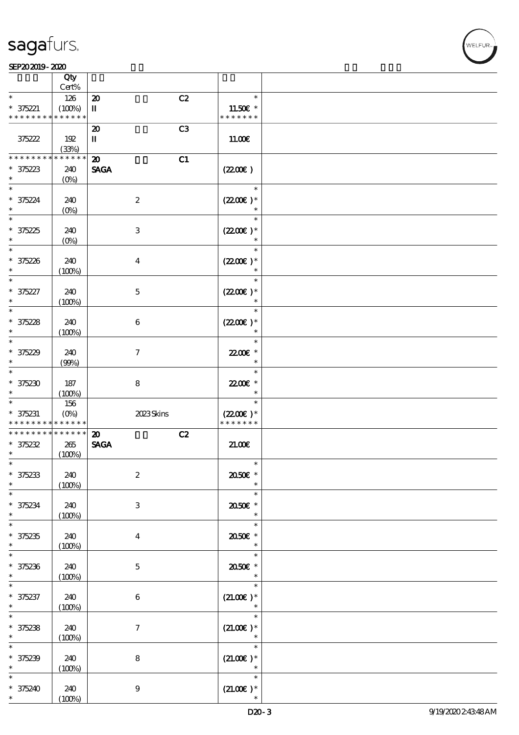| | Qty Cert% | | | |
|---|---|---|---|---|
| * | 126 | 20 C2 | * | |
| * 375221 | (100%) | II | 11.50€ * | |
| * * * * * * * * * * * * * * | | | * * * * * * * | |
| | | 20 C3 | | |
| 375222 | 192 (33%) | II | 11.00€ | |
| * * * * * * * * * * * * * * | | 20 C1 | | |
| * 375223 | 240 | SAGA | (22.00€) | |
| * | (0%) | | | |
| * | | | * | |
| * 375224 | 240 | 2 | (22.00€)* | |
| * | (0%) | | * | |
| * | | | * | |
| * 375225 | 240 | 3 | (22.00€)* | |
| * | (0%) | | * | |
| * | | | * | |
| * 375226 | 240 | 4 | (22.00€)* | |
| * | (100%) | | * | |
| * | | | * | |
| * 375227 | 240 | 5 | (22.00€)* | |
| * | (100%) | | * | |
| * | | | * | |
| * 375228 | 240 | 6 | (22.00€)* | |
| * | (100%) | | * | |
| * | | | * | |
| * 375229 | 240 | 7 | 22.00€ * | |
| * | (99%) | | * | |
| * | | | * | |
| * 375230 | 187 | 8 | 22.00€ * | |
| * | (100%) | | * | |
| * | 156 | | * | |
| * 375231 | (0%) | 2023 Skins | (22.00€)* | |
| * * * * * * * * * * * * * * | | | * * * * * * * | |
| * * * * * * * * * * * * * * | | 20 C2 | | |
| * 375232 | 265 | SAGA | 21.00€ | |
| * | (100%) | | | |
| * | | | * | |
| * 375233 | 240 | 2 | 20.50€ * | |
| * | (100%) | | * | |
| * | | | * | |
| * 375234 | 240 | 3 | 20.50€ * | |
| * | (100%) | | * | |
| * | | | * | |
| * 375235 | 240 | 4 | 20.50€ * | |
| * | (100%) | | * | |
| * | | | * | |
| * 375236 | 240 | 5 | 20.50€ * | |
| * | (100%) | | * | |
| * | | | * | |
| * 375237 | 240 | 6 | (21.00€)* | |
| * | (100%) | | * | |
| * | | | * | |
| * 375238 | 240 | 7 | (21.00€)* | |
| * | (100%) | | * | |
| * | | | * | |
| * 375239 | 240 | 8 | (21.00€)* | |
| * | (100%) | | * | |
| * | | | * | |
| * 375240 | 240 | 9 | (21.00€)* | |
| * | (100%) | | * | |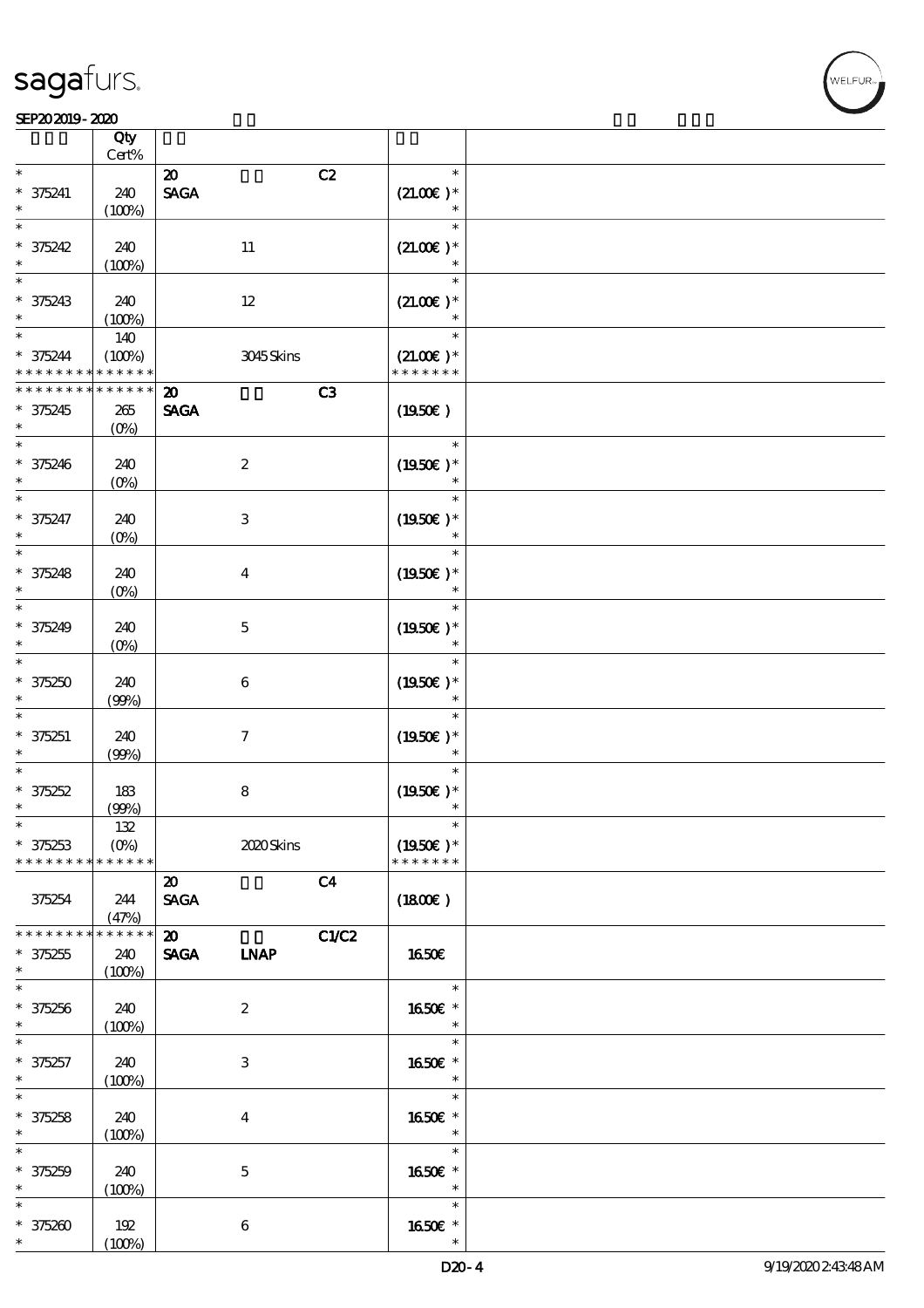| | Qty Cert% | | | |
|---|---|---|---|---|
| * | | 20 | C2 | * |
| * 375241 | 240 | SAGA | | (21.00€ )* |
| * | (100%) | | | * |
| * | | | | * |
| * 375242 | 240 | 11 | | (21.00€ )* |
| * | (100%) | | | * |
| * | | | | * |
| * 375243 | 240 | 12 | | (21.00€ )* |
| * | (100%) | | | * |
| * | 140 | | | * |
| * 375244 | (100%) | 3045 Skins | | (21.00€ )* |
| * * * * * * * * * * * * * * | | | | * * * * * * * |
| * * * * * * * * * * * * * * | | 20 | C3 | |
| * 375245 | 265 | SAGA | | (19.50€ ) |
| * | (0%) | | | |
| * | | | | * |
| * 375246 | 240 | 2 | | (19.50€ )* |
| * | (0%) | | | * |
| * | | | | * |
| * 375247 | 240 | 3 | | (19.50€ )* |
| * | (0%) | | | * |
| * | | | | * |
| * 375248 | 240 | 4 | | (19.50€ )* |
| * | (0%) | | | * |
| * | | | | * |
| * 375249 | 240 | 5 | | (19.50€ )* |
| * | (0%) | | | * |
| * | | | | * |
| * 375250 | 240 | 6 | | (19.50€ )* |
| * | (99%) | | | * |
| * | | | | * |
| * 375251 | 240 | 7 | | (19.50€ )* |
| * | (99%) | | | * |
| * | | | | * |
| * 375252 | 183 | 8 | | (19.50€ )* |
| * | (99%) | | | * |
| * | 132 | | | * |
| * 375253 | (0%) | 2020 Skins | | (19.50€ )* |
| * * * * * * * * * * * * * * | | | | * * * * * * * |
| | | 20 | C4 | |
| 375254 | 244 | SAGA | | (18.00€ ) |
| | (47%) | | | |
| * * * * * * * * * * * * * * | | 20 | C1/C2 | |
| * 375255 | 240 | SAGA LNAP | | 16.50€ |
| * | (100%) | | | |
| * | | | | * |
| * 375256 | 240 | 2 | | 16.50€ * |
| * | (100%) | | | * |
| * | | | | * |
| * 375257 | 240 | 3 | | 16.50€ * |
| * | (100%) | | | * |
| * | | | | * |
| * 375258 | 240 | 4 | | 16.50€ * |
| * | (100%) | | | * |
| * | | | | * |
| * 375259 | 240 | 5 | | 16.50€ * |
| * | (100%) | | | * |
| * | | | | * |
| * 375260 | 192 | 6 | | 16.50€ * |
| * | (100%) | | | * |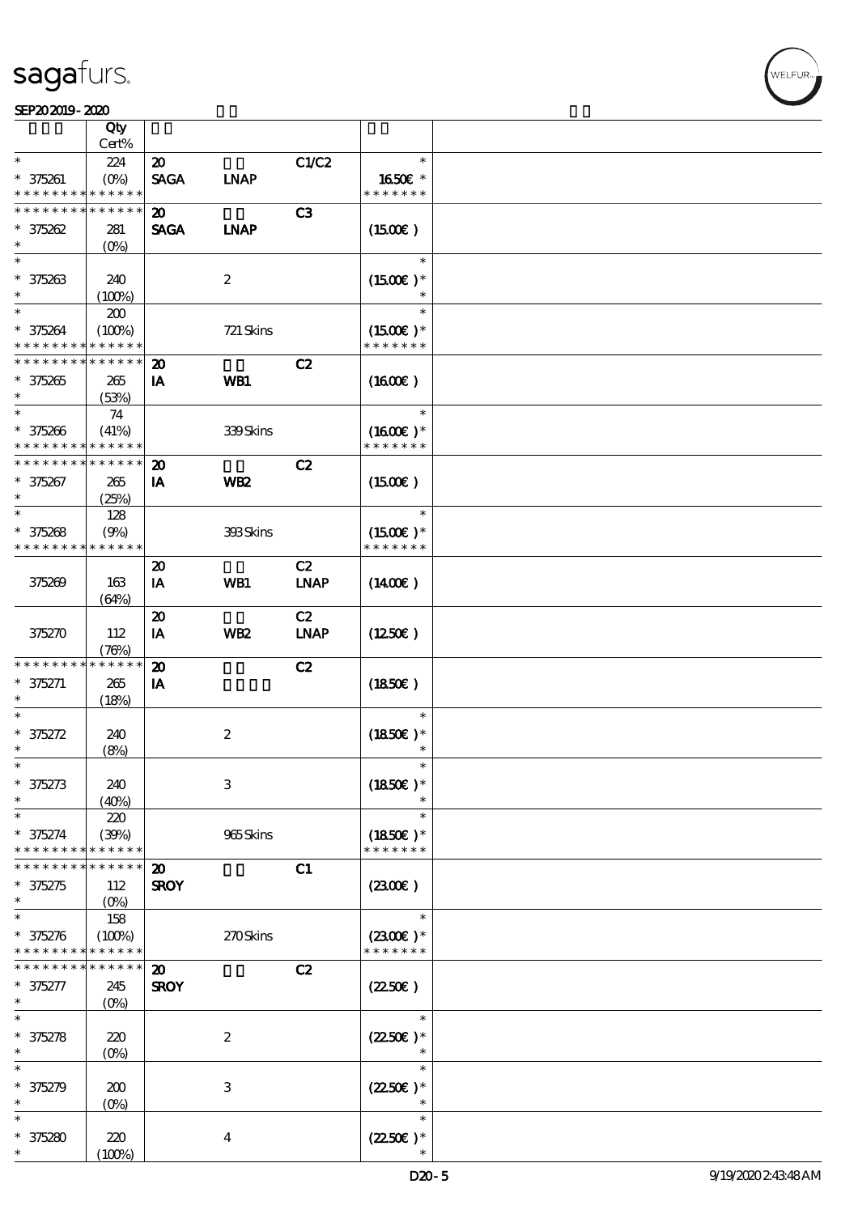| | Qty Cert% | | | | | |
|---|---|---|---|---|---|---|
| * | 224 | 20 | | C1/C2 | * | |
| * 375261 | (0%) | SAGA | LNAP | | 16.50€ * | |
| * * * * * * * * * * * * * * | | | | | * * * * * * * | |
| * * * * * * * * * * * * * * | | 20 | | C3 | | |
| * 375262 | 281 | SAGA | LNAP | | (15.00€) | |
| * | (0%) | | | | | |
| * | | | | | * | |
| * 375263 | 240 | | 2 | | (15.00€)* | |
| * | (100%) | | | | * | |
| * | 200 | | | | * | |
| * 375264 | (100%) | | 721 Skins | | (15.00€)* | |
| * * * * * * * * * * * * * * | | | | | * * * * * * * | |
| * * * * * * * * * * * * * * | | 20 | | C2 | | |
| * 375265 | 265 | IA | WB1 | | (16.00€) | |
| * | (53%) | | | | | |
| * | 74 | | | | * | |
| * 375266 | (41%) | | 339 Skins | | (16.00€)* | |
| * * * * * * * * * * * * * * | | | | | * * * * * * * | |
| * * * * * * * * * * * * * * | | 20 | | C2 | | |
| * 375267 | 265 | IA | WB2 | | (15.00€) | |
| * | (25%) | | | | | |
| * | 128 | | | | * | |
| * 375268 | (9%) | | 393 Skins | | (15.00€)* | |
| * * * * * * * * * * * * * * | | | | | * * * * * * * | |
| | | 20 | | C2 | | |
| 375269 | 163 (64%) | IA | WB1 | LNAP | (14.00€) | |
| | | 20 | | C2 | | |
| 375270 | 112 (76%) | IA | WB2 | LNAP | (12.50€) | |
| * * * * * * * * * * * * * * | | 20 | | C2 | | |
| * 375271 | 265 | IA | | | (18.50€) | |
| * | (18%) | | | | | |
| * | | | | | * | |
| * 375272 | 240 | | 2 | | (18.50€)* | |
| * | (8%) | | | | * | |
| * | | | | | * | |
| * 375273 | 240 | | 3 | | (18.50€)* | |
| * | (40%) | | | | * | |
| * | 220 | | | | * | |
| * 375274 | (39%) | | 965 Skins | | (18.50€)* | |
| * * * * * * * * * * * * * * | | | | | * * * * * * * | |
| * * * * * * * * * * * * * * | | 20 | | C1 | | |
| * 375275 | 112 | SROY | | | (23.00€) | |
| * | (0%) | | | | | |
| * | 158 | | | | * | |
| * 375276 | (100%) | | 270 Skins | | (23.00€)* | |
| * * * * * * * * * * * * * * | | | | | * * * * * * * | |
| * * * * * * * * * * * * * * | | 20 | | C2 | | |
| * 375277 | 245 | SROY | | | (22.50€) | |
| * | (0%) | | | | | |
| * | | | | | * | |
| * 375278 | 220 | | 2 | | (22.50€)* | |
| * | (0%) | | | | * | |
| * | | | | | * | |
| * 375279 | 200 | | 3 | | (22.50€)* | |
| * | (0%) | | | | * | |
| * | | | | | * | |
| * 375280 | 220 | | 4 | | (22.50€)* | |
| * | (100%) | | | | * | |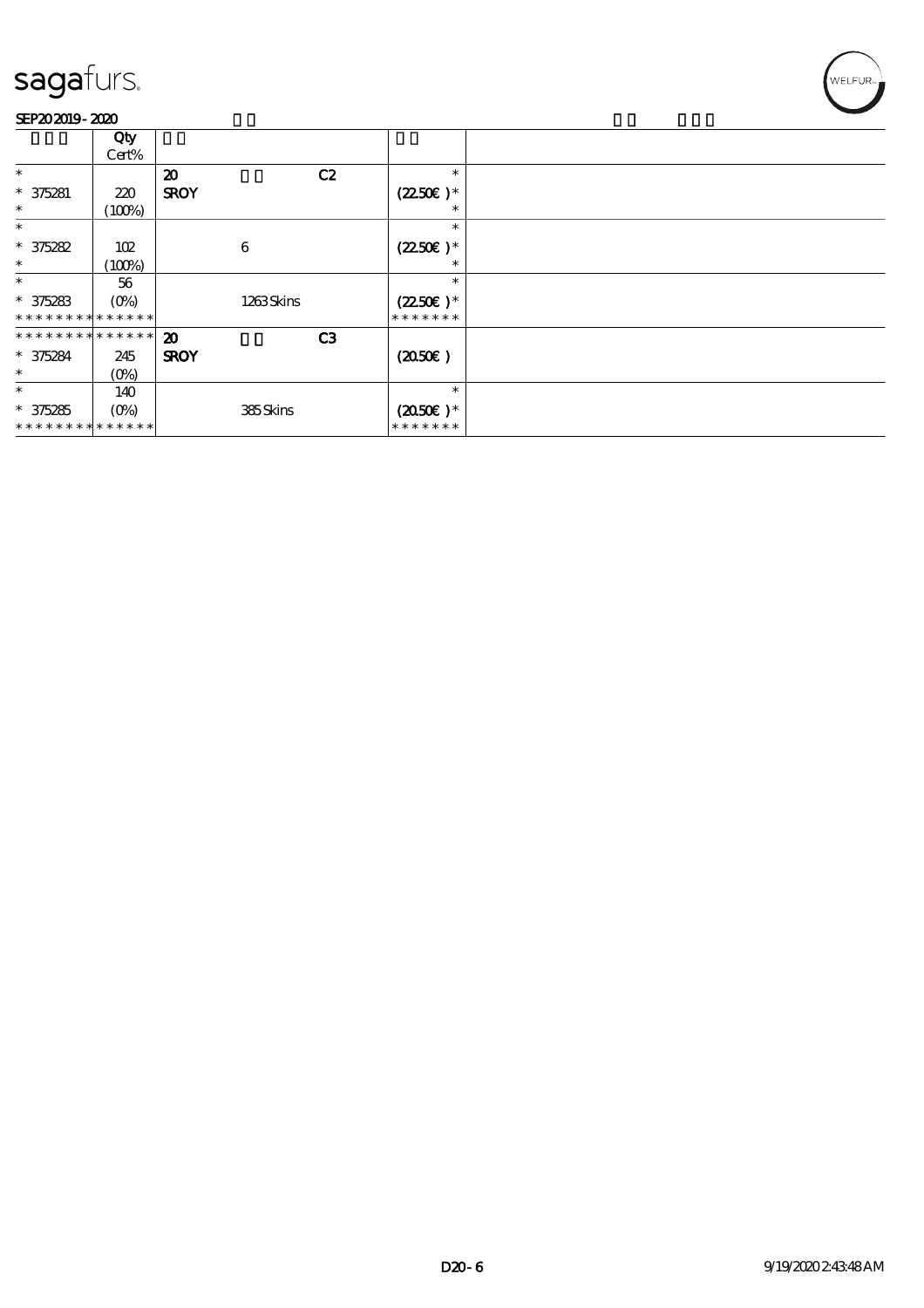| | Qty Cert% | | | | | |
|---|---|---|---|---|---|---|
| * | | 20 | | C2 | * | |
| * 375281 | 220 | SROY | | | (22.50€ )* | |
| * | (100%) | | | | * | |
| * | | | | | * | |
| * 375282 | 102 | | 6 | | (22.50€ )* | |
| * | (100%) | | | | * | |
| * | 56 | | | | * | |
| * 375283 | (0%) | | 1263 Skins | | (22.50€ )* | |
| * * * * * * * * * * * * * * | | | | | * * * * * * * | |
| * * * * * * * * * * * * * * | | 20 | | C3 | | |
| * 375284 | 245 | SROY | | | (20.50€ ) | |
| * | (0%) | | | | | |
| * | 140 | | | | * | |
| * 375285 | (0%) | | 385 Skins | | (20.50€ )* | |
| * * * * * * * * * * * * * * | | | | | * * * * * * * | |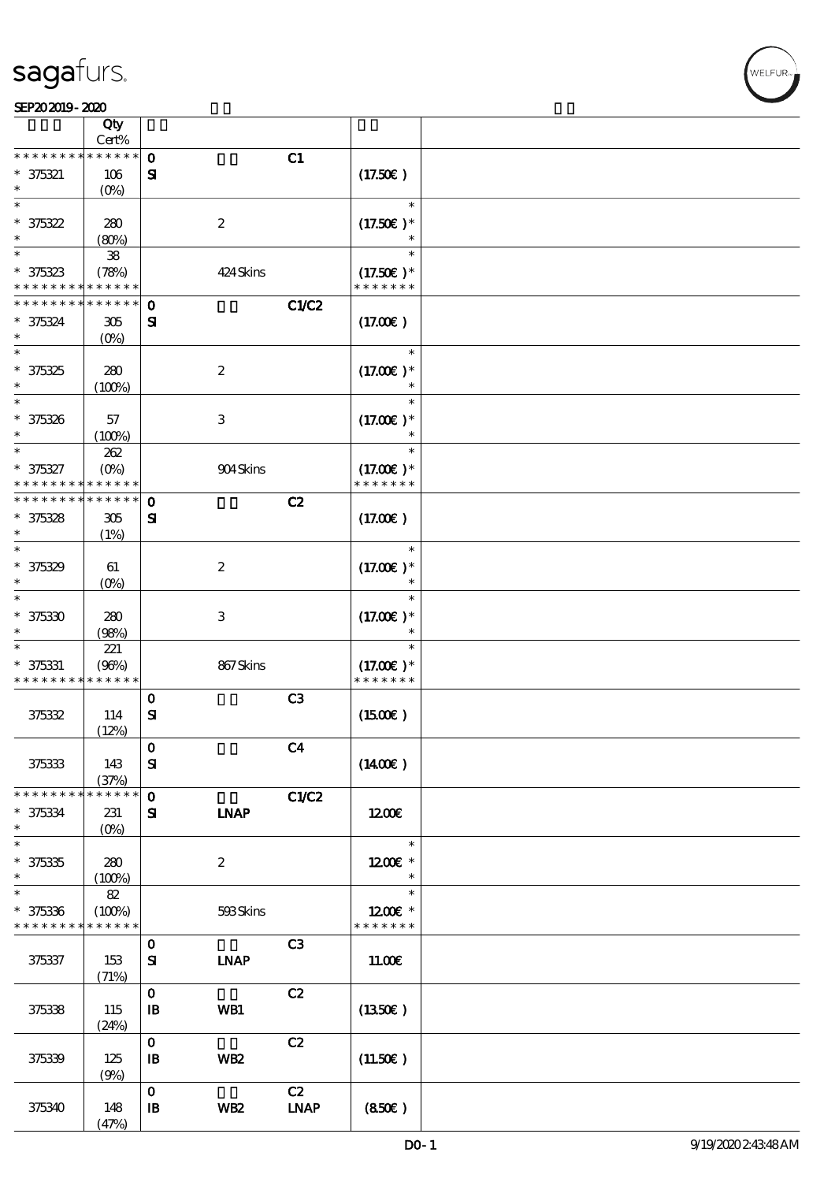sagafurs.

SEP20 2019 - 2020

| | Qty Cert% | | | | | |
|---|---|---|---|---|---|---|
| * * * * * * * * * * * * * * | | 0 | | C1 | | |
| * 375321 | 106 | SI | | | (17.50€) | |
| * | (0%) | | | | | |
| * | | | | | * | |
| * 375322 | 280 | | 2 | | (17.50€)* | |
| * | (80%) | | | | * | |
| * | 38 | | | | * | |
| * 375323 | (78%) | | 424 Skins | | (17.50€)* | |
| * * * * * * * * * * * * * * | | | | | * * * * * * * | |
| * * * * * * * * * * * * * * | | 0 | | C1/C2 | | |
| * 375324 | 305 | SI | | | (17.00€) | |
| * | (0%) | | | | | |
| * | | | | | * | |
| * 375325 | 280 | | 2 | | (17.00€)* | |
| * | (100%) | | | | * | |
| * | | | | | * | |
| * 375326 | 57 | | 3 | | (17.00€)* | |
| * | (100%) | | | | * | |
| * | 262 | | | | * | |
| * 375327 | (0%) | | 904 Skins | | (17.00€)* | |
| * * * * * * * * * * * * * * | | | | | * * * * * * * | |
| * * * * * * * * * * * * * * | | 0 | | C2 | | |
| * 375328 | 305 | SI | | | (17.00€) | |
| * | (1%) | | | | | |
| * | | | | | * | |
| * 375329 | 61 | | 2 | | (17.00€)* | |
| * | (0%) | | | | * | |
| * | | | | | * | |
| * 375330 | 280 | | 3 | | (17.00€)* | |
| * | (98%) | | | | * | |
| * | 221 | | | | * | |
| * 375331 | (96%) | | 867 Skins | | (17.00€)* | |
| * * * * * * * * * * * * * * | | | | | * * * * * * * | |
| | | 0 | | C3 | | |
| 375332 | 114 | SI | | | (15.00€) | |
| | (12%) | | | | | |
| | | 0 | | C4 | | |
| 375333 | 143 | SI | | | (14.00€) | |
| | (37%) | | | | | |
| * * * * * * * * * * * * * * | | 0 | | C1/C2 | | |
| * 375334 | 231 | SI | LNAP | | 12.00€ | |
| * | (0%) | | | | | |
| * | | | | | * | |
| * 375335 | 280 | | 2 | | 12.00€ * | |
| * | (100%) | | | | * | |
| * | 82 | | | | * | |
| * 375336 | (100%) | | 593 Skins | | 12.00€ * | |
| * * * * * * * * * * * * * * | | | | | * * * * * * * | |
| | | 0 | | C3 | | |
| 375337 | 153 | SI | LNAP | | 11.00€ | |
| | (71%) | | | | | |
| | | 0 | | C2 | | |
| 375338 | 115 | IB | WB1 | | (13.50€) | |
| | (24%) | | | | | |
| | | 0 | | C2 | | |
| 375339 | 125 | IB | WB2 | | (11.50€) | |
| | (9%) | | | | | |
| | | 0 | | C2 | | |
| 375340 | 148 | IB | WB2 | LNAP | (8.50€) | |
| | (47%) | | | | | |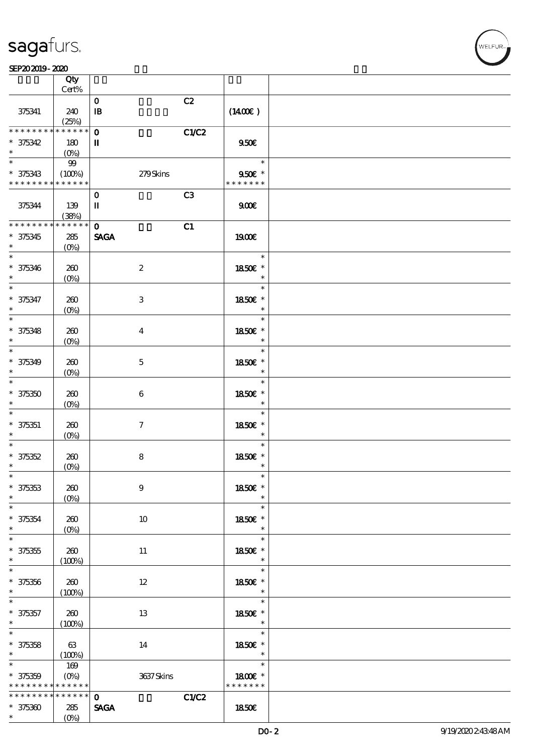| | Qty Cert% | | | | |
|---|---|---|---|---|---|
| 375341 | 240 (25%) | 0 IB | C2 | (1400€) | |
| * * * * * * * * * * * * * * 375342 * | 180 (0%) | 0 II | C1/C2 | 9.50€ | |
| * * 375343 * * * * * * * * * * * * * | 99 (100%) | 279 Skins | | * 9.50€ * * * * * * * * | |
| 375344 | 139 (38%) | 0 II | C3 | 9.00€ | |
| * * * * * * * * * * * * * * 375345 * | 285 (0%) | 0 SAGA | C1 | 19.00€ | |
| * * 375346 * | 260 (0%) | 2 | | * 18.50€ * * | |
| * * 375347 * | 260 (0%) | 3 | | * 18.50€ * * | |
| * * 375348 * | 260 (0%) | 4 | | * 18.50€ * * | |
| * * 375349 * | 260 (0%) | 5 | | * 18.50€ * * | |
| * * 375350 * | 260 (0%) | 6 | | * 18.50€ * * | |
| * * 375351 * | 260 (0%) | 7 | | * 18.50€ * * | |
| * * 375352 * | 260 (0%) | 8 | | * 18.50€ * * | |
| * * 375353 * | 260 (0%) | 9 | | * 18.50€ * * | |
| * * 375354 * | 260 (0%) | 10 | | * 18.50€ * * | |
| * * 375355 * | 260 (100%) | 11 | | * 18.50€ * * | |
| * * 375356 * | 260 (100%) | 12 | | * 18.50€ * * | |
| * * 375357 * | 260 (100%) | 13 | | * 18.50€ * * | |
| * * 375358 * | 63 (100%) | 14 | | * 18.50€ * * | |
| * * 375359 * * * * * * * * * * * * * | 169 (0%) | 3637 Skins | | * 18.00€ * * * * * * * * | |
| * * * * * * * * * * * * * * 375360 * | 285 (0%) | 0 SAGA | C1/C2 | 18.50€ | |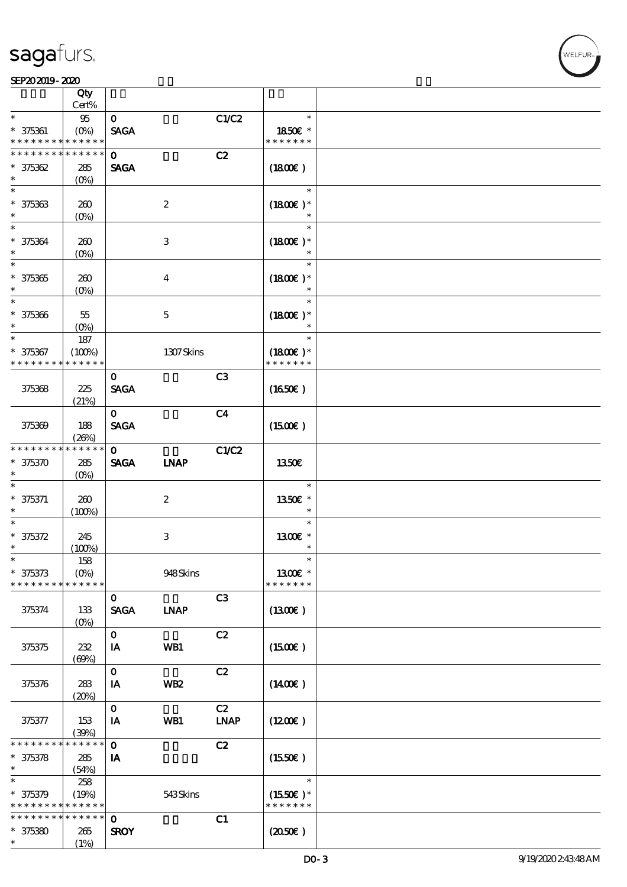| | Qty<br>Cert% | | | | | |
|---|---|---|---|---|---|---|
| * | 95 | 0 | | C1/C2 | * | |
| * 375361 | (0%) | SAGA | | | 1850€ * | |
| * * * * * * * * * * * * * * | | | | | * * * * * * * | |
| * * * * * * * * * * * * * * | | 0 | | C2 | | |
| * 375362 | 285 | SAGA | | | (1800€) | |
| * | (0%) | | | | | |
| * | | | | | * | |
| * 375363 | 260 | | 2 | | (1800€)* | |
| * | (0%) | | | | * | |
| * | | | | | * | |
| * 375364 | 260 | | 3 | | (1800€)* | |
| * | (0%) | | | | * | |
| * | | | | | * | |
| * 375365 | 260 | | 4 | | (1800€)* | |
| * | (0%) | | | | * | |
| * | | | | | * | |
| * 375366 | 55 | | 5 | | (1800€)* | |
| * | (0%) | | | | * | |
| * | 187 | | | | * | |
| * 375367 | (100%) | | 1307 Skins | | (1800€)* | |
| * * * * * * * * * * * * * * | | | | | * * * * * * * | |
| | | 0 | | C3 | | |
| 375368 | 225 | SAGA | | | (1650€) | |
| | (21%) | | | | | |
| | | 0 | | C4 | | |
| 375369 | 188 | SAGA | | | (1500€) | |
| | (26%) | | | | | |
| * * * * * * * * * * * * * * | | 0 | | C1/C2 | | |
| * 375370 | 285 | SAGA | LNAP | | 1350€ | |
| * | (0%) | | | | | |
| * | | | | | * | |
| * 375371 | 260 | | 2 | | 1350€ * | |
| * | (100%) | | | | * | |
| * | | | | | * | |
| * 375372 | 245 | | 3 | | 1300€ * | |
| * | (100%) | | | | * | |
| * | 158 | | | | * | |
| * 375373 | (0%) | | 948 Skins | | 1300€ * | |
| * * * * * * * * * * * * * * | | | | | * * * * * * * | |
| | | 0 | | C3 | | |
| 375374 | 133 | SAGA | LNAP | | (1300€) | |
| | (0%) | | | | | |
| | | 0 | | C2 | | |
| 375375 | 232 | IA | WB1 | | (1500€) | |
| | (69%) | | | | | |
| | | 0 | | C2 | | |
| 375376 | 283 | IA | WB2 | | (1400€) | |
| | (20%) | | | | | |
| | | 0 | | C2 | | |
| 375377 | 153 | IA | WB1 | LNAP | (1200€) | |
| | (39%) | | | | | |
| * * * * * * * * * * * * * * | | 0 | | C2 | | |
| * 375378 | 285 | IA | | | (1550€) | |
| * | (54%) | | | | | |
| * | 258 | | | | * | |
| * 375379 | (19%) | | 543 Skins | | (1550€)* | |
| * * * * * * * * * * * * * * | | | | | * * * * * * * | |
| * * * * * * * * * * * * * * | | 0 | | C1 | | |
| * 375380 | 265 | SROY | | | (2050€) | |
| * | (1%) | | | | | |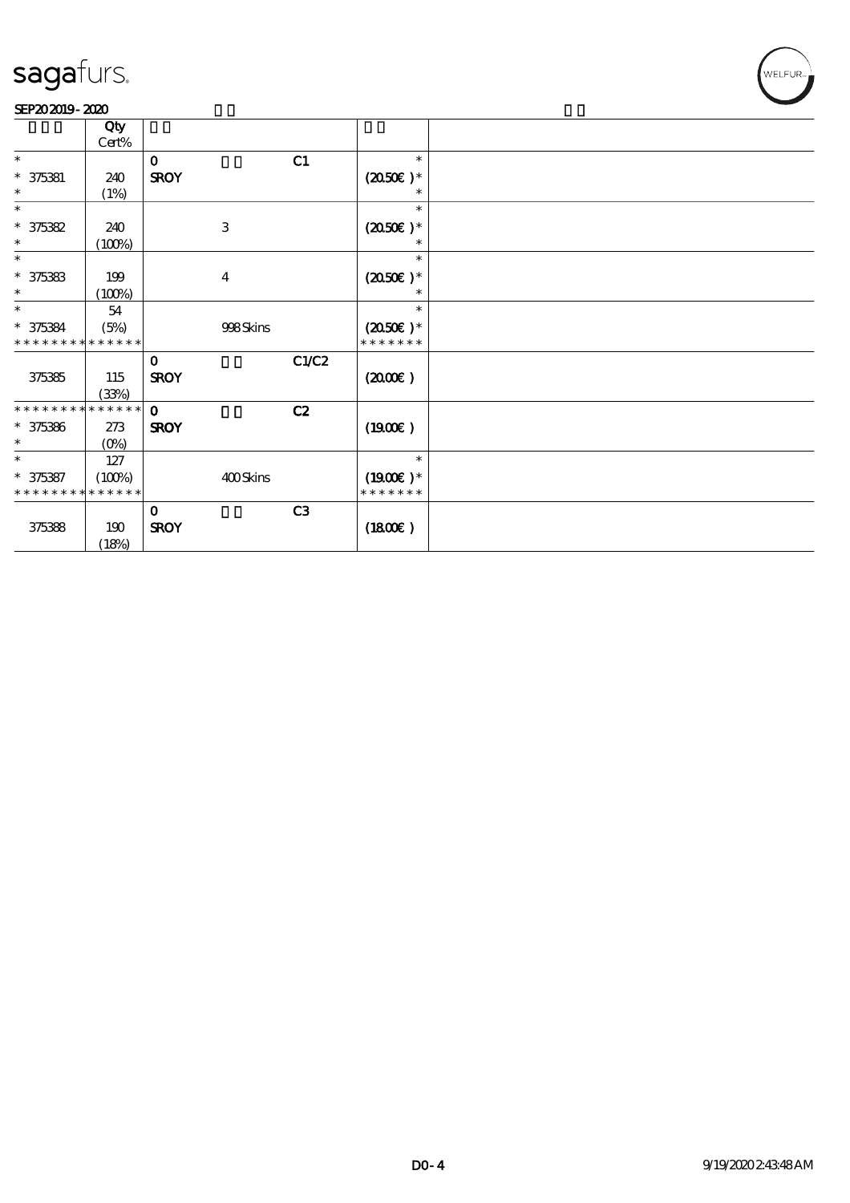| | Qty Cert% | | | | | |
|---|---|---|---|---|---|---|
| * <br> * 375381 <br> * | <br> 240 <br> (1%) | 0 <br> SROY | | C1 | * <br> (20.50€) * <br> * | |
| * <br> * 375382 <br> * | <br> 240 <br> (100%) | | 3 | | * <br> (20.50€) * <br> * | |
| * <br> * 375383 <br> * | <br> 199 <br> (100%) | | 4 | | * <br> (20.50€) * <br> * | |
| * <br> * 375384 <br> * * * * * * * * * * * * * * | 54 <br> (5%) | | 998 Skins | | * <br> (20.50€) * <br> * * * * * * * | |
| 375385 | 115 <br> (33%) | 0 <br> SROY | | C1/C2 | (20.00€) | |
| * * * * * * * * * * * * * * <br> * 375386 <br> * | <br> 273 <br> (0%) | 0 <br> SROY | | C2 | (19.00€) | |
| * <br> * 375387 <br> * * * * * * * * * * * * * * | 127 <br> (100%) | | 400 Skins | | * <br> (19.00€) * <br> * * * * * * * | |
| 375388 | 190 <br> (18%) | 0 <br> SROY | | C3 | (18.00€) | |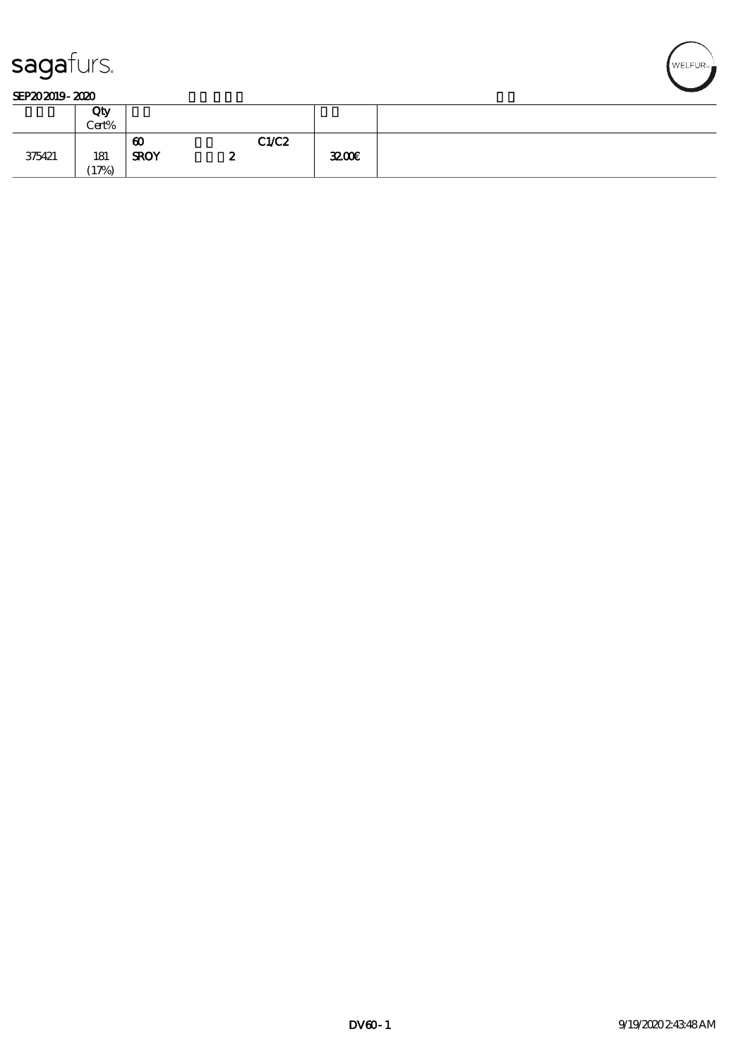SEP20 2019 - 2020

| | Qty<br>Cert% | | | |
|---|---|---|---|---|
| 375421 | 181<br>(17%) | 60 C1/C2<br>SROY 2 | 32.00€ | |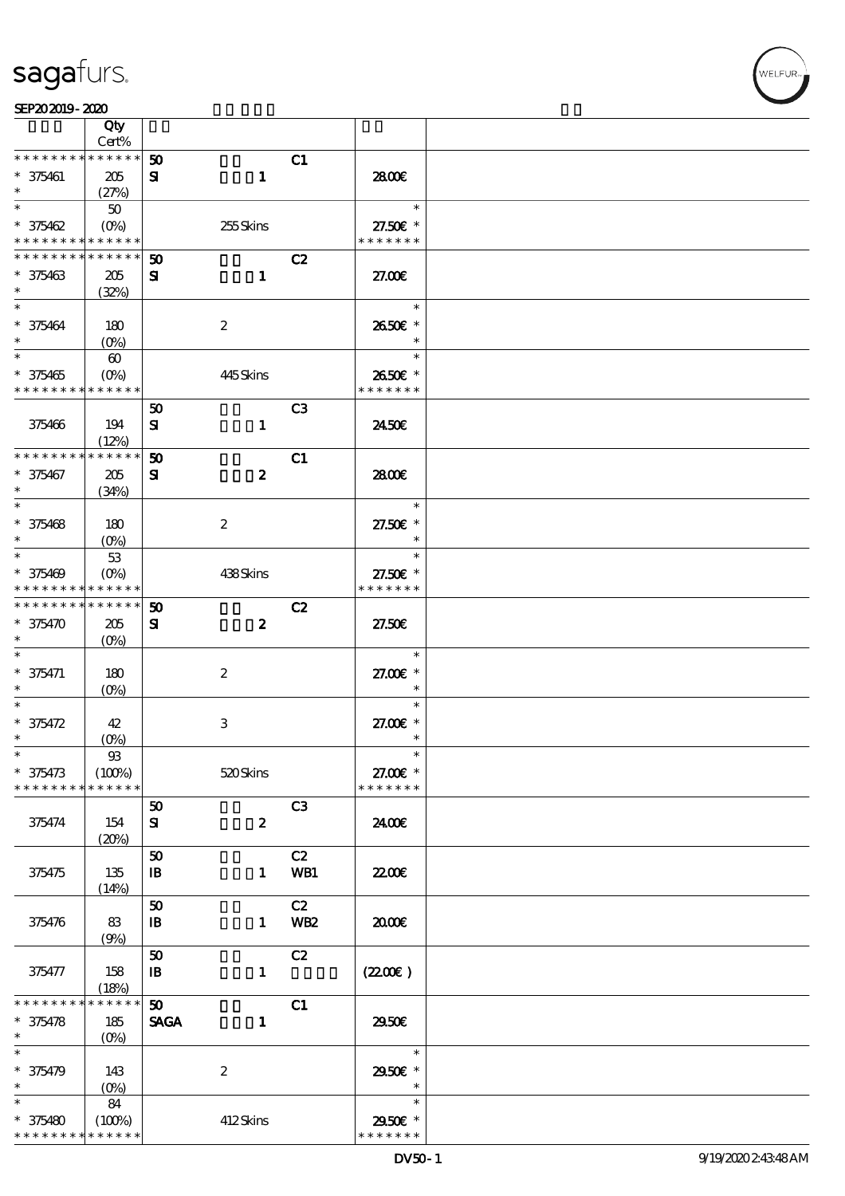| | Qty Cert% | | | | |
|---|---|---|---|---|---|
| * * * * * * * * * * * * * * | 50 | | C1 | | |
| * 375461 | 205 | SI 1 | | 28.00€ | |
| * | (27%) | | | | |
| * | 50 | | | * | |
| * 375462 | (0%) | 255 Skins | | 27.50€ * | |
| * * * * * * * * * * * * * * | | | | * * * * * * * | |
| * * * * * * * * * * * * * * | 50 | | C2 | | |
| * 375463 | 205 | SI 1 | | 27.00€ | |
| * | (32%) | | | | |
| * | | | | * | |
| * 375464 | 180 | 2 | | 26.50€ * | |
| * | (0%) | | | * | |
| * | 60 | | | * | |
| * 375465 | (0%) | 445 Skins | | 26.50€ * | |
| * * * * * * * * * * * * * * | | | | * * * * * * * | |
| | | 50 | C3 | | |
| 375466 | 194 (12%) | SI 1 | | 24.50€ | |
| * * * * * * * * * * * * * * | 50 | | C1 | | |
| * 375467 | 205 | SI 2 | | 28.00€ | |
| * | (34%) | | | | |
| * | | | | * | |
| * 375468 | 180 | 2 | | 27.50€ * | |
| * | (0%) | | | * | |
| * | 53 | | | * | |
| * 375469 | (0%) | 438 Skins | | 27.50€ * | |
| * * * * * * * * * * * * * * | | | | * * * * * * * | |
| * * * * * * * * * * * * * * | 50 | | C2 | | |
| * 375470 | 205 | SI 2 | | 27.50€ | |
| * | (0%) | | | | |
| * | | | | * | |
| * 375471 | 180 | 2 | | 27.00€ * | |
| * | (0%) | | | * | |
| * | | | | * | |
| * 375472 | 42 | 3 | | 27.00€ * | |
| * | (0%) | | | * | |
| * | 93 | | | * | |
| * 375473 | (100%) | 520 Skins | | 27.00€ * | |
| * * * * * * * * * * * * * * | | | | * * * * * * * | |
| | | 50 | C3 | | |
| 375474 | 154 (20%) | SI 2 | | 24.00€ | |
| | | 50 | C2 | | |
| 375475 | 135 (14%) | IB 1 | WB1 | 22.00€ | |
| | | 50 | C2 | | |
| 375476 | 83 (9%) | IB 1 | WB2 | 20.00€ | |
| | | 50 | C2 | | |
| 375477 | 158 (18%) | IB 1 | | (22.00€) | |
| * * * * * * * * * * * * * * | 50 | | C1 | | |
| * 375478 | 185 | SAGA 1 | | 29.50€ | |
| * | (0%) | | | | |
| * | | | | * | |
| * 375479 | 143 | 2 | | 29.50€ * | |
| * | (0%) | | | * | |
| * | 84 | | | * | |
| * 375480 | (100%) | 412 Skins | | 29.50€ * | |
| * * * * * * * * * * * * * * | | | | * * * * * * * | |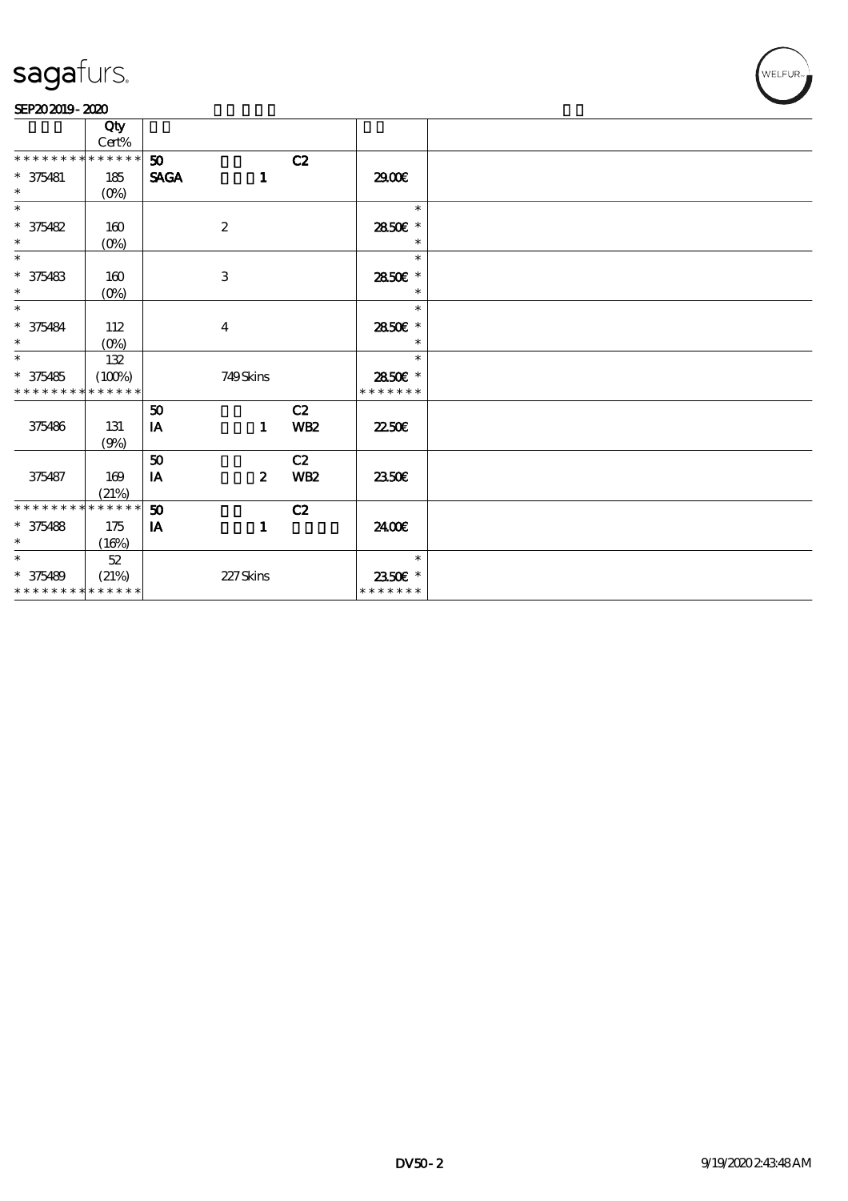# sagafurs.

SEP20 2019 - 2020

| | Qty Cert% | | | | | |
|---|---|---|---|---|---|---|
| * * * * * * * * * * * * * * | | 50 | | C2 | | |
| * 375481 | 185 | SAGA | 1 | | 29.00€ | |
| * | (0%) | | | | | |
| * | | | | | * | |
| * 375482 | 160 | | 2 | | 28.50€ * | |
| * | (0%) | | | | * | |
| * | | | | | * | |
| * 375483 | 160 | | 3 | | 28.50€ * | |
| * | (0%) | | | | * | |
| * | | | | | * | |
| * 375484 | 112 | | 4 | | 28.50€ * | |
| * | (0%) | | | | * | |
| * | 132 | | | | * | |
| * 375485 | (100%) | | 749 Skins | | 28.50€ * | |
| * * * * * * * * * * * * * * | | | | | * * * * * * * | |
| | | 50 | | C2 | | |
| 375486 | 131 | IA | 1 | WB2 | 22.50€ | |
| | (9%) | | | | | |
| | | 50 | | C2 | | |
| 375487 | 169 | IA | 2 | WB2 | 23.50€ | |
| | (21%) | | | | | |
| * * * * * * * * * * * * * * | | 50 | | C2 | | |
| * 375488 | 175 | IA | 1 | | 24.00€ | |
| * | (16%) | | | | | |
| * | 52 | | | | * | |
| * 375489 | (21%) | | 227 Skins | | 23.50€ * | |
| * * * * * * * * * * * * * * | | | | | * * * * * * * | |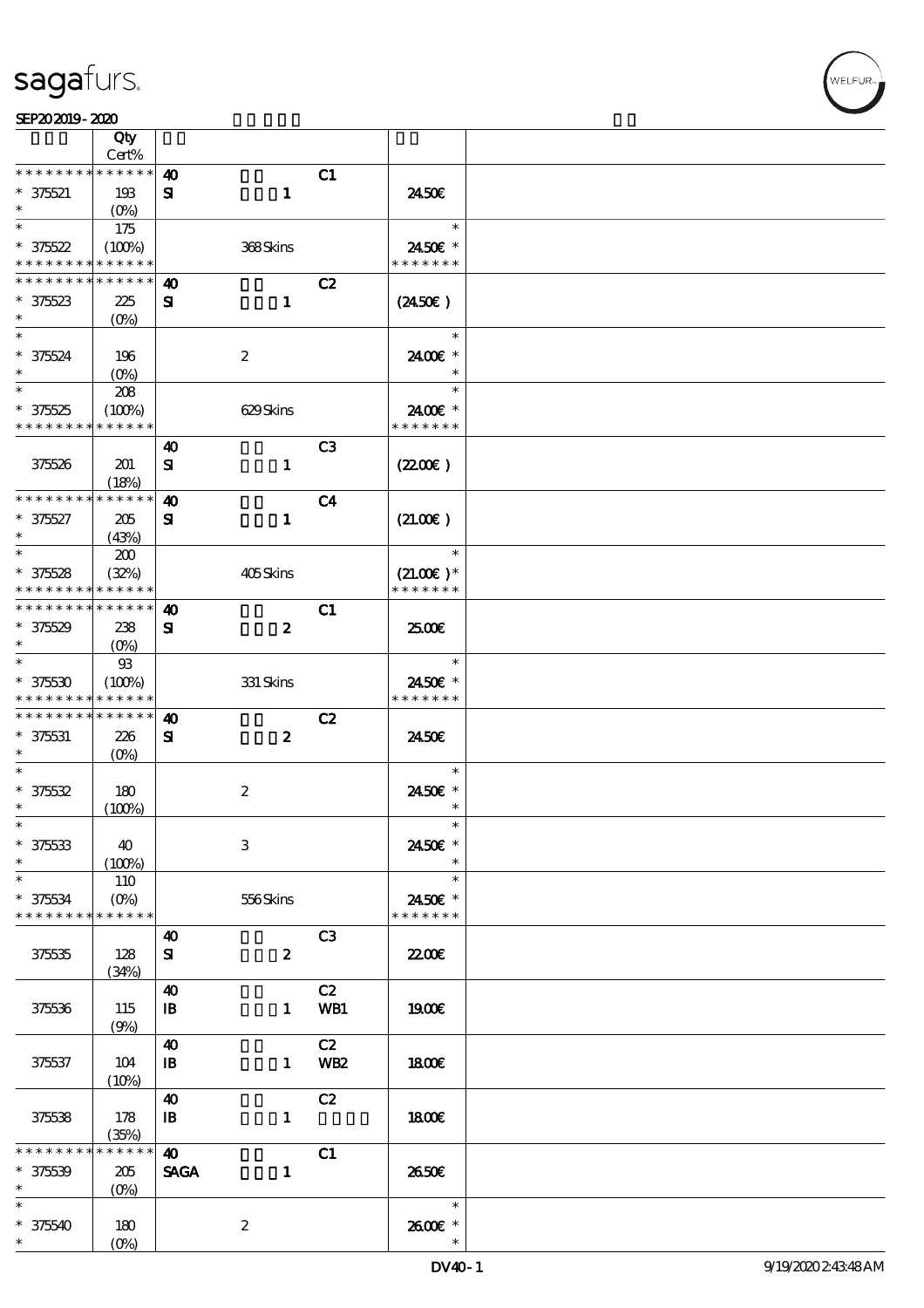| | Qty Cert% | | | |
|---|---|---|---|---|
| * * * * * * * * * * * * * * | 40 | | C1 | |
| * 375521 | 193 | SI 1 | | 24.50€ |
| * | (0%) | | | |
| * | 175 | | | * |
| * 375522 | (100%) | 368 Skins | | 24.50€ * |
| * * * * * * * * * * * * * * | | | | * * * * * * * |
| * * * * * * * * * * * * * * | 40 | | C2 | |
| * 375523 | 225 | SI 1 | | (24.50€) |
| * | (0%) | | | |
| * | | | | * |
| * 375524 | 196 | 2 | | 24.00€ * |
| * | (0%) | | | * |
| * | 208 | | | * |
| * 375525 | (100%) | 629 Skins | | 24.00€ * |
| * * * * * * * * * * * * * * | | | | * * * * * * * |
| | | 40 | C3 | |
| 375526 | 201 | SI 1 | | (22.00€) |
| | (18%) | | | |
| * * * * * * * * * * * * * * | 40 | | C4 | |
| * 375527 | 205 | SI 1 | | (21.00€) |
| * | (43%) | | | |
| * | 200 | | | * |
| * 375528 | (32%) | 405 Skins | | (21.00€) * |
| * * * * * * * * * * * * * * | | | | * * * * * * * |
| * * * * * * * * * * * * * * | 40 | | C1 | |
| * 375529 | 238 | SI 2 | | 25.00€ |
| * | (0%) | | | |
| * | 93 | | | * |
| * 375530 | (100%) | 331 Skins | | 24.50€ * |
| * * * * * * * * * * * * * * | | | | * * * * * * * |
| * * * * * * * * * * * * * * | 40 | | C2 | |
| * 375531 | 226 | SI 2 | | 24.50€ |
| * | (0%) | | | |
| * | | | | * |
| * 375532 | 180 | 2 | | 24.50€ * |
| * | (100%) | | | * |
| * | | | | * |
| * 375533 | 40 | 3 | | 24.50€ * |
| * | (100%) | | | * |
| * | 110 | | | * |
| * 375534 | (0%) | 556 Skins | | 24.50€ * |
| * * * * * * * * * * * * * * | | | | * * * * * * * |
| | | 40 | C3 | |
| 375535 | 128 | SI 2 | | 22.00€ |
| | (34%) | | | |
| | | 40 | C2 | |
| 375536 | 115 | IB 1 | WB1 | 19.00€ |
| | (9%) | | | |
| | | 40 | C2 | |
| 375537 | 104 | IB 1 | WB2 | 18.00€ |
| | (10%) | | | |
| | | 40 | C2 | |
| 375538 | 178 | IB 1 | | 18.00€ |
| | (35%) | | | |
| * * * * * * * * * * * * * * | 40 | | C1 | |
| * 375539 | 205 | SAGA 1 | | 26.50€ |
| * | (0%) | | | |
| * | | | | * |
| * 375540 | 180 | 2 | | 26.00€ * |
| * | (0%) | | | * |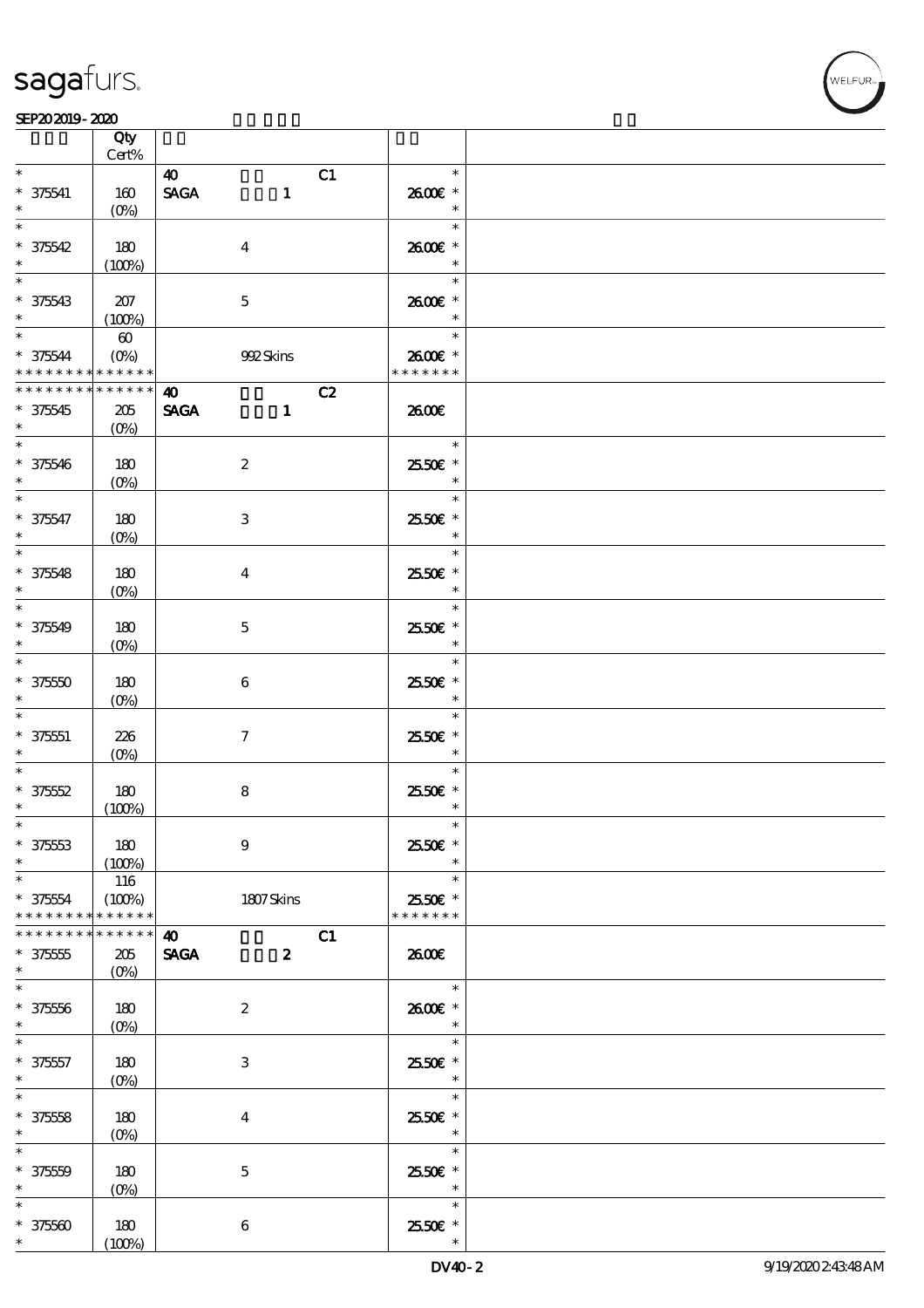| | Qty Cert% | | |
|---|---|---|---|
| * | | 40 C1 | * |
| * 375541 | 160 | SAGA 1 | 26.00€ * |
| * | (0%) | | * |
| * | | | * |
| * 375542 | 180 | 4 | 26.00€ * |
| * | (100%) | | * |
| * | | | * |
| * 375543 | 207 | 5 | 26.00€ * |
| * | (100%) | | * |
| * | 60 | | * |
| * 375544 | (0%) | 992 Skins | 26.00€ * |
| * * * * * * * * * * * * * * | | | * * * * * * * |
| * * * * * * * * * * * * * * | | 40 C2 | |
| * 375545 | 205 | SAGA 1 | 26.00€ |
| * | (0%) | | |
| * | | | * |
| * 375546 | 180 | 2 | 25.50€ * |
| * | (0%) | | * |
| * | | | * |
| * 375547 | 180 | 3 | 25.50€ * |
| * | (0%) | | * |
| * | | | * |
| * 375548 | 180 | 4 | 25.50€ * |
| * | (0%) | | * |
| * | | | * |
| * 375549 | 180 | 5 | 25.50€ * |
| * | (0%) | | * |
| * | | | * |
| * 375550 | 180 | 6 | 25.50€ * |
| * | (0%) | | * |
| * | | | * |
| * 375551 | 226 | 7 | 25.50€ * |
| * | (0%) | | * |
| * | | | * |
| * 375552 | 180 | 8 | 25.50€ * |
| * | (100%) | | * |
| * | | | * |
| * 375553 | 180 | 9 | 25.50€ * |
| * | (100%) | | * |
| * | 116 | | * |
| * 375554 | (100%) | 1807 Skins | 25.50€ * |
| * * * * * * * * * * * * * * | | | * * * * * * * |
| * * * * * * * * * * * * * * | | 40 C1 | |
| * 375555 | 205 | SAGA 2 | 26.00€ |
| * | (0%) | | |
| * | | | * |
| * 375556 | 180 | 2 | 26.00€ * |
| * | (0%) | | * |
| * | | | * |
| * 375557 | 180 | 3 | 25.50€ * |
| * | (0%) | | * |
| * | | | * |
| * 375558 | 180 | 4 | 25.50€ * |
| * | (0%) | | * |
| * | | | * |
| * 375559 | 180 | 5 | 25.50€ * |
| * | (0%) | | * |
| * | | | * |
| * 375560 | 180 | 6 | 25.50€ * |
| * | (100%) | | * |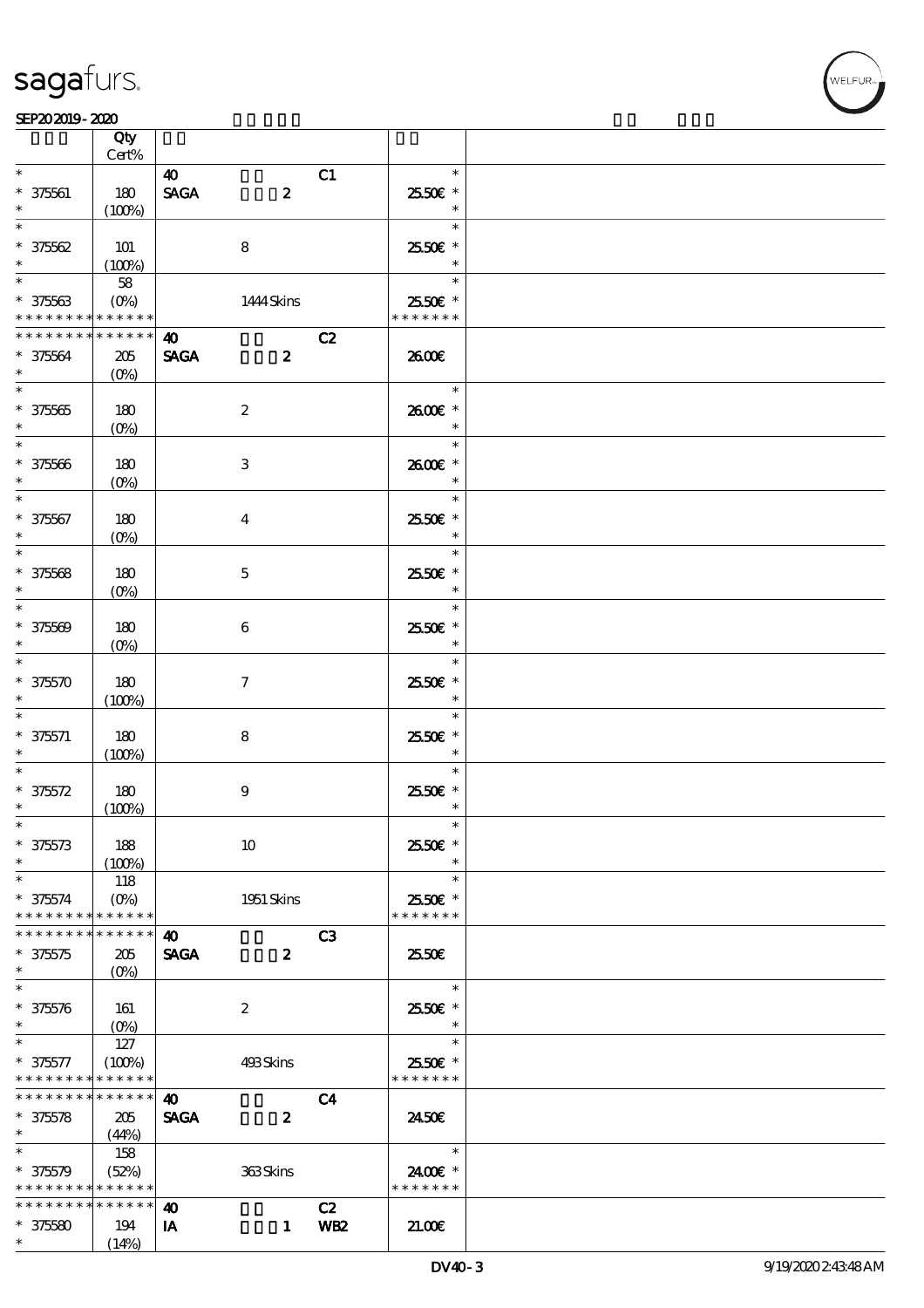| | Qty<br>Cert% | | | |
|---|---|---|---|---|
| * | | 40 C1 | * | |
| * 375561 | 180 | SAGA 2 | 25.50€ * | |
| * | (100%) | | * | |
| * | | | * | |
| * 375562 | 101 | 8 | 25.50€ * | |
| * | (100%) | | * | |
| * | 58 | | * | |
| * 375563 | (0%) | 1444 Skins | 25.50€ * | |
| * * * * * * * * * * * * * * | | | * * * * * * * | |
| * * * * * * * * * * * * * * | | 40 C2 | | |
| * 375564 | 205 | SAGA 2 | 26.00€ | |
| * | (0%) | | | |
| * | | | * | |
| * 375565 | 180 | 2 | 26.00€ * | |
| * | (0%) | | * | |
| * | | | * | |
| * 375566 | 180 | 3 | 26.00€ * | |
| * | (0%) | | * | |
| * | | | * | |
| * 375567 | 180 | 4 | 25.50€ * | |
| * | (0%) | | * | |
| * | | | * | |
| * 375568 | 180 | 5 | 25.50€ * | |
| * | (0%) | | * | |
| * | | | * | |
| * 375569 | 180 | 6 | 25.50€ * | |
| * | (0%) | | * | |
| * | | | * | |
| * 375570 | 180 | 7 | 25.50€ * | |
| * | (100%) | | * | |
| * | | | * | |
| * 375571 | 180 | 8 | 25.50€ * | |
| * | (100%) | | * | |
| * | | | * | |
| * 375572 | 180 | 9 | 25.50€ * | |
| * | (100%) | | * | |
| * | | | * | |
| * 375573 | 188 | 10 | 25.50€ * | |
| * | (100%) | | * | |
| * | 118 | | * | |
| * 375574 | (0%) | 1951 Skins | 25.50€ * | |
| * * * * * * * * * * * * * * | | | * * * * * * * | |
| * * * * * * * * * * * * * * | | 40 C3 | | |
| * 375575 | 205 | SAGA 2 | 25.50€ | |
| * | (0%) | | | |
| * | | | * | |
| * 375576 | 161 | 2 | 25.50€ * | |
| * | (0%) | | * | |
| * | 127 | | * | |
| * 375577 | (100%) | 493 Skins | 25.50€ * | |
| * * * * * * * * * * * * * * | | | * * * * * * * | |
| * * * * * * * * * * * * * * | | 40 C4 | | |
| * 375578 | 205 | SAGA 2 | 24.50€ | |
| * | (44%) | | | |
| * | 158 | | * | |
| * 375579 | (52%) | 363 Skins | 24.00€ * | |
| * * * * * * * * * * * * * * | | | * * * * * * * | |
| * * * * * * * * * * * * * * | | 40 C2 | | |
| * 375580 | 194 | IA 1 WB2 | 21.00€ | |
| * | (14%) | | | |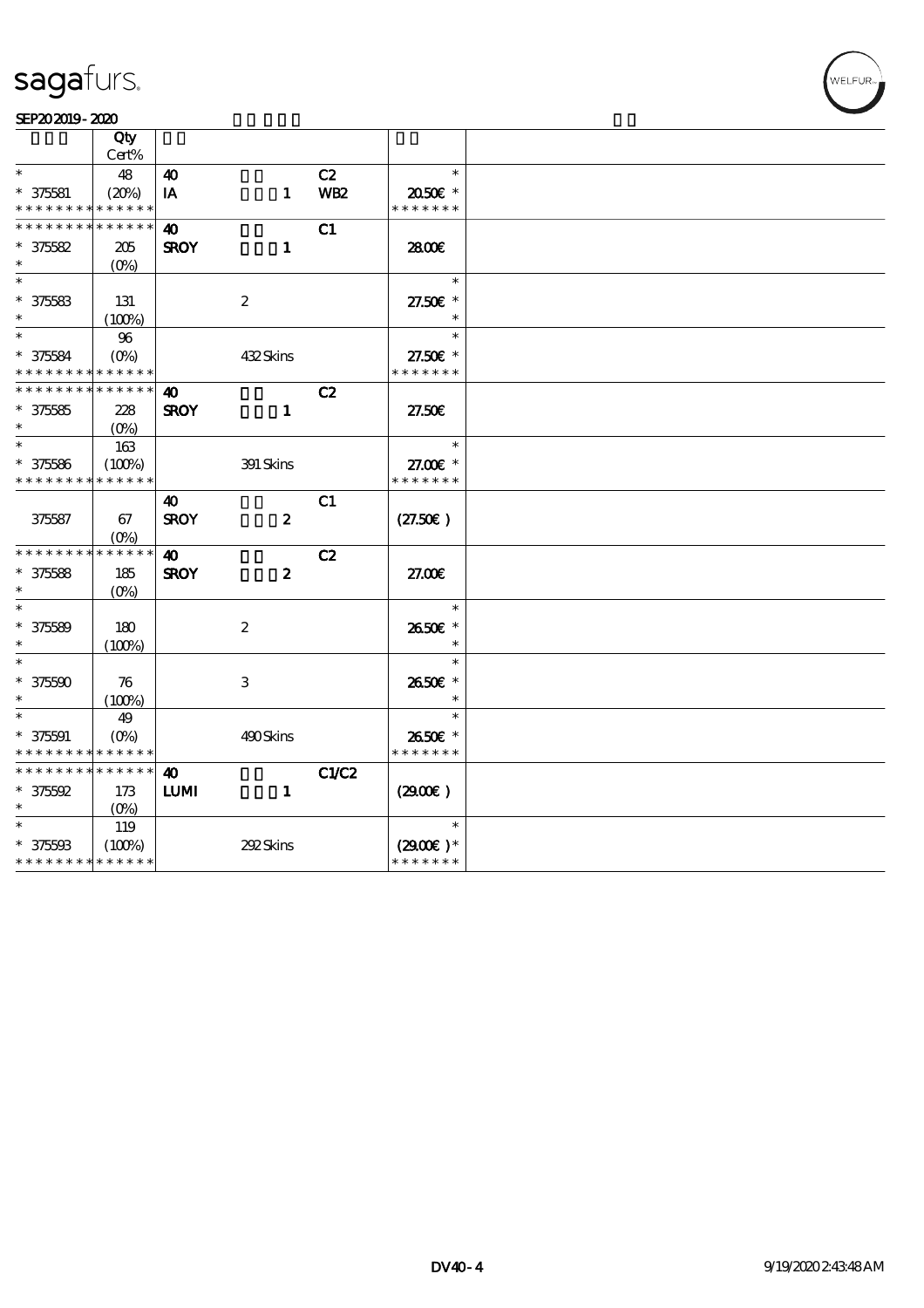| | Qty<br>Cert% | | | | | |
|---|---|---|---|---|---|---|
| * | 48 | 40 | | C2 | * | |
| * 375581 | (20%) | IA | 1 | WB2 | 20.50€ * | |
| * * * * * * * * * * * * * * | | | | | * * * * * * * | |
| * * * * * * * * * * * * * * | | 40 | | C1 | | |
| * 375582 | 205 | SROY | 1 | | 28.00€ | |
| * | (0%) | | | | | |
| * | | | | | * | |
| * 375583 | 131 | | 2 | | 27.50€ * | |
| * | (100%) | | | | * | |
| * | 96 | | | | * | |
| * 375584 | (0%) | | 432 Skins | | 27.50€ * | |
| * * * * * * * * * * * * * * | | | | | * * * * * * * | |
| * * * * * * * * * * * * * * | | 40 | | C2 | | |
| * 375585 | 228 | SROY | 1 | | 27.50€ | |
| * | (0%) | | | | | |
| * | 163 | | | | * | |
| * 375586 | (100%) | | 391 Skins | | 27.00€ * | |
| * * * * * * * * * * * * * * | | | | | * * * * * * * | |
| | | 40 | | C1 | | |
| 375587 | 67 | SROY | 2 | | (27.50€) | |
| | (0%) | | | | | |
| * * * * * * * * * * * * * * | | 40 | | C2 | | |
| * 375588 | 185 | SROY | 2 | | 27.00€ | |
| * | (0%) | | | | | |
| * | | | | | * | |
| * 375589 | 180 | | 2 | | 26.50€ * | |
| * | (100%) | | | | * | |
| * | | | | | * | |
| * 375590 | 76 | | 3 | | 26.50€ * | |
| * | (100%) | | | | * | |
| * | 49 | | | | * | |
| * 375591 | (0%) | | 490 Skins | | 26.50€ * | |
| * * * * * * * * * * * * * * | | | | | * * * * * * * | |
| * * * * * * * * * * * * * * | | 40 | | C1/C2 | | |
| * 375592 | 173 | LUMI | 1 | | (29.00€) | |
| * | (0%) | | | | | |
| * | 119 | | | | * | |
| * 375593 | (100%) | | 292 Skins | | (29.00€) * | |
| * * * * * * * * * * * * * * | | | | | * * * * * * * | |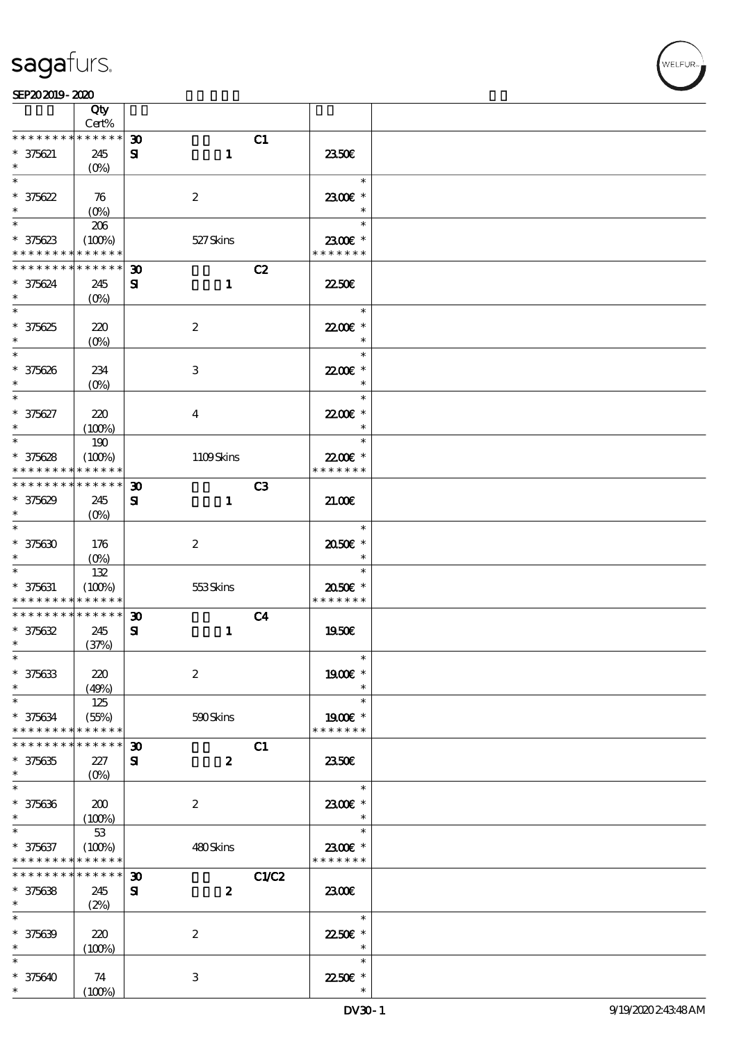| | Qty Cert% | | | |
|---|---|---|---|---|
| * * * * * * * * * * * * * * | | 30 C1 | | |
| * 375621 | 245 (0%) | SI 1 | 23.50€ | |
| * 375622 | 76 (0%) | 2 | 23.00€ * | |
| * 375623 | 206 (100%) | 527 Skins | 23.00€ * | |
| * * * * * * * * * * * * * * | | 30 C2 | | |
| * 375624 | 245 (0%) | SI 1 | 22.50€ | |
| * 375625 | 220 (0%) | 2 | 22.00€ * | |
| * 375626 | 234 (0%) | 3 | 22.00€ * | |
| * 375627 | 220 (100%) | 4 | 22.00€ * | |
| * 375628 | 190 (100%) | 1109 Skins | 22.00€ * | |
| * * * * * * * * * * * * * * | | 30 C3 | | |
| * 375629 | 245 (0%) | SI 1 | 21.00€ | |
| * 375630 | 176 (0%) | 2 | 20.50€ * | |
| * 375631 | 132 (100%) | 553 Skins | 20.50€ * | |
| * * * * * * * * * * * * * * | | 30 C4 | | |
| * 375632 | 245 (37%) | SI 1 | 19.50€ | |
| * 375633 | 220 (49%) | 2 | 19.00€ * | |
| * 375634 | 125 (55%) | 590 Skins | 19.00€ * | |
| * * * * * * * * * * * * * * | | 30 C1 | | |
| * 375635 | 227 (0%) | SI 2 | 23.50€ | |
| * 375636 | 200 (100%) | 2 | 23.00€ * | |
| * 375637 | 53 (100%) | 480 Skins | 23.00€ * | |
| * * * * * * * * * * * * * * | | 30 C1/C2 | | |
| * 375638 | 245 (2%) | SI 2 | 23.00€ | |
| * 375639 | 220 (100%) | 2 | 22.50€ * | |
| * 375640 | 74 (100%) | 3 | 22.50€ * | |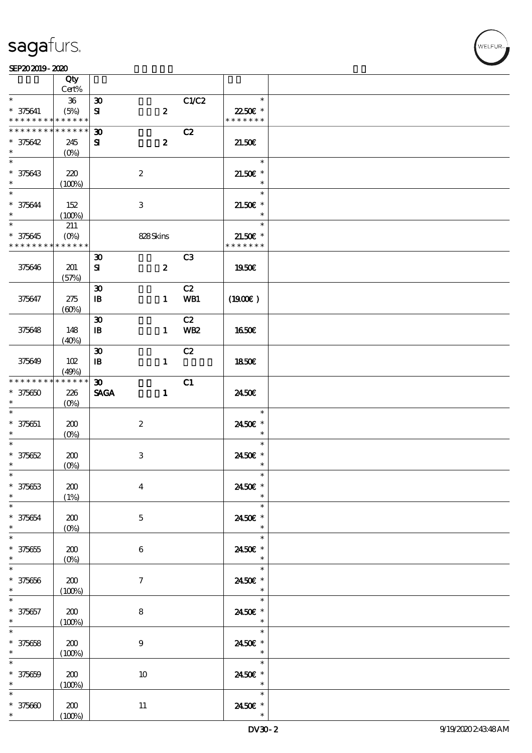| | Qty Cert% | | | | |
|---|---|---|---|---|---|
| * | 36 | 30 | | C1/C2 | * |
| * 375641 | (5%) | SI | 2 | | 22.50€ * |
| * * * * * * * * * * * * * * | | | | | * * * * * * * |
| * * * * * * * * * * * * * * | | 30 | | C2 | |
| * 375642 | 245 | SI | 2 | | 21.50€ |
| * | (0%) | | | | |
| * | | | | | * |
| * 375643 | 220 | | 2 | | 21.50€ * |
| * | (100%) | | | | * |
| * | | | | | * |
| * 375644 | 152 | | 3 | | 21.50€ * |
| * | (100%) | | | | * |
| * | 211 | | | | * |
| * 375645 | (0%) | | 828 Skins | | 21.50€ * |
| * * * * * * * * * * * * * * | | | | | * * * * * * * |
| | | 30 | | C3 | |
| 375646 | 201 | SI | 2 | | 19.50€ |
| | (57%) | | | | |
| | | 30 | | C2 | |
| 375647 | 275 | IB | 1 | WB1 | (19.00€ ) |
| | (60%) | | | | |
| | | 30 | | C2 | |
| 375648 | 148 | IB | 1 | WB2 | 16.50€ |
| | (40%) | | | | |
| | | 30 | | C2 | |
| 375649 | 102 | IB | 1 | | 18.50€ |
| | (49%) | | | | |
| * * * * * * * * * * * * * * | | 30 | | C1 | |
| * 375650 | 226 | SAGA | 1 | | 24.50€ |
| * | (0%) | | | | |
| * | | | | | * |
| * 375651 | 200 | | 2 | | 24.50€ * |
| * | (0%) | | | | * |
| * | | | | | * |
| * 375652 | 200 | | 3 | | 24.50€ * |
| * | (0%) | | | | * |
| * | | | | | * |
| * 375653 | 200 | | 4 | | 24.50€ * |
| * | (1%) | | | | * |
| * | | | | | * |
| * 375654 | 200 | | 5 | | 24.50€ * |
| * | (0%) | | | | * |
| * | | | | | * |
| * 375655 | 200 | | 6 | | 24.50€ * |
| * | (0%) | | | | * |
| * | | | | | * |
| * 375656 | 200 | | 7 | | 24.50€ * |
| * | (100%) | | | | * |
| * | | | | | * |
| * 375657 | 200 | | 8 | | 24.50€ * |
| * | (100%) | | | | * |
| * | | | | | * |
| * 375658 | 200 | | 9 | | 24.50€ * |
| * | (100%) | | | | * |
| * | | | | | * |
| * 375659 | 200 | | 10 | | 24.50€ * |
| * | (100%) | | | | * |
| * | | | | | * |
| * 375660 | 200 | | 11 | | 24.50€ * |
| * | (100%) | | | | * |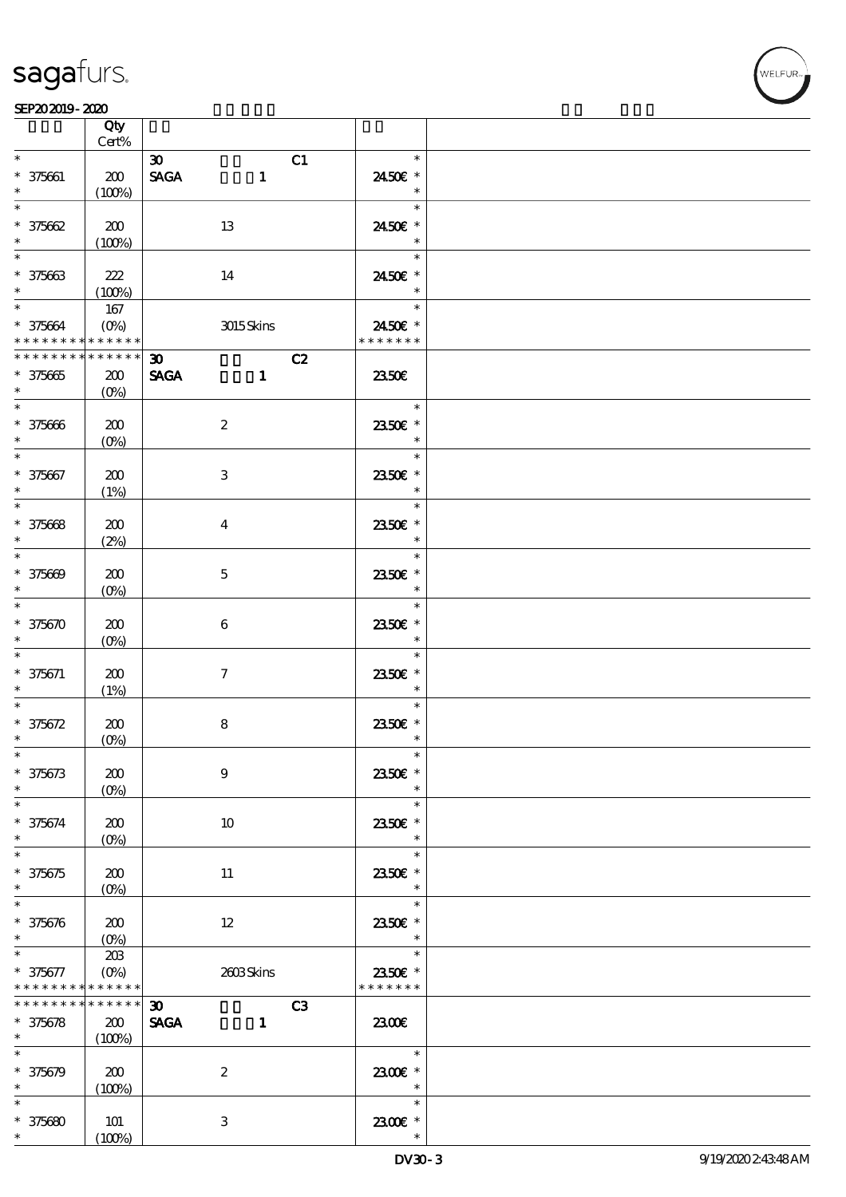| | Qty Cert% | | |
|---|---|---|---|
| * | | 30 C1 | * |
| * 375661 | 200 | SAGA 1 | 24.50€ * |
| * | (100%) | | * |
| * | | | * |
| * 375662 | 200 | 13 | 24.50€ * |
| * | (100%) | | * |
| * | | | * |
| * 375663 | 222 | 14 | 24.50€ * |
| * | (100%) | | * |
| * | 167 | | * |
| * 375664 | (0%) | 3015 Skins | 24.50€ * |
| * * * * * * * * * * * * * * | | | * * * * * * * |
| * * * * * * * * * * * * * * | | 30 C2 | |
| * 375665 | 200 | SAGA 1 | 23.50€ |
| * | (0%) | | |
| * | | | * |
| * 375666 | 200 | 2 | 23.50€ * |
| * | (0%) | | * |
| * | | | * |
| * 375667 | 200 | 3 | 23.50€ * |
| * | (1%) | | * |
| * | | | * |
| * 375668 | 200 | 4 | 23.50€ * |
| * | (2%) | | * |
| * | | | * |
| * 375669 | 200 | 5 | 23.50€ * |
| * | (0%) | | * |
| * | | | * |
| * 375670 | 200 | 6 | 23.50€ * |
| * | (0%) | | * |
| * | | | * |
| * 375671 | 200 | 7 | 23.50€ * |
| * | (1%) | | * |
| * | | | * |
| * 375672 | 200 | 8 | 23.50€ * |
| * | (0%) | | * |
| * | | | * |
| * 375673 | 200 | 9 | 23.50€ * |
| * | (0%) | | * |
| * | | | * |
| * 375674 | 200 | 10 | 23.50€ * |
| * | (0%) | | * |
| * | | | * |
| * 375675 | 200 | 11 | 23.50€ * |
| * | (0%) | | * |
| * | | | * |
| * 375676 | 200 | 12 | 23.50€ * |
| * | (0%) | | * |
| * | 203 | | * |
| * 375677 | (0%) | 2603 Skins | 23.50€ * |
| * * * * * * * * * * * * * * | | | * * * * * * * |
| * * * * * * * * * * * * * * | | 30 C3 | |
| * 375678 | 200 | SAGA 1 | 23.00€ |
| * | (100%) | | |
| * | | | * |
| * 375679 | 200 | 2 | 23.00€ * |
| * | (100%) | | * |
| * | | | * |
| * 375680 | 101 | 3 | 23.00€ * |
| * | (100%) | | * |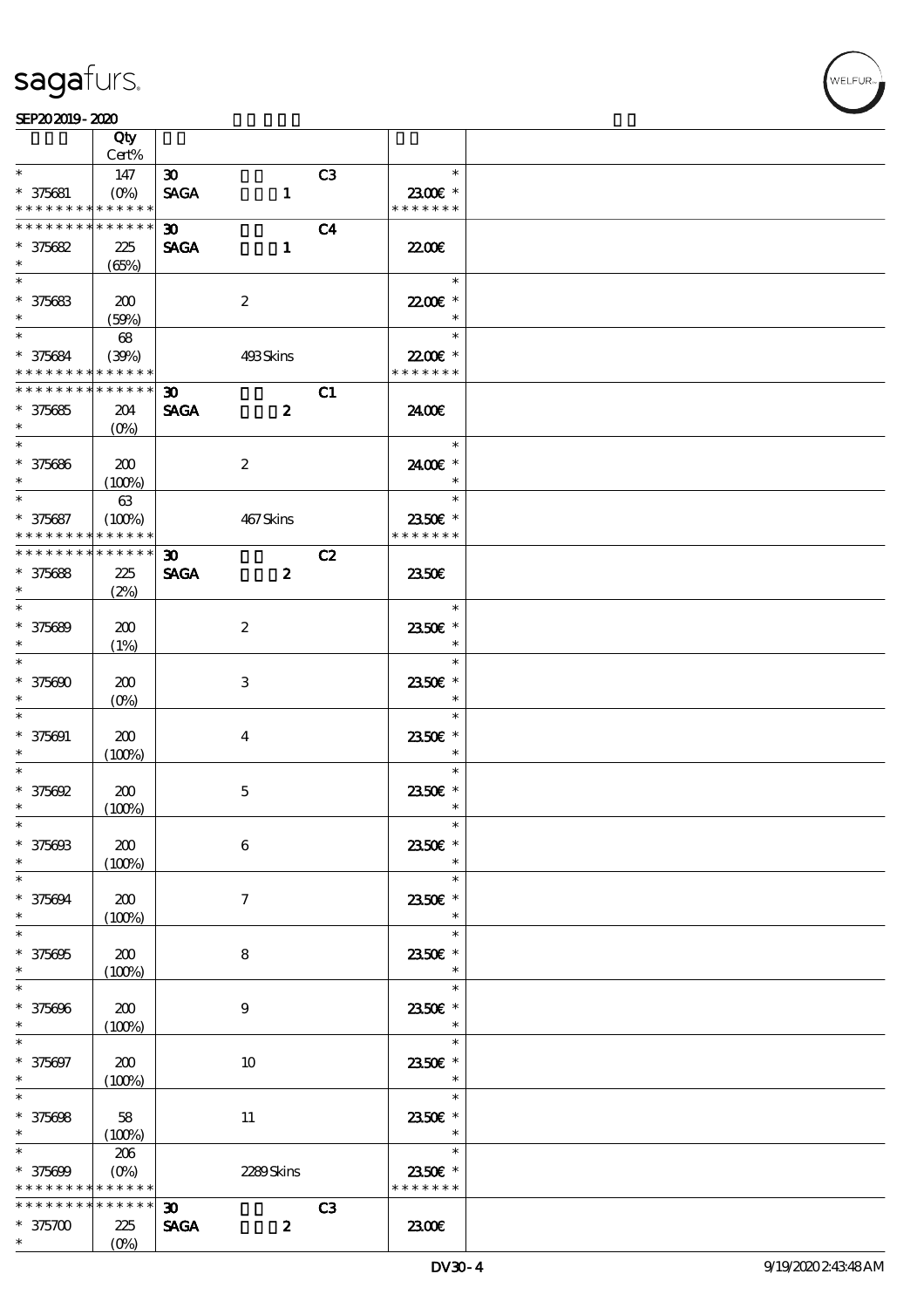| | Qty Cert% | | | | | |
|---|---|---|---|---|---|---|
| * * 375681 * * * * * * * * * * * * * | 147 (0%) | 30 SAGA | 1 | C3 | * 23.00€ * * * * * * * * | |
| * * * * * * * * * * * * * * 375682 * | 225 (65%) | 30 SAGA | 1 | C4 | 22.00€ | |
| * * 375683 * | 200 (59%) | | 2 | | * 22.00€ * * | |
| * * 375684 * * * * * * * * * * * * * | 68 (39%) | | 493 Skins | | * 22.00€ * * * * * * * * | |
| * * * * * * * * * * * * * * 375685 * | 204 (0%) | 30 SAGA | 2 | C1 | 24.00€ | |
| * * 375686 * | 200 (100%) | | 2 | | * 24.00€ * * | |
| * * 375687 * * * * * * * * * * * * * | 63 (100%) | | 467 Skins | | * 23.50€ * * * * * * * * | |
| * * * * * * * * * * * * * * 375688 * | 225 (2%) | 30 SAGA | 2 | C2 | 23.50€ | |
| * * 375689 * | 200 (1%) | | 2 | | * 23.50€ * * | |
| * * 375690 * | 200 (0%) | | 3 | | * 23.50€ * * | |
| * * 375691 * | 200 (100%) | | 4 | | * 23.50€ * * | |
| * * 375692 * | 200 (100%) | | 5 | | * 23.50€ * * | |
| * * 375693 * | 200 (100%) | | 6 | | * 23.50€ * * | |
| * * 375694 * | 200 (100%) | | 7 | | * 23.50€ * * | |
| * * 375695 * | 200 (100%) | | 8 | | * 23.50€ * * | |
| * * 375696 * | 200 (100%) | | 9 | | * 23.50€ * * | |
| * * 375697 * | 200 (100%) | | 10 | | * 23.50€ * * | |
| * * 375698 * | 58 (100%) | | 11 | | * 23.50€ * * | |
| * * 375699 * * * * * * * * * * * * * | 206 (0%) | | 2289 Skins | | * 23.50€ * * * * * * * * | |
| * * * * * * * * * * * * * * 375700 * | 225 (0%) | 30 SAGA | 2 | C3 | 23.00€ | |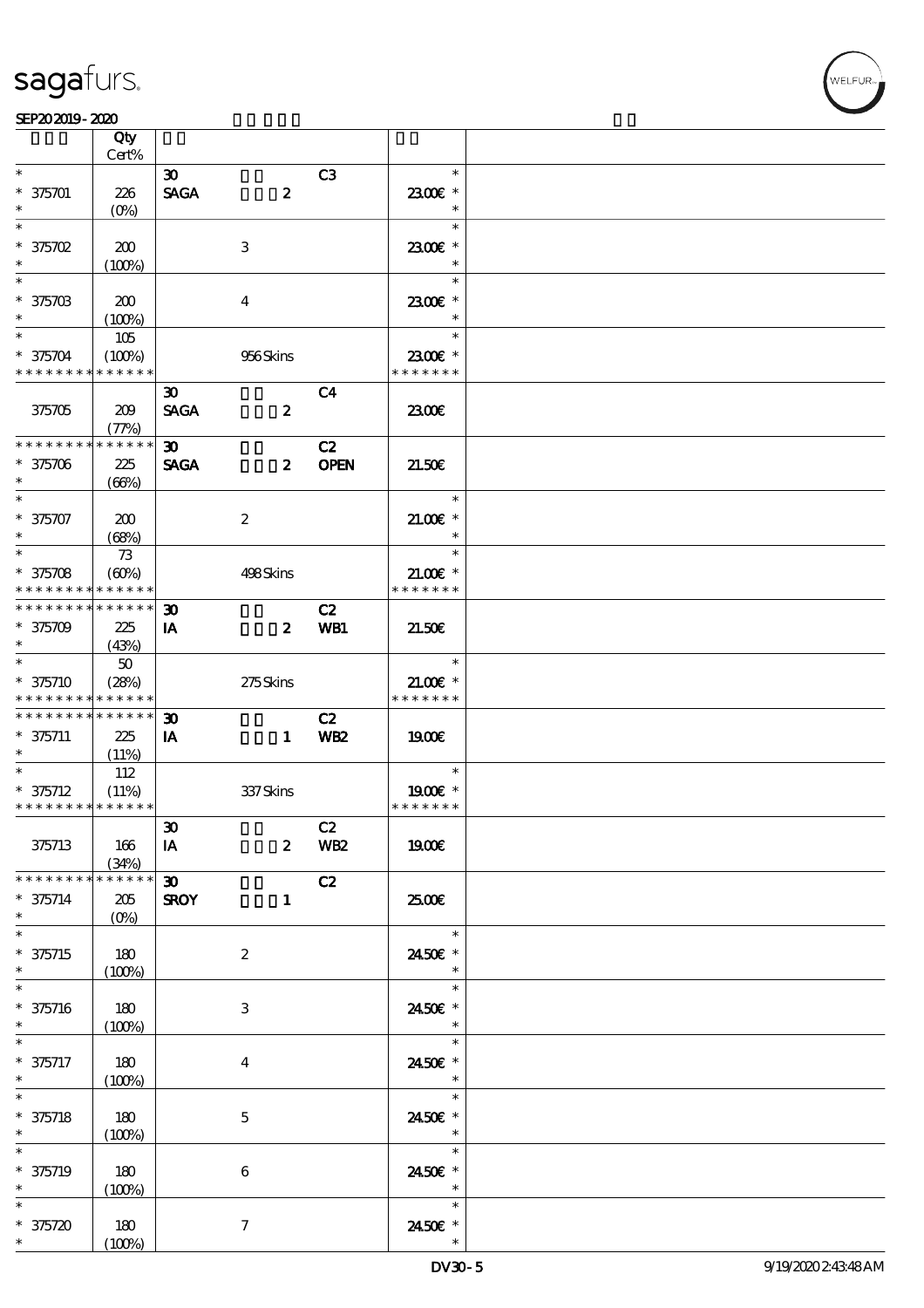| | Qty Cert% | | | | | |
|---|---|---|---|---|---|---|
| * | | 30 | | C3 | * | |
| * 375701 | 226 | SAGA | 2 | | 23.00€ * | |
| * | (0%) | | | | * | |
| * | | | | | * | |
| * 375702 | 200 | | 3 | | 23.00€ * | |
| * | (100%) | | | | * | |
| * | | | | | * | |
| * 375703 | 200 | | 4 | | 23.00€ * | |
| * | (100%) | | | | * | |
| * | 105 | | | | * | |
| * 375704 | (100%) | | 956 Skins | | 23.00€ * | |
| * * * * * * * * * * * * * * | | | | | * * * * * * * | |
| | | 30 | | C4 | | |
| 375705 | 209 | SAGA | 2 | | 23.00€ | |
| | (77%) | | | | | |
| * * * * * * * * * * * * * * | | 30 | | C2 | | |
| * 375706 | 225 | SAGA | 2 | OPEN | 21.50€ | |
| * | (66%) | | | | | |
| * | | | | | * | |
| * 375707 | 200 | | 2 | | 21.00€ * | |
| * | (68%) | | | | * | |
| * | 73 | | | | * | |
| * 375708 | (60%) | | 498 Skins | | 21.00€ * | |
| * * * * * * * * * * * * * * | | | | | * * * * * * * | |
| * * * * * * * * * * * * * * | | 30 | | C2 | | |
| * 375709 | 225 | IA | 2 | WB1 | 21.50€ | |
| * | (43%) | | | | | |
| * | 50 | | | | * | |
| * 375710 | (28%) | | 275 Skins | | 21.00€ * | |
| * * * * * * * * * * * * * * | | | | | * * * * * * * | |
| * * * * * * * * * * * * * * | | 30 | | C2 | | |
| * 375711 | 225 | IA | 1 | WB2 | 19.00€ | |
| * | (11%) | | | | | |
| * | 112 | | | | * | |
| * 375712 | (11%) | | 337 Skins | | 19.00€ * | |
| * * * * * * * * * * * * * * | | | | | * * * * * * * | |
| | | 30 | | C2 | | |
| 375713 | 166 | IA | 2 | WB2 | 19.00€ | |
| | (34%) | | | | | |
| * * * * * * * * * * * * * * | | 30 | | C2 | | |
| * 375714 | 205 | SROY | 1 | | 25.00€ | |
| * | (0%) | | | | | |
| * | | | | | * | |
| * 375715 | 180 | | 2 | | 24.50€ * | |
| * | (100%) | | | | * | |
| * | | | | | * | |
| * 375716 | 180 | | 3 | | 24.50€ * | |
| * | (100%) | | | | * | |
| * | | | | | * | |
| * 375717 | 180 | | 4 | | 24.50€ * | |
| * | (100%) | | | | * | |
| * | | | | | * | |
| * 375718 | 180 | | 5 | | 24.50€ * | |
| * | (100%) | | | | * | |
| * | | | | | * | |
| * 375719 | 180 | | 6 | | 24.50€ * | |
| * | (100%) | | | | * | |
| * | | | | | * | |
| * 375720 | 180 | | 7 | | 24.50€ * | |
| * | (100%) | | | | * | |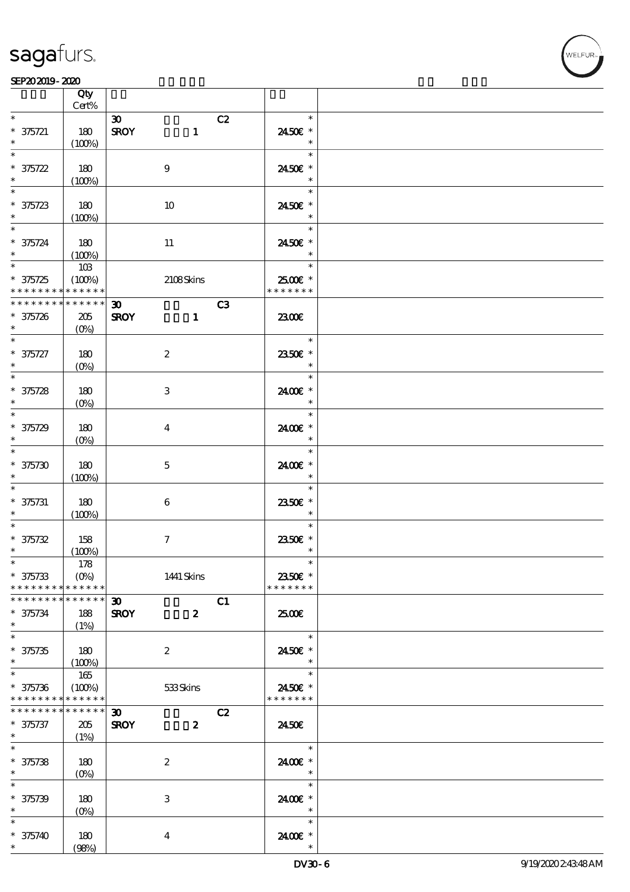| | Qty Cert% | | | |
|---|---|---|---|---|
| * | | 30 C2 | * | |
| * 375721 | 180 | SROY 1 | 24.50€ * | |
| * | (100%) | | * | |
| * 375722 | 180 | 9 | 24.50€ * | |
| * | (100%) | | * | |
| * 375723 | 180 | 10 | 24.50€ * | |
| * | (100%) | | * | |
| * 375724 | 180 | 11 | 24.50€ * | |
| * | (100%) | | * | |
| * | 103 | | * | |
| * 375725 | (100%) | 2108 Skins | 25.00€ * | |
| * * * * * * * * * * * * * * | | | * * * * * * * | |
| * * * * * * * * * * * * * * | | 30 C3 | | |
| * 375726 | 205 | SROY 1 | 23.00€ | |
| * | (0%) | | | |
| * 375727 | 180 | 2 | 23.50€ * | |
| * | (0%) | | * | |
| * 375728 | 180 | 3 | 24.00€ * | |
| * | (0%) | | * | |
| * 375729 | 180 | 4 | 24.00€ * | |
| * | (0%) | | * | |
| * 375730 | 180 | 5 | 24.00€ * | |
| * | (100%) | | * | |
| * 375731 | 180 | 6 | 23.50€ * | |
| * | (100%) | | * | |
| * 375732 | 158 | 7 | 23.50€ * | |
| * | (100%) | | * | |
| * | 178 | | * | |
| * 375733 | (0%) | 1441 Skins | 23.50€ * | |
| * * * * * * * * * * * * * * | | | * * * * * * * | |
| * * * * * * * * * * * * * * | | 30 C1 | | |
| * 375734 | 188 | SROY 2 | 25.00€ | |
| * | (1%) | | | |
| * 375735 | 180 | 2 | 24.50€ * | |
| * | (100%) | | * | |
| * | 165 | | * | |
| * 375736 | (100%) | 533 Skins | 24.50€ * | |
| * * * * * * * * * * * * * * | | | * * * * * * * | |
| * * * * * * * * * * * * * * | | 30 C2 | | |
| * 375737 | 205 | SROY 2 | 24.50€ | |
| * | (1%) | | | |
| * 375738 | 180 | 2 | 24.00€ * | |
| * | (0%) | | * | |
| * 375739 | 180 | 3 | 24.00€ * | |
| * | (0%) | | * | |
| * 375740 | 180 | 4 | 24.00€ * | |
| * | (98%) | | * | |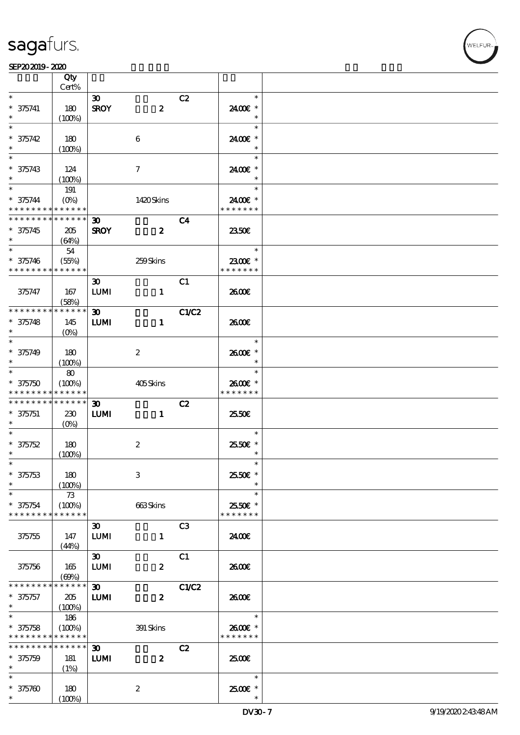| | Qty Cert% | | | |
|---|---|---|---|---|
| * <br> * 375741 <br> * | 180 <br> (100%) | **30** <br> **SROY** **2** | C2 | * <br> 24.00€ * <br> * |
| * <br> * 375742 <br> * | 180 <br> (100%) | 6 | | * <br> 24.00€ * <br> * |
| * <br> * 375743 <br> * | 124 <br> (100%) | 7 | | * <br> 24.00€ * <br> * |
| * <br> * 375744 <br> * * * * * * * * * * * * * | 191 <br> (0%) | 1420 Skins | | * <br> 24.00€ * <br> * * * * * * * |
| * * * * * * * * * * * * * * <br> * 375745 <br> * | 205 <br> (64%) | **30** <br> **SROY** **2** | C4 | 23.50€ |
| * <br> * 375746 <br> * * * * * * * * * * * * * | 54 <br> (55%) | 259 Skins | | * <br> 23.00€ * <br> * * * * * * * |
| 375747 | 167 <br> (58%) | **30** <br> **LUMI** **1** | C1 | 26.00€ |
| * * * * * * * * * * * * * * <br> * 375748 <br> * | 145 <br> (0%) | **30** <br> **LUMI** **1** | C1/C2 | 26.00€ |
| * <br> * 375749 <br> * | 180 <br> (100%) | 2 | | * <br> 26.00€ * <br> * |
| * <br> * 375750 <br> * * * * * * * * * * * * * | 80 <br> (100%) | 405 Skins | | * <br> 26.00€ * <br> * * * * * * * |
| * * * * * * * * * * * * * * <br> * 375751 <br> * | 230 <br> (0%) | **30** <br> **LUMI** **1** | C2 | 25.50€ |
| * <br> * 375752 <br> * | 180 <br> (100%) | 2 | | * <br> 25.50€ * <br> * |
| * <br> * 375753 <br> * | 180 <br> (100%) | 3 | | * <br> 25.50€ * <br> * |
| * <br> * 375754 <br> * * * * * * * * * * * * * | 73 <br> (100%) | 663 Skins | | * <br> 25.50€ * <br> * * * * * * * |
| 375755 | 147 <br> (44%) | **30** <br> **LUMI** **1** | C3 | 24.00€ |
| 375756 | 165 <br> (69%) | **30** <br> **LUMI** **2** | C1 | 26.00€ |
| * * * * * * * * * * * * * * <br> * 375757 <br> * | 205 <br> (100%) | **30** <br> **LUMI** **2** | C1/C2 | 26.00€ |
| * <br> * 375758 <br> * * * * * * * * * * * * * | 186 <br> (100%) | 391 Skins | | * <br> 26.00€ * <br> * * * * * * * |
| * * * * * * * * * * * * * * <br> * 375759 <br> * | 181 <br> (1%) | **30** <br> **LUMI** **2** | C2 | 25.00€ |
| * <br> * 375760 <br> * | 180 <br> (100%) | 2 | | * <br> 25.00€ * <br> * |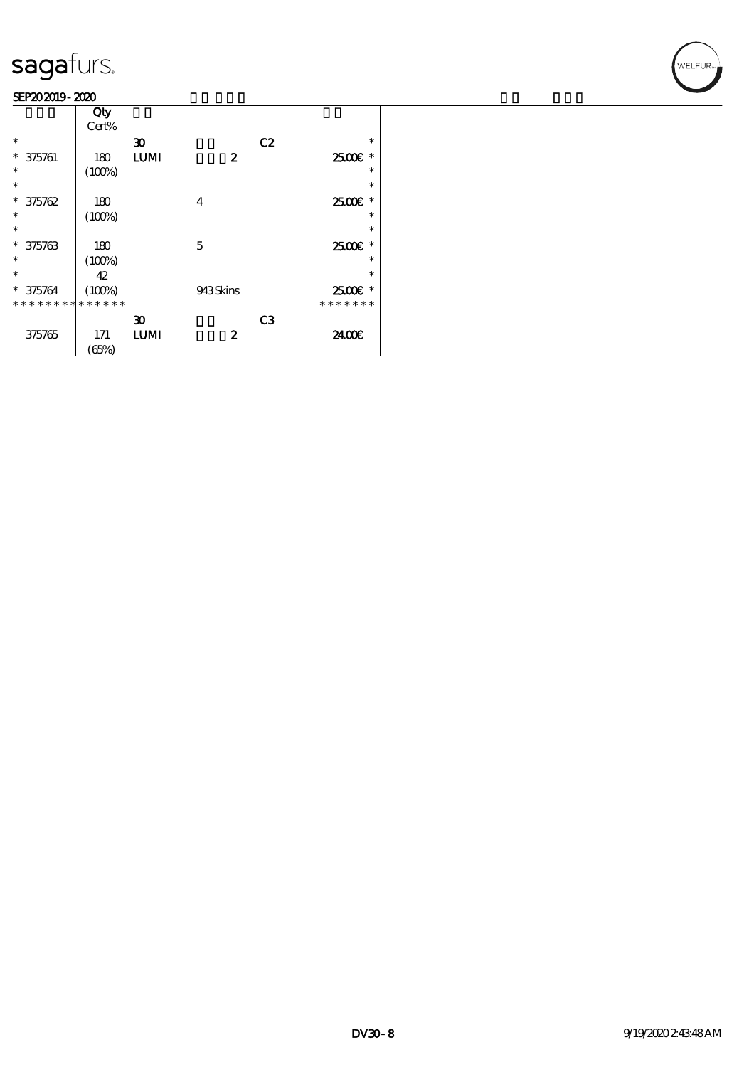| | Qty Cert% | | | | | |
|---|---|---|---|---|---|---|
| * | | 30 | | C2 | * | |
| * 375761 | 180 | LUMI | 2 | | 25.00€ * | |
| * | (100%) | | | | * | |
| * | | | | | * | |
| * 375762 | 180 | | 4 | | 25.00€ * | |
| * | (100%) | | | | * | |
| * | | | | | * | |
| * 375763 | 180 | | 5 | | 25.00€ * | |
| * | (100%) | | | | * | |
| * | 42 | | | | * | |
| * 375764 | (100%) | | 943 Skins | | 25.00€ * | |
| * * * * * * * * | * * * * * * | | | | * * * * * * * | |
| | | 30 | | C3 | | |
| 375765 | 171 | LUMI | 2 | | 24.00€ | |
| | (65%) | | | | | |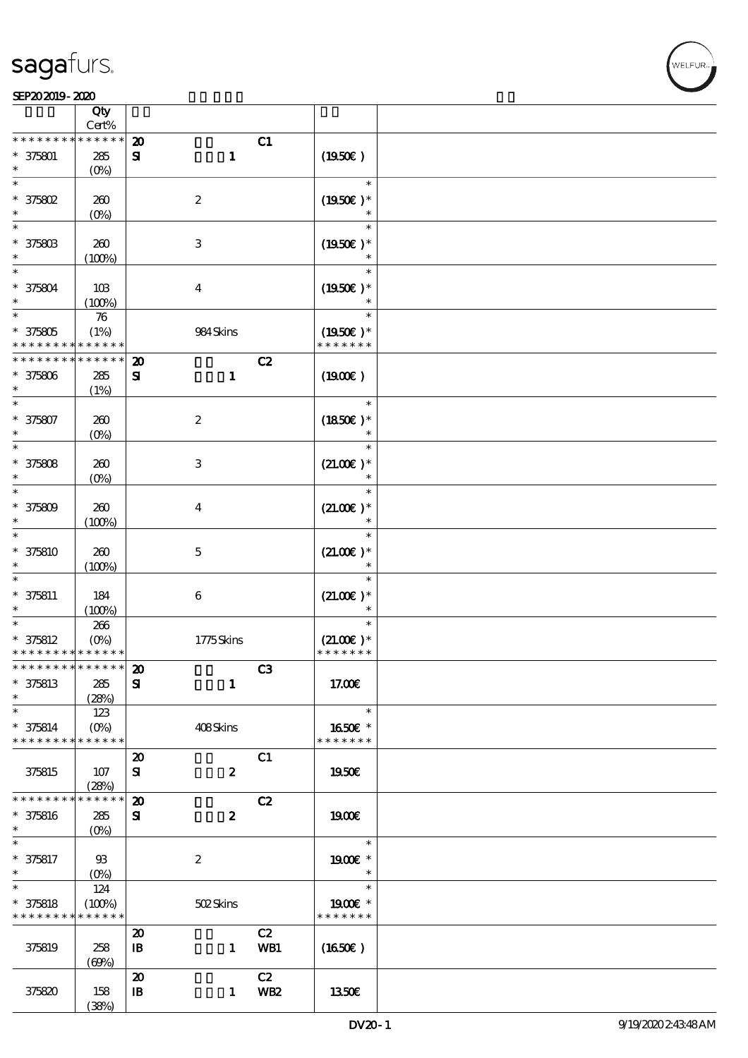| | Qty<br>Cert% | | | |
|---|---|---|---|---|
| * * * * * * * * * * * * * * | | 20 C1 | | |
| * 375801 | 285 | SI 1 | (19.50€ ) | |
| * | (0%) | | | |
| * | | | * | |
| * 375802 | 260 | 2 | (19.50€ )* | |
| * | (0%) | | * | |
| * | | | * | |
| * 375803 | 260 | 3 | (19.50€ )* | |
| * | (100%) | | * | |
| * | | | * | |
| * 375804 | 103 | 4 | (19.50€ )* | |
| * | (100%) | | * | |
| * | 76 | | * | |
| * 375805 | (1%) | 984 Skins | (19.50€ )* | |
| * * * * * * * * * * * * * * | | | * * * * * * * | |
| * * * * * * * * * * * * * * | | 20 C2 | | |
| * 375806 | 285 | SI 1 | (19.00€ ) | |
| * | (1%) | | | |
| * | | | * | |
| * 375807 | 260 | 2 | (18.50€ )* | |
| * | (0%) | | * | |
| * | | | * | |
| * 375808 | 260 | 3 | (21.00€ )* | |
| * | (0%) | | * | |
| * | | | * | |
| * 375809 | 260 | 4 | (21.00€ )* | |
| * | (100%) | | * | |
| * | | | * | |
| * 375810 | 260 | 5 | (21.00€ )* | |
| * | (100%) | | * | |
| * | | | * | |
| * 375811 | 184 | 6 | (21.00€ )* | |
| * | (100%) | | * | |
| * | 266 | | * | |
| * 375812 | (0%) | 1775 Skins | (21.00€ )* | |
| * * * * * * * * * * * * * * | | | * * * * * * * | |
| * * * * * * * * * * * * * * | | 20 C3 | | |
| * 375813 | 285 | SI 1 | 17.00€ | |
| * | (28%) | | | |
| * | 123 | | * | |
| * 375814 | (0%) | 408 Skins | 16.50€ * | |
| * * * * * * * * * * * * * * | | | * * * * * * * | |
| | | 20 C1 | | |
| 375815 | 107 | SI 2 | 19.50€ | |
| | (28%) | | | |
| * * * * * * * * * * * * * * | | 20 C2 | | |
| * 375816 | 285 | SI 2 | 19.00€ | |
| * | (0%) | | | |
| * | | | * | |
| * 375817 | 93 | 2 | 19.00€ * | |
| * | (0%) | | * | |
| * | 124 | | * | |
| * 375818 | (100%) | 502 Skins | 19.00€ * | |
| * * * * * * * * * * * * * * | | | * * * * * * * | |
| | | 20 C2 | | |
| 375819 | 258 | IB 1 WB1 | (16.50€ ) | |
| | (69%) | | | |
| | | 20 C2 | | |
| 375820 | 158 | IB 1 WB2 | 13.50€ | |
| | (38%) | | | |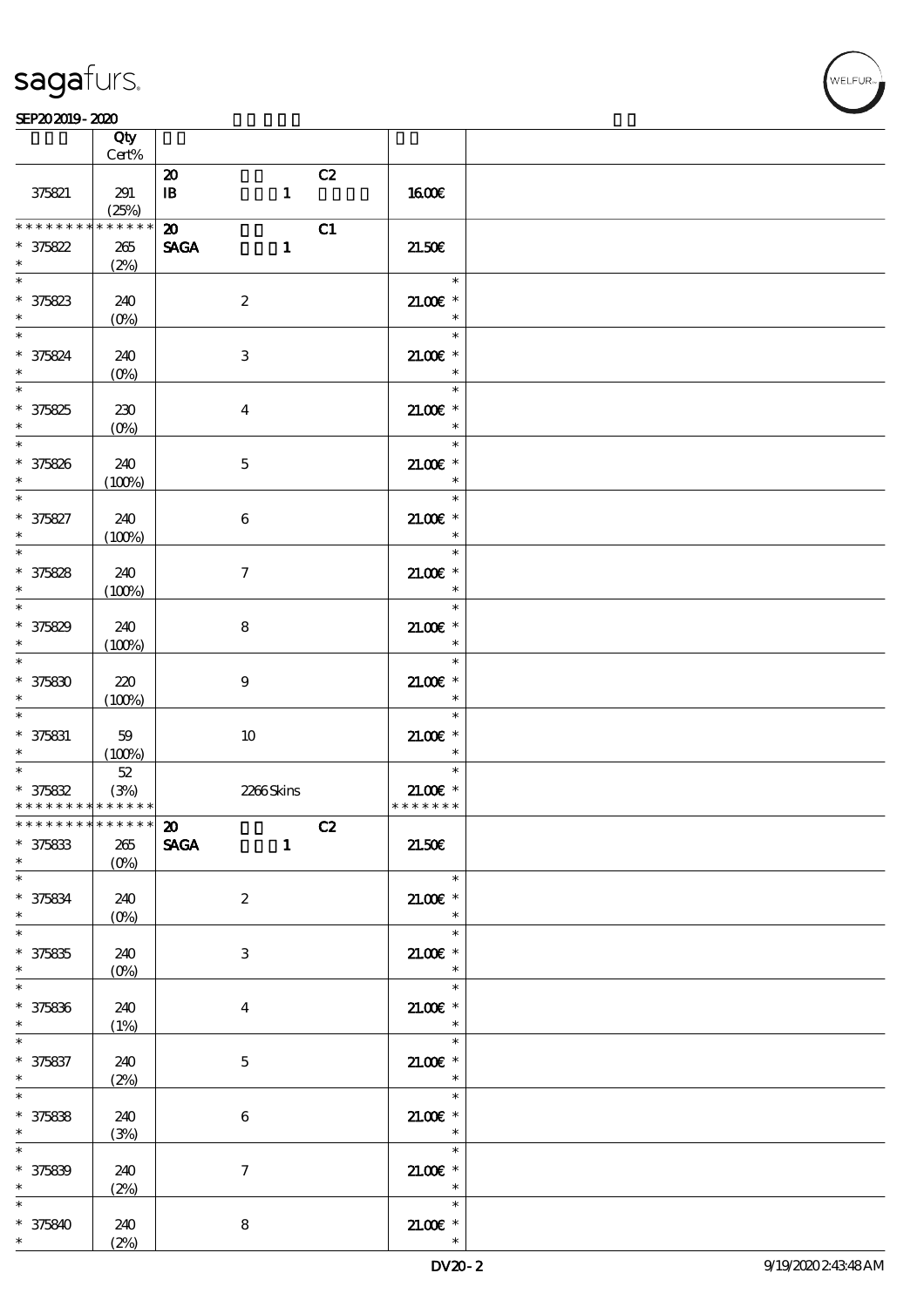| | Qty Cert% | | |
|---|---|---|---|
| 375821 | 291 (25%) | 20 C2 IB 1 | 16.00€ |
| * * * * * * * * * * * * * * 375822 * | 265 (2%) | 20 C1 SAGA 1 | 21.50€ |
| * * 375823 * | 240 (0%) | 2 | * 21.00€ * * |
| * * 375824 * | 240 (0%) | 3 | * 21.00€ * * |
| * * 375825 * | 230 (0%) | 4 | * 21.00€ * * |
| * * 375826 * | 240 (100%) | 5 | * 21.00€ * * |
| * * 375827 * | 240 (100%) | 6 | * 21.00€ * * |
| * * 375828 * | 240 (100%) | 7 | * 21.00€ * * |
| * * 375829 * | 240 (100%) | 8 | * 21.00€ * * |
| * * 375830 * | 220 (100%) | 9 | * 21.00€ * * |
| * * 375831 * | 59 (100%) | 10 | * 21.00€ * * |
| * * 375832 * * * * * * * * * * * * * | 52 (3%) | 2266 Skins | * 21.00€ * * * * * * * * |
| * * * * * * * * * * * * * * 375833 * | 265 (0%) | 20 C2 SAGA 1 | 21.50€ |
| * * 375834 * | 240 (0%) | 2 | * 21.00€ * * |
| * * 375835 * | 240 (0%) | 3 | * 21.00€ * * |
| * * 375836 * | 240 (1%) | 4 | * 21.00€ * * |
| * * 375837 * | 240 (2%) | 5 | * 21.00€ * * |
| * * 375838 * | 240 (3%) | 6 | * 21.00€ * * |
| * * 375839 * | 240 (2%) | 7 | * 21.00€ * * |
| * * 375840 * | 240 (2%) | 8 | * 21.00€ * * |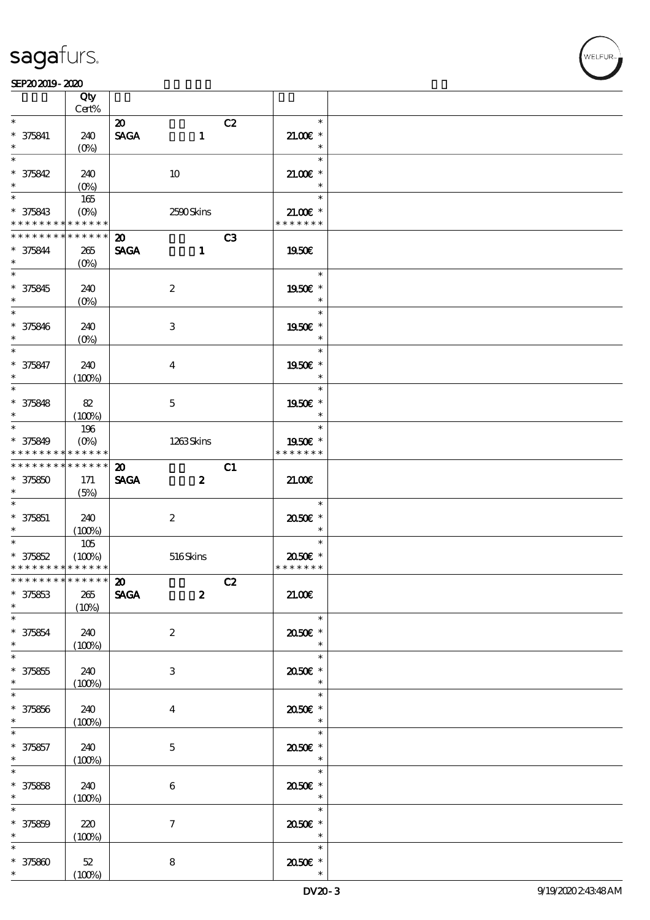| | Qty Cert% | | | |
|---|---|---|---|---|
| * | | 20 | C2 | * |
| * 375841 | 240 | SAGA 1 | | 21.00€ * |
| * | (0%) | | | * |
| * | | | | * |
| * 375842 | 240 | 10 | | 21.00€ * |
| * | (0%) | | | * |
| * | 165 | | | * |
| * 375843 | (0%) | 2590 Skins | | 21.00€ * |
| * * * * * * * * * * * * * * | | | | * * * * * * * |
| * * * * * * * * * * * * * * | | 20 | C3 | |
| * 375844 | 265 | SAGA 1 | | 19.50€ |
| * | (0%) | | | |
| * | | | | * |
| * 375845 | 240 | 2 | | 19.50€ * |
| * | (0%) | | | * |
| * | | | | * |
| * 375846 | 240 | 3 | | 19.50€ * |
| * | (0%) | | | * |
| * | | | | * |
| * 375847 | 240 | 4 | | 19.50€ * |
| * | (100%) | | | * |
| * | | | | * |
| * 375848 | 82 | 5 | | 19.50€ * |
| * | (100%) | | | * |
| * | 196 | | | * |
| * 375849 | (0%) | 1263 Skins | | 19.50€ * |
| * * * * * * * * * * * * * * | | | | * * * * * * * |
| * * * * * * * * * * * * * * | | 20 | C1 | |
| * 375850 | 171 | SAGA 2 | | 21.00€ |
| * | (5%) | | | |
| * | | | | * |
| * 375851 | 240 | 2 | | 20.50€ * |
| * | (100%) | | | * |
| * | 105 | | | * |
| * 375852 | (100%) | 516 Skins | | 20.50€ * |
| * * * * * * * * * * * * * * | | | | * * * * * * * |
| * * * * * * * * * * * * * * | | 20 | C2 | |
| * 375853 | 265 | SAGA 2 | | 21.00€ |
| * | (10%) | | | |
| * | | | | * |
| * 375854 | 240 | 2 | | 20.50€ * |
| * | (100%) | | | * |
| * | | | | * |
| * 375855 | 240 | 3 | | 20.50€ * |
| * | (100%) | | | * |
| * | | | | * |
| * 375856 | 240 | 4 | | 20.50€ * |
| * | (100%) | | | * |
| * | | | | * |
| * 375857 | 240 | 5 | | 20.50€ * |
| * | (100%) | | | * |
| * | | | | * |
| * 375858 | 240 | 6 | | 20.50€ * |
| * | (100%) | | | * |
| * | | | | * |
| * 375859 | 220 | 7 | | 20.50€ * |
| * | (100%) | | | * |
| * | | | | * |
| * 375860 | 52 | 8 | | 20.50€ * |
| * | (100%) | | | * |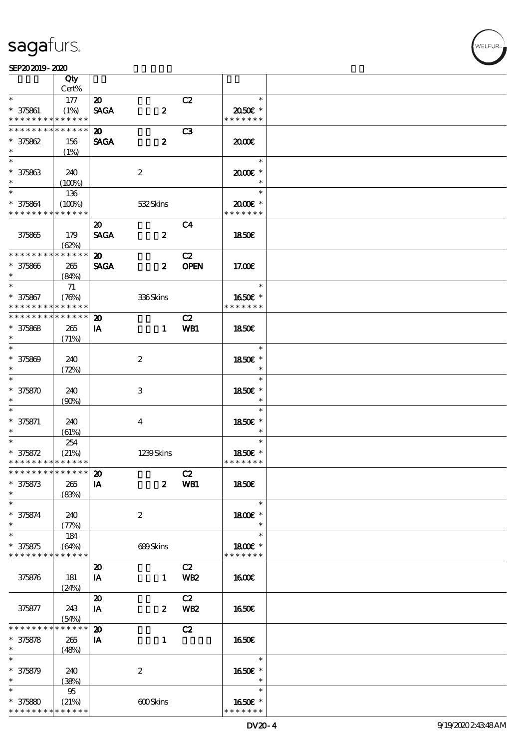| | Qty Cert% | | | | |
|---|---|---|---|---|---|
| * | 177 | 20 | | C2 | * |
| * 375861 | (1%) | SAGA | 2 | | 20.50€ * |
| * * * * * * * * * * * * * * | | | | | * * * * * * * |
| * * * * * * * * * * * * * * | | 20 | | C3 | |
| * 375862 | 156 | SAGA | 2 | | 20.00€ |
| * | (1%) | | | | |
| * | | | | | * |
| * 375863 | 240 | | 2 | | 20.00€ * |
| * | (100%) | | | | * |
| * | 136 | | | | * |
| * 375864 | (100%) | | 532 Skins | | 20.00€ * |
| * * * * * * * * * * * * * * | | | | | * * * * * * * |
| | | 20 | | C4 | |
| 375865 | 179 | SAGA | 2 | | 18.50€ |
| | (62%) | | | | |
| * * * * * * * * * * * * * * | | 20 | | C2 | |
| * 375866 | 265 | SAGA | 2 | OPEN | 17.00€ |
| * | (84%) | | | | |
| * | 71 | | | | * |
| * 375867 | (76%) | | 336 Skins | | 16.50€ * |
| * * * * * * * * * * * * * * | | | | | * * * * * * * |
| * * * * * * * * * * * * * * | | 20 | | C2 | |
| * 375868 | 265 | IA | 1 | WB1 | 18.50€ |
| * | (71%) | | | | |
| * | | | | | * |
| * 375869 | 240 | | 2 | | 18.50€ * |
| * | (72%) | | | | * |
| * | | | | | * |
| * 375870 | 240 | | 3 | | 18.50€ * |
| * | (90%) | | | | * |
| * | | | | | * |
| * 375871 | 240 | | 4 | | 18.50€ * |
| * | (61%) | | | | * |
| * | 254 | | | | * |
| * 375872 | (21%) | | 1239 Skins | | 18.50€ * |
| * * * * * * * * * * * * * * | | | | | * * * * * * * |
| * * * * * * * * * * * * * * | | 20 | | C2 | |
| * 375873 | 265 | IA | 2 | WB1 | 18.50€ |
| * | (83%) | | | | |
| * | | | | | * |
| * 375874 | 240 | | 2 | | 18.00€ * |
| * | (77%) | | | | * |
| * | 184 | | | | * |
| * 375875 | (64%) | | 689 Skins | | 18.00€ * |
| * * * * * * * * * * * * * * | | | | | * * * * * * * |
| | | 20 | | C2 | |
| 375876 | 181 | IA | 1 | WB2 | 16.00€ |
| | (24%) | | | | |
| | | 20 | | C2 | |
| 375877 | 243 | IA | 2 | WB2 | 16.50€ |
| | (54%) | | | | |
| * * * * * * * * * * * * * * | | 20 | | C2 | |
| * 375878 | 265 | IA | 1 | | 16.50€ |
| * | (48%) | | | | |
| * | | | | | * |
| * 375879 | 240 | | 2 | | 16.50€ * |
| * | (38%) | | | | * |
| * | 95 | | | | * |
| * 375880 | (21%) | | 600 Skins | | 16.50€ * |
| * * * * * * * * * * * * * * | | | | | * * * * * * * |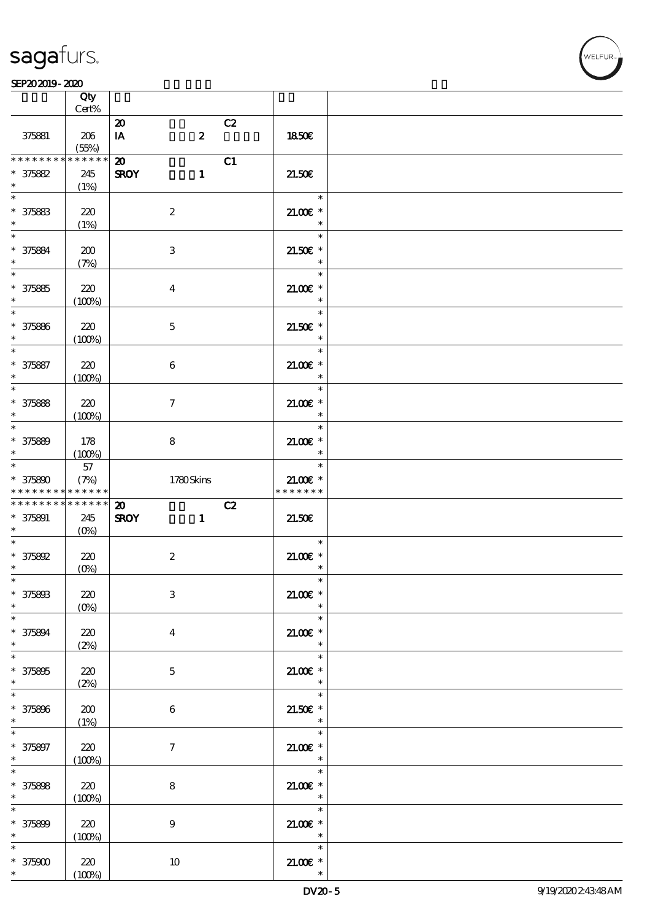| | Qty Cert% | | | | |
|---|---|---|---|---|---|
| | | 20 | C2 | | |
| 375881 | 206 (55%) | IA | 2 | 18.50€ | |
| * * * * * * * * * * * * * * | | 20 | C1 | | |
| * 375882 * | 245 (1%) | SROY | 1 | 21.50€ | |
| * * 375883 * | 220 (1%) | | 2 | 21.00€ * | |
| * * 375884 * | 200 (7%) | | 3 | 21.50€ * | |
| * * 375885 * | 220 (100%) | | 4 | 21.00€ * | |
| * * 375886 * | 220 (100%) | | 5 | 21.50€ * | |
| * * 375887 * | 220 (100%) | | 6 | 21.00€ * | |
| * * 375888 * | 220 (100%) | | 7 | 21.00€ * | |
| * * 375889 * | 178 (100%) | | 8 | 21.00€ * | |
| * * 375890 * * * * * * * * * * * * * | 57 (7%) | | 1780 Skins | 21.00€ * * * * * * * * | |
| * * * * * * * * * * * * * * | | 20 | C2 | | |
| * 375891 * | 245 (0%) | SROY | 1 | 21.50€ | |
| * * 375892 * | 220 (0%) | | 2 | 21.00€ * | |
| * * 375893 * | 220 (0%) | | 3 | 21.00€ * | |
| * * 375894 * | 220 (2%) | | 4 | 21.00€ * | |
| * * 375895 * | 220 (2%) | | 5 | 21.00€ * | |
| * * 375896 * | 200 (1%) | | 6 | 21.50€ * | |
| * * 375897 * | 220 (100%) | | 7 | 21.00€ * | |
| * * 375898 * | 220 (100%) | | 8 | 21.00€ * | |
| * * 375899 * | 220 (100%) | | 9 | 21.00€ * | |
| * * 375900 * | 220 (100%) | | 10 | 21.00€ * | |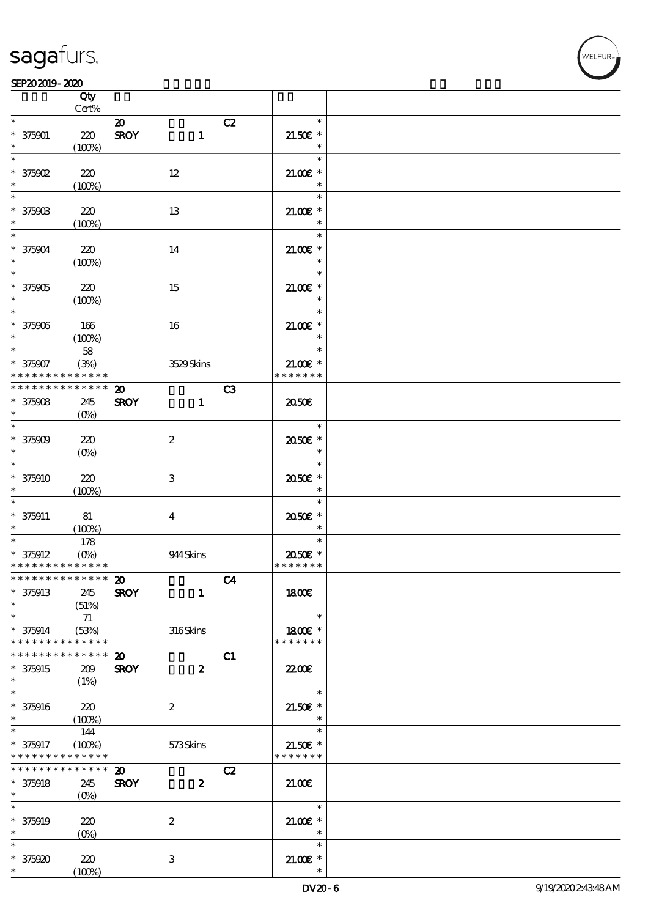| | Qty Cert% | | | |
|---|---|---|---|---|
| * | | 20 | C2 | * |
| * 375901 | 220 | SROY 1 | | 21.50€ * |
| * | (100%) | | | * |
| * | | | | * |
| * 375902 | 220 | 12 | | 21.00€ * |
| * | (100%) | | | * |
| * | | | | * |
| * 375903 | 220 | 13 | | 21.00€ * |
| * | (100%) | | | * |
| * | | | | * |
| * 375904 | 220 | 14 | | 21.00€ * |
| * | (100%) | | | * |
| * | | | | * |
| * 375905 | 220 | 15 | | 21.00€ * |
| * | (100%) | | | * |
| * | | | | * |
| * 375906 | 166 | 16 | | 21.00€ * |
| * | (100%) | | | * |
| * | 58 | | | * |
| * 375907 | (3%) | 3529 Skins | | 21.00€ * |
| * * * * * * * * * * * * * * | | | | * * * * * * * |
| * * * * * * * * * * * * * * | | 20 | C3 | |
| * 375908 | 245 | SROY 1 | | 20.50€ |
| * | (0%) | | | |
| * | | | | * |
| * 375909 | 220 | 2 | | 20.50€ * |
| * | (0%) | | | * |
| * | | | | * |
| * 375910 | 220 | 3 | | 20.50€ * |
| * | (100%) | | | * |
| * | | | | * |
| * 375911 | 81 | 4 | | 20.50€ * |
| * | (100%) | | | * |
| * | 178 | | | * |
| * 375912 | (0%) | 944 Skins | | 20.50€ * |
| * * * * * * * * * * * * * * | | | | * * * * * * * |
| * * * * * * * * * * * * * * | | 20 | C4 | |
| * 375913 | 245 | SROY 1 | | 18.00€ |
| * | (51%) | | | |
| * | 71 | | | * |
| * 375914 | (53%) | 316 Skins | | 18.00€ * |
| * * * * * * * * * * * * * * | | | | * * * * * * * |
| * * * * * * * * * * * * * * | | 20 | C1 | |
| * 375915 | 209 | SROY 2 | | 22.00€ |
| * | (1%) | | | |
| * | | | | * |
| * 375916 | 220 | 2 | | 21.50€ * |
| * | (100%) | | | * |
| * | 144 | | | * |
| * 375917 | (100%) | 573 Skins | | 21.50€ * |
| * * * * * * * * * * * * * * | | | | * * * * * * * |
| * * * * * * * * * * * * * * | | 20 | C2 | |
| * 375918 | 245 | SROY 2 | | 21.00€ |
| * | (0%) | | | |
| * | | | | * |
| * 375919 | 220 | 2 | | 21.00€ * |
| * | (0%) | | | * |
| * | | | | * |
| * 375920 | 220 | 3 | | 21.00€ * |
| * | (100%) | | | * |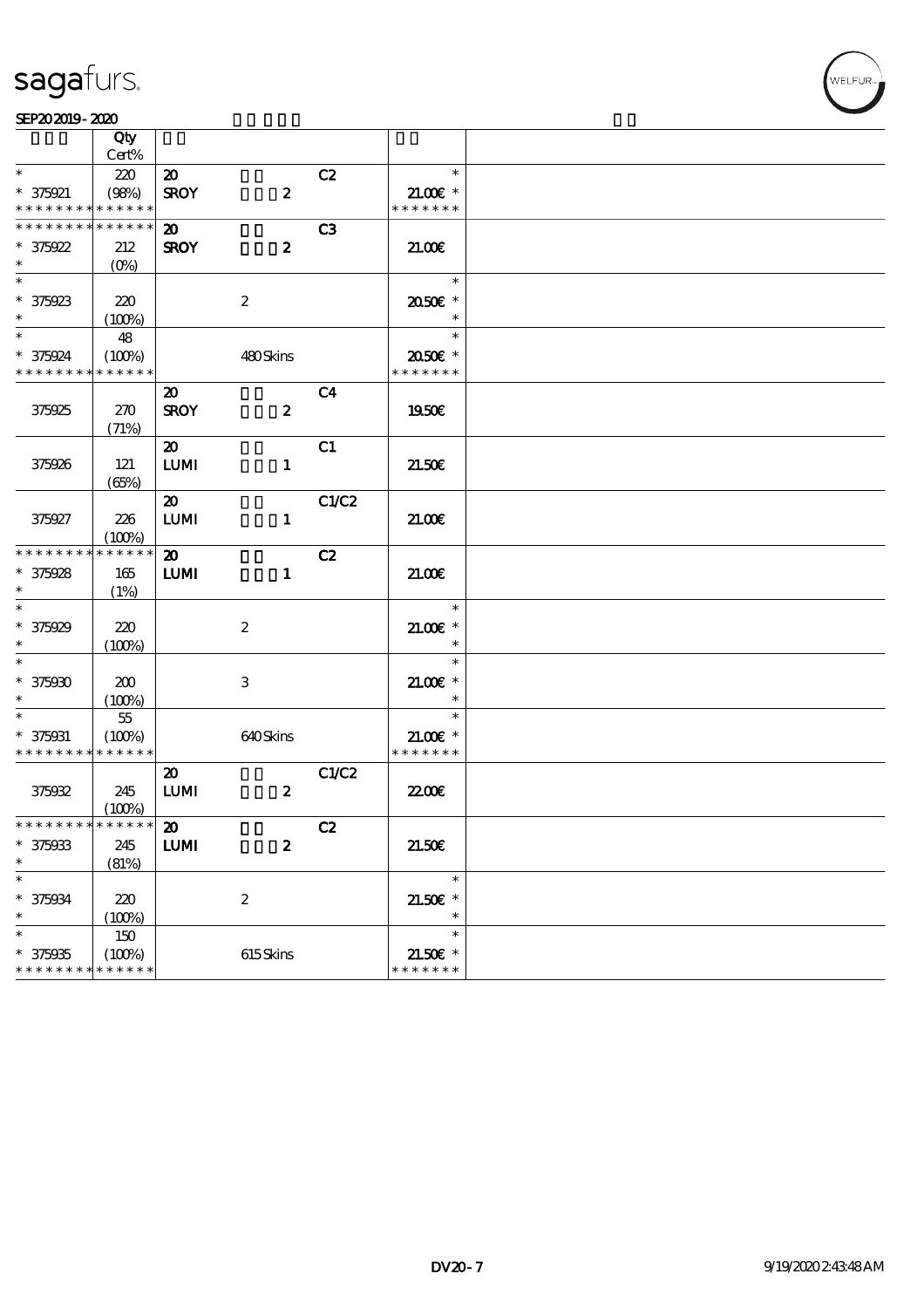| | Qty Cert% | | | | | |
|---|---|---|---|---|---|---|
| * | 220 | 20 | | C2 | * | |
| * 375921 | (98%) | SROY | 2 | | 21.00€ * | |
| * * * * * * * * * * * * * * | | | | | * * * * * * * | |
| * * * * * * * * * * * * * * | | 20 | | C3 | | |
| * 375922 | 212 | SROY | 2 | | 21.00€ | |
| * | (0%) | | | | | |
| * | | | | | * | |
| * 375923 | 220 | | 2 | | 20.50€ * | |
| * | (100%) | | | | * | |
| * | 48 | | | | * | |
| * 375924 | (100%) | | 480 Skins | | 20.50€ * | |
| * * * * * * * * * * * * * * | | | | | * * * * * * * | |
| | | 20 | | C4 | | |
| 375925 | 270 | SROY | 2 | | 19.50€ | |
| | (71%) | | | | | |
| | | 20 | | C1 | | |
| 375926 | 121 | LUMI | 1 | | 21.50€ | |
| | (65%) | | | | | |
| | | 20 | | C1/C2 | | |
| 375927 | 226 | LUMI | 1 | | 21.00€ | |
| | (100%) | | | | | |
| * * * * * * * * * * * * * * | | 20 | | C2 | | |
| * 375928 | 165 | LUMI | 1 | | 21.00€ | |
| * | (1%) | | | | | |
| * | | | | | * | |
| * 375929 | 220 | | 2 | | 21.00€ * | |
| * | (100%) | | | | * | |
| * | | | | | * | |
| * 375930 | 200 | | 3 | | 21.00€ * | |
| * | (100%) | | | | * | |
| * | 55 | | | | * | |
| * 375931 | (100%) | | 640 Skins | | 21.00€ * | |
| * * * * * * * * * * * * * * | | | | | * * * * * * * | |
| | | 20 | | C1/C2 | | |
| 375932 | 245 | LUMI | 2 | | 22.00€ | |
| | (100%) | | | | | |
| * * * * * * * * * * * * * * | | 20 | | C2 | | |
| * 375933 | 245 | LUMI | 2 | | 21.50€ | |
| * | (81%) | | | | | |
| * | | | | | * | |
| * 375934 | 220 | | 2 | | 21.50€ * | |
| * | (100%) | | | | * | |
| * | 150 | | | | * | |
| * 375935 | (100%) | | 615 Skins | | 21.50€ * | |
| * * * * * * * * * * * * * * | | | | | * * * * * * * | |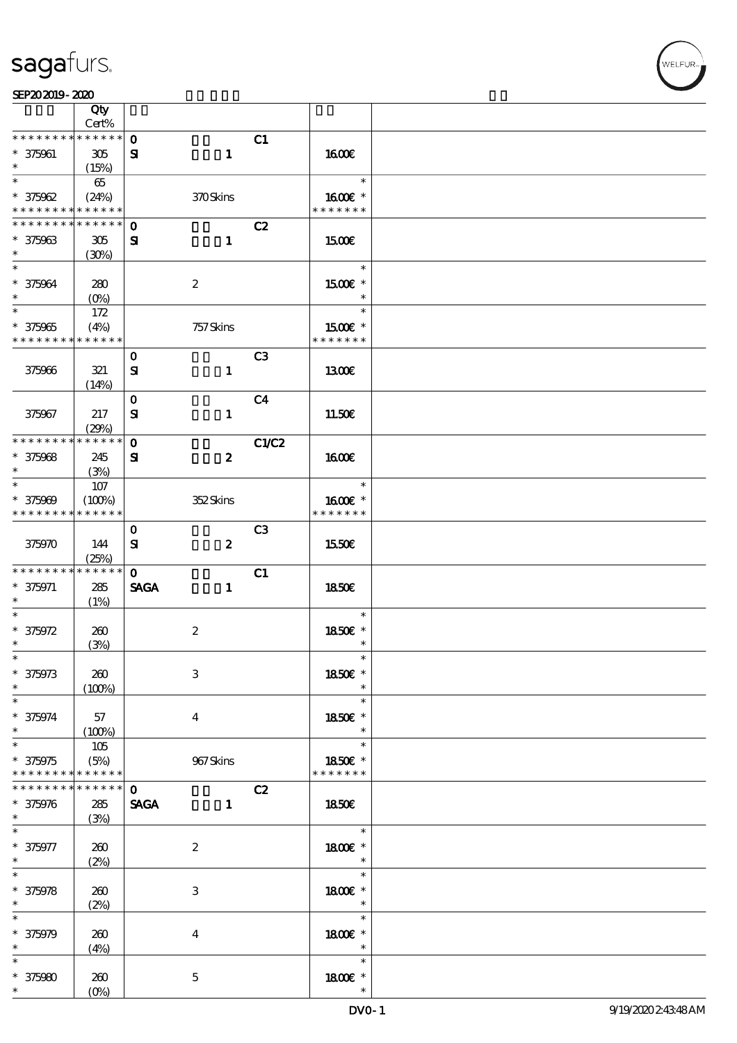sagafurs.

SEP20 2019 - 2020

| | Qty Cert% | | | | |
|---|---|---|---|---|---|
| * * * * * * * * * * * * * * | | 0 | | C1 | |
| * 375961 | 305 | SI | 1 | | 16.00€ |
| * | (15%) | | | | |
| * | 65 | | | | * |
| * 375962 | (24%) | | 370 Skins | | 16.00€ * |
| * * * * * * * * * * * * * * | | | | | * * * * * * * |
| * * * * * * * * * * * * * * | | 0 | | C2 | |
| * 375963 | 305 | SI | 1 | | 15.00€ |
| * | (30%) | | | | |
| * | | | | | * |
| * 375964 | 280 | | 2 | | 15.00€ * |
| * | (0%) | | | | * |
| * | 172 | | | | * |
| * 375965 | (4%) | | 757 Skins | | 15.00€ * |
| * * * * * * * * * * * * * * | | | | | * * * * * * * |
| | | 0 | | C3 | |
| 375966 | 321 | SI | 1 | | 13.00€ |
| | (14%) | | | | |
| | | 0 | | C4 | |
| 375967 | 217 | SI | 1 | | 11.50€ |
| | (29%) | | | | |
| * * * * * * * * * * * * * * | | 0 | | C1/C2 | |
| * 375968 | 245 | SI | 2 | | 16.00€ |
| * | (3%) | | | | |
| * | 107 | | | | * |
| * 375969 | (100%) | | 352 Skins | | 16.00€ * |
| * * * * * * * * * * * * * * | | | | | * * * * * * * |
| | | 0 | | C3 | |
| 375970 | 144 | SI | 2 | | 15.50€ |
| | (25%) | | | | |
| * * * * * * * * * * * * * * | | 0 | | C1 | |
| * 375971 | 285 | SAGA | 1 | | 18.50€ |
| * | (1%) | | | | |
| * | | | | | * |
| * 375972 | 260 | | 2 | | 18.50€ * |
| * | (3%) | | | | * |
| * | | | | | * |
| * 375973 | 260 | | 3 | | 18.50€ * |
| * | (100%) | | | | * |
| * | | | | | * |
| * 375974 | 57 | | 4 | | 18.50€ * |
| * | (100%) | | | | * |
| * | 105 | | | | * |
| * 375975 | (5%) | | 967 Skins | | 18.50€ * |
| * * * * * * * * * * * * * * | | | | | * * * * * * * |
| * * * * * * * * * * * * * * | | 0 | | C2 | |
| * 375976 | 285 | SAGA | 1 | | 18.50€ |
| * | (3%) | | | | |
| * | | | | | * |
| * 375977 | 260 | | 2 | | 18.00€ * |
| * | (2%) | | | | * |
| * | | | | | * |
| * 375978 | 260 | | 3 | | 18.00€ * |
| * | (2%) | | | | * |
| * | | | | | * |
| * 375979 | 260 | | 4 | | 18.00€ * |
| * | (4%) | | | | * |
| * | | | | | * |
| * 375980 | 260 | | 5 | | 18.00€ * |
| * | (0%) | | | | * |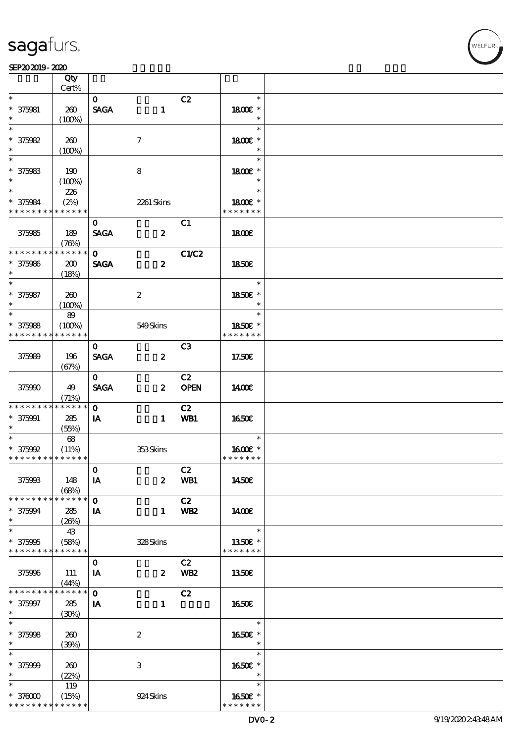| | Qty Cert% | | | | |
|---|---|---|---|---|---|
| * 375981 * | 260 (100%) | 0 SAGA | 1 | C2 | * 18.00€ * * |
| * 375982 * | 260 (100%) | | 7 | | * 18.00€ * * |
| * 375983 * | 190 (100%) | | 8 | | * 18.00€ * * |
| * 375984 * * * * * * * * * * * * * | 226 (2%) | | 2261 Skins | | * 18.00€ * * * * * * * * |
| 375985 | 189 (76%) | 0 SAGA | 2 | C1 | 18.00€ |
| * * * * * * * * * * * * * * 375986 * | 200 (18%) | 0 SAGA | 2 | C1/C2 | 18.50€ |
| * 375987 * | 260 (100%) | | 2 | | * 18.50€ * * |
| * 375988 * * * * * * * * * * * * * | 89 (100%) | | 549 Skins | | * 18.50€ * * * * * * * * |
| 375989 | 196 (67%) | 0 SAGA | 2 | C3 | 17.50€ |
| 375990 | 49 (71%) | 0 SAGA | 2 | C2 OPEN | 14.00€ |
| * * * * * * * * * * * * * * 375991 * | 285 (55%) | 0 IA | 1 | C2 WB1 | 16.50€ |
| * 375992 * * * * * * * * * * * * * | 68 (11%) | | 353 Skins | | * 16.00€ * * * * * * * * |
| 375993 | 148 (68%) | 0 IA | 2 | C2 WB1 | 14.50€ |
| * * * * * * * * * * * * * * 375994 * | 285 (26%) | 0 IA | 1 | C2 WB2 | 14.00€ |
| * 375995 * * * * * * * * * * * * * | 43 (58%) | | 328 Skins | | * 13.50€ * * * * * * * * |
| 375996 | 111 (44%) | 0 IA | 2 | C2 WB2 | 13.50€ |
| * * * * * * * * * * * * * * 375997 * | 285 (30%) | 0 IA | 1 | C2 | 16.50€ |
| * 375998 * | 260 (39%) | | 2 | | * 16.50€ * * |
| * 375999 * | 260 (22%) | | 3 | | * 16.50€ * * |
| * 376000 * * * * * * * * * * * * * | 119 (15%) | | 924 Skins | | * 16.50€ * * * * * * * * |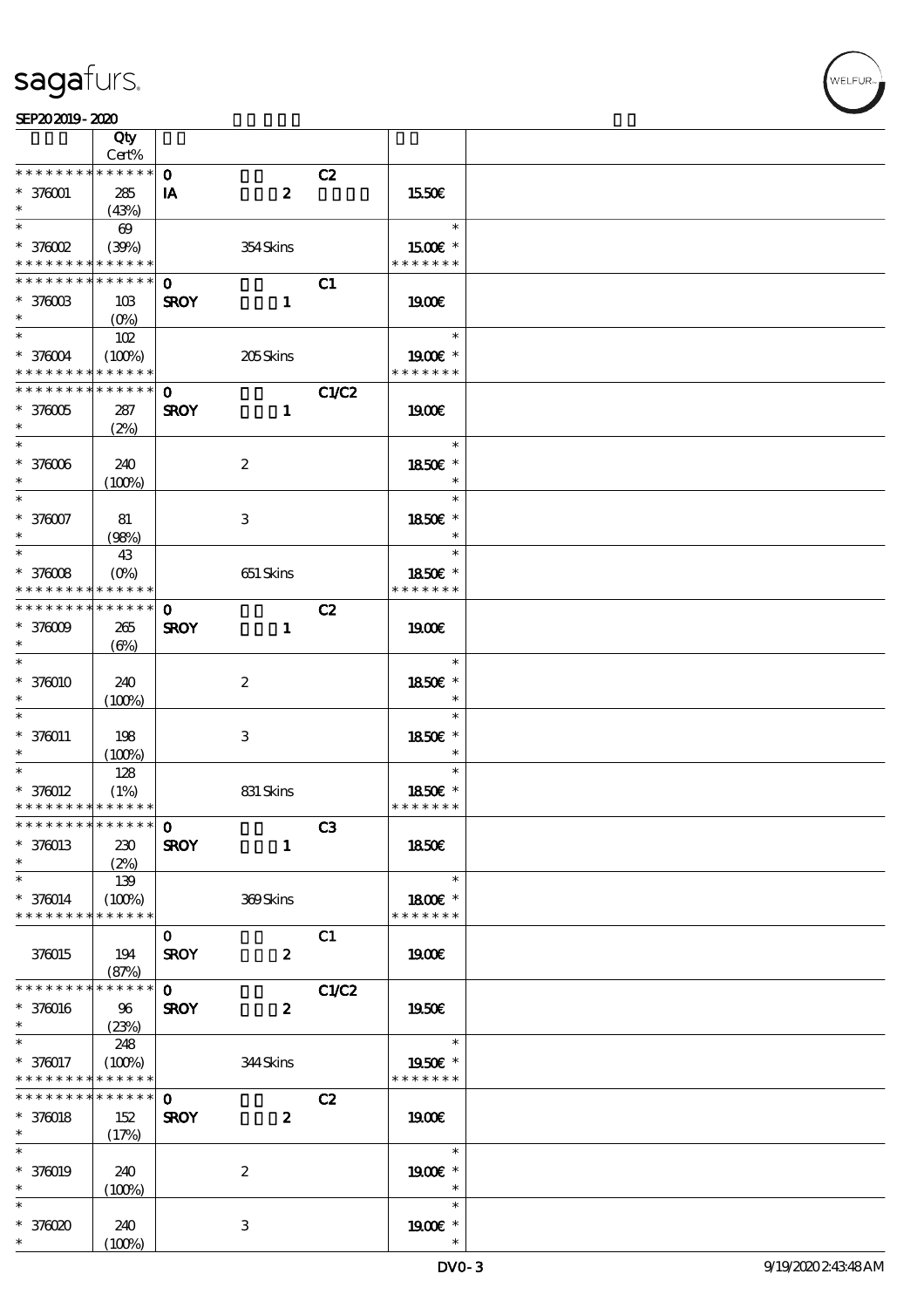sagafurs.

SEP20 2019 - 2020

| | Qty Cert% | | | | | |
|---|---|---|---|---|---|---|
| * * * * * * * * * * * * * * | | 0 | | C2 | | |
| * 376001 | 285 | IA | 2 | | 15.50€ | |
| * | (43%) | | | | | |
| * | 69 | | | | * | |
| * 376002 | (39%) | | 354 Skins | | 15.00€ * | |
| * * * * * * * * * * * * * * | | | | | * * * * * * * | |
| * * * * * * * * * * * * * * | | 0 | | C1 | | |
| * 376003 | 103 | SROY | 1 | | 19.00€ | |
| * | (0%) | | | | | |
| * | 102 | | | | * | |
| * 376004 | (100%) | | 205 Skins | | 19.00€ * | |
| * * * * * * * * * * * * * * | | | | | * * * * * * * | |
| * * * * * * * * * * * * * * | | 0 | | C1/C2 | | |
| * 376005 | 287 | SROY | 1 | | 19.00€ | |
| * | (2%) | | | | | |
| * | | | | | * | |
| * 376006 | 240 | | 2 | | 18.50€ * | |
| * | (100%) | | | | * | |
| * | | | | | * | |
| * 376007 | 81 | | 3 | | 18.50€ * | |
| * | (98%) | | | | * | |
| * | 43 | | | | * | |
| * 376008 | (0%) | | 651 Skins | | 18.50€ * | |
| * * * * * * * * * * * * * * | | | | | * * * * * * * | |
| * * * * * * * * * * * * * * | | 0 | | C2 | | |
| * 376009 | 265 | SROY | 1 | | 19.00€ | |
| * | (6%) | | | | | |
| * | | | | | * | |
| * 376010 | 240 | | 2 | | 18.50€ * | |
| * | (100%) | | | | * | |
| * | | | | | * | |
| * 376011 | 198 | | 3 | | 18.50€ * | |
| * | (100%) | | | | * | |
| * | 128 | | | | * | |
| * 376012 | (1%) | | 831 Skins | | 18.50€ * | |
| * * * * * * * * * * * * * * | | | | | * * * * * * * | |
| * * * * * * * * * * * * * * | | 0 | | C3 | | |
| * 376013 | 230 | SROY | 1 | | 18.50€ | |
| * | (2%) | | | | | |
| * | 139 | | | | * | |
| * 376014 | (100%) | | 369 Skins | | 18.00€ * | |
| * * * * * * * * * * * * * * | | | | | * * * * * * * | |
| | | 0 | | C1 | | |
| 376015 | 194 | SROY | 2 | | 19.00€ | |
| | (87%) | | | | | |
| * * * * * * * * * * * * * * | | 0 | | C1/C2 | | |
| * 376016 | 96 | SROY | 2 | | 19.50€ | |
| * | (23%) | | | | | |
| * | 248 | | | | * | |
| * 376017 | (100%) | | 344 Skins | | 19.50€ * | |
| * * * * * * * * * * * * * * | | | | | * * * * * * * | |
| * * * * * * * * * * * * * * | | 0 | | C2 | | |
| * 376018 | 152 | SROY | 2 | | 19.00€ | |
| * | (17%) | | | | | |
| * | | | | | * | |
| * 376019 | 240 | | 2 | | 19.00€ * | |
| * | (100%) | | | | * | |
| * | | | | | * | |
| * 376020 | 240 | | 3 | | 19.00€ * | |
| * | (100%) | | | | * | |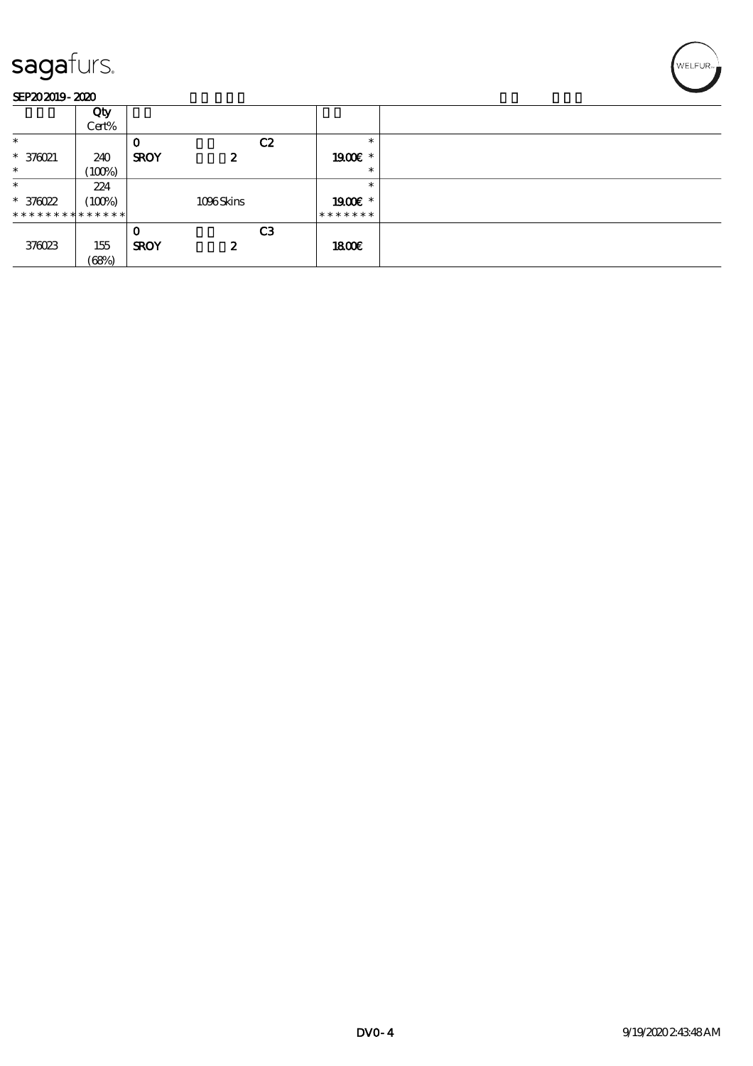| | Qty<br>Cert% | | | |
|---|---|---|---|---|
| * | | 0 C2 | * | |
| * 376021 | 240 | SROY 2 | 19.00€ * | |
| * | (100%) | | * | |
| * | 224 | | * | |
| * 376022 | (100%) | 1096 Skins | 19.00€ * | |
| * * * * * * * * * * * * * * | | | * * * * * * * | |
| | | 0 C3 | | |
| 376023 | 155 | SROY 2 | 18.00€ | |
| | (68%) | | | |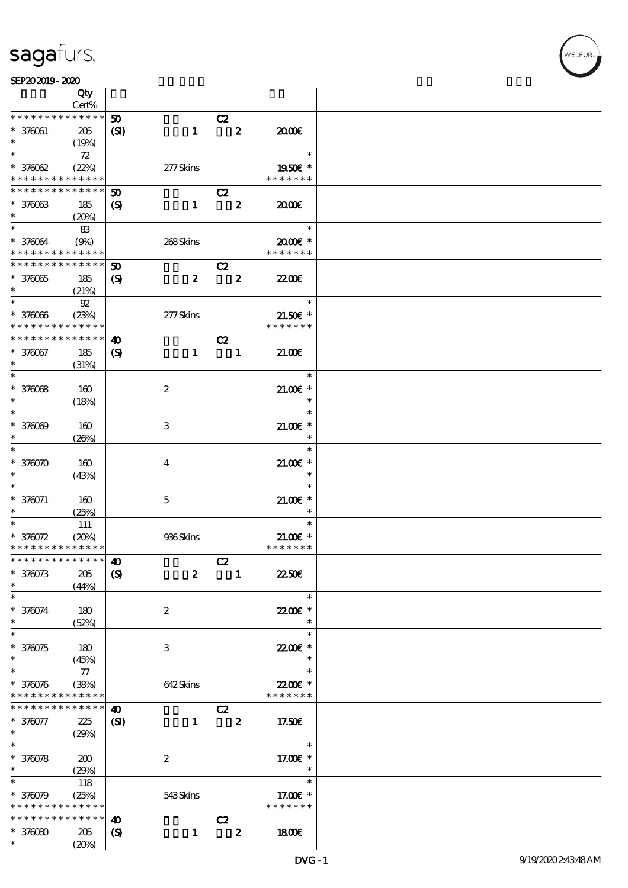| | Qty Cert% | | | | | | |
|---|---|---|---|---|---|---|---|
| * * * * * * * * * * * * * * | | 50 | | C2 | | | |
| * 376061 | 205 | (SI) | 1 | 2 | | 20.00€ | |
| * | (19%) | | | | | | |
| * | 72 | | | | | * | |
| * 376062 | (22%) | | 277 Skins | | | 19.50€ * | |
| * * * * * * * * * * * * * * | | | | | | * * * * * * * | |
| * * * * * * * * * * * * * * | | 50 | | C2 | | | |
| * 376063 | 185 | (S) | 1 | 2 | | 20.00€ | |
| * | (20%) | | | | | | |
| * | 83 | | | | | * | |
| * 376064 | (9%) | | 268 Skins | | | 20.00€ * | |
| * * * * * * * * * * * * * * | | | | | | * * * * * * * | |
| * * * * * * * * * * * * * * | | 50 | | C2 | | | |
| * 376065 | 185 | (S) | 2 | 2 | | 22.00€ | |
| * | (21%) | | | | | | |
| * | 92 | | | | | * | |
| * 376066 | (23%) | | 277 Skins | | | 21.50€ * | |
| * * * * * * * * * * * * * * | | | | | | * * * * * * * | |
| * * * * * * * * * * * * * * | | 40 | | C2 | | | |
| * 376067 | 185 | (S) | 1 | 1 | | 21.00€ | |
| * | (31%) | | | | | | |
| * | | | | | | * | |
| * 376068 | 160 | | 2 | | | 21.00€ * | |
| * | (18%) | | | | | * | |
| * | | | | | | * | |
| * 376069 | 160 | | 3 | | | 21.00€ * | |
| * | (26%) | | | | | * | |
| * | | | | | | * | |
| * 376070 | 160 | | 4 | | | 21.00€ * | |
| * | (43%) | | | | | * | |
| * | | | | | | * | |
| * 376071 | 160 | | 5 | | | 21.00€ * | |
| * | (25%) | | | | | * | |
| * | 111 | | | | | * | |
| * 376072 | (20%) | | 936 Skins | | | 21.00€ * | |
| * * * * * * * * * * * * * * | | | | | | * * * * * * * | |
| * * * * * * * * * * * * * * | | 40 | | C2 | | | |
| * 376073 | 205 | (S) | 2 | 1 | | 22.50€ | |
| * | (44%) | | | | | | |
| * | | | | | | * | |
| * 376074 | 180 | | 2 | | | 22.00€ * | |
| * | (52%) | | | | | * | |
| * | | | | | | * | |
| * 376075 | 180 | | 3 | | | 22.00€ * | |
| * | (45%) | | | | | * | |
| * | 77 | | | | | * | |
| * 376076 | (38%) | | 642 Skins | | | 22.00€ * | |
| * * * * * * * * * * * * * * | | | | | | * * * * * * * | |
| * * * * * * * * * * * * * * | | 40 | | C2 | | | |
| * 376077 | 225 | (SI) | 1 | 2 | | 17.50€ | |
| * | (29%) | | | | | | |
| * | | | | | | * | |
| * 376078 | 200 | | 2 | | | 17.00€ * | |
| * | (29%) | | | | | * | |
| * | 118 | | | | | * | |
| * 376079 | (25%) | | 543 Skins | | | 17.00€ * | |
| * * * * * * * * * * * * * * | | | | | | * * * * * * * | |
| * * * * * * * * * * * * * * | | 40 | | C2 | | | |
| * 376080 | 205 | (S) | 1 | 2 | | 18.00€ | |
| * | (20%) | | | | | | |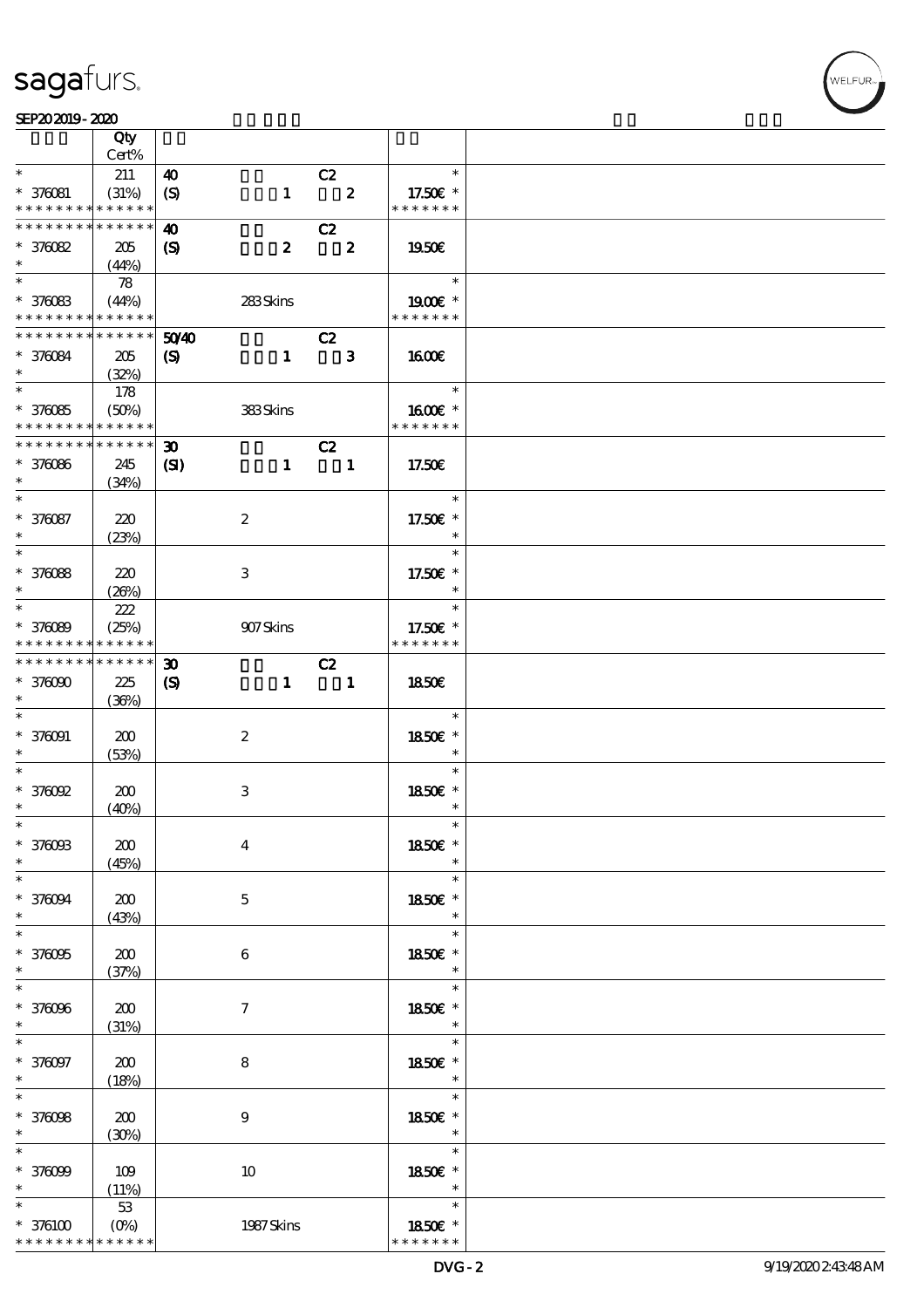| | Qty<br>Cert% | | |
|---|---|---|---|
| * <br>* 376081<br>* * * * * * * * * * * * * * | 211<br>(31%) | 40 C2<br>(S) 1 2 | *<br>17.50€ *<br>* * * * * * * |
| * * * * * * * * * * * * * *<br>* 376082<br>* | 205<br>(44%) | 40 C2<br>(S) 2 2 | 19.50€ |
| *<br>* 376083<br>* * * * * * * * * * * * * * | 78<br>(44%) | 283 Skins | *<br>19.00€ *<br>* * * * * * * |
| * * * * * * * * * * * * * *<br>* 376084<br>* | 205<br>(32%) | 50/40 C2<br>(S) 1 3 | 16.00€ |
| *<br>* 376085<br>* * * * * * * * * * * * * * | 178<br>(50%) | 383 Skins | *<br>16.00€ *<br>* * * * * * * |
| * * * * * * * * * * * * * *<br>* 376086<br>* | 245<br>(34%) | 30 C2<br>(SI) 1 1 | 17.50€ |
| *<br>* 376087<br>* | 220<br>(23%) | 2 | *<br>17.50€ *<br>* |
| *<br>* 376088<br>* | 220<br>(26%) | 3 | *<br>17.50€ *<br>* |
| *<br>* 376089<br>* * * * * * * * * * * * * * | 222<br>(25%) | 907 Skins | *<br>17.50€ *<br>* * * * * * * |
| * * * * * * * * * * * * * *<br>* 376090<br>* | 225<br>(36%) | 30 C2<br>(S) 1 1 | 18.50€ |
| *<br>* 376091<br>* | 200<br>(53%) | 2 | *<br>18.50€ *<br>* |
| *<br>* 376092<br>* | 200<br>(40%) | 3 | *<br>18.50€ *<br>* |
| *<br>* 376093<br>* | 200<br>(45%) | 4 | *<br>18.50€ *<br>* |
| *<br>* 376094<br>* | 200<br>(43%) | 5 | *<br>18.50€ *<br>* |
| *<br>* 376095<br>* | 200<br>(37%) | 6 | *<br>18.50€ *<br>* |
| *<br>* 376096<br>* | 200<br>(31%) | 7 | *<br>18.50€ *<br>* |
| *<br>* 376097<br>* | 200<br>(18%) | 8 | *<br>18.50€ *<br>* |
| *<br>* 376098<br>* | 200<br>(30%) | 9 | *<br>18.50€ *<br>* |
| *<br>* 376099<br>* | 109<br>(11%) | 10 | *<br>18.50€ *<br>* |
| *<br>* 376100<br>* * * * * * * * * * * * * * | 53<br>(0%) | 1987 Skins | *<br>18.50€ *<br>* * * * * * * |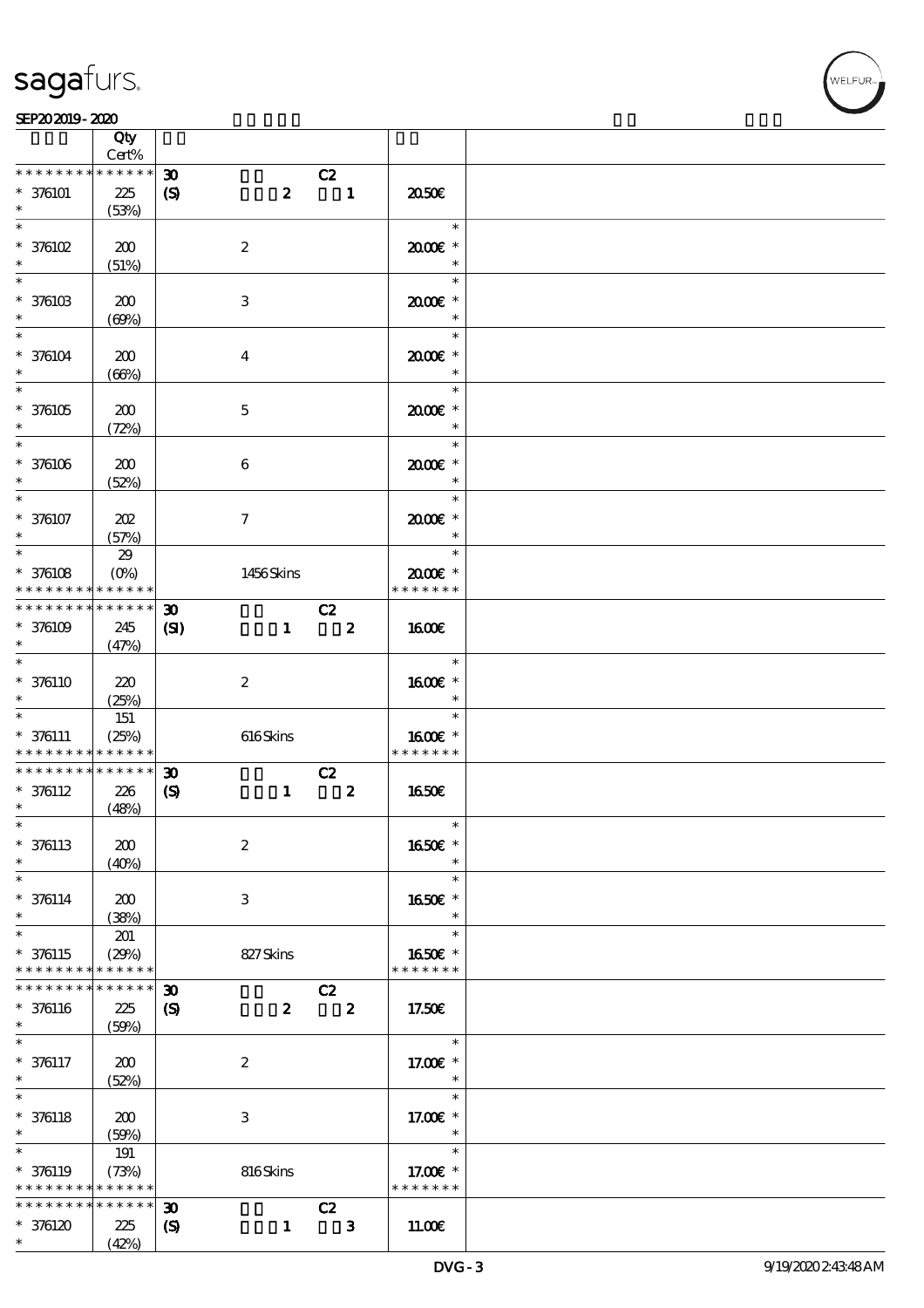| | Qty Cert% | | | | | |
|---|---|---|---|---|---|---|
| * * * * * * * * * * * * * * | | 30 (S) | 2 | C2 1 | | |
| * 376101 * | 225 (53%) | | | | 20.50€ | |
| * * 376102 * | 200 (51%) | | 2 | | 20.00€ * | |
| * * 376103 * | 200 (69%) | | 3 | | 20.00€ * | |
| * * 376104 * | 200 (66%) | | 4 | | 20.00€ * | |
| * * 376105 * | 200 (72%) | | 5 | | 20.00€ * | |
| * * 376106 * | 200 (52%) | | 6 | | 20.00€ * | |
| * * 376107 * | 202 (57%) | | 7 | | 20.00€ * | |
| * * 376108 * * * * * * * * * * * * * | 29 (0%) | | 1456 Skins | | 20.00€ * * * * * * * * | |
| * * * * * * * * * * * * * * | | 30 (SI) | 1 | C2 2 | | |
| * 376109 * | 245 (47%) | | | | 16.00€ | |
| * * 376110 * | 220 (25%) | | 2 | | 16.00€ * | |
| * * 376111 * * * * * * * * * * * * * | 151 (25%) | | 616 Skins | | 16.00€ * * * * * * * * | |
| * * * * * * * * * * * * * * | | 30 (S) | 1 | C2 2 | | |
| * 376112 * | 226 (48%) | | | | 16.50€ | |
| * * 376113 * | 200 (40%) | | 2 | | 16.50€ * | |
| * * 376114 * | 200 (38%) | | 3 | | 16.50€ * | |
| * * 376115 * * * * * * * * * * * * * | 201 (29%) | | 827 Skins | | 16.50€ * * * * * * * * | |
| * * * * * * * * * * * * * * | | 30 (S) | 2 | C2 2 | | |
| * 376116 * | 225 (59%) | | | | 17.50€ | |
| * * 376117 * | 200 (52%) | | 2 | | 17.00€ * | |
| * * 376118 * | 200 (59%) | | 3 | | 17.00€ * | |
| * * 376119 * * * * * * * * * * * * * | 191 (73%) | | 816 Skins | | 17.00€ * * * * * * * * | |
| * * * * * * * * * * * * * * | | 30 (S) | 1 | C2 3 | | |
| * 376120 * | 225 (42%) | | | | 11.00€ | |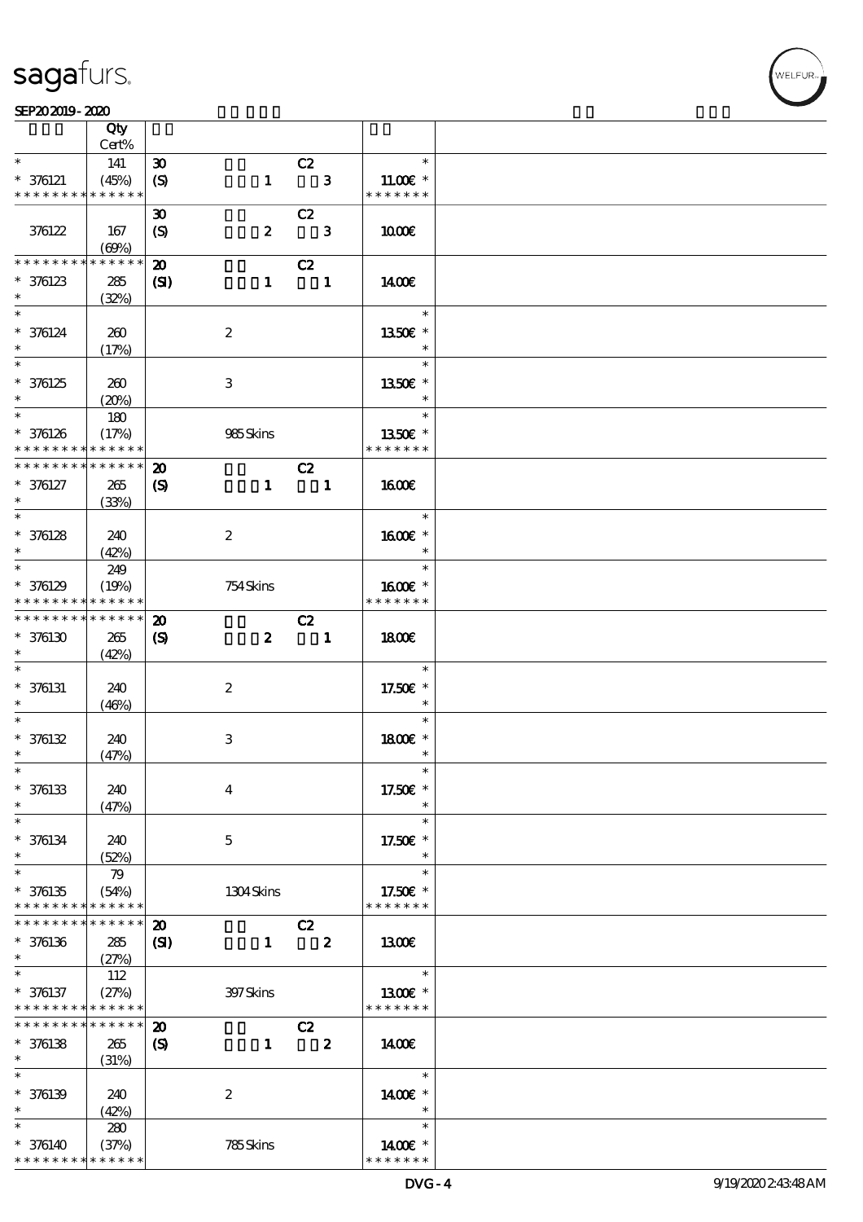| | Qty<br>Cert% | | | |
|---|---|---|---|---|
| * | 141 | 30 | C2 | * |
| * 376121 | (45%) | (S) 1 3 | | 11.00€ * |
| * * * * * * * * * * * * * * | | | | * * * * * * * |
| | | 30 | C2 | |
| 376122 | 167<br>(69%) | (S) 2 3 | | 10.00€ |
| * * * * * * * * * * * * * * | | 20 | C2 | |
| * 376123 | 285<br>(32%) | (SI) 1 1 | | 14.00€ |
| * 376124 | 260<br>(17%) | 2 | | 13.50€ * |
| * 376125 | 260<br>(20%) | 3 | | 13.50€ * |
| * | 180 | | | * |
| * 376126 | (17%) | 985 Skins | | 13.50€ * |
| * * * * * * * * * * * * * * | | | | * * * * * * * |
| * * * * * * * * * * * * * * | | 20 | C2 | |
| * 376127 | 265<br>(33%) | (S) 1 1 | | 16.00€ |
| * 376128 | 240<br>(42%) | 2 | | 16.00€ * |
| * | 249 | | | * |
| * 376129 | (19%) | 754 Skins | | 16.00€ * |
| * * * * * * * * * * * * * * | | | | * * * * * * * |
| * * * * * * * * * * * * * * | | 20 | C2 | |
| * 376130 | 265<br>(42%) | (S) 2 1 | | 18.00€ |
| * 376131 | 240<br>(46%) | 2 | | 17.50€ * |
| * 376132 | 240<br>(47%) | 3 | | 18.00€ * |
| * 376133 | 240<br>(47%) | 4 | | 17.50€ * |
| * 376134 | 240<br>(52%) | 5 | | 17.50€ * |
| * | 79 | | | * |
| * 376135 | (54%) | 1304 Skins | | 17.50€ * |
| * * * * * * * * * * * * * * | | | | * * * * * * * |
| * * * * * * * * * * * * * * | | 20 | C2 | |
| * 376136 | 285<br>(27%) | (SI) 1 2 | | 13.00€ |
| * | 112 | | | * |
| * 376137 | (27%) | 397 Skins | | 13.00€ * |
| * * * * * * * * * * * * * * | | | | * * * * * * * |
| * * * * * * * * * * * * * * | | 20 | C2 | |
| * 376138 | 265<br>(31%) | (S) 1 2 | | 14.00€ |
| * 376139 | 240<br>(42%) | 2 | | 14.00€ * |
| * | 280 | | | * |
| * 376140 | (37%) | 785 Skins | | 14.00€ * |
| * * * * * * * * * * * * * * | | | | * * * * * * * |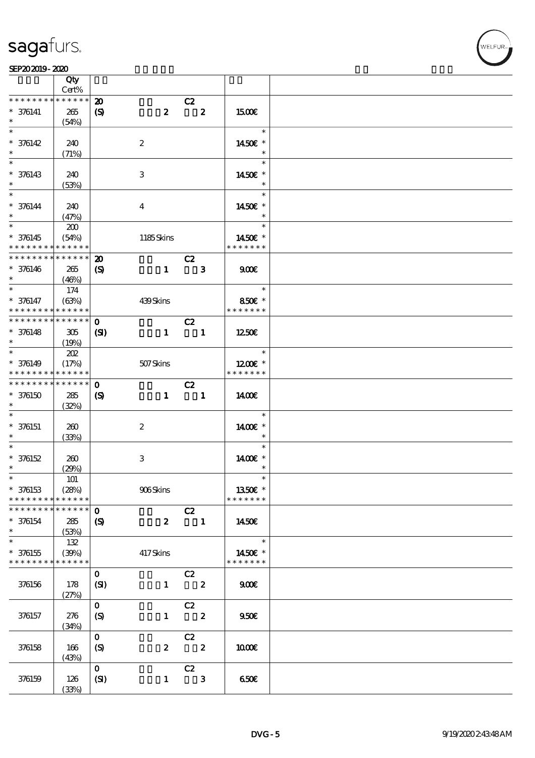| | Qty Cert% | | | |
|---|---|---|---|---|
| * * * * * * * * * * * * * * | | 20 C2 | | |
| * 376141 * | 265 (54%) | (S) 2 2 | 15.00€ | |
| * 376142 * | 240 (71%) | 2 | 14.50€ * | |
| * 376143 * | 240 (53%) | 3 | 14.50€ * | |
| * 376144 * | 240 (47%) | 4 | 14.50€ * | |
| * 376145 * * * * * * * * * * * * * | 200 (54%) | 1185 Skins | 14.50€ * * * * * * * * | |
| * * * * * * * * * * * * * * | | 20 C2 | | |
| * 376146 * | 265 (46%) | (S) 1 3 | 9.00€ | |
| * 376147 * * * * * * * * * * * * * | 174 (63%) | 439 Skins | 8.50€ * * * * * * * * | |
| * * * * * * * * * * * * * * | | 0 C2 | | |
| * 376148 * | 305 (19%) | (SI) 1 1 | 12.50€ | |
| * 376149 * * * * * * * * * * * * * | 202 (17%) | 507 Skins | 12.00€ * * * * * * * * | |
| * * * * * * * * * * * * * * | | 0 C2 | | |
| * 376150 * | 285 (32%) | (S) 1 1 | 14.00€ | |
| * 376151 * | 260 (33%) | 2 | 14.00€ * | |
| * 376152 * | 260 (29%) | 3 | 14.00€ * | |
| * 376153 * * * * * * * * * * * * * | 101 (28%) | 906 Skins | 13.50€ * * * * * * * * | |
| * * * * * * * * * * * * * * | | 0 C2 | | |
| * 376154 * | 285 (53%) | (S) 2 1 | 14.50€ | |
| * 376155 * * * * * * * * * * * * * | 132 (39%) | 417 Skins | 14.50€ * * * * * * * * | |
| 376156 | 178 (27%) | 0 C2 (SI) 1 2 | 9.00€ | |
| 376157 | 276 (34%) | 0 C2 (S) 1 2 | 9.50€ | |
| 376158 | 166 (43%) | 0 C2 (S) 2 2 | 10.00€ | |
| 376159 | 126 (33%) | 0 C2 (SI) 1 3 | 6.50€ | |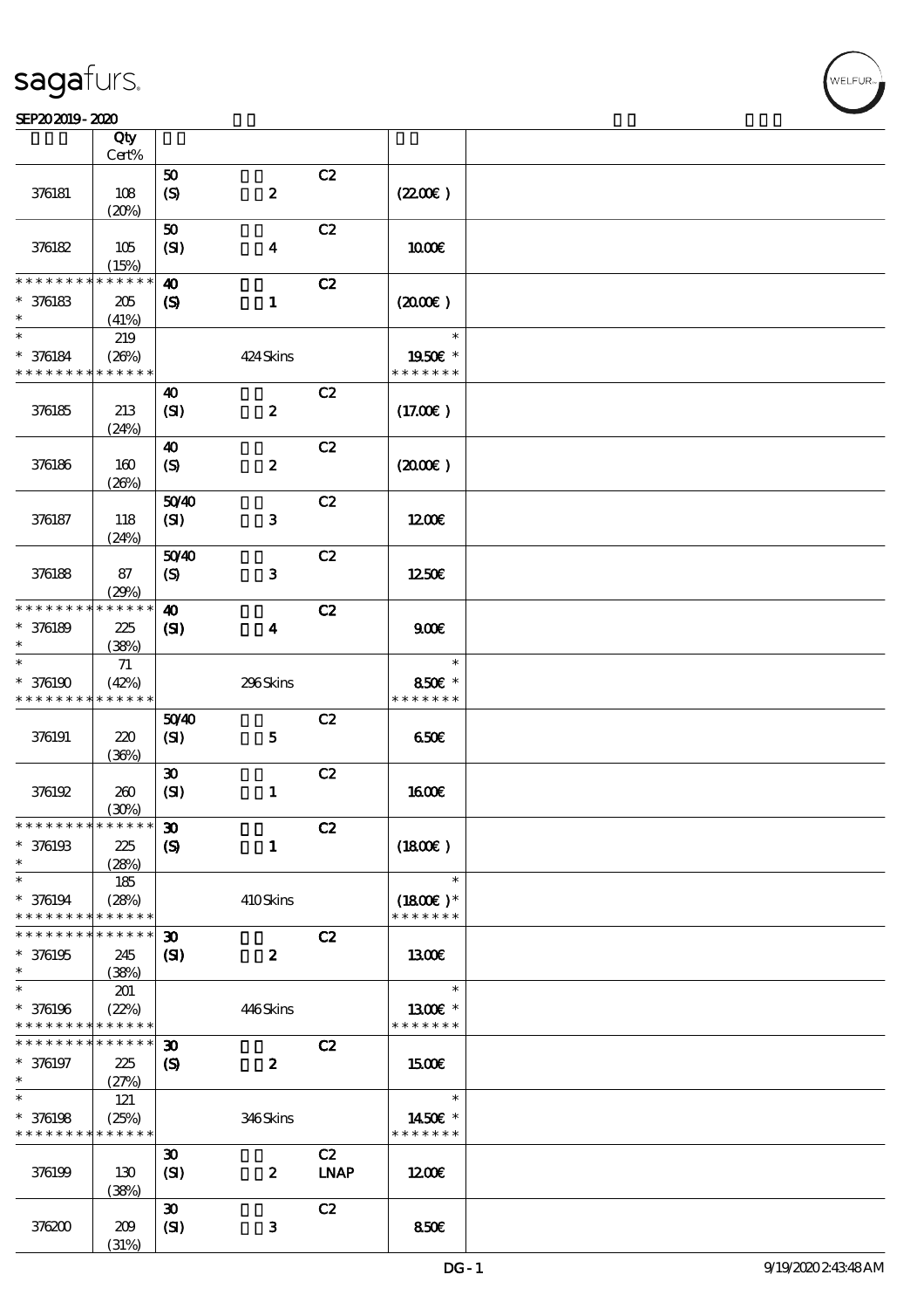sagafurs.

SEP20 2019 - 2020

| | Qty Cert% | | | | | |
|---|---|---|---|---|---|---|
| 376181 | 108 (20%) | 50 (S) | 2 | C2 | (22.00€) | |
| 376182 | 105 (15%) | 50 (SI) | 4 | C2 | 10.00€ | |
| * * * * * * * * * * * * * * * 376183 * | 205 (41%) | 40 (S) | 1 | C2 | (20.00€) | |
| * * 376184 * * * * * * * * * * * * * * | 219 (26%) | | 424 Skins | | * 19.50€ * * * * * * * * | |
| 376185 | 213 (24%) | 40 (SI) | 2 | C2 | (17.00€) | |
| 376186 | 160 (26%) | 40 (S) | 2 | C2 | (20.00€) | |
| 376187 | 118 (24%) | 50/40 (SI) | 3 | C2 | 12.00€ | |
| 376188 | 87 (29%) | 50/40 (S) | 3 | C2 | 12.50€ | |
| * * * * * * * * * * * * * * * 376189 * | 225 (38%) | 40 (SI) | 4 | C2 | 9.00€ | |
| * * 376190 * * * * * * * * * * * * * * | 71 (42%) | | 296 Skins | | * 8.50€ * * * * * * * * | |
| 376191 | 220 (36%) | 50/40 (SI) | 5 | C2 | 6.50€ | |
| 376192 | 260 (30%) | 30 (SI) | 1 | C2 | 16.00€ | |
| * * * * * * * * * * * * * * * 376193 * | 225 (28%) | 30 (S) | 1 | C2 | (18.00€) | |
| * * 376194 * * * * * * * * * * * * * * | 185 (28%) | | 410 Skins | | * (18.00€) * * * * * * * * | |
| * * * * * * * * * * * * * * * 376195 * | 245 (38%) | 30 (SI) | 2 | C2 | 13.00€ | |
| * * 376196 * * * * * * * * * * * * * * | 201 (22%) | | 446 Skins | | * 13.00€ * * * * * * * * | |
| * * * * * * * * * * * * * * * 376197 * | 225 (27%) | 30 (S) | 2 | C2 | 15.00€ | |
| * * 376198 * * * * * * * * * * * * * * | 121 (25%) | | 346 Skins | | * 14.50€ * * * * * * * * | |
| 376199 | 130 (38%) | 30 (SI) | 2 | C2 LNAP | 12.00€ | |
| 376200 | 209 (31%) | 30 (SI) | 3 | C2 | 8.50€ | |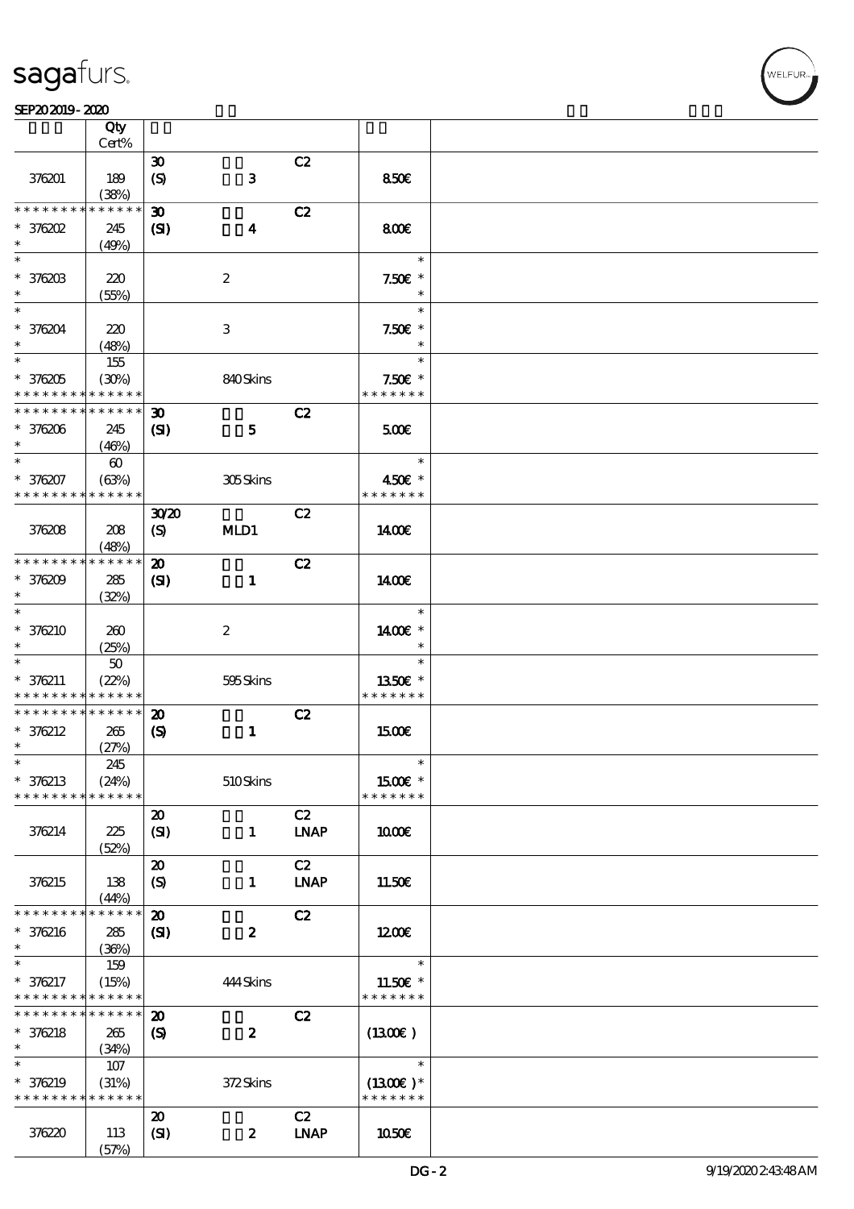sagafurs.

SEP20 2019 - 2020

| | Qty Cert% | | | | | |
|---|---|---|---|---|---|---|
| 376201 | 189 (38%) | 30 (S) | 3 | C2 | 8.50€ | |
| * * * * * * * * * * * * * * 376202 * | 245 (49%) | 30 (SI) | 4 | C2 | 8.00€ | |
| * * 376203 * | 220 (55%) | | 2 | | * 7.50€ * * | |
| * * 376204 * | 220 (48%) | | 3 | | * 7.50€ * * | |
| * * 376205 * * * * * * * * * * * * * | 155 (30%) | | 840 Skins | | * 7.50€ * * * * * * * * | |
| * * * * * * * * * * * * * * 376206 * | 245 (46%) | 30 (SI) | 5 | C2 | 5.00€ | |
| * * 376207 * * * * * * * * * * * * * | 60 (63%) | | 305 Skins | | * 4.50€ * * * * * * * * | |
| 376208 | 208 (48%) | 30/20 (S) | MLD1 | C2 | 14.00€ | |
| * * * * * * * * * * * * * * 376209 * | 285 (32%) | 20 (SI) | 1 | C2 | 14.00€ | |
| * * 376210 * | 260 (25%) | | 2 | | * 14.00€ * * | |
| * * 376211 * * * * * * * * * * * * * | 50 (22%) | | 595 Skins | | * 13.50€ * * * * * * * * | |
| * * * * * * * * * * * * * * 376212 * | 265 (27%) | 20 (S) | 1 | C2 | 15.00€ | |
| * * 376213 * * * * * * * * * * * * * | 245 (24%) | | 510 Skins | | * 15.00€ * * * * * * * * | |
| 376214 | 225 (52%) | 20 (SI) | 1 | C2 LNAP | 10.00€ | |
| 376215 | 138 (44%) | 20 (S) | 1 | C2 LNAP | 11.50€ | |
| * * * * * * * * * * * * * * 376216 * | 285 (36%) | 20 (SI) | 2 | C2 | 12.00€ | |
| * * 376217 * * * * * * * * * * * * * | 159 (15%) | | 444 Skins | | * 11.50€ * * * * * * * * | |
| * * * * * * * * * * * * * * 376218 * | 265 (34%) | 20 (S) | 2 | C2 | (13.00€) | |
| * * 376219 * * * * * * * * * * * * * | 107 (31%) | | 372 Skins | | * (13.00€) * * * * * * * * | |
| 376220 | 113 (57%) | 20 (SI) | 2 | C2 LNAP | 10.50€ | |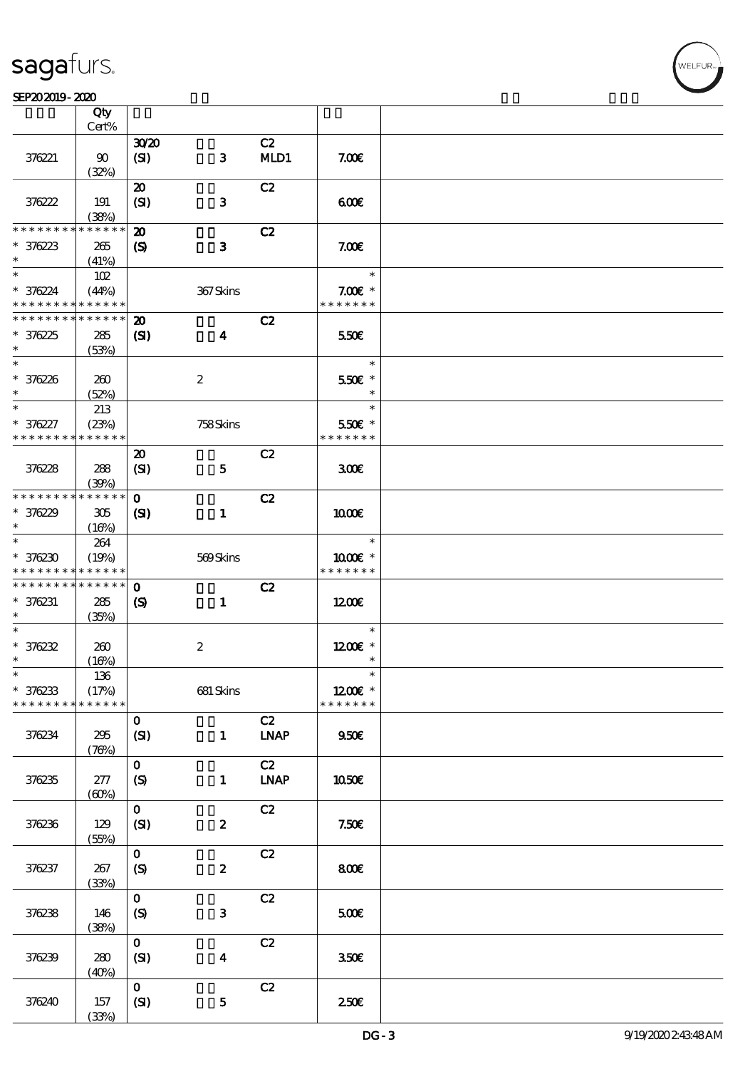| | Qty Cert% | | | | | |
|---|---|---|---|---|---|---|
| 376221 | 90 (32%) | 30/20 (SI) | 3 | C2 MLD1 | 7.00€ | |
| 376222 | 191 (38%) | 20 (SI) | 3 | C2 | 6.00€ | |
| * * * * * * * * * * * * * * 376223 * | 265 (41%) | 20 (S) | 3 | C2 | 7.00€ | |
| * * 376224 * * * * * * * * * * * * * * | 102 (44%) | | 367 Skins | | * 7.00€ * * * * * * * * | |
| * * * * * * * * * * * * * * 376225 * | 285 (53%) | 20 (SI) | 4 | C2 | 5.50€ | |
| * * 376226 * | 260 (52%) | | 2 | | * 5.50€ * * | |
| * * 376227 * * * * * * * * * * * * * * | 213 (23%) | | 758 Skins | | * 5.50€ * * * * * * * * | |
| 376228 | 288 (39%) | 20 (SI) | 5 | C2 | 3.00€ | |
| * * * * * * * * * * * * * * 376229 * | 305 (16%) | 0 (SI) | 1 | C2 | 10.00€ | |
| * * 376230 * * * * * * * * * * * * * * | 264 (19%) | | 569 Skins | | * 10.00€ * * * * * * * * | |
| * * * * * * * * * * * * * * 376231 * | 285 (35%) | 0 (S) | 1 | C2 | 12.00€ | |
| * * 376232 * | 260 (16%) | | 2 | | * 12.00€ * * | |
| * * 376233 * * * * * * * * * * * * * * | 136 (17%) | | 681 Skins | | * 12.00€ * * * * * * * * | |
| 376234 | 295 (76%) | 0 (SI) | 1 | C2 LNAP | 9.50€ | |
| 376235 | 277 (60%) | 0 (S) | 1 | C2 LNAP | 10.50€ | |
| 376236 | 129 (55%) | 0 (SI) | 2 | C2 | 7.50€ | |
| 376237 | 267 (33%) | 0 (S) | 2 | C2 | 8.00€ | |
| 376238 | 146 (38%) | 0 (S) | 3 | C2 | 5.00€ | |
| 376239 | 280 (40%) | 0 (SI) | 4 | C2 | 3.50€ | |
| 376240 | 157 (33%) | 0 (SI) | 5 | C2 | 2.50€ | |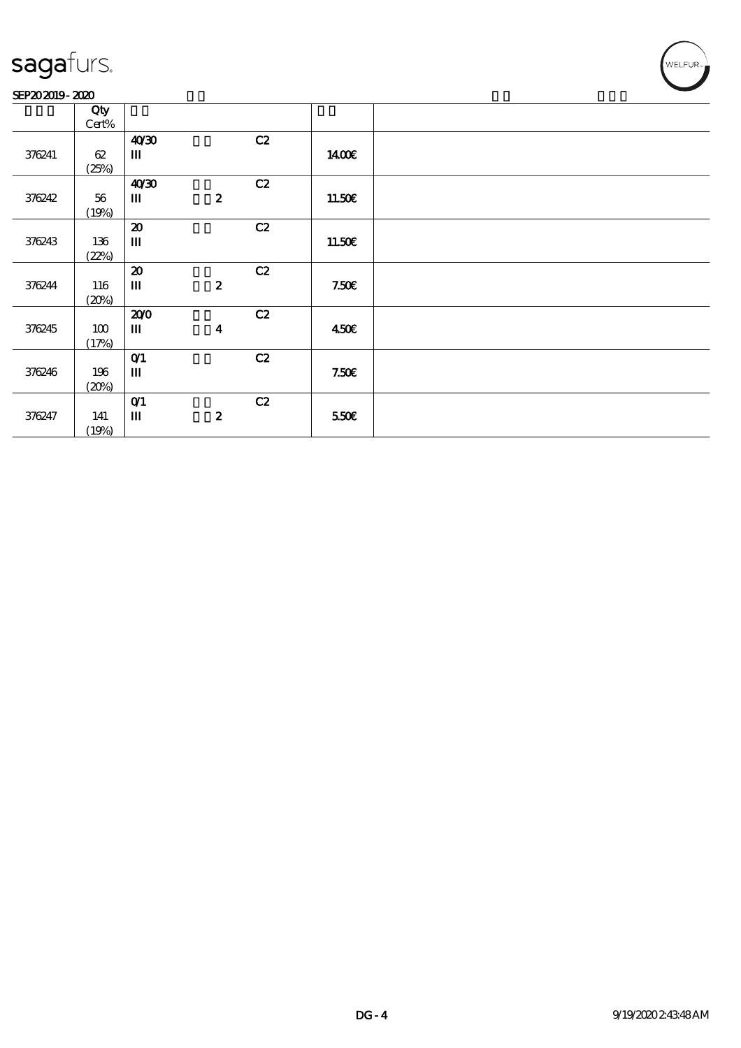| | Qty<br>Cert% | | | | |
|---|---|---|---|---|---|
| 376241 | 62<br>(25%) | 40/30<br>III | C2 | 14.00€ | |
| 376242 | 56<br>(19%) | 40/30<br>III 2 | C2 | 11.50€ | |
| 376243 | 136<br>(22%) | 20<br>III | C2 | 11.50€ | |
| 376244 | 116<br>(20%) | 20<br>III 2 | C2 | 7.50€ | |
| 376245 | 100<br>(17%) | 20/0<br>III 4 | C2 | 4.50€ | |
| 376246 | 196<br>(20%) | 0/1<br>III | C2 | 7.50€ | |
| 376247 | 141<br>(19%) | 0/1<br>III 2 | C2 | 5.50€ | |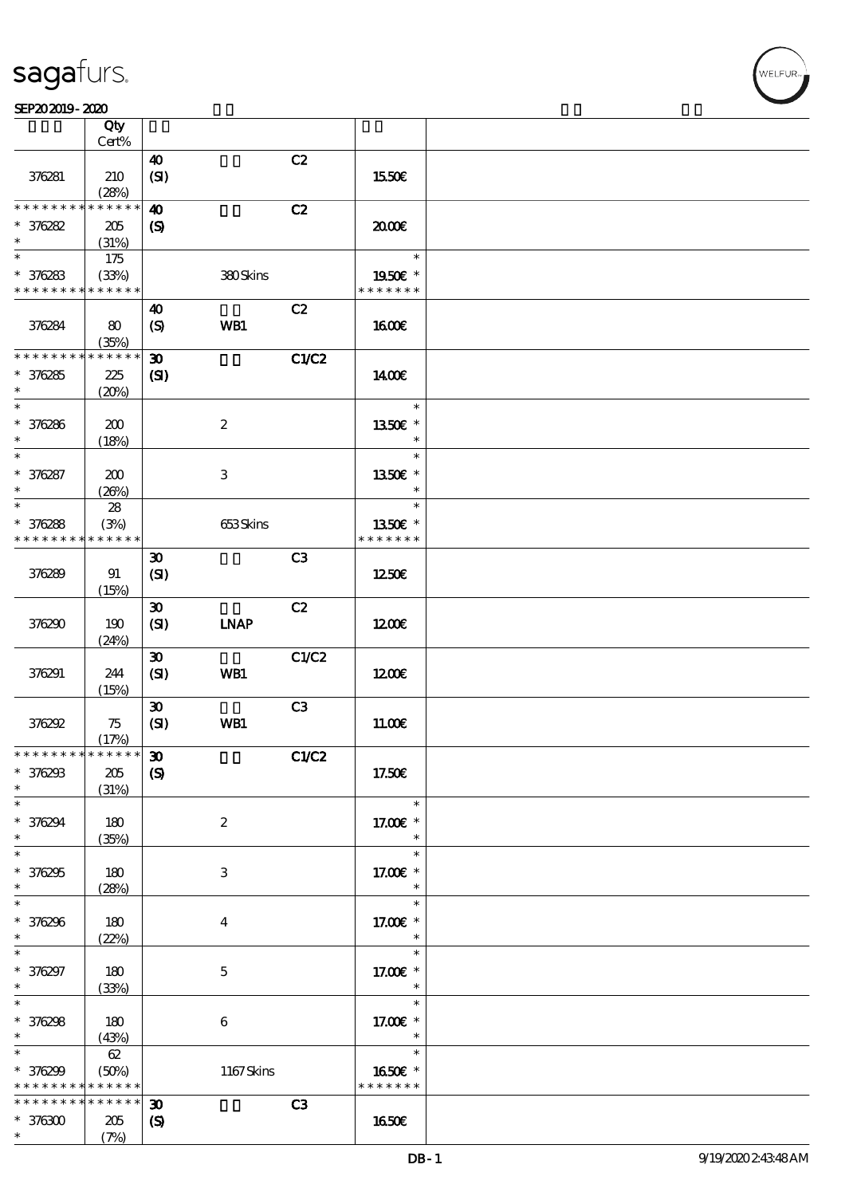| | Qty Cert% | | | | | |
|---|---|---|---|---|---|---|
| 376281 | 210 (28%) | 40 (SI) | | C2 | 15.50€ | |
| * * * * * * * * * * * * * * 376282 * | 205 (31%) | 40 (S) | | C2 | 20.00€ | |
| * * 376283 * * * * * * * * * * * * * * | 175 (33%) | | 380 Skins | | * 19.50€ * * * * * * * * | |
| 376284 | 80 (35%) | 40 (S) | WB1 | C2 | 16.00€ | |
| * * * * * * * * * * * * * * 376285 * | 225 (20%) | 30 (SI) | | C1/C2 | 14.00€ | |
| * * 376286 * | 200 (18%) | | 2 | | * 13.50€ * * | |
| * * 376287 * | 200 (26%) | | 3 | | * 13.50€ * * | |
| * * 376288 * * * * * * * * * * * * * * | 28 (3%) | | 653 Skins | | * 13.50€ * * * * * * * * | |
| 376289 | 91 (15%) | 30 (SI) | | C3 | 12.50€ | |
| 376290 | 190 (24%) | 30 (SI) | LNAP | C2 | 12.00€ | |
| 376291 | 244 (15%) | 30 (SI) | WB1 | C1/C2 | 12.00€ | |
| 376292 | 75 (17%) | 30 (SI) | WB1 | C3 | 11.00€ | |
| * * * * * * * * * * * * * * 376293 * | 205 (31%) | 30 (S) | | C1/C2 | 17.50€ | |
| * * 376294 * | 180 (35%) | | 2 | | * 17.00€ * * | |
| * * 376295 * | 180 (28%) | | 3 | | * 17.00€ * * | |
| * * 376296 * | 180 (22%) | | 4 | | * 17.00€ * * | |
| * * 376297 * | 180 (33%) | | 5 | | * 17.00€ * * | |
| * * 376298 * | 180 (43%) | | 6 | | * 17.00€ * * | |
| * * 376299 * * * * * * * * * * * * * * | 62 (50%) | | 1167 Skins | | * 16.50€ * * * * * * * * | |
| * * * * * * * * * * * * * * 376300 * | 205 (7%) | 30 (S) | | C3 | 16.50€ | |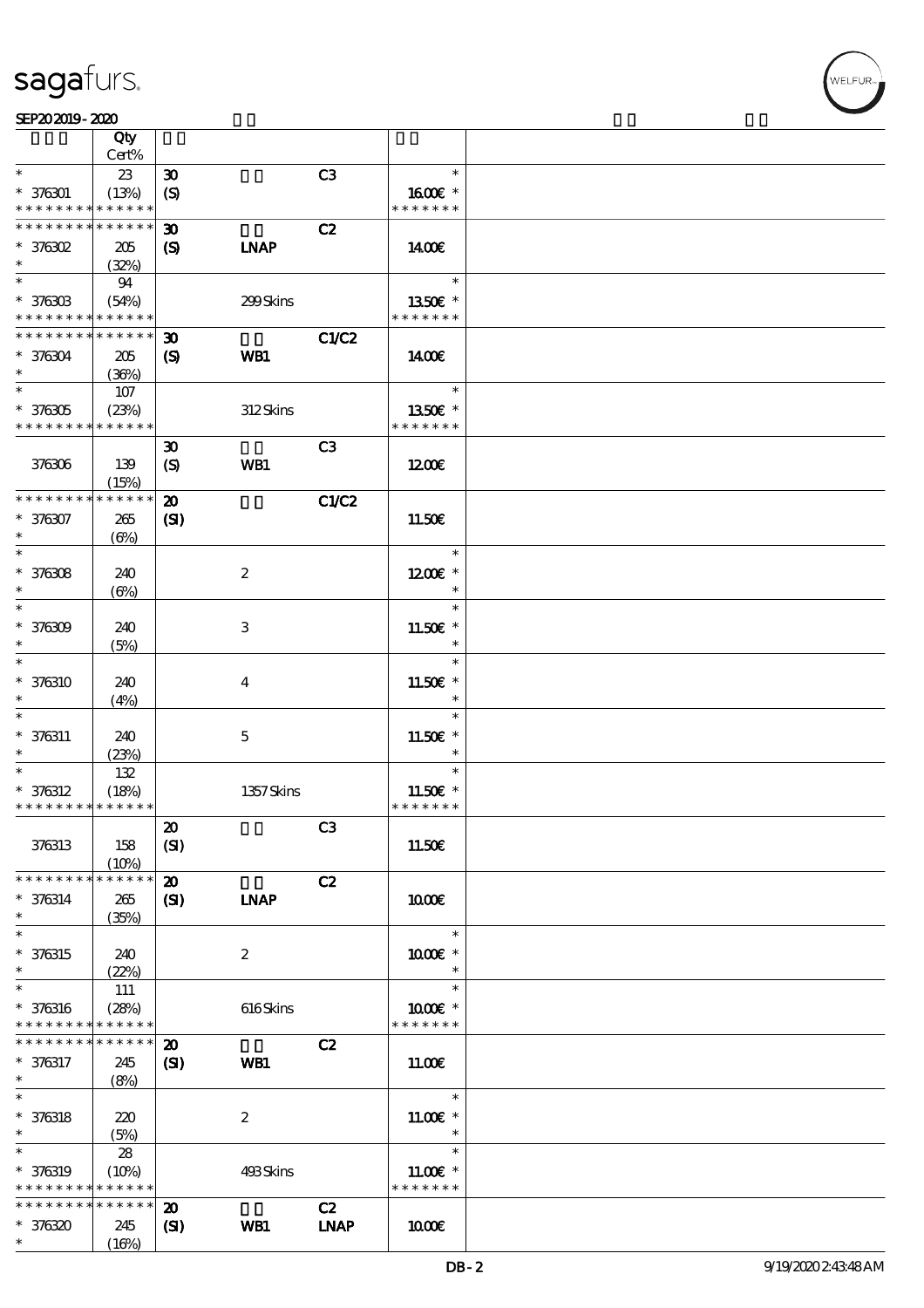| | Qty Cert% | | | | |
|---|---|---|---|---|---|
| * * 376301 * * * * * * * * * * * * * * | 23 (13%) | 30 (S) | | C3 | * 16.00€ * * * * * * * * |
| * * * * * * * * * * * * * * * 376302 * | 205 (32%) | 30 (S) | LNAP | C2 | 14.00€ |
| * * 376303 * * * * * * * * * * * * * * | 94 (54%) | | 299 Skins | | * 13.50€ * * * * * * * * |
| * * * * * * * * * * * * * * * 376304 * | 205 (36%) | 30 (S) | WB1 | C1/C2 | 14.00€ |
| * * 376305 * * * * * * * * * * * * * * | 107 (23%) | | 312 Skins | | * 13.50€ * * * * * * * * |
| 376306 | 139 (15%) | 30 (S) | WB1 | C3 | 12.00€ |
| * * * * * * * * * * * * * * * 376307 * | 265 (6%) | 20 (SI) | | C1/C2 | 11.50€ |
| * * 376308 * | 240 (6%) | | 2 | | * 12.00€ * * |
| * * 376309 * | 240 (5%) | | 3 | | * 11.50€ * * |
| * * 376310 * | 240 (4%) | | 4 | | * 11.50€ * * |
| * * 376311 * | 240 (23%) | | 5 | | * 11.50€ * * |
| * * 376312 * * * * * * * * * * * * * * | 132 (18%) | | 1357 Skins | | * 11.50€ * * * * * * * * |
| 376313 | 158 (10%) | 20 (SI) | | C3 | 11.50€ |
| * * * * * * * * * * * * * * * 376314 * | 265 (35%) | 20 (SI) | LNAP | C2 | 10.00€ |
| * * 376315 * | 240 (22%) | | 2 | | * 10.00€ * * |
| * * 376316 * * * * * * * * * * * * * * | 111 (28%) | | 616 Skins | | * 10.00€ * * * * * * * * |
| * * * * * * * * * * * * * * * 376317 * | 245 (8%) | 20 (SI) | WB1 | C2 | 11.00€ |
| * * 376318 * | 220 (5%) | | 2 | | * 11.00€ * * |
| * * 376319 * * * * * * * * * * * * * * | 28 (10%) | | 493 Skins | | * 11.00€ * * * * * * * * |
| * * * * * * * * * * * * * * * 376320 * | 245 (16%) | 20 (SI) | WB1 | C2 LNAP | 10.00€ |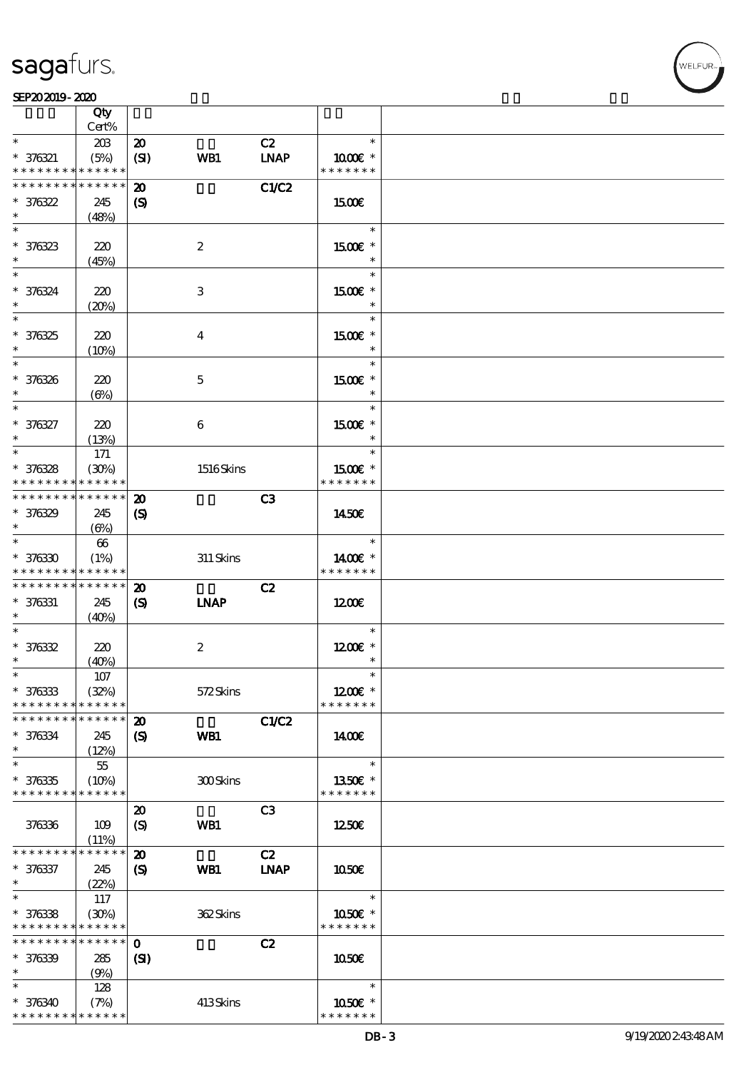| | Qty Cert% | | | | |
|---|---|---|---|---|---|
| * | 203 | 20 | | C2 | * |
| * 376321 | (5%) | (SI) | WB1 | LNAP | 10.00€ * |
| * * * * * * * * * * * * * * | | | | | * * * * * * * |
| * * * * * * * * * * * * * * | | 20 | | C1/C2 | |
| * 376322 | 245 | (S) | | | 15.00€ |
| * | (48%) | | | | |
| * | | | | | * |
| * 376323 | 220 | | 2 | | 15.00€ * |
| * | (45%) | | | | * |
| * | | | | | * |
| * 376324 | 220 | | 3 | | 15.00€ * |
| * | (20%) | | | | * |
| * | | | | | * |
| * 376325 | 220 | | 4 | | 15.00€ * |
| * | (10%) | | | | * |
| * | | | | | * |
| * 376326 | 220 | | 5 | | 15.00€ * |
| * | (6%) | | | | * |
| * | | | | | * |
| * 376327 | 220 | | 6 | | 15.00€ * |
| * | (13%) | | | | * |
| * | 171 | | | | * |
| * 376328 | (30%) | | 1516 Skins | | 15.00€ * |
| * * * * * * * * * * * * * * | | | | | * * * * * * * |
| * * * * * * * * * * * * * * | | 20 | | C3 | |
| * 376329 | 245 | (S) | | | 14.50€ |
| * | (6%) | | | | |
| * | 66 | | | | * |
| * 376330 | (1%) | | 311 Skins | | 14.00€ * |
| * * * * * * * * * * * * * * | | | | | * * * * * * * |
| * * * * * * * * * * * * * * | | 20 | | C2 | |
| * 376331 | 245 | (S) | LNAP | | 12.00€ |
| * | (40%) | | | | |
| * | | | | | * |
| * 376332 | 220 | | 2 | | 12.00€ * |
| * | (40%) | | | | * |
| * | 107 | | | | * |
| * 376333 | (32%) | | 572 Skins | | 12.00€ * |
| * * * * * * * * * * * * * * | | | | | * * * * * * * |
| * * * * * * * * * * * * * * | | 20 | | C1/C2 | |
| * 376334 | 245 | (S) | WB1 | | 14.00€ |
| * | (12%) | | | | |
| * | 55 | | | | * |
| * 376335 | (10%) | | 300 Skins | | 13.50€ * |
| * * * * * * * * * * * * * * | | | | | * * * * * * * |
| | | 20 | | C3 | |
| 376336 | 109 | (S) | WB1 | | 12.50€ |
| | (11%) | | | | |
| * * * * * * * * * * * * * * | | 20 | | C2 | |
| * 376337 | 245 | (S) | WB1 | LNAP | 10.50€ |
| * | (22%) | | | | |
| * | 117 | | | | * |
| * 376338 | (30%) | | 362 Skins | | 10.50€ * |
| * * * * * * * * * * * * * * | | | | | * * * * * * * |
| * * * * * * * * * * * * * * | | 0 | | C2 | |
| * 376339 | 285 | (SI) | | | 10.50€ |
| * | (9%) | | | | |
| * | 128 | | | | * |
| * 376340 | (7%) | | 413 Skins | | 10.50€ * |
| * * * * * * * * * * * * * * | | | | | * * * * * * * |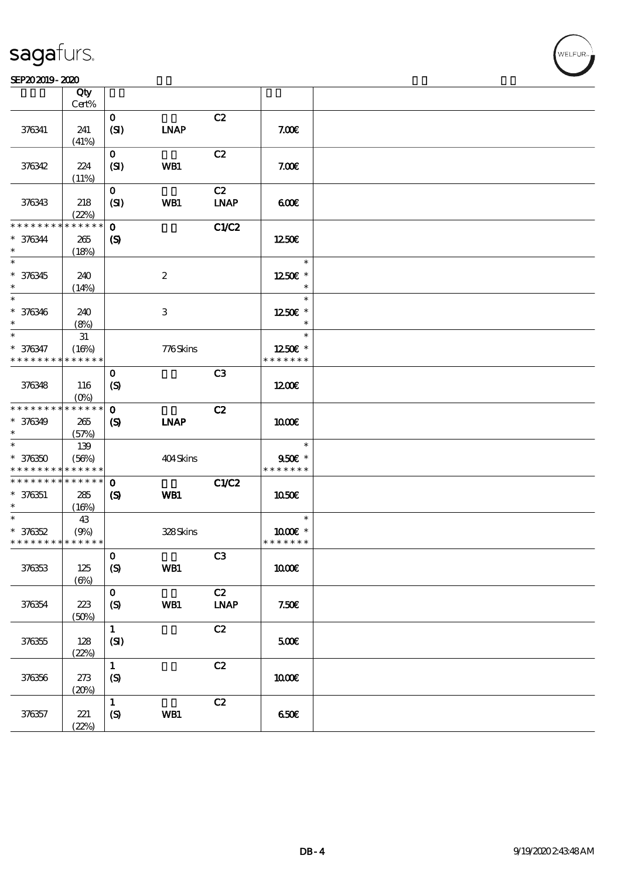| | Qty Cert% | | | | | |
|---|---|---|---|---|---|---|
| 376341 | 241 (41%) | 0 (SI) | LNAP | C2 | 7.00€ | |
| 376342 | 224 (11%) | 0 (SI) | WB1 | C2 | 7.00€ | |
| 376343 | 218 (22%) | 0 (SI) | WB1 | C2 LNAP | 6.00€ | |
| * * * * * * * * * * * * * * 376344 * | 265 (18%) | 0 (S) | | C1/C2 | 12.50€ | |
| * * 376345 * | 240 (14%) | | 2 | | * 12.50€ * * | |
| * * 376346 * | 240 (8%) | | 3 | | * 12.50€ * * | |
| * * 376347 * * * * * * * * * * * * * | 31 (16%) | | 776 Skins | | * 12.50€ * * * * * * * * | |
| 376348 | 116 (0%) | 0 (S) | | C3 | 12.00€ | |
| * * * * * * * * * * * * * * 376349 * | 265 (57%) | 0 (S) | LNAP | C2 | 10.00€ | |
| * * 376350 * * * * * * * * * * * * * | 139 (56%) | | 404 Skins | | * 9.50€ * * * * * * * * | |
| * * * * * * * * * * * * * * 376351 * | 285 (16%) | 0 (S) | WB1 | C1/C2 | 10.50€ | |
| * * 376352 * * * * * * * * * * * * * | 43 (9%) | | 328 Skins | | * 10.00€ * * * * * * * * | |
| 376353 | 125 (6%) | 0 (S) | WB1 | C3 | 10.00€ | |
| 376354 | 223 (50%) | 0 (S) | WB1 | C2 LNAP | 7.50€ | |
| 376355 | 128 (22%) | 1 (SI) | | C2 | 5.00€ | |
| 376356 | 273 (20%) | 1 (S) | | C2 | 10.00€ | |
| 376357 | 221 (22%) | 1 (S) | WB1 | C2 | 6.50€ | |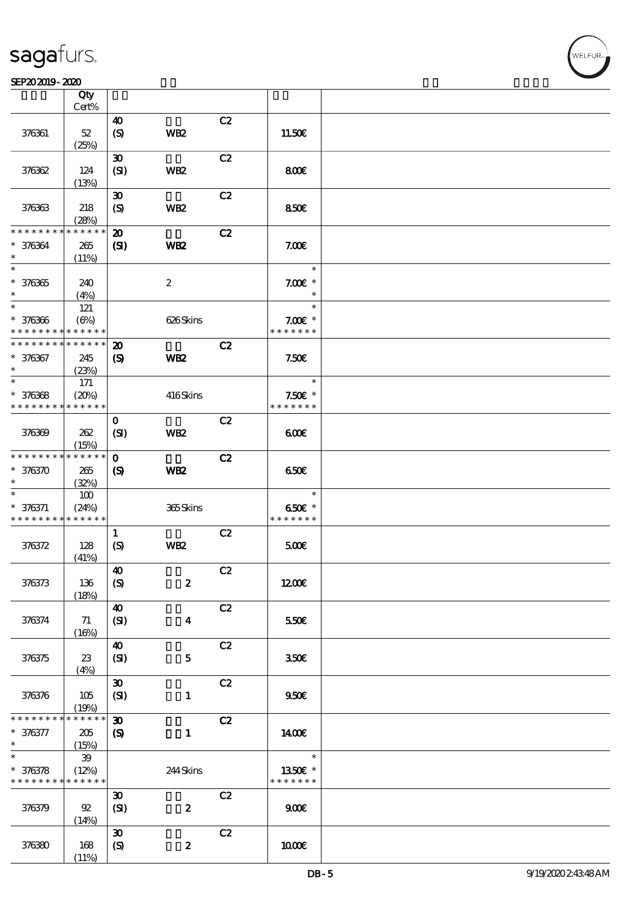| | Qty Cert% | | | | | |
|---|---|---|---|---|---|---|
| 376361 | 52 (25%) | 40 (S) | WB2 | C2 | 11.50€ | |
| 376362 | 124 (13%) | 30 (SI) | WB2 | C2 | 8.00€ | |
| 376363 | 218 (28%) | 30 (S) | WB2 | C2 | 8.50€ | |
| * * * * * * * * * * * * * * 376364 * | 265 (11%) | 20 (SI) | WB2 | C2 | 7.00€ | |
| * * 376365 * | 240 (4%) | | 2 | | * 7.00€ * * | |
| * * 376366 * * * * * * * * * * * * * * | 121 (6%) | | 626 Skins | | * 7.00€ * * * * * * * * | |
| * * * * * * * * * * * * * * 376367 * | 245 (23%) | 20 (S) | WB2 | C2 | 7.50€ | |
| * * 376368 * * * * * * * * * * * * * * | 171 (20%) | | 416 Skins | | * 7.50€ * * * * * * * * | |
| 376369 | 262 (15%) | 0 (SI) | WB2 | C2 | 6.00€ | |
| * * * * * * * * * * * * * * 376370 * | 265 (32%) | 0 (S) | WB2 | C2 | 6.50€ | |
| * * 376371 * * * * * * * * * * * * * * | 100 (24%) | | 365 Skins | | * 6.50€ * * * * * * * * | |
| 376372 | 128 (41%) | 1 (S) | WB2 | C2 | 5.00€ | |
| 376373 | 136 (18%) | 40 (S) | 2 | C2 | 12.00€ | |
| 376374 | 71 (16%) | 40 (SI) | 4 | C2 | 5.50€ | |
| 376375 | 23 (4%) | 40 (SI) | 5 | C2 | 3.50€ | |
| 376376 | 105 (19%) | 30 (SI) | 1 | C2 | 9.50€ | |
| * * * * * * * * * * * * * * 376377 * | 205 (15%) | 30 (S) | 1 | C2 | 14.00€ | |
| * * 376378 * * * * * * * * * * * * * * | 39 (12%) | | 244 Skins | | * 13.50€ * * * * * * * * | |
| 376379 | 92 (14%) | 30 (SI) | 2 | C2 | 9.00€ | |
| 376380 | 168 (11%) | 30 (S) | 2 | C2 | 10.00€ | |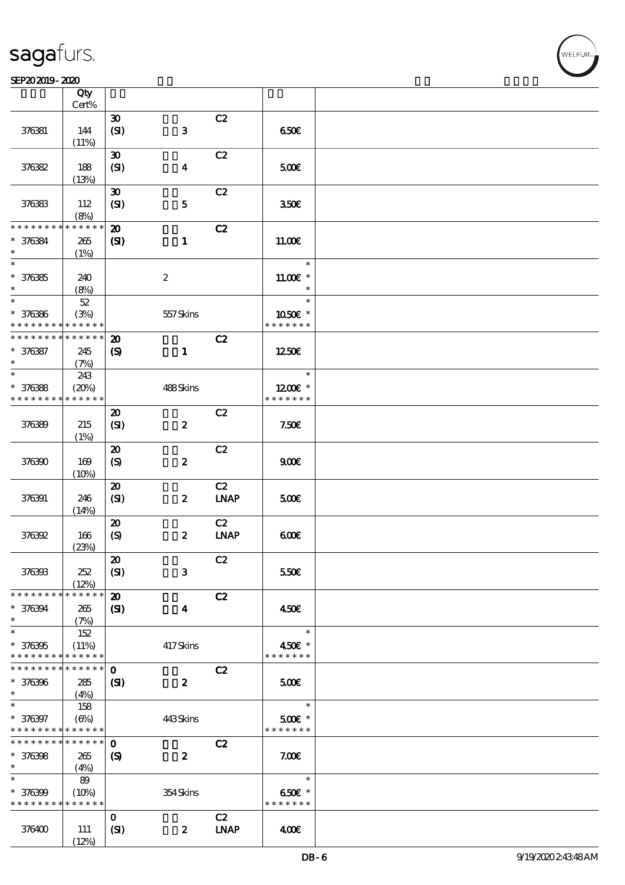| | Qty Cert% | | | | | |
|---|---|---|---|---|---|---|
| 376381 | 144 (11%) | 30 (SI) | 3 | C2 | 6.50€ | |
| 376382 | 188 (13%) | 30 (SI) | 4 | C2 | 5.00€ | |
| 376383 | 112 (8%) | 30 (SI) | 5 | C2 | 3.50€ | |
| * * * * * * * * * * * * * * <br>* 376384 <br>* | 265 (1%) | 20 (SI) | 1 | C2 | 11.00€ | |
| * <br>* 376385 <br>* | 240 (8%) | | 2 | | * <br>11.00€ * <br>* | |
| * <br>* 376386 <br>* * * * * * * * * * * * * * | 52 (3%) | | 557 Skins | | * <br>10.50€ * <br>* * * * * * * | |
| * * * * * * * * * * * * * * <br>* 376387 <br>* | 245 (7%) | 20 (S) | 1 | C2 | 12.50€ | |
| * <br>* 376388 <br>* * * * * * * * * * * * * * | 243 (20%) | | 488 Skins | | * <br>12.00€ * <br>* * * * * * * | |
| 376389 | 215 (1%) | 20 (SI) | 2 | C2 | 7.50€ | |
| 376390 | 169 (10%) | 20 (S) | 2 | C2 | 9.00€ | |
| 376391 | 246 (14%) | 20 (SI) | 2 | C2 LNAP | 5.00€ | |
| 376392 | 166 (23%) | 20 (S) | 2 | C2 LNAP | 6.00€ | |
| 376393 | 252 (12%) | 20 (SI) | 3 | C2 | 5.50€ | |
| * * * * * * * * * * * * * * <br>* 376394 <br>* | 265 (7%) | 20 (SI) | 4 | C2 | 4.50€ | |
| * <br>* 376395 <br>* * * * * * * * * * * * * * | 152 (11%) | | 417 Skins | | * <br>4.50€ * <br>* * * * * * * | |
| * * * * * * * * * * * * * * <br>* 376396 <br>* | 285 (4%) | 0 (SI) | 2 | C2 | 5.00€ | |
| * <br>* 376397 <br>* * * * * * * * * * * * * * | 158 (6%) | | 443 Skins | | * <br>5.00€ * <br>* * * * * * * | |
| * * * * * * * * * * * * * * <br>* 376398 <br>* | 265 (4%) | 0 (S) | 2 | C2 | 7.00€ | |
| * <br>* 376399 <br>* * * * * * * * * * * * * * | 89 (10%) | | 354 Skins | | * <br>6.50€ * <br>* * * * * * * | |
| 376400 | 111 (12%) | 0 (SI) | 2 | C2 LNAP | 4.00€ | |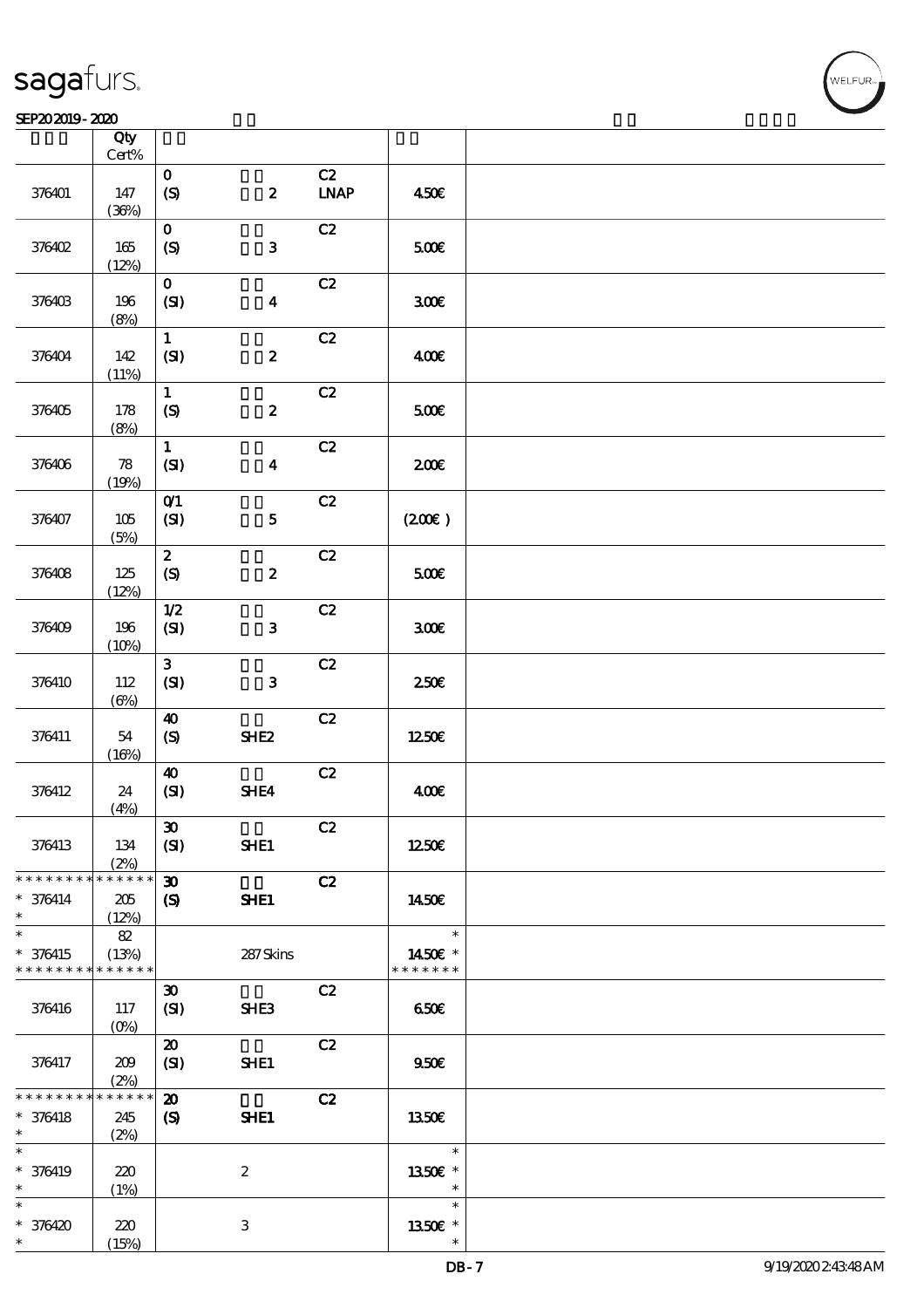| | Qty Cert% | | | | | |
|---|---|---|---|---|---|---|
| 376401 | 147 (36%) | 0 (S) | 2 | C2 LNAP | 4.50€ | |
| 376402 | 165 (12%) | 0 (S) | 3 | C2 | 5.00€ | |
| 376403 | 196 (8%) | 0 (SI) | 4 | C2 | 3.00€ | |
| 376404 | 142 (11%) | 1 (SI) | 2 | C2 | 4.00€ | |
| 376405 | 178 (8%) | 1 (S) | 2 | C2 | 5.00€ | |
| 376406 | 78 (19%) | 1 (SI) | 4 | C2 | 2.00€ | |
| 376407 | 105 (5%) | 0/1 (SI) | 5 | C2 | (2.00€ ) | |
| 376408 | 125 (12%) | 2 (S) | 2 | C2 | 5.00€ | |
| 376409 | 196 (10%) | 1/2 (SI) | 3 | C2 | 3.00€ | |
| 376410 | 112 (6%) | 3 (SI) | 3 | C2 | 2.50€ | |
| 376411 | 54 (16%) | 40 (S) | SHE2 | C2 | 12.50€ | |
| 376412 | 24 (4%) | 40 (SI) | SHE4 | C2 | 4.00€ | |
| 376413 | 134 (2%) | 30 (SI) | SHE1 | C2 | 12.50€ | |
| * * * * * * * * * * * * * * * 376414 * | 205 (12%) | 30 (S) | SHE1 | C2 | 14.50€ | |
| * * 376415 * * * * * * * * * * * * * * | 82 (13%) | | 287 Skins | | * 14.50€ * * * * * * * * | |
| 376416 | 117 (0%) | 30 (SI) | SHE3 | C2 | 6.50€ | |
| 376417 | 209 (2%) | 20 (SI) | SHE1 | C2 | 9.50€ | |
| * * * * * * * * * * * * * * * 376418 * | 245 (2%) | 20 (S) | SHE1 | C2 | 13.50€ | |
| * * 376419 * | 220 (1%) | | 2 | | * 13.50€ * * | |
| * * 376420 * | 220 (15%) | | 3 | | * 13.50€ * * | |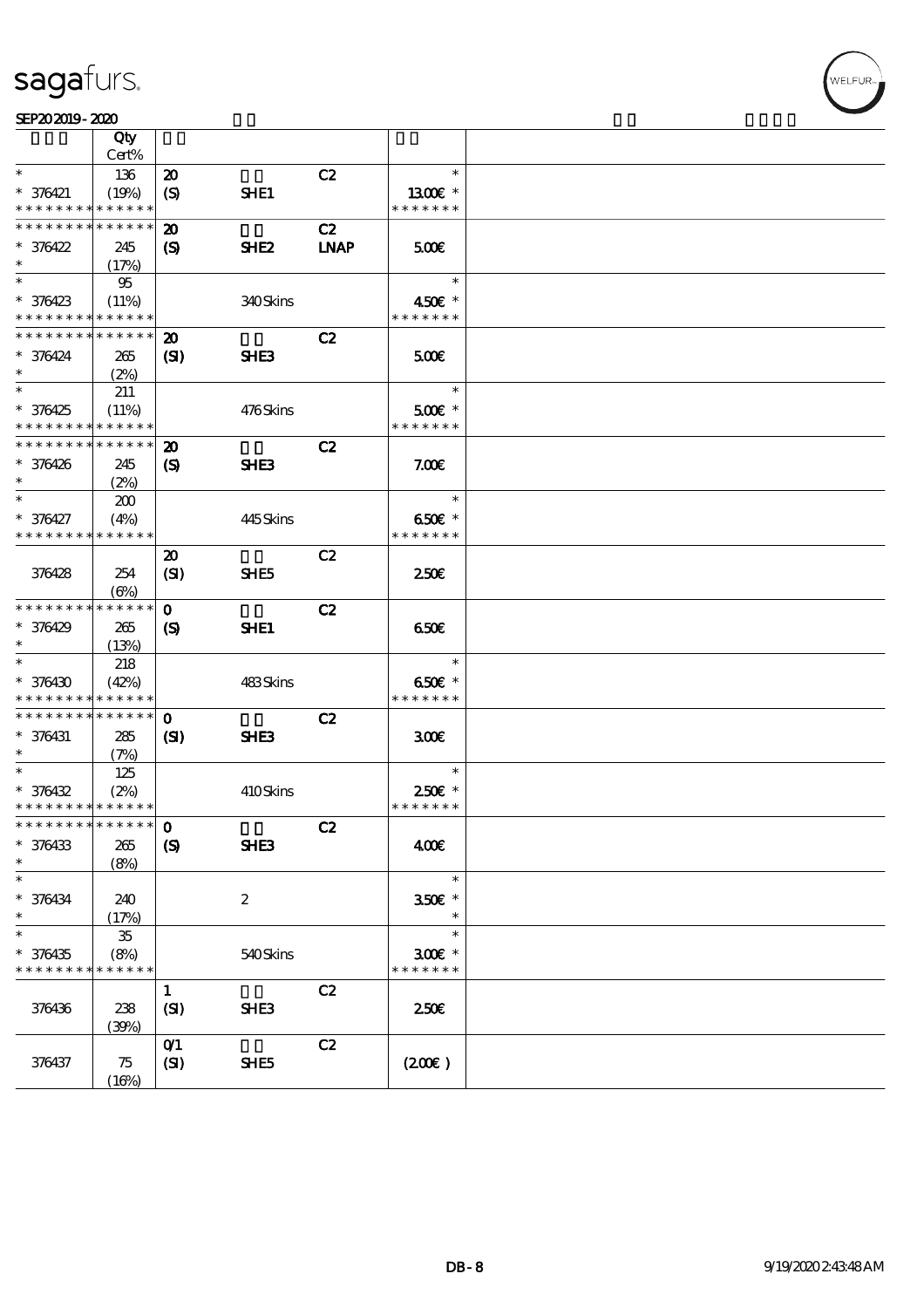| | Qty Cert% | | | | | |
|---|---|---|---|---|---|---|
| * | 136 | 20 | | C2 | * | |
| * 376421 | (19%) | (S) | SHE1 | | 13.00€ * | |
| * * * * * * * * * * * * * * | | | | | * * * * * * * | |
| * * * * * * * * * * * * * * | | 20 | | C2 | | |
| * 376422 | 245 | (S) | SHE2 | LNAP | 5.00€ | |
| * | (17%) | | | | | |
| * | 95 | | | | * | |
| * 376423 | (11%) | | 340 Skins | | 4.50€ * | |
| * * * * * * * * * * * * * * | | | | | * * * * * * * | |
| * * * * * * * * * * * * * * | | 20 | | C2 | | |
| * 376424 | 265 | (SI) | SHE3 | | 5.00€ | |
| * | (2%) | | | | | |
| * | 211 | | | | * | |
| * 376425 | (11%) | | 476 Skins | | 5.00€ * | |
| * * * * * * * * * * * * * * | | | | | * * * * * * * | |
| * * * * * * * * * * * * * * | | 20 | | C2 | | |
| * 376426 | 245 | (S) | SHE3 | | 7.00€ | |
| * | (2%) | | | | | |
| * | 200 | | | | * | |
| * 376427 | (4%) | | 445 Skins | | 6.50€ * | |
| * * * * * * * * * * * * * * | | | | | * * * * * * * | |
| | | 20 | | C2 | | |
| 376428 | 254 | (SI) | SHE5 | | 2.50€ | |
| | (6%) | | | | | |
| * * * * * * * * * * * * * * | | 0 | | C2 | | |
| * 376429 | 265 | (S) | SHE1 | | 6.50€ | |
| * | (13%) | | | | | |
| * | 218 | | | | * | |
| * 376430 | (42%) | | 483 Skins | | 6.50€ * | |
| * * * * * * * * * * * * * * | | | | | * * * * * * * | |
| * * * * * * * * * * * * * * | | 0 | | C2 | | |
| * 376431 | 285 | (SI) | SHE3 | | 3.00€ | |
| * | (7%) | | | | | |
| * | 125 | | | | * | |
| * 376432 | (2%) | | 410 Skins | | 2.50€ * | |
| * * * * * * * * * * * * * * | | | | | * * * * * * * | |
| * * * * * * * * * * * * * * | | 0 | | C2 | | |
| * 376433 | 265 | (S) | SHE3 | | 4.00€ | |
| * | (8%) | | | | | |
| * | | | | | * | |
| * 376434 | 240 | | 2 | | 3.50€ * | |
| * | (17%) | | | | * | |
| * | 35 | | | | * | |
| * 376435 | (8%) | | 540 Skins | | 3.00€ * | |
| * * * * * * * * * * * * * * | | | | | * * * * * * * | |
| | | 1 | | C2 | | |
| 376436 | 238 | (SI) | SHE3 | | 2.50€ | |
| | (39%) | | | | | |
| | | 0/1 | | C2 | | |
| 376437 | 75 | (SI) | SHE5 | | (2.00€) | |
| | (16%) | | | | | |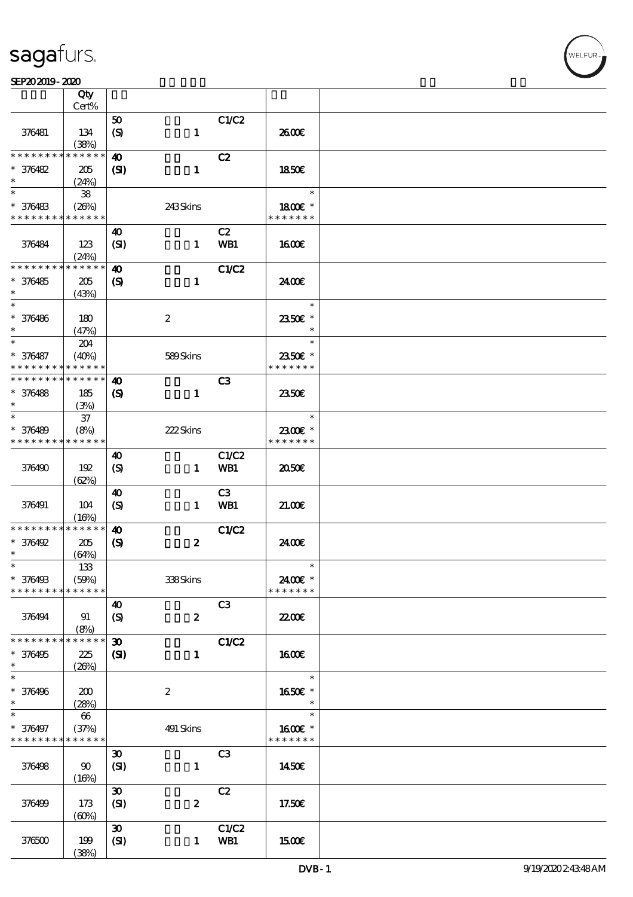| | Qty Cert% | | | | | |
|---|---|---|---|---|---|---|
| 376481 | 134 (38%) | 50 (S) | 1 | C1/C2 | 26.00€ | |
| * * * * * * * * * * * * * * 376482 * | 205 (24%) | 40 (SI) | 1 | C2 | 18.50€ | |
| * * 376483 * * * * * * * * * * * * * | 38 (26%) | | 243 Skins | | * 18.00€ * * * * * * * * | |
| 376484 | 123 (24%) | 40 (SI) | 1 | C2 WB1 | 16.00€ | |
| * * * * * * * * * * * * * * 376485 * | 205 (43%) | 40 (S) | 1 | C1/C2 | 24.00€ | |
| * * 376486 * | 180 (47%) | | 2 | | * 23.50€ * * | |
| * * 376487 * * * * * * * * * * * * * | 204 (40%) | | 589 Skins | | * 23.50€ * * * * * * * * | |
| * * * * * * * * * * * * * * 376488 * | 185 (3%) | 40 (S) | 1 | C3 | 23.50€ | |
| * * 376489 * * * * * * * * * * * * * | 37 (8%) | | 222 Skins | | * 23.00€ * * * * * * * * | |
| 376490 | 192 (62%) | 40 (S) | 1 | C1/C2 WB1 | 20.50€ | |
| 376491 | 104 (16%) | 40 (S) | 1 | C3 WB1 | 21.00€ | |
| * * * * * * * * * * * * * * 376492 * | 205 (64%) | 40 (S) | 2 | C1/C2 | 24.00€ | |
| * * 376493 * * * * * * * * * * * * * | 133 (59%) | | 338 Skins | | * 24.00€ * * * * * * * * | |
| 376494 | 91 (8%) | 40 (S) | 2 | C3 | 22.00€ | |
| * * * * * * * * * * * * * * 376495 * | 225 (26%) | 30 (SI) | 1 | C1/C2 | 16.00€ | |
| * * 376496 * | 200 (28%) | | 2 | | * 16.50€ * * | |
| * * 376497 * * * * * * * * * * * * * | 66 (37%) | | 491 Skins | | * 16.00€ * * * * * * * * | |
| 376498 | 90 (16%) | 30 (SI) | 1 | C3 | 14.50€ | |
| 376499 | 173 (60%) | 30 (SI) | 2 | C2 | 17.50€ | |
| 376500 | 199 (38%) | 30 (SI) | 1 | C1/C2 WB1 | 15.00€ | |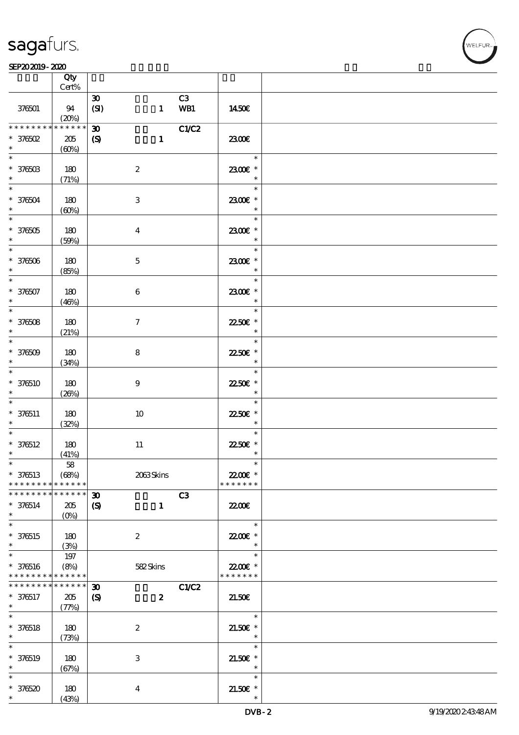| | Qty Cert% | | | | | |
|---|---|---|---|---|---|---|
| 376501 | 94 (20%) | 30 (SI) | 1 | C3 WB1 | 14.50€ | |
| * * * * * * * * * * * * * * 376502 | 205 (60%) | 30 (S) | 1 | C1/C2 | 23.00€ | |
| * 376503 | 180 (71%) | | 2 | | 23.00€ * | |
| * 376504 | 180 (60%) | | 3 | | 23.00€ * | |
| * 376505 | 180 (59%) | | 4 | | 23.00€ * | |
| * 376506 | 180 (85%) | | 5 | | 23.00€ * | |
| * 376507 | 180 (46%) | | 6 | | 23.00€ * | |
| * 376508 | 180 (21%) | | 7 | | 22.50€ * | |
| * 376509 | 180 (34%) | | 8 | | 22.50€ * | |
| * 376510 | 180 (26%) | | 9 | | 22.50€ * | |
| * 376511 | 180 (32%) | | 10 | | 22.50€ * | |
| * 376512 | 180 (41%) | | 11 | | 22.50€ * | |
| * 376513 * * * * * * * * * * * * * | 58 (68%) | | 2063 Skins | | 22.00€ * * * * * * * * | |
| * * * * * * * * * * * * * * 376514 | 205 (0%) | 30 (S) | 1 | C3 | 22.00€ | |
| * 376515 | 180 (3%) | | 2 | | 22.00€ * | |
| * 376516 * * * * * * * * * * * * * | 197 (8%) | | 582 Skins | | 22.00€ * * * * * * * * | |
| * * * * * * * * * * * * * * 376517 | 205 (77%) | 30 (S) | 2 | C1/C2 | 21.50€ | |
| * 376518 | 180 (73%) | | 2 | | 21.50€ * | |
| * 376519 | 180 (67%) | | 3 | | 21.50€ * | |
| * 376520 | 180 (43%) | | 4 | | 21.50€ * | |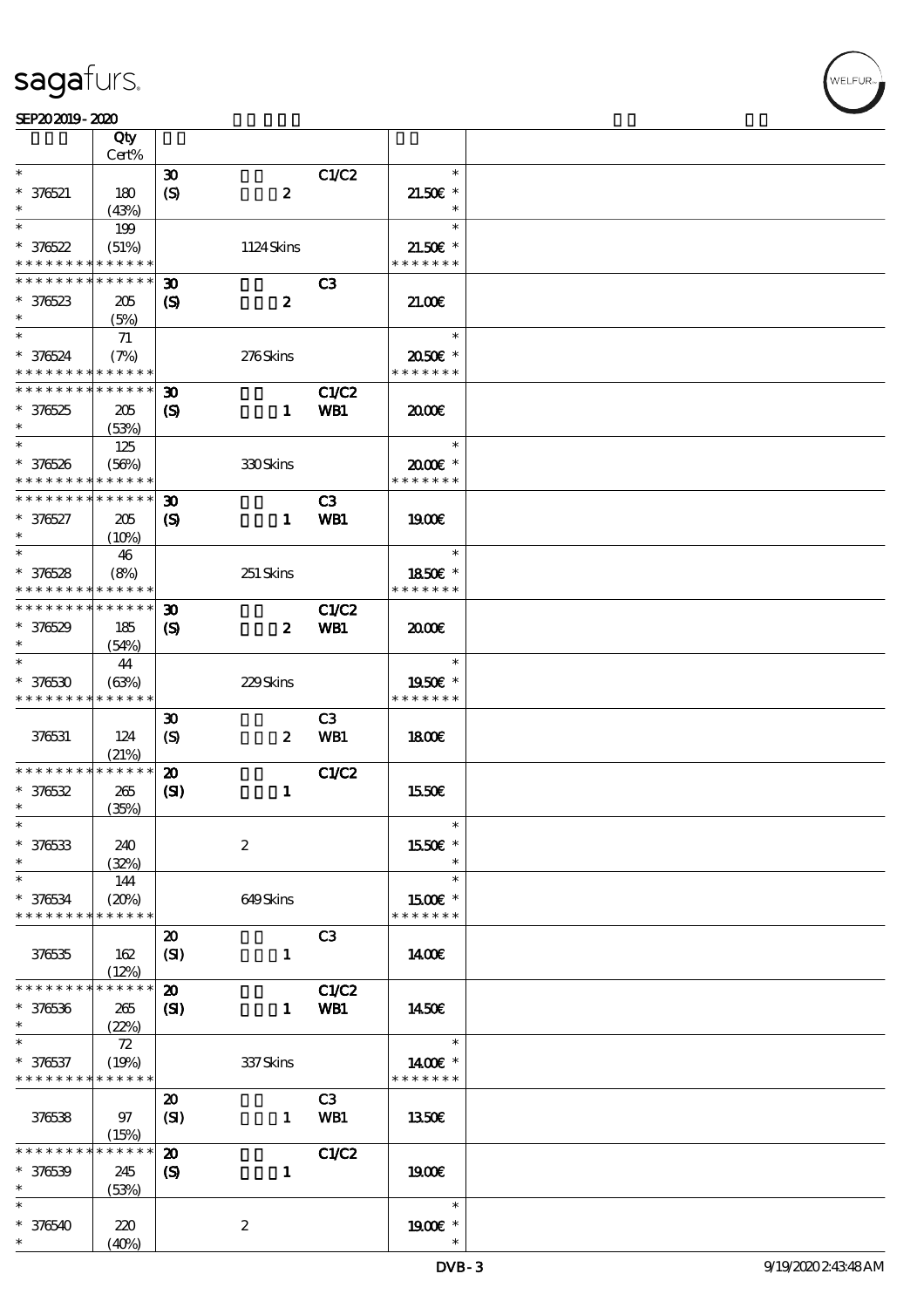| | Qty<br>Cert% | | | | |
|---|---|---|---|---|---|
| * | | 30 | | C1/C2 | * |
| * 376521 | 180 | (S) | 2 | | 21.50€ * |
| * | (43%) | | | | * |
| * | 199 | | | | * |
| * 376522 | (51%) | | 1124 Skins | | 21.50€ * |
| * * * * * * * * * * * * * * | | | | | * * * * * * * |
| * * * * * * * * * * * * * * | | 30 | | C3 | |
| * 376523 | 205 | (S) | 2 | | 21.00€ |
| * | (5%) | | | | |
| * | 71 | | | | * |
| * 376524 | (7%) | | 276 Skins | | 20.50€ * |
| * * * * * * * * * * * * * * | | | | | * * * * * * * |
| * * * * * * * * * * * * * * | | 30 | | C1/C2 | |
| * 376525 | 205 | (S) | 1 | WB1 | 20.00€ |
| * | (53%) | | | | |
| * | 125 | | | | * |
| * 376526 | (56%) | | 330 Skins | | 20.00€ * |
| * * * * * * * * * * * * * * | | | | | * * * * * * * |
| * * * * * * * * * * * * * * | | 30 | | C3 | |
| * 376527 | 205 | (S) | 1 | WB1 | 19.00€ |
| * | (10%) | | | | |
| * | 46 | | | | * |
| * 376528 | (8%) | | 251 Skins | | 18.50€ * |
| * * * * * * * * * * * * * * | | | | | * * * * * * * |
| * * * * * * * * * * * * * * | | 30 | | C1/C2 | |
| * 376529 | 185 | (S) | 2 | WB1 | 20.00€ |
| * | (54%) | | | | |
| * | 44 | | | | * |
| * 376530 | (63%) | | 229 Skins | | 19.50€ * |
| * * * * * * * * * * * * * * | | | | | * * * * * * * |
| | | 30 | | C3 | |
| 376531 | 124 | (S) | 2 | WB1 | 18.00€ |
| | (21%) | | | | |
| * * * * * * * * * * * * * * | | 20 | | C1/C2 | |
| * 376532 | 265 | (SI) | 1 | | 15.50€ |
| * | (35%) | | | | |
| * | | | | | * |
| * 376533 | 240 | | 2 | | 15.50€ * |
| * | (32%) | | | | * |
| * | 144 | | | | * |
| * 376534 | (20%) | | 649 Skins | | 15.00€ * |
| * * * * * * * * * * * * * * | | | | | * * * * * * * |
| | | 20 | | C3 | |
| 376535 | 162 | (SI) | 1 | | 14.00€ |
| | (12%) | | | | |
| * * * * * * * * * * * * * * | | 20 | | C1/C2 | |
| * 376536 | 265 | (SI) | 1 | WB1 | 14.50€ |
| * | (22%) | | | | |
| * | 72 | | | | * |
| * 376537 | (19%) | | 337 Skins | | 14.00€ * |
| * * * * * * * * * * * * * * | | | | | * * * * * * * |
| | | 20 | | C3 | |
| 376538 | 97 | (SI) | 1 | WB1 | 13.50€ |
| | (15%) | | | | |
| * * * * * * * * * * * * * * | | 20 | | C1/C2 | |
| * 376539 | 245 | (S) | 1 | | 19.00€ |
| * | (53%) | | | | |
| * | | | | | * |
| * 376540 | 220 | | 2 | | 19.00€ * |
| * | (40%) | | | | * |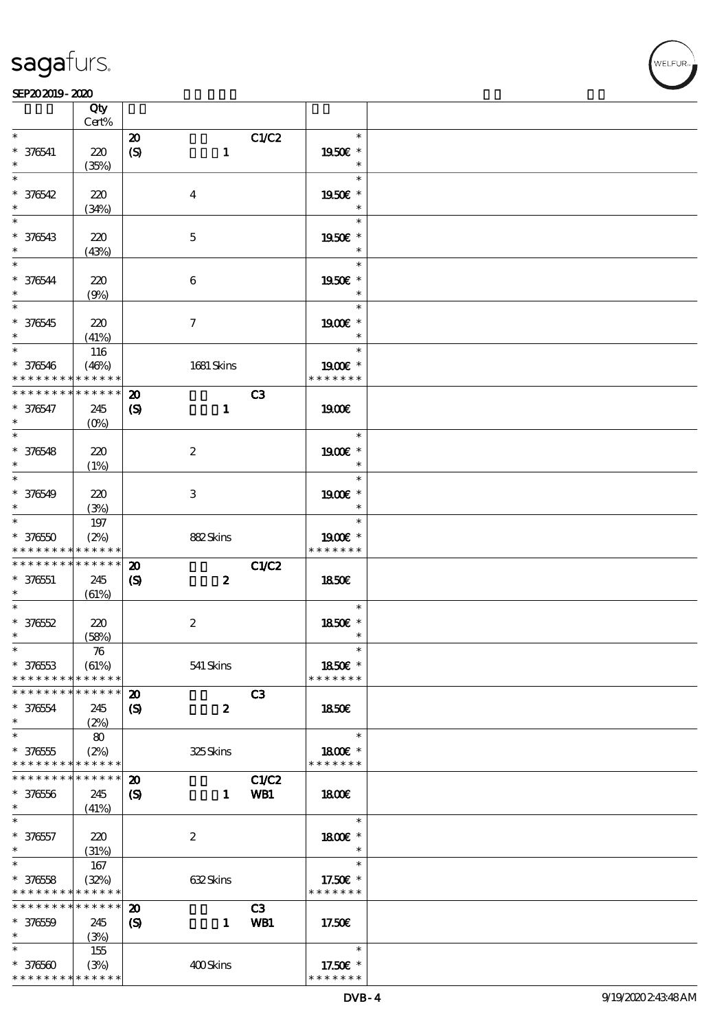| | Qty Cert% | | | | | |
|---|---|---|---|---|---|---|
| * | | 20 | | C1/C2 | * | |
| * 376541 | 220 | (S) | 1 | | 19.50€ * | |
| * | (35%) | | | | * | |
| * | | | | | * | |
| * 376542 | 220 | | 4 | | 19.50€ * | |
| * | (34%) | | | | * | |
| * | | | | | * | |
| * 376543 | 220 | | 5 | | 19.50€ * | |
| * | (43%) | | | | * | |
| * | | | | | * | |
| * 376544 | 220 | | 6 | | 19.50€ * | |
| * | (9%) | | | | * | |
| * | | | | | * | |
| * 376545 | 220 | | 7 | | 19.00€ * | |
| * | (41%) | | | | * | |
| * | 116 | | | | * | |
| * 376546 | (46%) | | 1681 Skins | | 19.00€ * | |
| * * * * * * * * * * * * * * | | | | | * * * * * * * | |
| * * * * * * * * * * * * * * | | 20 | | C3 | | |
| * 376547 | 245 | (S) | 1 | | 19.00€ | |
| * | (0%) | | | | | |
| * | | | | | * | |
| * 376548 | 220 | | 2 | | 19.00€ * | |
| * | (1%) | | | | * | |
| * | | | | | * | |
| * 376549 | 220 | | 3 | | 19.00€ * | |
| * | (3%) | | | | * | |
| * | 197 | | | | * | |
| * 376550 | (2%) | | 882 Skins | | 19.00€ * | |
| * * * * * * * * * * * * * * | | | | | * * * * * * * | |
| * * * * * * * * * * * * * * | | 20 | | C1/C2 | | |
| * 376551 | 245 | (S) | 2 | | 18.50€ | |
| * | (61%) | | | | | |
| * | | | | | * | |
| * 376552 | 220 | | 2 | | 18.50€ * | |
| * | (58%) | | | | * | |
| * | 76 | | | | * | |
| * 376553 | (61%) | | 541 Skins | | 18.50€ * | |
| * * * * * * * * * * * * * * | | | | | * * * * * * * | |
| * * * * * * * * * * * * * * | | 20 | | C3 | | |
| * 376554 | 245 | (S) | 2 | | 18.50€ | |
| * | (2%) | | | | | |
| * | 80 | | | | * | |
| * 376555 | (2%) | | 325 Skins | | 18.00€ * | |
| * * * * * * * * * * * * * * | | | | | * * * * * * * | |
| * * * * * * * * * * * * * * | | 20 | | C1/C2 | | |
| * 376556 | 245 | (S) | 1 | WB1 | 18.00€ | |
| * | (41%) | | | | | |
| * | | | | | * | |
| * 376557 | 220 | | 2 | | 18.00€ * | |
| * | (31%) | | | | * | |
| * | 167 | | | | * | |
| * 376558 | (32%) | | 632 Skins | | 17.50€ * | |
| * * * * * * * * * * * * * * | | | | | * * * * * * * | |
| * * * * * * * * * * * * * * | | 20 | | C3 | | |
| * 376559 | 245 | (S) | 1 | WB1 | 17.50€ | |
| * | (3%) | | | | | |
| * | 155 | | | | * | |
| * 376560 | (3%) | | 400 Skins | | 17.50€ * | |
| * * * * * * * * * * * * * * | | | | | * * * * * * * | |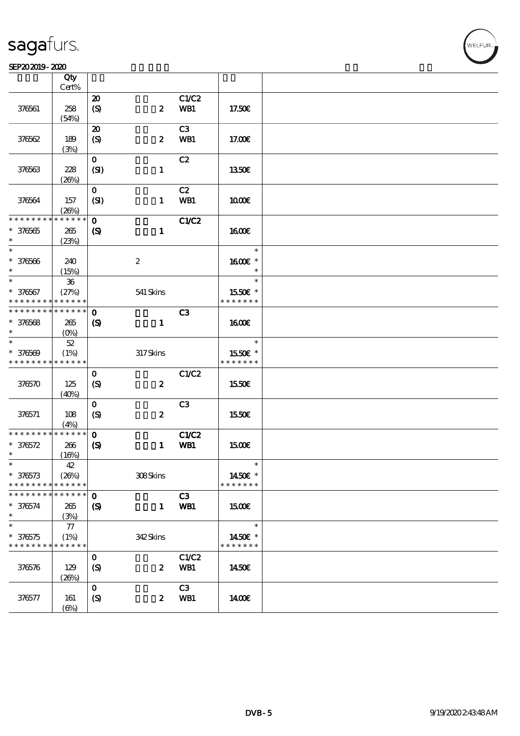| | Qty Cert% | | | | | |
|---|---|---|---|---|---|---|
| 376561 | 258 (54%) | 20 (S) | 2 | C1/C2 WB1 | 17.50€ | |
| 376562 | 189 (3%) | 20 (S) | 2 | C3 WB1 | 17.00€ | |
| 376563 | 228 (26%) | 0 (SI) | 1 | C2 | 13.50€ | |
| 376564 | 157 (26%) | 0 (SI) | 1 | C2 WB1 | 10.00€ | |
| * * * * * * * * * * * * * * 376565 * | 265 (23%) | 0 (S) | 1 | C1/C2 | 16.00€ | |
| * * 376566 * | 240 (15%) | | 2 | | * 16.00€ * * | |
| * * 376567 * * * * * * * * * * * * * * | 36 (27%) | | 541 Skins | | * 15.50€ * * * * * * * * | |
| * * * * * * * * * * * * * * 376568 * | 265 (0%) | 0 (S) | 1 | C3 | 16.00€ | |
| * * 376569 * * * * * * * * * * * * * * | 52 (1%) | | 317 Skins | | * 15.50€ * * * * * * * * | |
| 376570 | 125 (40%) | 0 (S) | 2 | C1/C2 | 15.50€ | |
| 376571 | 108 (4%) | 0 (S) | 2 | C3 | 15.50€ | |
| * * * * * * * * * * * * * * 376572 * | 266 (16%) | 0 (S) | 1 | C1/C2 WB1 | 15.00€ | |
| * * 376573 * * * * * * * * * * * * * * | 42 (26%) | | 308 Skins | | * 14.50€ * * * * * * * * | |
| * * * * * * * * * * * * * * 376574 * | 265 (3%) | 0 (S) | 1 | C3 WB1 | 15.00€ | |
| * * 376575 * * * * * * * * * * * * * * | 77 (1%) | | 342 Skins | | * 14.50€ * * * * * * * * | |
| 376576 | 129 (26%) | 0 (S) | 2 | C1/C2 WB1 | 14.50€ | |
| 376577 | 161 (6%) | 0 (S) | 2 | C3 WB1 | 14.00€ | |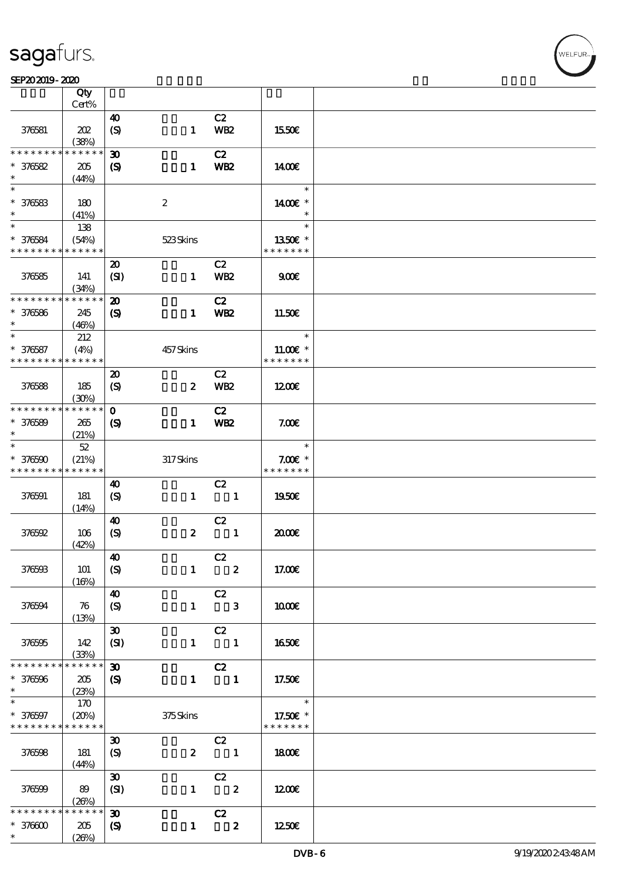| | Qty Cert% | | | | |
|---|---|---|---|---|---|
| 376581 | 202 (38%) | 40 (S) 1 | C2 WB2 | 15.50€ | |
| * * * * * * * * * * * * * * 376582 * | 205 (44%) | 30 (S) 1 | C2 WB2 | 14.00€ | |
| * * 376583 * | 180 (41%) | 2 | | 14.00€ * * * | |
| * * 376584 * * * * * * * * * * * * * * | 138 (54%) | 523 Skins | | 13.50€ * * * * * * * * | |
| 376585 | 141 (34%) | 20 (SI) 1 | C2 WB2 | 9.00€ | |
| * * * * * * * * * * * * * * 376586 * | 245 (46%) | 20 (S) 1 | C2 WB2 | 11.50€ | |
| * * 376587 * * * * * * * * * * * * * * | 212 (4%) | 457 Skins | | 11.00€ * * * * * * * * | |
| 376588 | 185 (30%) | 20 (S) 2 | C2 WB2 | 12.00€ | |
| * * * * * * * * * * * * * * 376589 * | 265 (21%) | 0 (S) 1 | C2 WB2 | 7.00€ | |
| * * 376590 * * * * * * * * * * * * * * | 52 (21%) | 317 Skins | | 7.00€ * * * * * * * * | |
| 376591 | 181 (14%) | 40 (S) 1 | C2 1 | 19.50€ | |
| 376592 | 106 (42%) | 40 (S) 2 | C2 1 | 20.00€ | |
| 376593 | 101 (16%) | 40 (S) 1 | C2 2 | 17.00€ | |
| 376594 | 76 (13%) | 40 (S) 1 | C2 3 | 10.00€ | |
| 376595 | 142 (33%) | 30 (SI) 1 | C2 1 | 16.50€ | |
| * * * * * * * * * * * * * * 376596 * | 205 (23%) | 30 (S) 1 | C2 1 | 17.50€ | |
| * * 376597 * * * * * * * * * * * * * * | 170 (20%) | 375 Skins | | 17.50€ * * * * * * * * | |
| 376598 | 181 (44%) | 30 (S) 2 | C2 1 | 18.00€ | |
| 376599 | 89 (26%) | 30 (SI) 1 | C2 2 | 12.00€ | |
| * * * * * * * * * * * * * * 376600 * | 205 (26%) | 30 (S) 1 | C2 2 | 12.50€ | |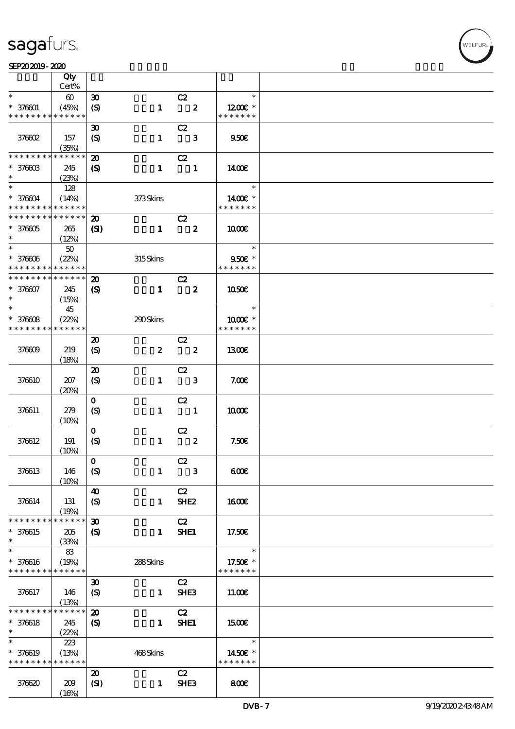| | Qty Cert% | | | | |
|---|---|---|---|---|---|
| * * 376601 * * * * * * * * * * * * * | 60 (45%) | 30 (S) 1 | C2 2 | * 12.00€ * * * * * * * * | |
| 376602 | 157 (35%) | 30 (S) 1 | C2 3 | 9.50€ | |
| * * * * * * * * * * * * * * 376603 * | 245 (23%) | 20 (S) 1 | C2 1 | 14.00€ | |
| * * 376604 * * * * * * * * * * * * * | 128 (14%) | 373 Skins | | * 14.00€ * * * * * * * * | |
| * * * * * * * * * * * * * * 376605 * | 265 (12%) | 20 (SI) 1 | C2 2 | 10.00€ | |
| * * 376606 * * * * * * * * * * * * * | 50 (22%) | 315 Skins | | * 9.50€ * * * * * * * * | |
| * * * * * * * * * * * * * * 376607 * | 245 (15%) | 20 (S) 1 | C2 2 | 10.50€ | |
| * * 376608 * * * * * * * * * * * * * | 45 (22%) | 290 Skins | | * 10.00€ * * * * * * * * | |
| 376609 | 219 (18%) | 20 (S) 2 | C2 2 | 13.00€ | |
| 376610 | 207 (20%) | 20 (S) 1 | C2 3 | 7.00€ | |
| 376611 | 279 (10%) | 0 (S) 1 | C2 1 | 10.00€ | |
| 376612 | 191 (10%) | 0 (S) 1 | C2 2 | 7.50€ | |
| 376613 | 146 (10%) | 0 (S) 1 | C2 3 | 6.00€ | |
| 376614 | 131 (19%) | 40 (S) 1 | C2 SHE2 | 16.00€ | |
| * * * * * * * * * * * * * * 376615 * | 205 (33%) | 30 (S) 1 | C2 SHE1 | 17.50€ | |
| * * 376616 * * * * * * * * * * * * * | 83 (19%) | 288 Skins | | * 17.50€ * * * * * * * * | |
| 376617 | 146 (13%) | 30 (S) 1 | C2 SHE3 | 11.00€ | |
| * * * * * * * * * * * * * * 376618 * | 245 (22%) | 20 (S) 1 | C2 SHE1 | 15.00€ | |
| * * 376619 * * * * * * * * * * * * * | 223 (13%) | 468 Skins | | * 14.50€ * * * * * * * * | |
| 376620 | 209 (16%) | 20 (SI) 1 | C2 SHE3 | 8.00€ | |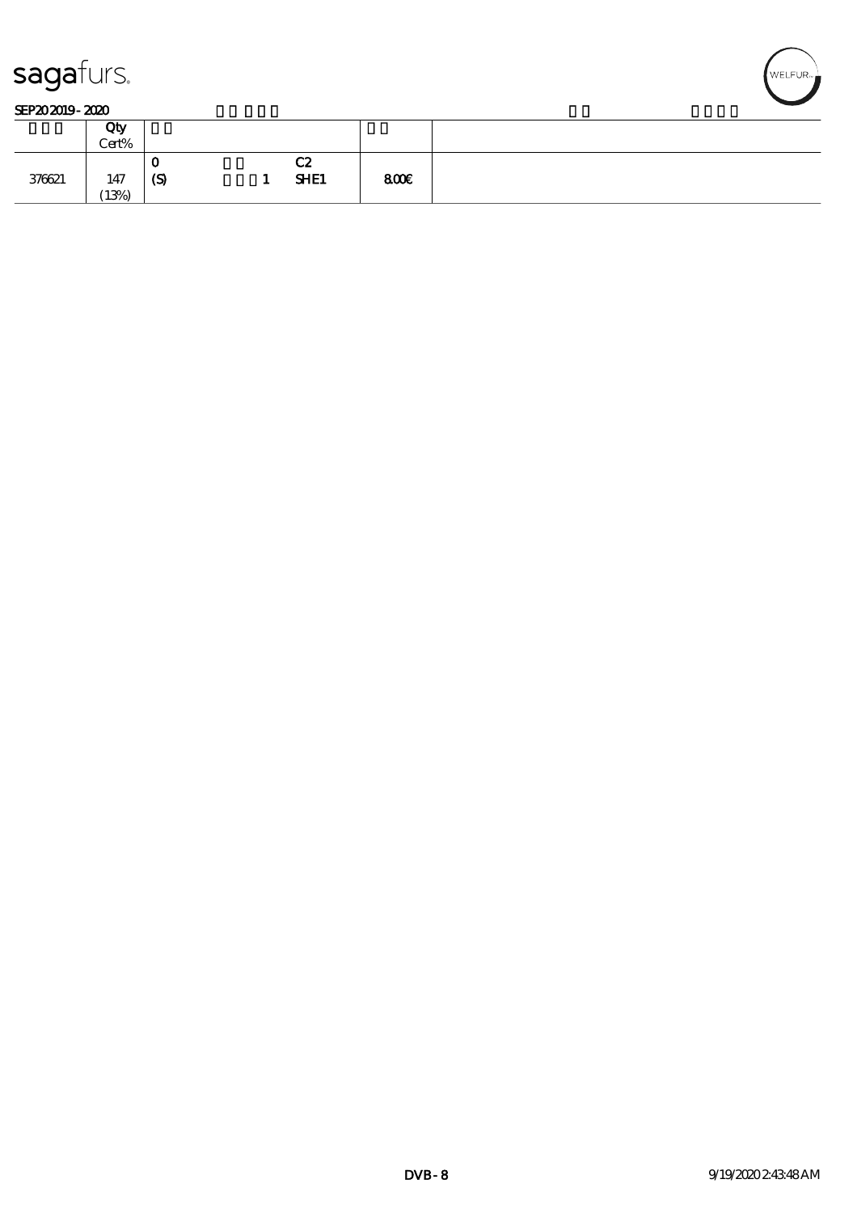| | Qty Cert% | | | | | |
|---|---|---|---|---|---|---|
| 376621 | 147 (13%) | 0 (S) | 1 | C2 SHE1 | 800€ | |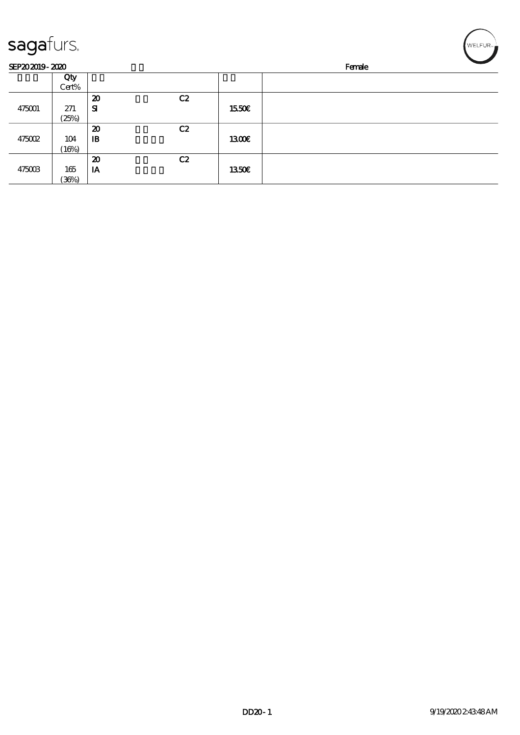sagafurs.

SEP20 2019 - 2020 Female

| | Qty Cert% | | | |
|---|---|---|---|---|
| 475001 | 271 (25%) | 20 SI C2 | 15.50€ | |
| 475002 | 104 (16%) | 20 IB C2 | 13.00€ | |
| 475003 | 165 (36%) | 20 IA C2 | 13.50€ | |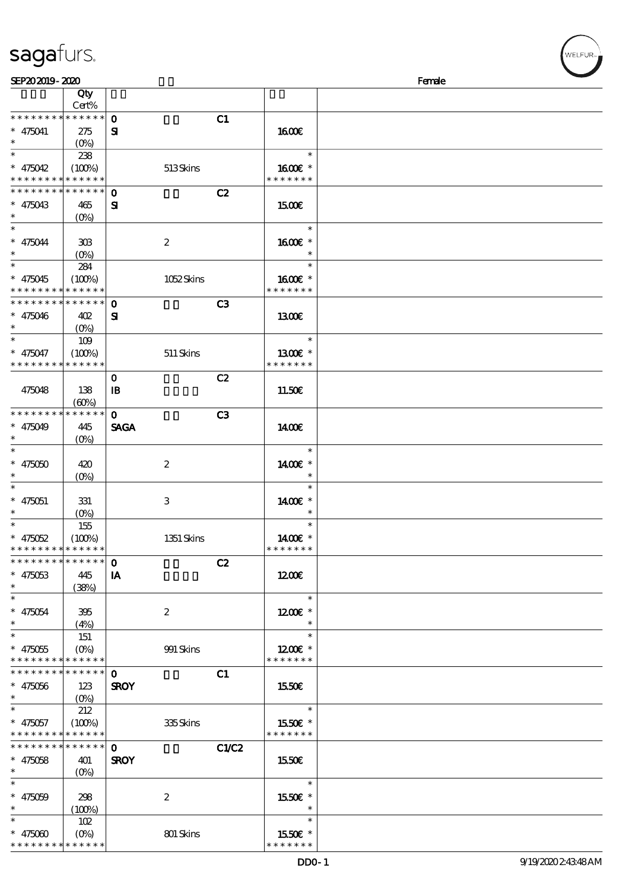SEP20 2019 - 2020 Female

| | Qty Cert% | | | | |
|---|---|---|---|---|---|
| * * * * * * * * * * * * * * | | 0 | | C1 | |
| * 475041 | 275 | SI | | | 16.00€ |
| * | (0%) | | | | |
| * | 238 | | | | * |
| * 475042 | (100%) | | 513 Skins | | 16.00€ * |
| * * * * * * * * * * * * * * | | | | | * * * * * * * |
| * * * * * * * * * * * * * * | | 0 | | C2 | |
| * 475043 | 465 | SI | | | 15.00€ |
| * | (0%) | | | | |
| * | | | | | * |
| * 475044 | 303 | | 2 | | 16.00€ * |
| * | (0%) | | | | * |
| * | 284 | | | | * |
| * 475045 | (100%) | | 1052 Skins | | 16.00€ * |
| * * * * * * * * * * * * * * | | | | | * * * * * * * |
| * * * * * * * * * * * * * * | | 0 | | C3 | |
| * 475046 | 402 | SI | | | 13.00€ |
| * | (0%) | | | | |
| * | 109 | | | | * |
| * 475047 | (100%) | | 511 Skins | | 13.00€ * |
| * * * * * * * * * * * * * * | | | | | * * * * * * * |
| | | 0 | | C2 | |
| 475048 | 138 (60%) | IB | | | 11.50€ |
| * * * * * * * * * * * * * * | | 0 | | C3 | |
| * 475049 | 445 | SAGA | | | 14.00€ |
| * | (0%) | | | | |
| * | | | | | * |
| * 475050 | 420 | | 2 | | 14.00€ * |
| * | (0%) | | | | * |
| * | | | | | * |
| * 475051 | 331 | | 3 | | 14.00€ * |
| * | (0%) | | | | * |
| * | 155 | | | | * |
| * 475052 | (100%) | | 1351 Skins | | 14.00€ * |
| * * * * * * * * * * * * * * | | | | | * * * * * * * |
| * * * * * * * * * * * * * * | | 0 | | C2 | |
| * 475053 | 445 | IA | | | 12.00€ |
| * | (38%) | | | | |
| * | | | | | * |
| * 475054 | 395 | | 2 | | 12.00€ * |
| * | (4%) | | | | * |
| * | 151 | | | | * |
| * 475055 | (0%) | | 991 Skins | | 12.00€ * |
| * * * * * * * * * * * * * * | | | | | * * * * * * * |
| * * * * * * * * * * * * * * | | 0 | | C1 | |
| * 475056 | 123 | SROY | | | 15.50€ |
| * | (0%) | | | | |
| * | 212 | | | | * |
| * 475057 | (100%) | | 335 Skins | | 15.50€ * |
| * * * * * * * * * * * * * * | | | | | * * * * * * * |
| * * * * * * * * * * * * * * | | 0 | | C1/C2 | |
| * 475058 | 401 | SROY | | | 15.50€ |
| * | (0%) | | | | |
| * | | | | | * |
| * 475059 | 298 | | 2 | | 15.50€ * |
| * | (100%) | | | | * |
| * | 102 | | | | * |
| * 475060 | (0%) | | 801 Skins | | 15.50€ * |
| * * * * * * * * * * * * * * | | | | | * * * * * * * |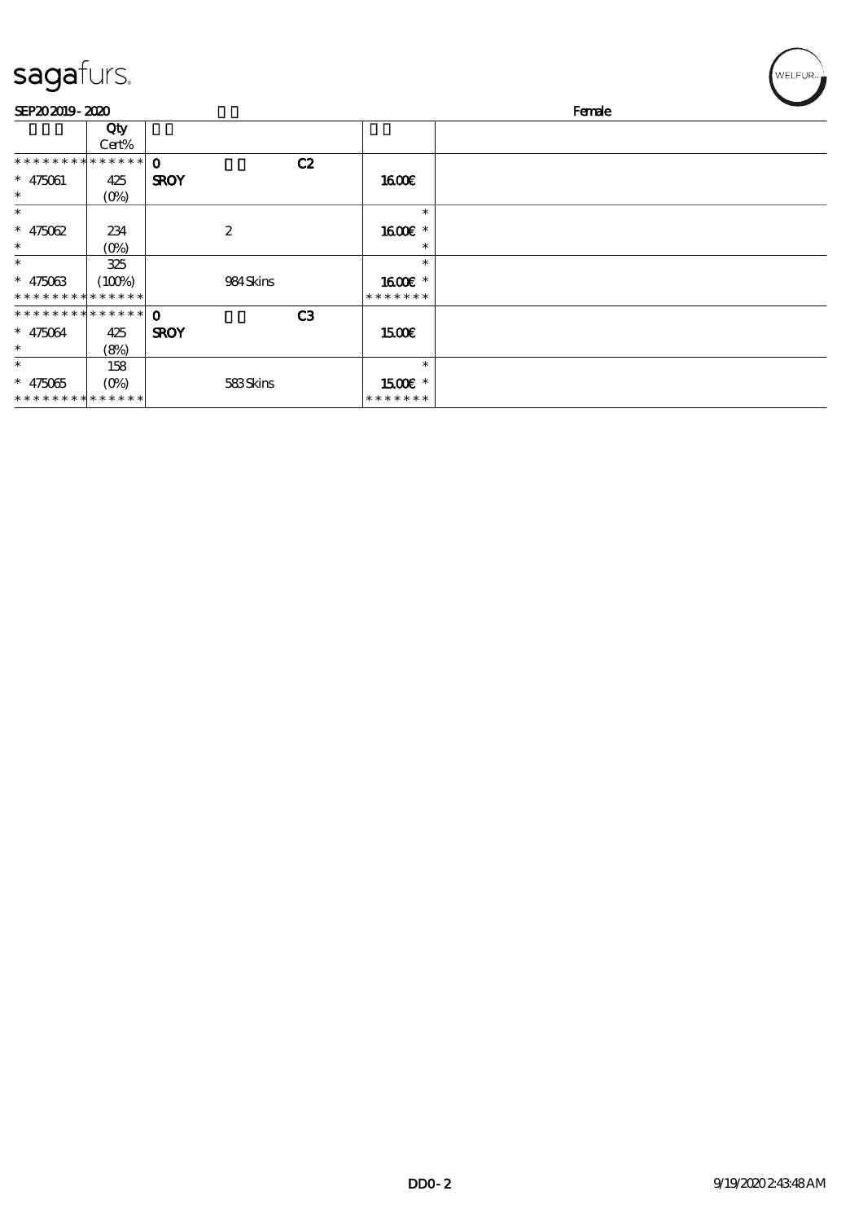SEP20 2019 - 2020 Female

| | Qty Cert% | | | |
|---|---|---|---|---|
| * * * * * * * * * * * * * * | 0 C2 | | | |
| * 475061 | 425 | SROY | 16.00€ | |
| * | (0%) | | | |
| * | | | * | |
| * 475062 | 234 | 2 | 16.00€ * | |
| * | (0%) | | * | |
| * | 325 | | * | |
| * 475063 | (100%) | 984 Skins | 16.00€ * | |
| * * * * * * * * * * * * * * | | | * * * * * * * | |
| * * * * * * * * * * * * * * | 0 C3 | | | |
| * 475064 | 425 | SROY | 15.00€ | |
| * | (8%) | | | |
| * | 158 | | * | |
| * 475065 | (0%) | 583 Skins | 15.00€ * | |
| * * * * * * * * * * * * * * | | | * * * * * * * | |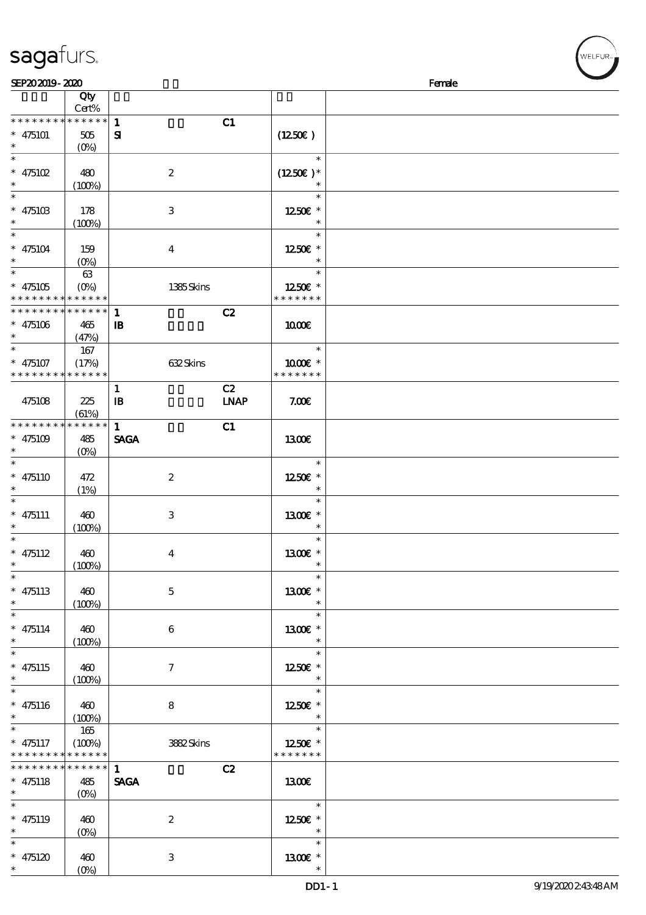# sagafurs.

SEP20 2019 - 2020 Female

| | Qty Cert% | | | |
|---|---|---|---|---|
| * * * * * * * * * * * * * * | | 1 C1 | | |
| * 475101 * | 505 (0%) | SI | (12.50€) | |
| * * 475102 * | 480 (100%) | 2 | (12.50€) * | |
| * * 475103 * | 178 (100%) | 3 | 12.50€ * | |
| * * 475104 * | 159 (0%) | 4 | 12.50€ * | |
| * * 475105 * * * * * * * * * * * * * * | 63 (0%) | 1385 Skins | 12.50€ * * * * * * * * | |
| * * * * * * * * * * * * * * | | 1 C2 | | |
| * 475106 * | 465 (47%) | IB | 10.00€ | |
| * * 475107 * * * * * * * * * * * * * * | 167 (17%) | 632 Skins | 10.00€ * * * * * * * * | |
| 475108 | 225 (61%) | 1 C2 IB LNAP | 7.00€ | |
| * * * * * * * * * * * * * * | | 1 C1 | | |
| * 475109 * | 485 (0%) | SAGA | 13.00€ | |
| * * 475110 * | 472 (1%) | 2 | 12.50€ * | |
| * * 475111 * | 460 (100%) | 3 | 13.00€ * | |
| * * 475112 * | 460 (100%) | 4 | 13.00€ * | |
| * * 475113 * | 460 (100%) | 5 | 13.00€ * | |
| * * 475114 * | 460 (100%) | 6 | 13.00€ * | |
| * * 475115 * | 460 (100%) | 7 | 12.50€ * | |
| * * 475116 * | 460 (100%) | 8 | 12.50€ * | |
| * * 475117 * * * * * * * * * * * * * * | 165 (100%) | 3882 Skins | 12.50€ * * * * * * * * | |
| * * * * * * * * * * * * * * | | 1 C2 | | |
| * 475118 * | 485 (0%) | SAGA | 13.00€ | |
| * * 475119 * | 460 (0%) | 2 | 12.50€ * | |
| * * 475120 * | 460 (0%) | 3 | 13.00€ * | |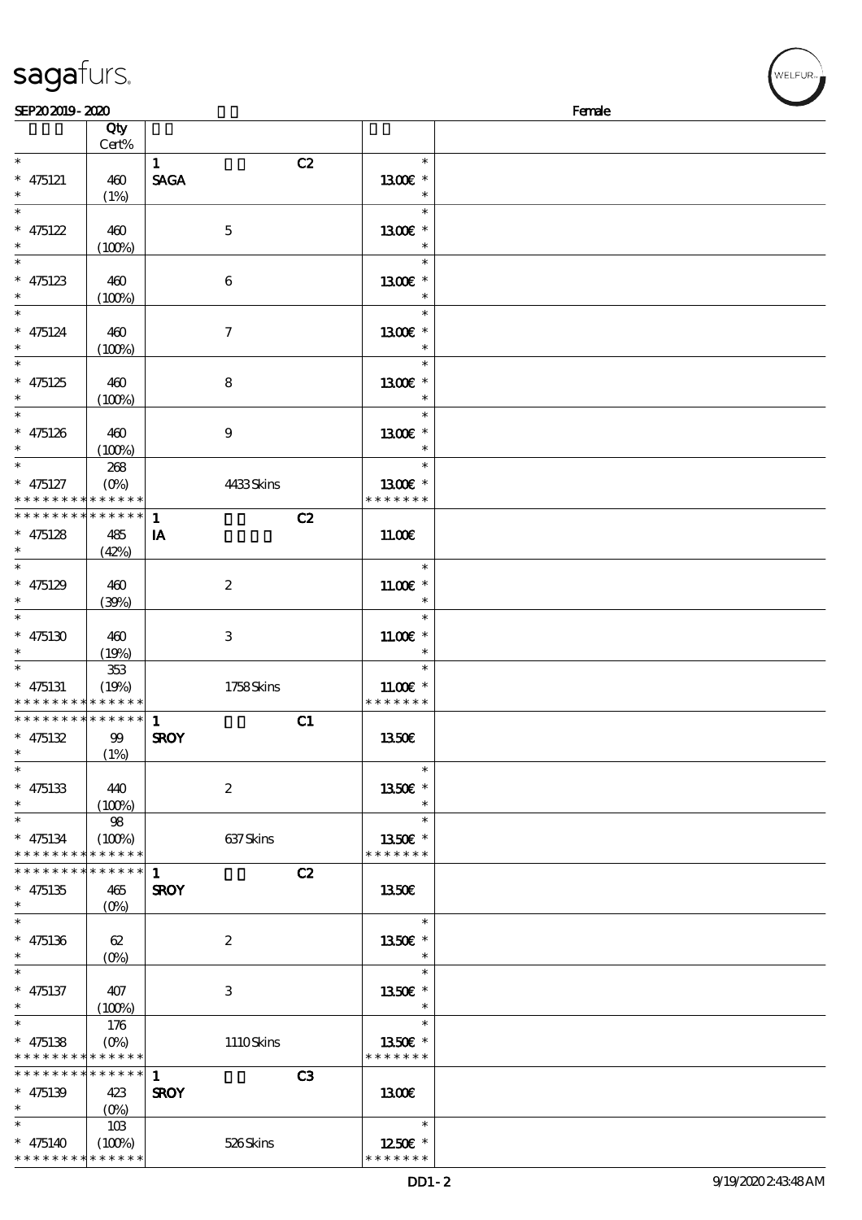SEP20 2019 - 2020 Female

| | Qty Cert% | | | |
|---|---|---|---|---|
| * 475121 * | 460 (1%) | 1 SAGA C2 | * 13.00€ * | |
| * 475122 * | 460 (100%) | 5 | * 13.00€ * | |
| * 475123 * | 460 (100%) | 6 | * 13.00€ * | |
| * 475124 * | 460 (100%) | 7 | * 13.00€ * | |
| * 475125 * | 460 (100%) | 8 | * 13.00€ * | |
| * 475126 * | 460 (100%) | 9 | * 13.00€ * | |
| * 475127 * * * * * * * * * * * * * | 268 (0%) | 4433 Skins | * 13.00€ * * * * * * * * | |
| * * * * * * * * * * * * * * 475128 * | 485 (42%) | 1 IA C2 | 11.00€ | |
| * 475129 * | 460 (39%) | 2 | * 11.00€ * | |
| * 475130 * | 460 (19%) | 3 | * 11.00€ * | |
| * 475131 * * * * * * * * * * * * * | 353 (19%) | 1758 Skins | * 11.00€ * * * * * * * * | |
| * * * * * * * * * * * * * * 475132 * | 99 (1%) | 1 SROY C1 | 13.50€ | |
| * 475133 * | 440 (100%) | 2 | * 13.50€ * | |
| * 475134 * * * * * * * * * * * * * | 98 (100%) | 637 Skins | * 13.50€ * * * * * * * * | |
| * * * * * * * * * * * * * * 475135 * | 465 (0%) | 1 SROY C2 | 13.50€ | |
| * 475136 * | 62 (0%) | 2 | * 13.50€ * | |
| * 475137 * | 407 (100%) | 3 | * 13.50€ * | |
| * 475138 * * * * * * * * * * * * * | 176 (0%) | 1110 Skins | * 13.50€ * * * * * * * * | |
| * * * * * * * * * * * * * * 475139 * | 423 (0%) | 1 SROY C3 | 13.00€ | |
| * 475140 * * * * * * * * * * * * * | 103 (100%) | 526 Skins | * 12.50€ * * * * * * * * | |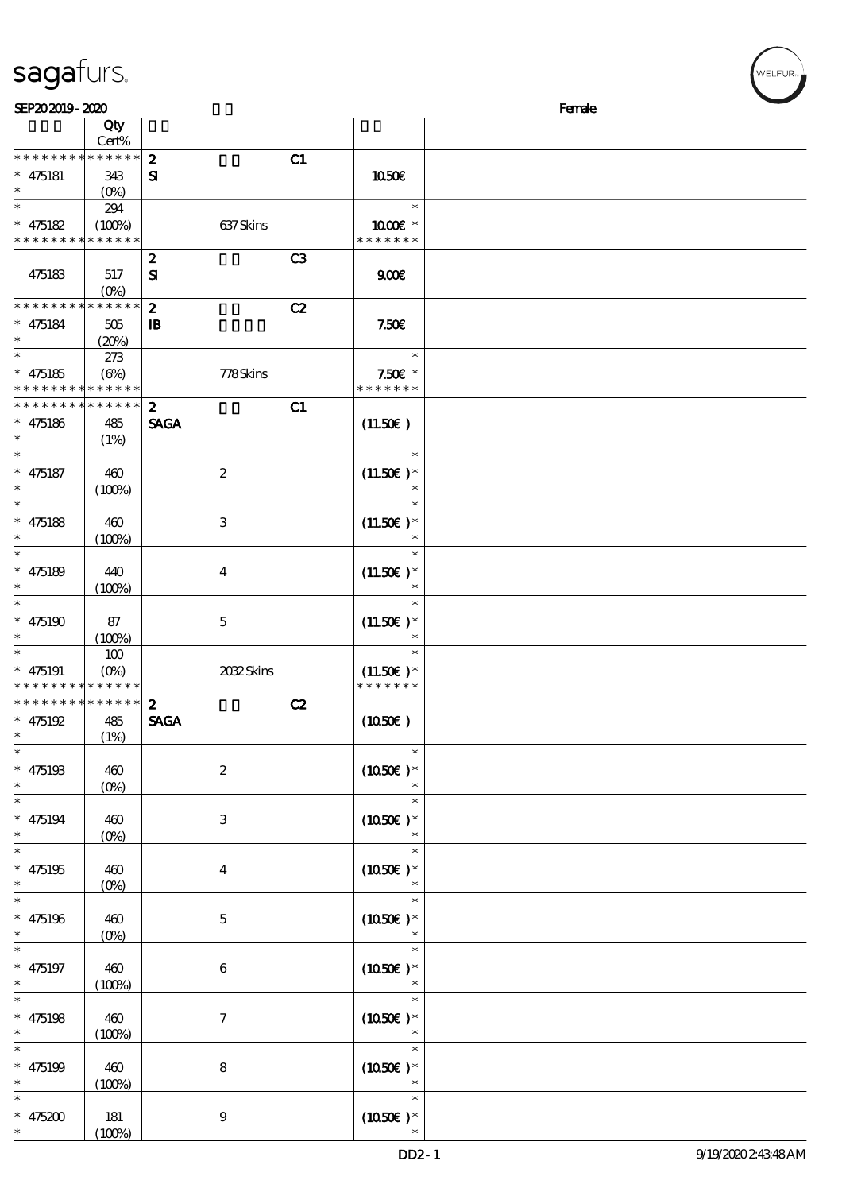SEP20 2019 - 2020 Female

| | Qty Cert% | | | | |
|---|---|---|---|---|---|
| * * * * * * * * * * * * * * | 2 | | C1 | | |
| * 475181 * | 343 (0%) | SI | | 10.50€ | |
| * | 294 | | | * | |
| * 475182 * * * * * * * * * * * * * * | (100%) | | 637 Skins | 10.00€ * * * * * * * * | |
| | | 2 | | C3 | | |
| 475183 | 517 (0%) | SI | | 9.00€ | |
| * * * * * * * * * * * * * * | | 2 | | C2 | | |
| * 475184 * | 505 (20%) | IB | | 7.50€ | |
| * | 273 | | | * | |
| * 475185 * * * * * * * * * * * * * * | (6%) | | 778 Skins | 7.50€ * * * * * * * * | |
| * * * * * * * * * * * * * * | | 2 | | C1 | | |
| * 475186 * | 485 (1%) | SAGA | | (11.50€) | |
| * 475187 * | 460 (100%) | | 2 | (11.50€) * | |
| * 475188 * | 460 (100%) | | 3 | (11.50€) * | |
| * 475189 * | 440 (100%) | | 4 | (11.50€) * | |
| * 475190 * | 87 (100%) | | 5 | (11.50€) * | |
| * 475191 * * * * * * * * * * * * * * | 100 (0%) | | 2032 Skins | (11.50€) * * * * * * * * | |
| * * * * * * * * * * * * * * | | 2 | | C2 | | |
| * 475192 * | 485 (1%) | SAGA | | (10.50€) | |
| * 475193 * | 460 (0%) | | 2 | (10.50€) * | |
| * 475194 * | 460 (0%) | | 3 | (10.50€) * | |
| * 475195 * | 460 (0%) | | 4 | (10.50€) * | |
| * 475196 * | 460 (0%) | | 5 | (10.50€) * | |
| * 475197 * | 460 (100%) | | 6 | (10.50€) * | |
| * 475198 * | 460 (100%) | | 7 | (10.50€) * | |
| * 475199 * | 460 (100%) | | 8 | (10.50€) * | |
| * 475200 * | 181 (100%) | | 9 | (10.50€) * | |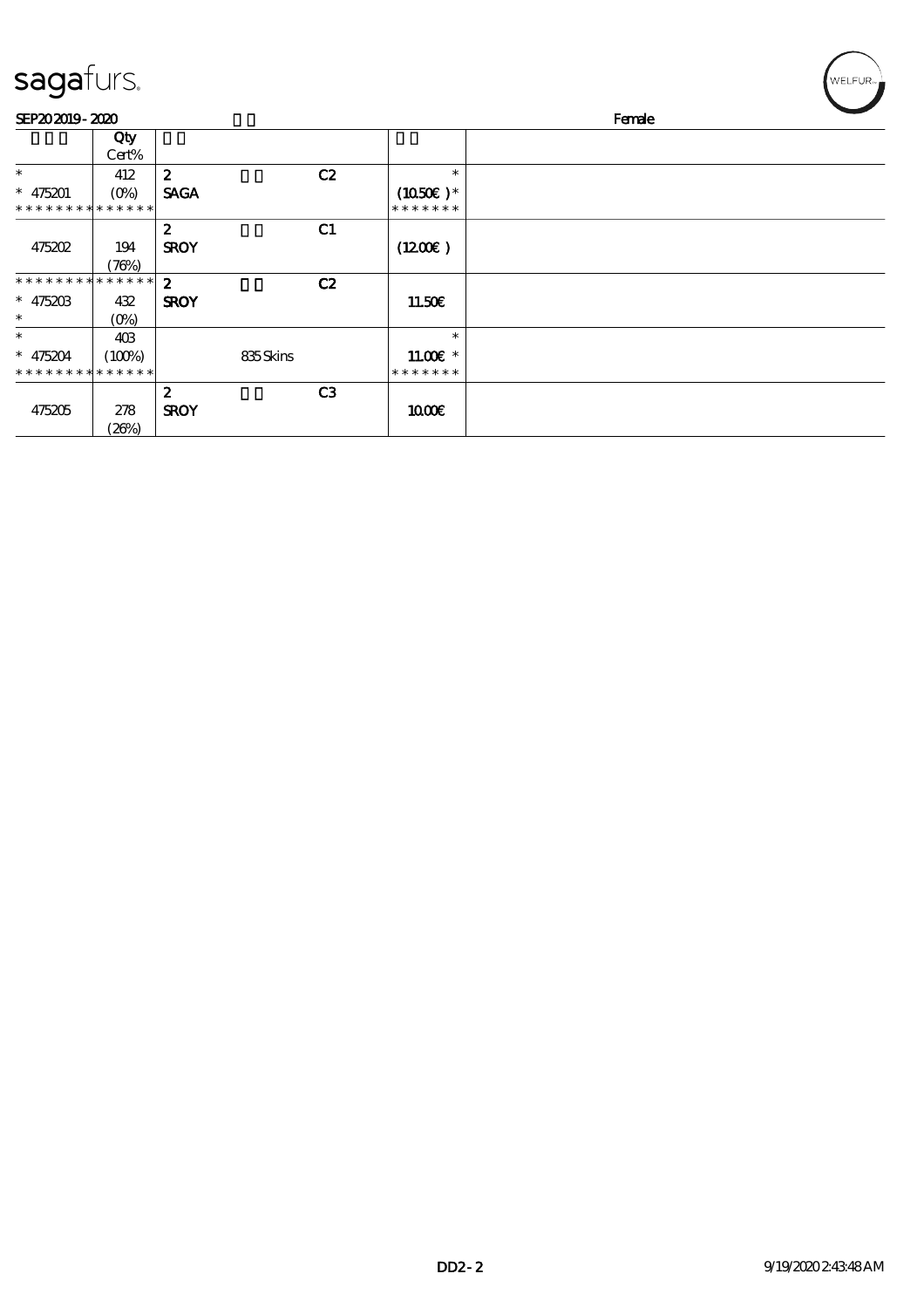SEP20 2019 - 2020 Female

| | Qty Cert% | | | | |
|---|---|---|---|---|---|
| * | 412 | 2 | | C2 | * |
| * 475201 | (0%) | SAGA | | | (10.50€ )* |
| * * * * * * * * * * * * * * | | | | | * * * * * * * |
| | | 2 | | C1 | |
| 475202 | 194 | SROY | | | (12.00€ ) |
| | (76%) | | | | |
| * * * * * * * * * * * * * * | | 2 | | C2 | |
| * 475203 | 432 | SROY | | | 11.50€ |
| * | (0%) | | | | |
| * | 403 | | | | * |
| * 475204 | (100%) | | 835 Skins | | 11.00€ * |
| * * * * * * * * * * * * * * | | | | | * * * * * * * |
| | | 2 | | C3 | |
| 475205 | 278 | SROY | | | 10.00€ |
| | (26%) | | | | |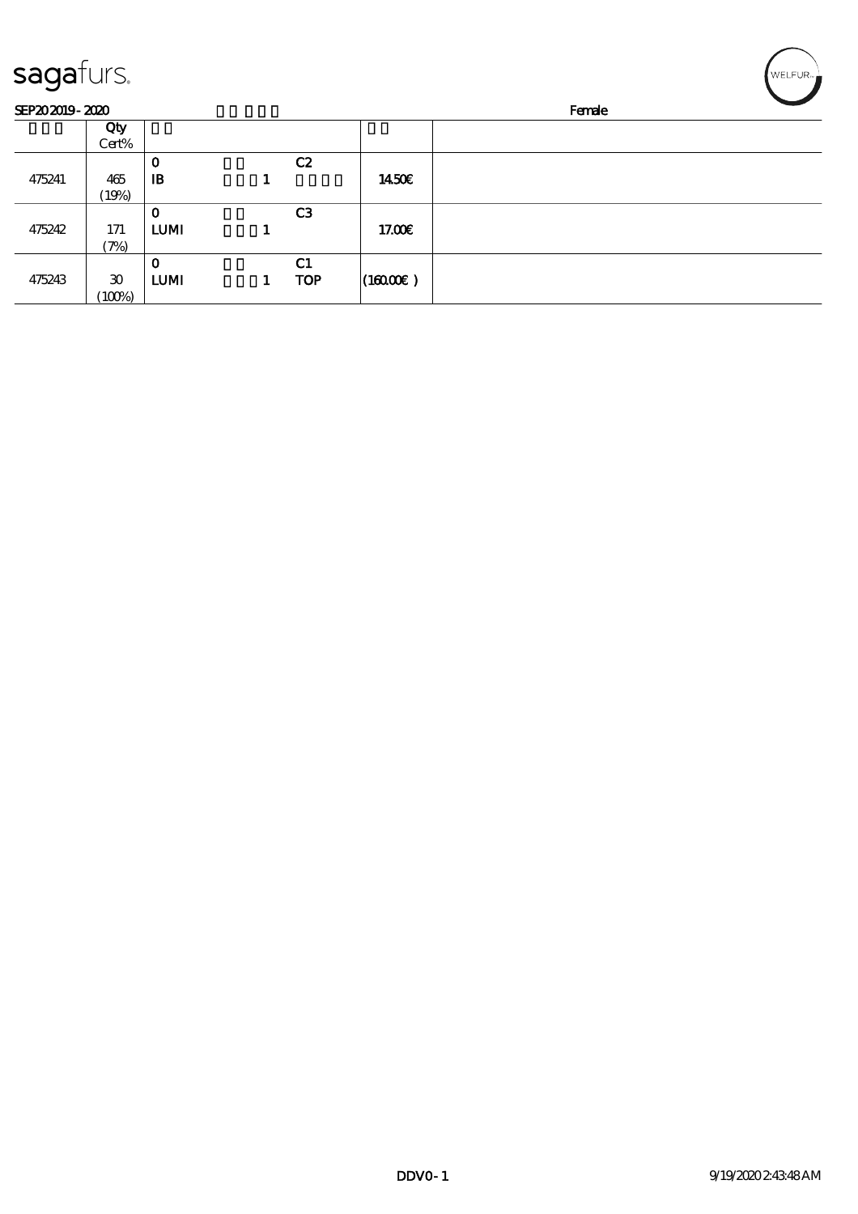SEP20 2019 - 2020 Female

| | Qty Cert% | | | | | |
|---|---|---|---|---|---|---|
| 475241 | 465 (19%) | 0 IB | 1 | C2 | 14.50€ | |
| 475242 | 171 (7%) | 0 LUMI | 1 | C3 | 17.00€ | |
| 475243 | 30 (100%) | 0 LUMI | 1 | C1 TOP | (160.00€ ) | |

DDV0 - 1 9/19/2020 2:43:48 AM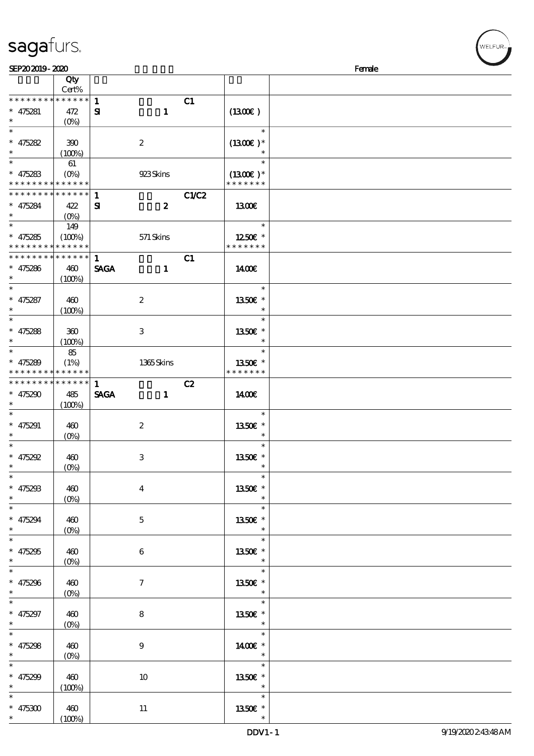SEP20 2019 - 2020 Female

| | Qty Cert% | | | |
|---|---|---|---|---|
| * * * * * * * * * * * * * * | | 1 SI 1 | C1 | |
| * 475281 | 472 (0%) | | | (1300€) |
| * 475282 | 390 (100%) | 2 | | (1300€) * |
| * 475283 | 61 (0%) | 923 Skins | | (1300€) * |
| * * * * * * * * * * * * * * | | 1 SI 2 | C1/C2 | |
| * 475284 | 422 (0%) | | | 1300€ |
| * 475285 | 149 (100%) | 571 Skins | | 1250€ * |
| * * * * * * * * * * * * * * | | 1 SAGA 1 | C1 | |
| * 475286 | 460 (100%) | | | 1400€ |
| * 475287 | 460 (100%) | 2 | | 1350€ * |
| * 475288 | 360 (100%) | 3 | | 1350€ * |
| * 475289 | 85 (1%) | 1365 Skins | | 1350€ * |
| * * * * * * * * * * * * * * | | 1 SAGA 1 | C2 | |
| * 475290 | 485 (100%) | | | 1400€ |
| * 475291 | 460 (0%) | 2 | | 1350€ * |
| * 475292 | 460 (0%) | 3 | | 1350€ * |
| * 475293 | 460 (0%) | 4 | | 1350€ * |
| * 475294 | 460 (0%) | 5 | | 1350€ * |
| * 475295 | 460 (0%) | 6 | | 1350€ * |
| * 475296 | 460 (0%) | 7 | | 1350€ * |
| * 475297 | 460 (0%) | 8 | | 1350€ * |
| * 475298 | 460 (0%) | 9 | | 1400€ * |
| * 475299 | 460 (100%) | 10 | | 1350€ * |
| * 475300 | 460 (100%) | 11 | | 1350€ * |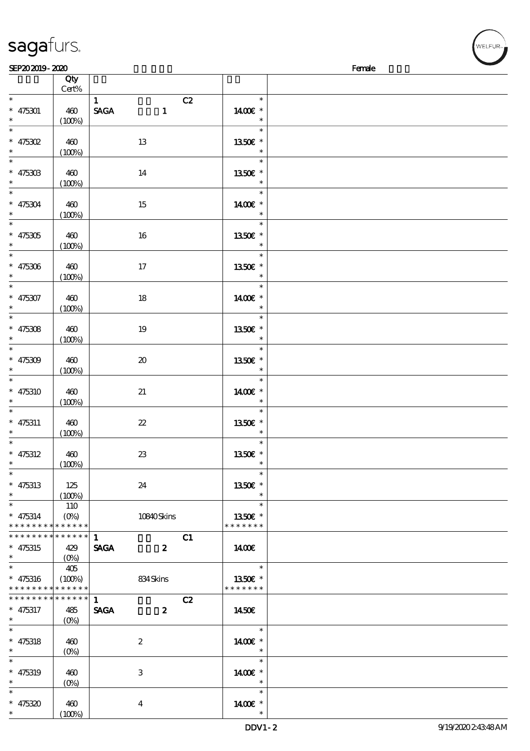| | Qty Cert% | | |
|---|---|---|---|
| * 475301 * | 460 (100%) | 1 C2 SAGA 1 | * 1400€ * * |
| * 475302 * | 460 (100%) | 13 | * 1350€ * * |
| * 475303 * | 460 (100%) | 14 | * 1350€ * * |
| * 475304 * | 460 (100%) | 15 | * 1400€ * * |
| * 475305 * | 460 (100%) | 16 | * 1350€ * * |
| * 475306 * | 460 (100%) | 17 | * 1350€ * * |
| * 475307 * | 460 (100%) | 18 | * 1400€ * * |
| * 475308 * | 460 (100%) | 19 | * 1350€ * * |
| * 475309 * | 460 (100%) | 20 | * 1350€ * * |
| * 475310 * | 460 (100%) | 21 | * 1400€ * * |
| * 475311 * | 460 (100%) | 22 | * 1350€ * * |
| * 475312 * | 460 (100%) | 23 | * 1350€ * * |
| * 475313 * | 125 (100%) | 24 | * 1350€ * * |
| * 475314 * * * * * * * * * * * * * | 110 (0%) | 10840 Skins | * 1350€ * * * * * * * * |
| * * * * * * * * * * * * * * 475315 * | 429 (0%) | 1 C1 SAGA 2 | 1400€ |
| * 475316 * * * * * * * * * * * * * | 405 (100%) | 834 Skins | * 1350€ * * * * * * * * |
| * * * * * * * * * * * * * * 475317 * | 485 (0%) | 1 C2 SAGA 2 | 1450€ |
| * 475318 * | 460 (0%) | 2 | * 1400€ * * |
| * 475319 * | 460 (0%) | 3 | * 1400€ * * |
| * 475320 * | 460 (100%) | 4 | * 1400€ * * |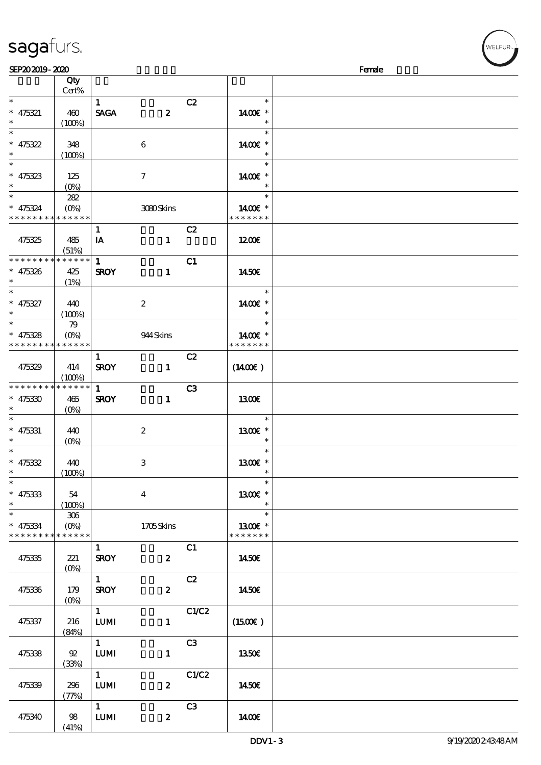SEP20 2019 - 2020 Female

| | Qty Cert% | | | | |
|---|---|---|---|---|---|
| * | | 1 | | C2 | * |
| * 475321 | 460 | SAGA | 2 | | 14.00€ * |
| * | (100%) | | | | * |
| * | | | | | * |
| * 475322 | 348 | | 6 | | 14.00€ * |
| * | (100%) | | | | * |
| * | | | | | * |
| * 475323 | 125 | | 7 | | 14.00€ * |
| * | (0%) | | | | * |
| * | 282 | | | | * |
| * 475324 | (0%) | | 3080 Skins | | 14.00€ * |
| * * * * * * * * * * * * * * | | | | | * * * * * * * |
| | | 1 | | C2 | |
| 475325 | 485 (51%) | IA | 1 | | 12.00€ |
| * * * * * * * * * * * * * * | | 1 | | C1 | |
| * 475326 | 425 | SROY | 1 | | 14.50€ |
| * | (1%) | | | | |
| * | | | | | * |
| * 475327 | 440 | | 2 | | 14.00€ * |
| * | (100%) | | | | * |
| * | 79 | | | | * |
| * 475328 | (0%) | | 944 Skins | | 14.00€ * |
| * * * * * * * * * * * * * * | | | | | * * * * * * * |
| | | 1 | | C2 | |
| 475329 | 414 (100%) | SROY | 1 | | (14.00€) |
| * * * * * * * * * * * * * * | | 1 | | C3 | |
| * 475330 | 465 | SROY | 1 | | 13.00€ |
| * | (0%) | | | | |
| * | | | | | * |
| * 475331 | 440 | | 2 | | 13.00€ * |
| * | (0%) | | | | * |
| * | | | | | * |
| * 475332 | 440 | | 3 | | 13.00€ * |
| * | (100%) | | | | * |
| * | | | | | * |
| * 475333 | 54 | | 4 | | 13.00€ * |
| * | (100%) | | | | * |
| * | 306 | | | | * |
| * 475334 | (0%) | | 1705 Skins | | 13.00€ * |
| * * * * * * * * * * * * * * | | | | | * * * * * * * |
| | | 1 | | C1 | |
| 475335 | 221 (0%) | SROY | 2 | | 14.50€ |
| | | 1 | | C2 | |
| 475336 | 179 (0%) | SROY | 2 | | 14.50€ |
| | | 1 | | C1/C2 | |
| 475337 | 216 (84%) | LUMI | 1 | | (15.00€) |
| | | 1 | | C3 | |
| 475338 | 92 (33%) | LUMI | 1 | | 13.50€ |
| | | 1 | | C1/C2 | |
| 475339 | 296 (77%) | LUMI | 2 | | 14.50€ |
| | | 1 | | C3 | |
| 475340 | 98 (41%) | LUMI | 2 | | 14.00€ |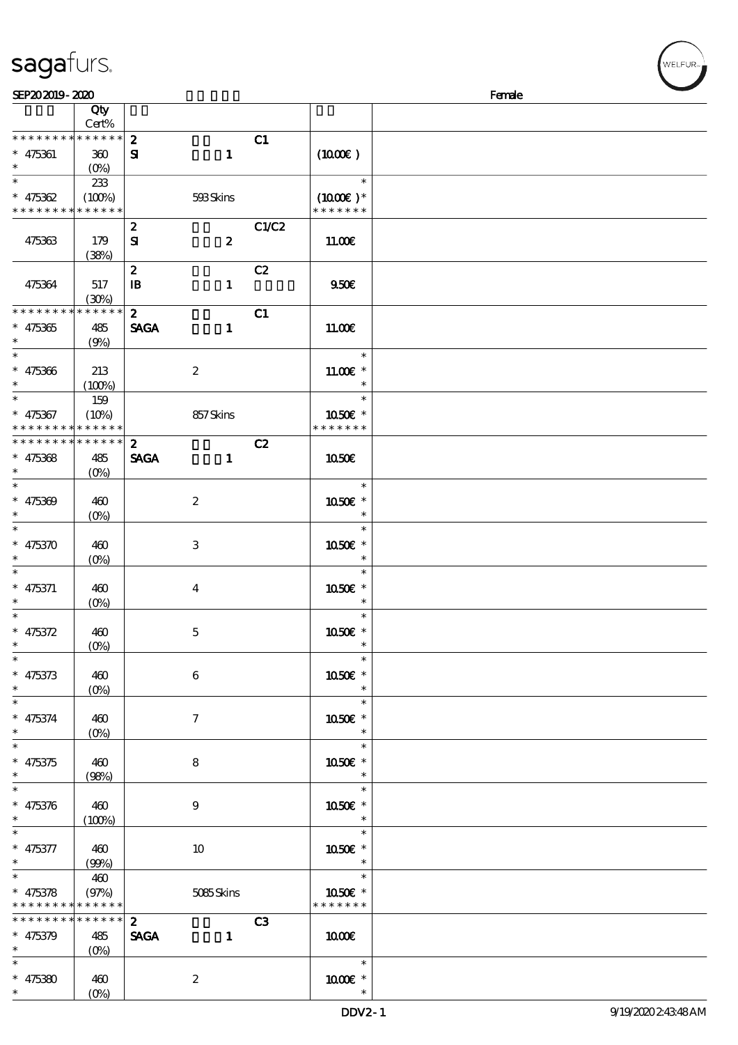| | Qty Cert% | | | | |
|---|---|---|---|---|---|
| * * * * * * * * * * * * * * | | 2 | C1 | | |
| * 475361 | 360 (0%) | SI 1 | | (10.00€) | |
| * 475362 | 233 (100%) | 593 Skins | | (10.00€)* | |
| * * * * * * * * * * * * * * | | | | * * * * * * * | |
| | | 2 | C1/C2 | | |
| 475363 | 179 (38%) | SI 2 | | 11.00€ | |
| | | 2 | C2 | | |
| 475364 | 517 (30%) | IB 1 | | 9.50€ | |
| * * * * * * * * * * * * * * | | 2 | C1 | | |
| * 475365 | 485 (9%) | SAGA 1 | | 11.00€ | |
| * 475366 | 213 (100%) | 2 | | 11.00€ * | |
| * 475367 | 159 (10%) | 857 Skins | | 10.50€ * | |
| * * * * * * * * * * * * * * | | | | * * * * * * * | |
| * * * * * * * * * * * * * * | | 2 | C2 | | |
| * 475368 | 485 (0%) | SAGA 1 | | 10.50€ | |
| * 475369 | 460 (0%) | 2 | | 10.50€ * | |
| * 475370 | 460 (0%) | 3 | | 10.50€ * | |
| * 475371 | 460 (0%) | 4 | | 10.50€ * | |
| * 475372 | 460 (0%) | 5 | | 10.50€ * | |
| * 475373 | 460 (0%) | 6 | | 10.50€ * | |
| * 475374 | 460 (0%) | 7 | | 10.50€ * | |
| * 475375 | 460 (98%) | 8 | | 10.50€ * | |
| * 475376 | 460 (100%) | 9 | | 10.50€ * | |
| * 475377 | 460 (99%) | 10 | | 10.50€ * | |
| * 475378 | 460 (97%) | 5085 Skins | | 10.50€ * | |
| * * * * * * * * * * * * * * | | | | * * * * * * * | |
| * * * * * * * * * * * * * * | | 2 | C3 | | |
| * 475379 | 485 (0%) | SAGA 1 | | 10.00€ | |
| * 475380 | 460 (0%) | 2 | | 10.00€ * | |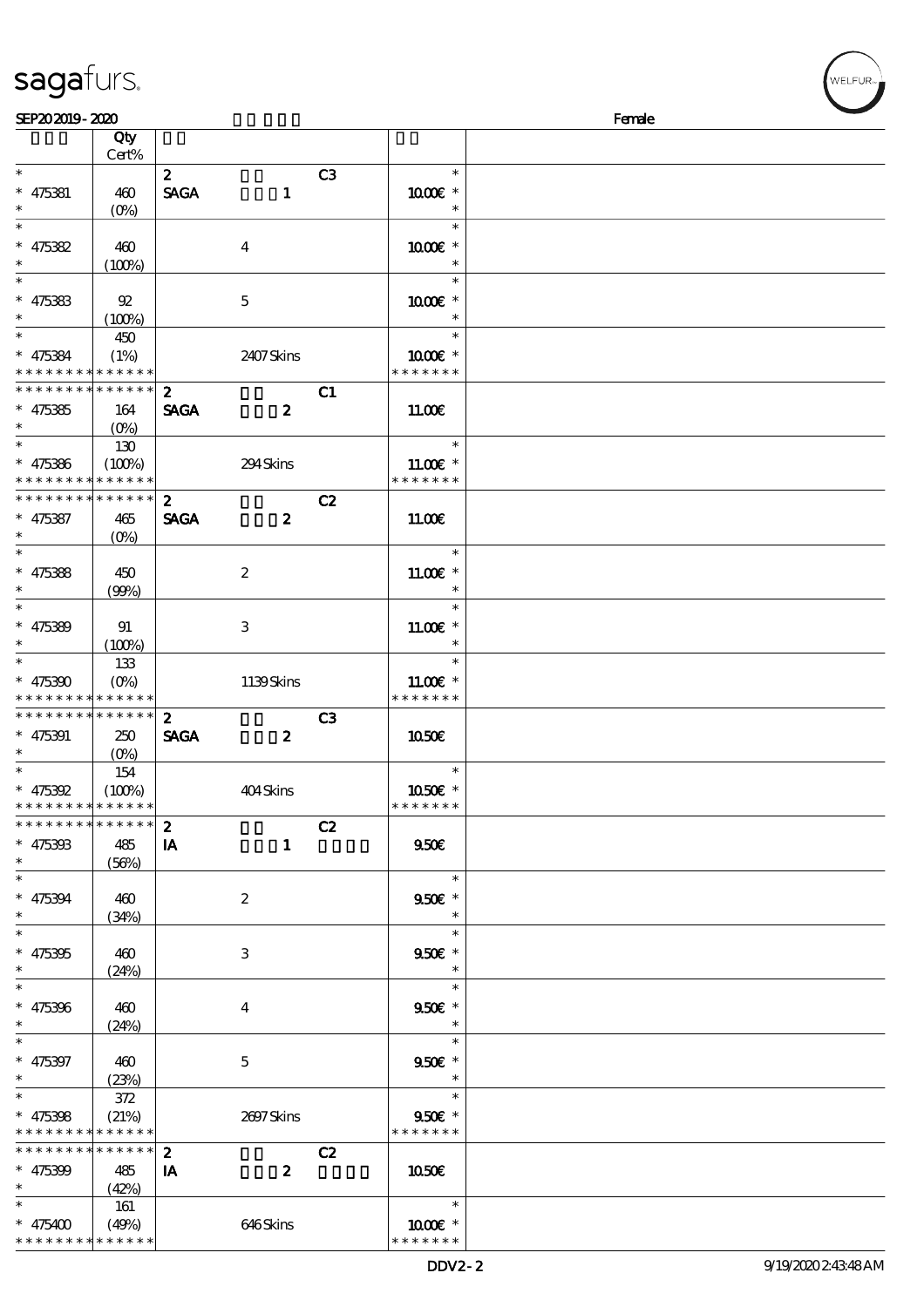| | Qty Cert% | | | |
|---|---|---|---|---|
| * | | 2 C3 | * | |
| * 475381 | 460 | SAGA 1 | 10.00€ * | |
| * | (0%) | | * | |
| * | | | * | |
| * 475382 | 460 | 4 | 10.00€ * | |
| * | (100%) | | * | |
| * | | | * | |
| * 475383 | 92 | 5 | 10.00€ * | |
| * | (100%) | | * | |
| * | 450 | | * | |
| * 475384 | (1%) | 2407 Skins | 10.00€ * | |
| * * * * * * * * * * * * * * | | | * * * * * * * | |
| * * * * * * * * * * * * * * | | 2 C1 | | |
| * 475385 | 164 | SAGA 2 | 11.00€ | |
| * | (0%) | | | |
| * | 130 | | * | |
| * 475386 | (100%) | 294 Skins | 11.00€ * | |
| * * * * * * * * * * * * * * | | | * * * * * * * | |
| * * * * * * * * * * * * * * | | 2 C2 | | |
| * 475387 | 465 | SAGA 2 | 11.00€ | |
| * | (0%) | | | |
| * | | | * | |
| * 475388 | 450 | 2 | 11.00€ * | |
| * | (99%) | | * | |
| * | | | * | |
| * 475389 | 91 | 3 | 11.00€ * | |
| * | (100%) | | * | |
| * | 133 | | * | |
| * 475390 | (0%) | 1139 Skins | 11.00€ * | |
| * * * * * * * * * * * * * * | | | * * * * * * * | |
| * * * * * * * * * * * * * * | | 2 C3 | | |
| * 475391 | 250 | SAGA 2 | 10.50€ | |
| * | (0%) | | | |
| * | 154 | | * | |
| * 475392 | (100%) | 404 Skins | 10.50€ * | |
| * * * * * * * * * * * * * * | | | * * * * * * * | |
| * * * * * * * * * * * * * * | | 2 C2 | | |
| * 475393 | 485 | IA 1 | 9.50€ | |
| * | (56%) | | | |
| * | | | * | |
| * 475394 | 460 | 2 | 9.50€ * | |
| * | (34%) | | * | |
| * | | | * | |
| * 475395 | 460 | 3 | 9.50€ * | |
| * | (24%) | | * | |
| * | | | * | |
| * 475396 | 460 | 4 | 9.50€ * | |
| * | (24%) | | * | |
| * | | | * | |
| * 475397 | 460 | 5 | 9.50€ * | |
| * | (23%) | | * | |
| * | 372 | | * | |
| * 475398 | (21%) | 2697 Skins | 9.50€ * | |
| * * * * * * * * * * * * * * | | | * * * * * * * | |
| * * * * * * * * * * * * * * | | 2 C2 | | |
| * 475399 | 485 | IA 2 | 10.50€ | |
| * | (42%) | | | |
| * | 161 | | * | |
| * 475400 | (49%) | 646 Skins | 10.00€ * | |
| * * * * * * * * * * * * * * | | | * * * * * * * | |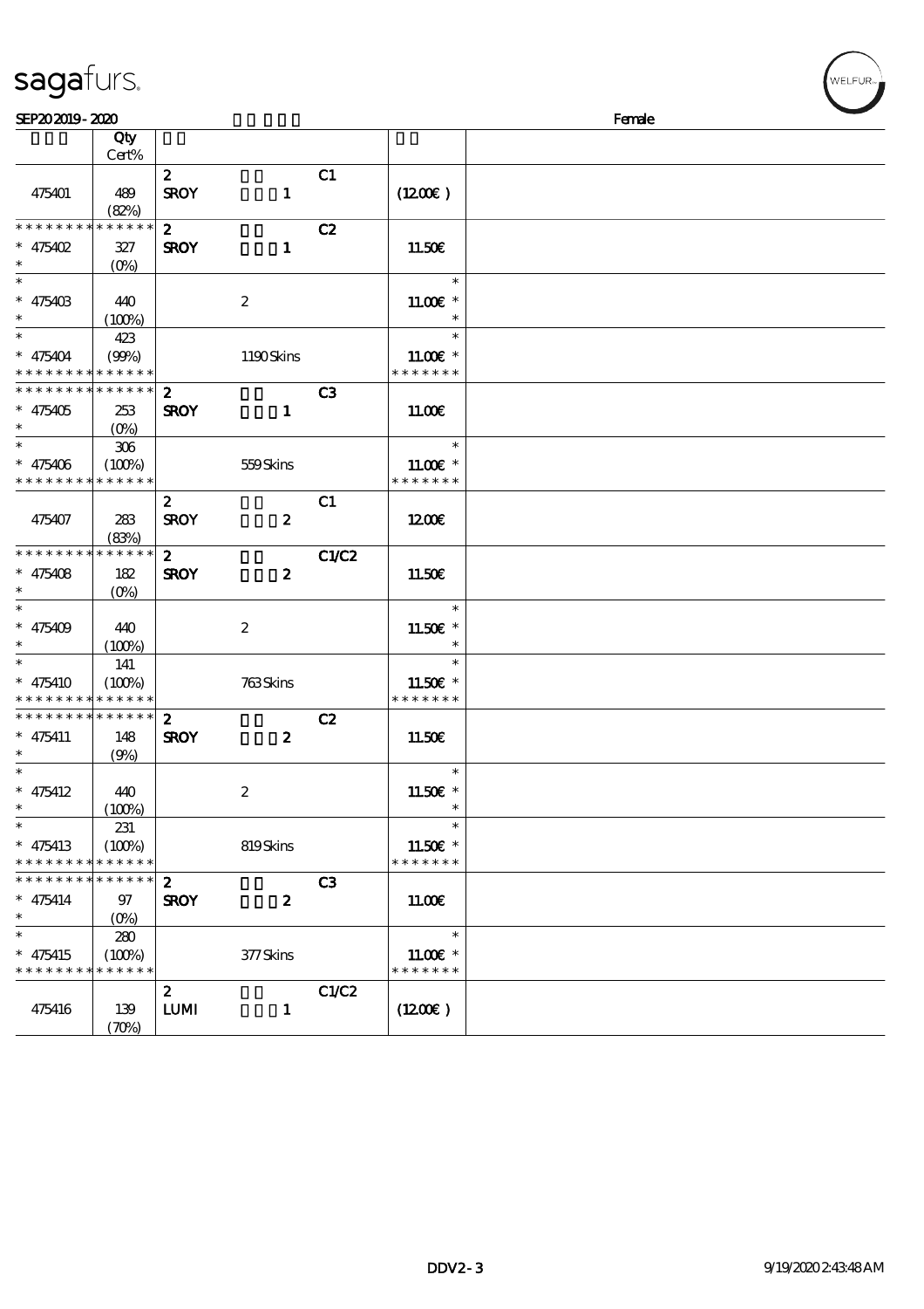# sagafurs.

SEP20 2019 - 2020 Female

| | Qty Cert% | | | | | |
|---|---|---|---|---|---|---|
| 475401 | 489 (82%) | 2 SROY | 1 | C1 | (12.00€) | |
| * * * * * * * * * * * * * * * 475402 * | 327 (0%) | 2 SROY | 1 | C2 | 11.50€ | |
| * * 475403 * | 440 (100%) | | 2 | | * 11.00€ * * | |
| * * 475404 * * * * * * * * * * * * * * | 423 (99%) | | 1190 Skins | | * 11.00€ * * * * * * * * | |
| * * * * * * * * * * * * * * * 475405 * | 253 (0%) | 2 SROY | 1 | C3 | 11.00€ | |
| * * 475406 * * * * * * * * * * * * * * | 306 (100%) | | 559 Skins | | * 11.00€ * * * * * * * * | |
| 475407 | 283 (83%) | 2 SROY | 2 | C1 | 12.00€ | |
| * * * * * * * * * * * * * * * 475408 * | 182 (0%) | 2 SROY | 2 | C1/C2 | 11.50€ | |
| * * 475409 * | 440 (100%) | | 2 | | * 11.50€ * * | |
| * * 475410 * * * * * * * * * * * * * * | 141 (100%) | | 763 Skins | | * 11.50€ * * * * * * * * | |
| * * * * * * * * * * * * * * * 475411 * | 148 (9%) | 2 SROY | 2 | C2 | 11.50€ | |
| * * 475412 * | 440 (100%) | | 2 | | * 11.50€ * * | |
| * * 475413 * * * * * * * * * * * * * * | 231 (100%) | | 819 Skins | | * 11.50€ * * * * * * * * | |
| * * * * * * * * * * * * * * * 475414 * | 97 (0%) | 2 SROY | 2 | C3 | 11.00€ | |
| * * 475415 * * * * * * * * * * * * * * | 280 (100%) | | 377 Skins | | * 11.00€ * * * * * * * * | |
| 475416 | 139 (70%) | 2 LUMI | 1 | C1/C2 | (12.00€) | |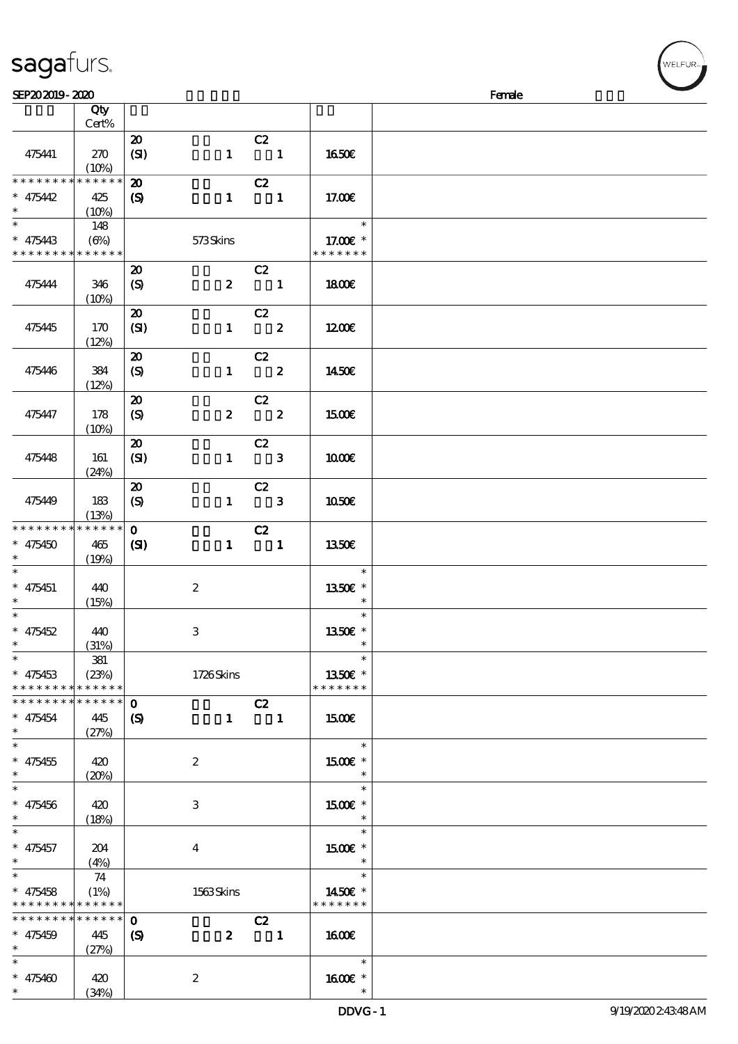sagafurs.

SEP20 2019 - 2020 Female

| | Qty Cert% | | | | |
|---|---|---|---|---|---|
| 475441 | 270 (10%) | 20 (SI) | 1 | C2 1 | 16.50€ |
| * * * * * * * * * * * * * * 475442 * | 425 (10%) | 20 (S) | 1 | C2 1 | 17.00€ |
| * * 475443 * * * * * * * * * * * * * * | 148 (6%) | | 573 Skins | | * 17.00€ * * * * * * * * |
| 475444 | 346 (10%) | 20 (S) | 2 | C2 1 | 18.00€ |
| 475445 | 170 (12%) | 20 (SI) | 1 | C2 2 | 12.00€ |
| 475446 | 384 (12%) | 20 (S) | 1 | C2 2 | 14.50€ |
| 475447 | 178 (10%) | 20 (S) | 2 | C2 2 | 15.00€ |
| 475448 | 161 (24%) | 20 (SI) | 1 | C2 3 | 10.00€ |
| 475449 | 183 (13%) | 20 (S) | 1 | C2 3 | 10.50€ |
| * * * * * * * * * * * * * * 475450 * | 465 (19%) | 0 (SI) | 1 | C2 1 | 13.50€ |
| * * 475451 * | 440 (15%) | | 2 | | * 13.50€ * * |
| * * 475452 * | 440 (31%) | | 3 | | * 13.50€ * * |
| * * 475453 * * * * * * * * * * * * * * | 381 (23%) | | 1726 Skins | | * 13.50€ * * * * * * * * |
| * * * * * * * * * * * * * * 475454 * | 445 (27%) | 0 (S) | 1 | C2 1 | 15.00€ |
| * * 475455 * | 420 (20%) | | 2 | | * 15.00€ * * |
| * * 475456 * | 420 (18%) | | 3 | | * 15.00€ * * |
| * * 475457 * | 204 (4%) | | 4 | | * 15.00€ * * |
| * * 475458 * * * * * * * * * * * * * * | 74 (1%) | | 1563 Skins | | * 14.50€ * * * * * * * * |
| * * * * * * * * * * * * * * 475459 * | 445 (27%) | 0 (S) | 2 | C2 1 | 16.00€ |
| * * 475460 * | 420 (34%) | | 2 | | * 16.00€ * * |

DDVG - 1 9/19/2020 2:43:48 AM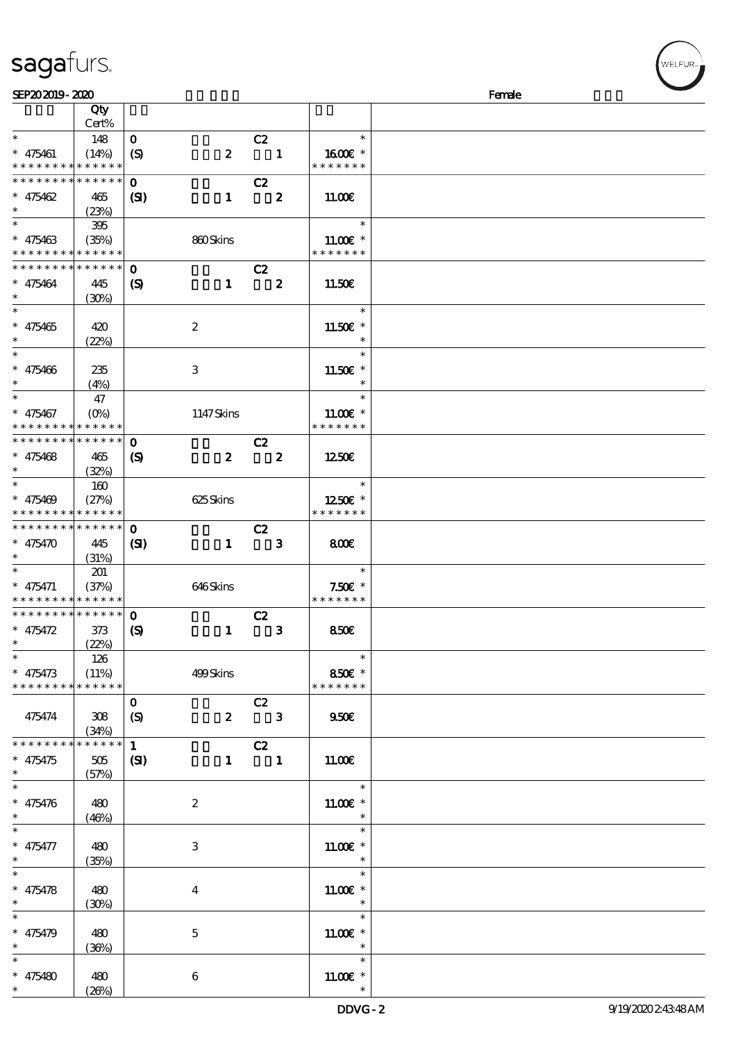| | Qty Cert% | | | | | |
|---|---|---|---|---|---|---|
| * * 475461 * * * * * * * * * * * * * * | 148 (14%) | 0 (S) | 2 | C2 1 | * 16.00€ * * * * * * * * | |
| * * * * * * * * * * * * * * * 475462 * | 465 (23%) | 0 (SI) | 1 | C2 2 | 11.00€ | |
| * * 475463 * * * * * * * * * * * * * * | 395 (35%) | | 860 Skins | | * 11.00€ * * * * * * * * | |
| * * * * * * * * * * * * * * * 475464 * | 445 (30%) | 0 (S) | 1 | C2 2 | 11.50€ | |
| * * 475465 * | 420 (22%) | | 2 | | * 11.50€ * * | |
| * * 475466 * | 235 (4%) | | 3 | | * 11.50€ * * | |
| * * 475467 * * * * * * * * * * * * * * | 47 (0%) | | 1147 Skins | | * 11.00€ * * * * * * * * | |
| * * * * * * * * * * * * * * * 475468 * | 465 (32%) | 0 (S) | 2 | C2 2 | 12.50€ | |
| * * 475469 * * * * * * * * * * * * * * | 160 (27%) | | 625 Skins | | * 12.50€ * * * * * * * * | |
| * * * * * * * * * * * * * * * 475470 * | 445 (31%) | 0 (SI) | 1 | C2 3 | 8.00€ | |
| * * 475471 * * * * * * * * * * * * * * | 201 (37%) | | 646 Skins | | * 7.50€ * * * * * * * * | |
| * * * * * * * * * * * * * * * 475472 * | 373 (22%) | 0 (S) | 1 | C2 3 | 8.50€ | |
| * * 475473 * * * * * * * * * * * * * * | 126 (11%) | | 499 Skins | | * 8.50€ * * * * * * * * | |
| 475474 | 308 (34%) | 0 (S) | 2 | C2 3 | 9.50€ | |
| * * * * * * * * * * * * * * * 475475 * | 505 (57%) | 1 (SI) | 1 | C2 1 | 11.00€ | |
| * * 475476 * | 480 (46%) | | 2 | | * 11.00€ * * | |
| * * 475477 * | 480 (35%) | | 3 | | * 11.00€ * * | |
| * * 475478 * | 480 (30%) | | 4 | | * 11.00€ * * | |
| * * 475479 * | 480 (36%) | | 5 | | * 11.00€ * * | |
| * * 475480 * | 480 (26%) | | 6 | | * 11.00€ * * | |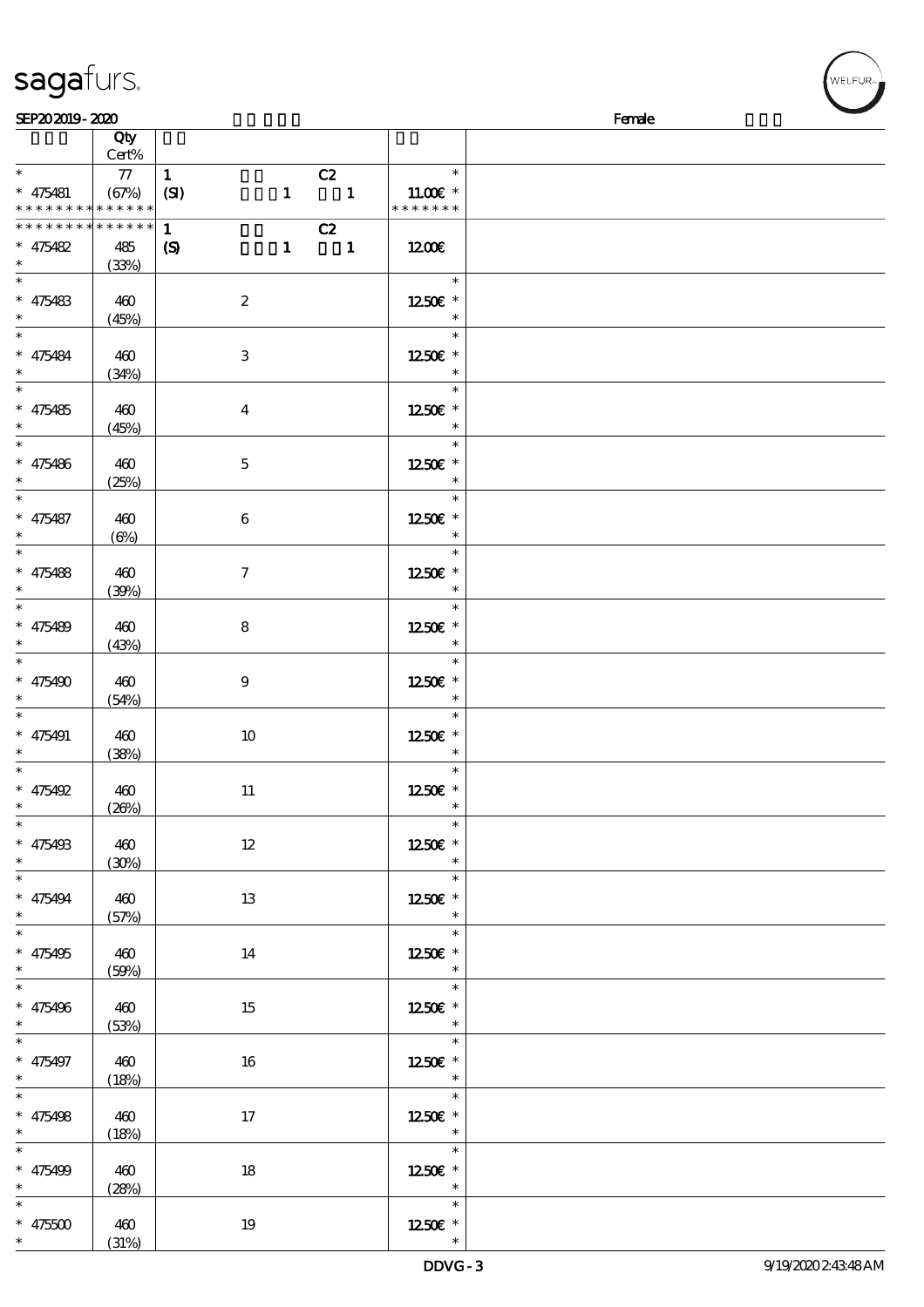SEP20 2019 - 2020 Female

| | Qty Cert% | | | |
|---|---|---|---|---|
| * | 77 | 1 C2 | * | |
| * 475481 | (67%) | (SI) 1 1 | 11.00€ * | |
| * * * * * * * * * * * * * | | | * * * * * * * | |
| * * * * * * * * * * * * * | | 1 C2 | | |
| * 475482 | 485 | (S) 1 1 | 12.00€ | |
| * | (33%) | | | |
| * 475483 | 460 (45%) | 2 | 12.50€ * | |
| * 475484 | 460 (34%) | 3 | 12.50€ * | |
| * 475485 | 460 (45%) | 4 | 12.50€ * | |
| * 475486 | 460 (25%) | 5 | 12.50€ * | |
| * 475487 | 460 (6%) | 6 | 12.50€ * | |
| * 475488 | 460 (39%) | 7 | 12.50€ * | |
| * 475489 | 460 (43%) | 8 | 12.50€ * | |
| * 475490 | 460 (54%) | 9 | 12.50€ * | |
| * 475491 | 460 (38%) | 10 | 12.50€ * | |
| * 475492 | 460 (26%) | 11 | 12.50€ * | |
| * 475493 | 460 (30%) | 12 | 12.50€ * | |
| * 475494 | 460 (57%) | 13 | 12.50€ * | |
| * 475495 | 460 (59%) | 14 | 12.50€ * | |
| * 475496 | 460 (53%) | 15 | 12.50€ * | |
| * 475497 | 460 (18%) | 16 | 12.50€ * | |
| * 475498 | 460 (18%) | 17 | 12.50€ * | |
| * 475499 | 460 (28%) | 18 | 12.50€ * | |
| * 475500 | 460 (31%) | 19 | 12.50€ * | |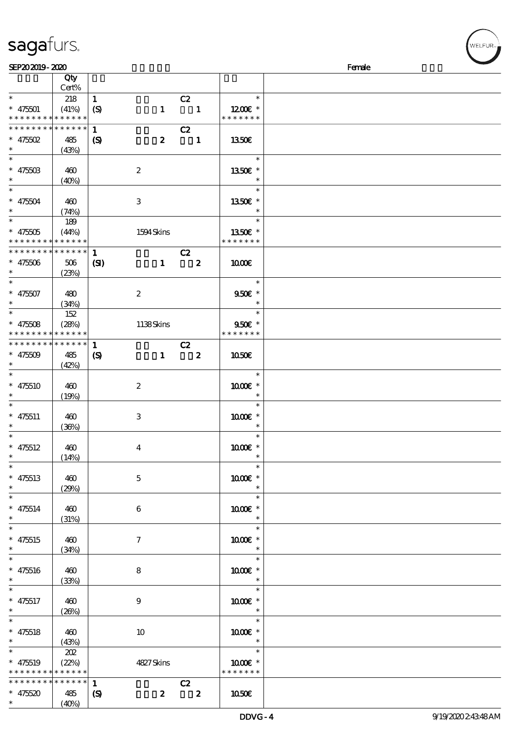| | Qty Cert% | | | | |
|---|---|---|---|---|---|
| * | 218 | 1 | C2 | * | |
| * 475501 | (41%) | (S) 1 | 1 | 12.00€ * | |
| * * * * * * * * * * * * * * | | | | * * * * * * * | |
| * * * * * * * * * * * * * * | | 1 | C2 | | |
| * 475502 | 485 | (S) 2 | 1 | 13.50€ | |
| * | (43%) | | | | |
| * | | | | * | |
| * 475503 | 460 | 2 | | 13.50€ * | |
| * | (40%) | | | * | |
| * | | | | * | |
| * 475504 | 460 | 3 | | 13.50€ * | |
| * | (74%) | | | * | |
| * | 189 | | | * | |
| * 475505 | (44%) | 1594 Skins | | 13.50€ * | |
| * * * * * * * * * * * * * * | | | | * * * * * * * | |
| * * * * * * * * * * * * * * | | 1 | C2 | | |
| * 475506 | 506 | (SI) 1 | 2 | 10.00€ | |
| * | (23%) | | | | |
| * | | | | * | |
| * 475507 | 480 | 2 | | 9.50€ * | |
| * | (34%) | | | * | |
| * | 152 | | | * | |
| * 475508 | (28%) | 1138 Skins | | 9.50€ * | |
| * * * * * * * * * * * * * * | | | | * * * * * * * | |
| * * * * * * * * * * * * * * | | 1 | C2 | | |
| * 475509 | 485 | (S) 1 | 2 | 10.50€ | |
| * | (42%) | | | | |
| * | | | | * | |
| * 475510 | 460 | 2 | | 10.00€ * | |
| * | (19%) | | | * | |
| * | | | | * | |
| * 475511 | 460 | 3 | | 10.00€ * | |
| * | (36%) | | | * | |
| * | | | | * | |
| * 475512 | 460 | 4 | | 10.00€ * | |
| * | (14%) | | | * | |
| * | | | | * | |
| * 475513 | 460 | 5 | | 10.00€ * | |
| * | (29%) | | | * | |
| * | | | | * | |
| * 475514 | 460 | 6 | | 10.00€ * | |
| * | (31%) | | | * | |
| * | | | | * | |
| * 475515 | 460 | 7 | | 10.00€ * | |
| * | (34%) | | | * | |
| * | | | | * | |
| * 475516 | 460 | 8 | | 10.00€ * | |
| * | (33%) | | | * | |
| * | | | | * | |
| * 475517 | 460 | 9 | | 10.00€ * | |
| * | (26%) | | | * | |
| * | | | | * | |
| * 475518 | 460 | 10 | | 10.00€ * | |
| * | (43%) | | | * | |
| * | 202 | | | * | |
| * 475519 | (22%) | 4827 Skins | | 10.00€ * | |
| * * * * * * * * * * * * * * | | | | * * * * * * * | |
| * * * * * * * * * * * * * * | | 1 | C2 | | |
| * 475520 | 485 | (S) 2 | 2 | 10.50€ | |
| * | (40%) | | | | |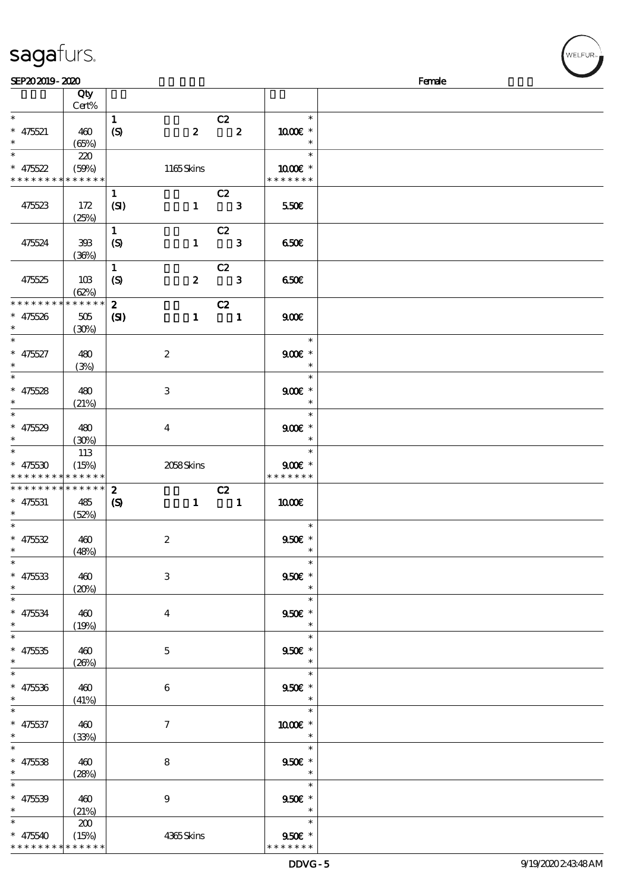| | Qty Cert% | | | | | |
|---|---|---|---|---|---|---|
| * | | 1 | | C2 | * | |
| * 475521 | 460 | (S) | 2 | 2 | 10.00€ * | |
| * | (65%) | | | | * | |
| * | 220 | | | | * | |
| * 475522 | (59%) | | 1165 Skins | | 10.00€ * | |
| * * * * * * * * * * * * * * | | | | | * * * * * * * | |
| | | 1 | | C2 | | |
| 475523 | 172 (25%) | (SI) | 1 | 3 | 5.50€ | |
| | | 1 | | C2 | | |
| 475524 | 393 (36%) | (S) | 1 | 3 | 6.50€ | |
| | | 1 | | C2 | | |
| 475525 | 103 (62%) | (S) | 2 | 3 | 6.50€ | |
| * * * * * * * * * * * * * * | | 2 | | C2 | | |
| * 475526 | 505 | (SI) | 1 | 1 | 9.00€ | |
| * | (30%) | | | | | |
| * | | | | | * | |
| * 475527 | 480 (3%) | | 2 | | 9.00€ * | |
| * | | | | | * | |
| * 475528 | 480 (21%) | | 3 | | 9.00€ * | |
| * | | | | | * | |
| * 475529 | 480 (30%) | | 4 | | 9.00€ * | |
| * | 113 | | | | * | |
| * 475530 | (15%) | | 2058 Skins | | 9.00€ * | |
| * * * * * * * * * * * * * * | | | | | * * * * * * * | |
| * * * * * * * * * * * * * * | | 2 | | C2 | | |
| * 475531 | 485 | (S) | 1 | 1 | 10.00€ | |
| * | (52%) | | | | | |
| * | | | | | * | |
| * 475532 | 460 (48%) | | 2 | | 9.50€ * | |
| * | | | | | * | |
| * 475533 | 460 (20%) | | 3 | | 9.50€ * | |
| * | | | | | * | |
| * 475534 | 460 (19%) | | 4 | | 9.50€ * | |
| * | | | | | * | |
| * 475535 | 460 (26%) | | 5 | | 9.50€ * | |
| * | | | | | * | |
| * 475536 | 460 (41%) | | 6 | | 9.50€ * | |
| * | | | | | * | |
| * 475537 | 460 (33%) | | 7 | | 10.00€ * | |
| * | | | | | * | |
| * 475538 | 460 (28%) | | 8 | | 9.50€ * | |
| * | | | | | * | |
| * 475539 | 460 (21%) | | 9 | | 9.50€ * | |
| * | 200 | | | | * | |
| * 475540 | (15%) | | 4365 Skins | | 9.50€ * | |
| * * * * * * * * * * * * * * | | | | | * * * * * * * | |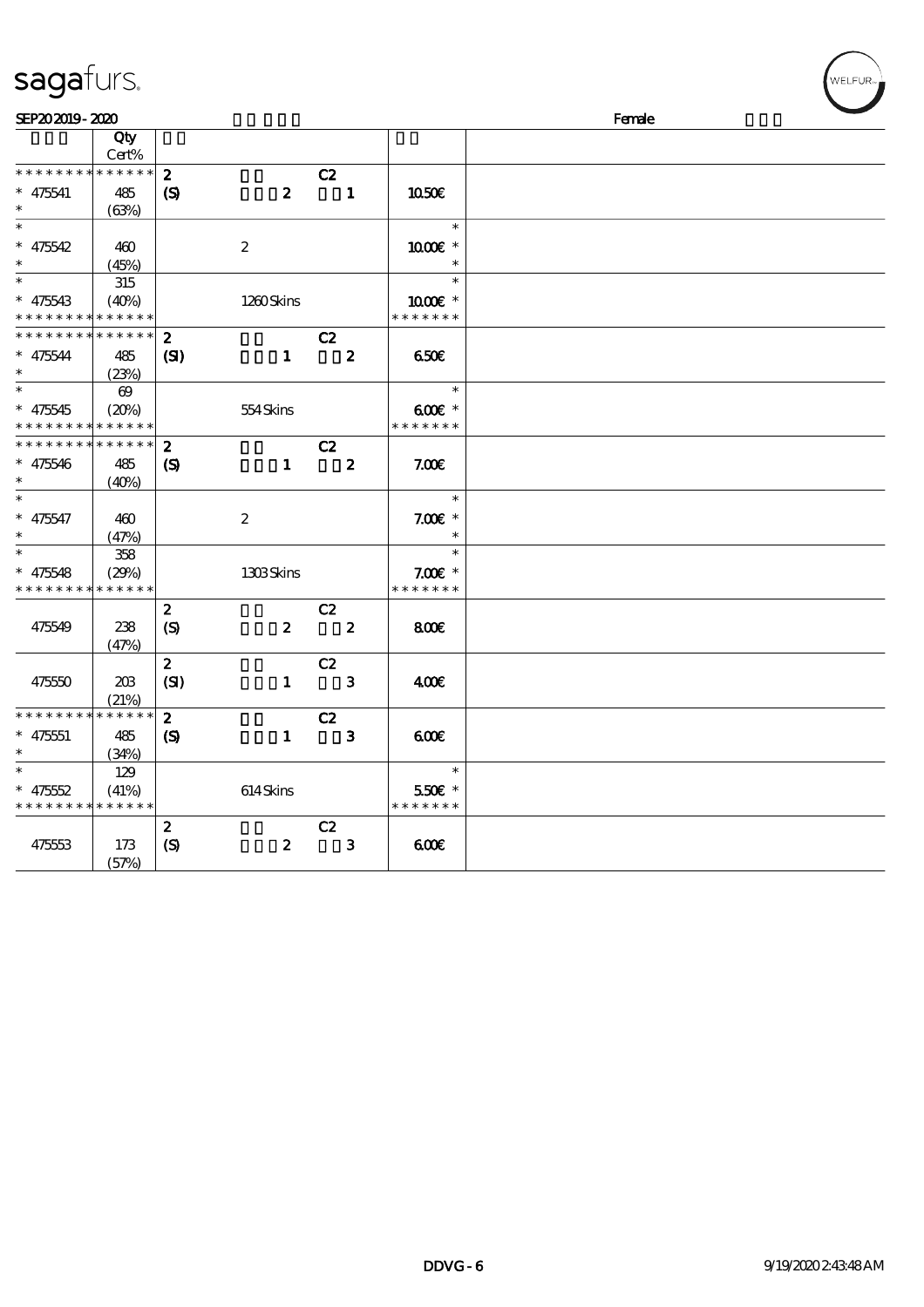sagafurs.

SEP20 2019 - 2020 Female

| | Qty Cert% | | | | |
|---|---|---|---|---|---|
| * * * * * * * * * * * * * * | | 2 | | C2 | |
| * 475541 | 485 | (S) | 2 | 1 | 10.50€ |
| * | (63%) | | | | |
| * | | | | | * |
| * 475542 | 460 | | 2 | | 10.00€ * |
| * | (45%) | | | | * |
| * | 315 | | | | * |
| * 475543 | (40%) | | 1260 Skins | | 10.00€ * |
| * * * * * * * * * * * * * * | | | | | * * * * * * * |
| * * * * * * * * * * * * * * | | 2 | | C2 | |
| * 475544 | 485 | (SI) | 1 | 2 | 6.50€ |
| * | (23%) | | | | |
| * | 69 | | | | * |
| * 475545 | (20%) | | 554 Skins | | 6.00€ * |
| * * * * * * * * * * * * * * | | | | | * * * * * * * |
| * * * * * * * * * * * * * * | | 2 | | C2 | |
| * 475546 | 485 | (S) | 1 | 2 | 7.00€ |
| * | (40%) | | | | |
| * | | | | | * |
| * 475547 | 460 | | 2 | | 7.00€ * |
| * | (47%) | | | | * |
| * | 358 | | | | * |
| * 475548 | (29%) | | 1303 Skins | | 7.00€ * |
| * * * * * * * * * * * * * * | | | | | * * * * * * * |
| | | 2 | | C2 | |
| 475549 | 238 | (S) | 2 | 2 | 8.00€ |
| | (47%) | | | | |
| | | 2 | | C2 | |
| 475550 | 203 | (SI) | 1 | 3 | 4.00€ |
| | (21%) | | | | |
| * * * * * * * * * * * * * * | | 2 | | C2 | |
| * 475551 | 485 | (S) | 1 | 3 | 6.00€ |
| * | (34%) | | | | |
| * | 129 | | | | * |
| * 475552 | (41%) | | 614 Skins | | 5.50€ * |
| * * * * * * * * * * * * * * | | | | | * * * * * * * |
| | | 2 | | C2 | |
| 475553 | 173 | (S) | 2 | 3 | 6.00€ |
| | (57%) | | | | |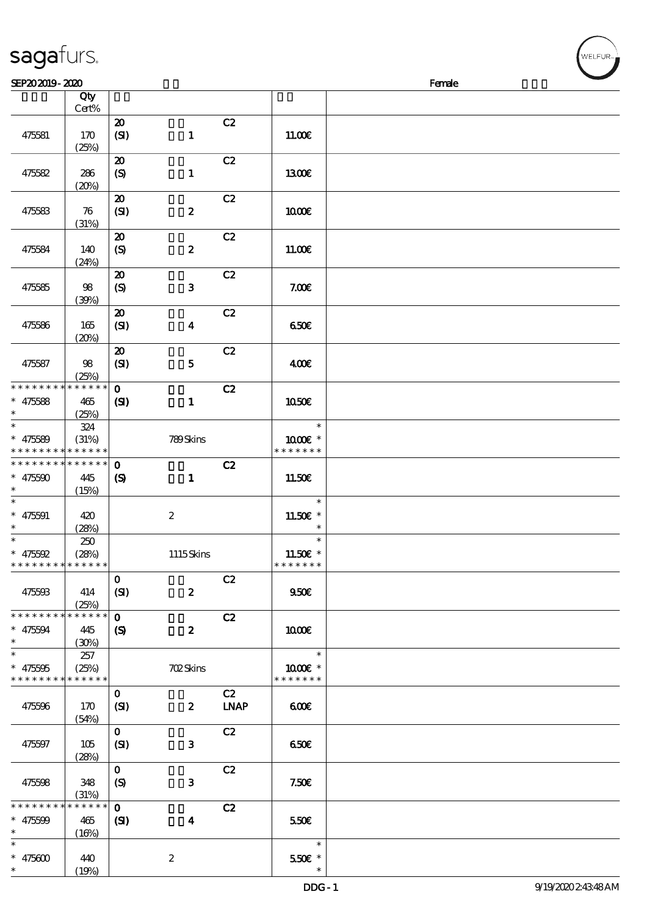| | Qty Cert% | | | | |
|---|---|---|---|---|---|
| 475581 | 170 (25%) | 20 (SI) 1 | C2 | 11.00€ | |
| 475582 | 286 (20%) | 20 (S) 1 | C2 | 13.00€ | |
| 475583 | 76 (31%) | 20 (SI) 2 | C2 | 10.00€ | |
| 475584 | 140 (24%) | 20 (S) 2 | C2 | 11.00€ | |
| 475585 | 98 (39%) | 20 (S) 3 | C2 | 7.00€ | |
| 475586 | 165 (20%) | 20 (SI) 4 | C2 | 6.50€ | |
| 475587 | 98 (25%) | 20 (SI) 5 | C2 | 4.00€ | |
| * * * * * * * * * * * * * * * 475588 * | 465 (25%) | 0 (SI) 1 | C2 | 10.50€ | |
| * * 475589 * * * * * * * * * * * * * * | 324 (31%) | 789 Skins | | * 10.00€ * * * * * * * * | |
| * * * * * * * * * * * * * * * 475590 * | 445 (15%) | 0 (S) 1 | C2 | 11.50€ | |
| * * 475591 * | 420 (28%) | 2 | | * 11.50€ * * | |
| * * 475592 * * * * * * * * * * * * * * | 250 (28%) | 1115 Skins | | * 11.50€ * * * * * * * * | |
| 475593 | 414 (25%) | 0 (SI) 2 | C2 | 9.50€ | |
| * * * * * * * * * * * * * * * 475594 * | 445 (30%) | 0 (S) 2 | C2 | 10.00€ | |
| * * 475595 * * * * * * * * * * * * * * | 257 (25%) | 702 Skins | | * 10.00€ * * * * * * * * | |
| 475596 | 170 (54%) | 0 (SI) 2 | C2 LNAP | 6.00€ | |
| 475597 | 105 (28%) | 0 (SI) 3 | C2 | 6.50€ | |
| 475598 | 348 (31%) | 0 (S) 3 | C2 | 7.50€ | |
| * * * * * * * * * * * * * * * 475599 * | 465 (16%) | 0 (SI) 4 | C2 | 5.50€ | |
| * * 475600 * | 440 (19%) | 2 | | * 5.50€ * * | |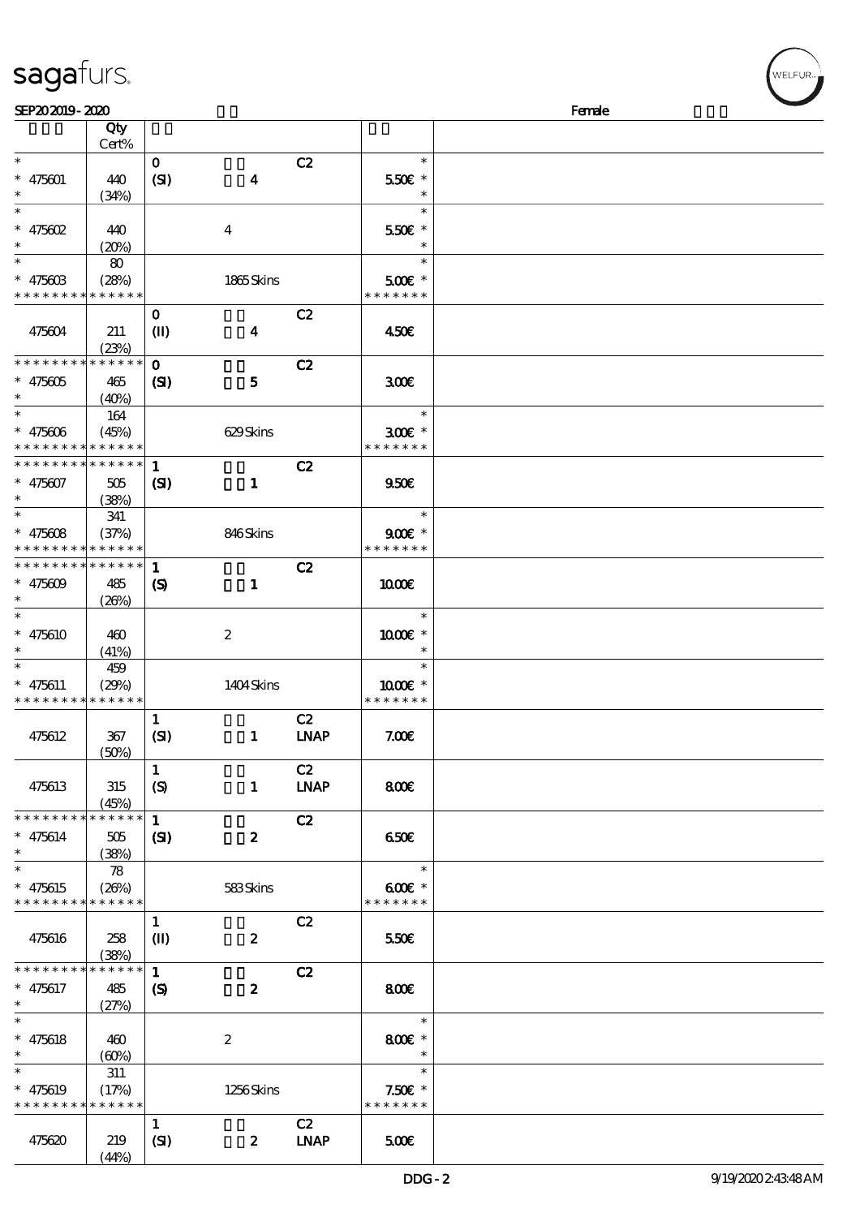sagafurs.

SEP20 2019 - 2020 Female

| | Qty Cert% | | | | | |
|---|---|---|---|---|---|---|
| * | | 0 | | C2 | * | |
| * 475601 | 440 | (SI) | 4 | | 5.50€ * | |
| * | (34%) | | | | * | |
| * | | | | | * | |
| * 475602 | 440 | | 4 | | 5.50€ * | |
| * | (20%) | | | | * | |
| * | 80 | | | | * | |
| * 475603 | (28%) | | 1865 Skins | | 5.00€ * | |
| * * * * * * * * * * * * * * | | | | | * * * * * * * | |
| | | 0 | | C2 | | |
| 475604 | 211 | (II) | 4 | | 4.50€ | |
| | (23%) | | | | | |
| * * * * * * * * * * * * * * | | 0 | | C2 | | |
| * 475605 | 465 | (SI) | 5 | | 3.00€ | |
| * | (40%) | | | | | |
| * | 164 | | | | * | |
| * 475606 | (45%) | | 629 Skins | | 3.00€ * | |
| * * * * * * * * * * * * * * | | | | | * * * * * * * | |
| * * * * * * * * * * * * * * | | 1 | | C2 | | |
| * 475607 | 505 | (SI) | 1 | | 9.50€ | |
| * | (38%) | | | | | |
| * | 341 | | | | * | |
| * 475608 | (37%) | | 846 Skins | | 9.00€ * | |
| * * * * * * * * * * * * * * | | | | | * * * * * * * | |
| * * * * * * * * * * * * * * | | 1 | | C2 | | |
| * 475609 | 485 | (S) | 1 | | 10.00€ | |
| * | (26%) | | | | | |
| * | | | | | * | |
| * 475610 | 460 | | 2 | | 10.00€ * | |
| * | (41%) | | | | * | |
| * | 459 | | | | * | |
| * 475611 | (29%) | | 1404 Skins | | 10.00€ * | |
| * * * * * * * * * * * * * * | | | | | * * * * * * * | |
| | | 1 | | C2 | | |
| 475612 | 367 | (SI) | 1 | LNAP | 7.00€ | |
| | (50%) | | | | | |
| | | 1 | | C2 | | |
| 475613 | 315 | (S) | 1 | LNAP | 8.00€ | |
| | (45%) | | | | | |
| * * * * * * * * * * * * * * | | 1 | | C2 | | |
| * 475614 | 505 | (SI) | 2 | | 6.50€ | |
| * | (38%) | | | | | |
| * | 78 | | | | * | |
| * 475615 | (26%) | | 583 Skins | | 6.00€ * | |
| * * * * * * * * * * * * * * | | | | | * * * * * * * | |
| | | 1 | | C2 | | |
| 475616 | 258 | (II) | 2 | | 5.50€ | |
| | (38%) | | | | | |
| * * * * * * * * * * * * * * | | 1 | | C2 | | |
| * 475617 | 485 | (S) | 2 | | 8.00€ | |
| * | (27%) | | | | | |
| * | | | | | * | |
| * 475618 | 460 | | 2 | | 8.00€ * | |
| * | (60%) | | | | * | |
| * | 311 | | | | * | |
| * 475619 | (17%) | | 1256 Skins | | 7.50€ * | |
| * * * * * * * * * * * * * * | | | | | * * * * * * * | |
| | | 1 | | C2 | | |
| 475620 | 219 | (SI) | 2 | LNAP | 5.00€ | |
| | (44%) | | | | | |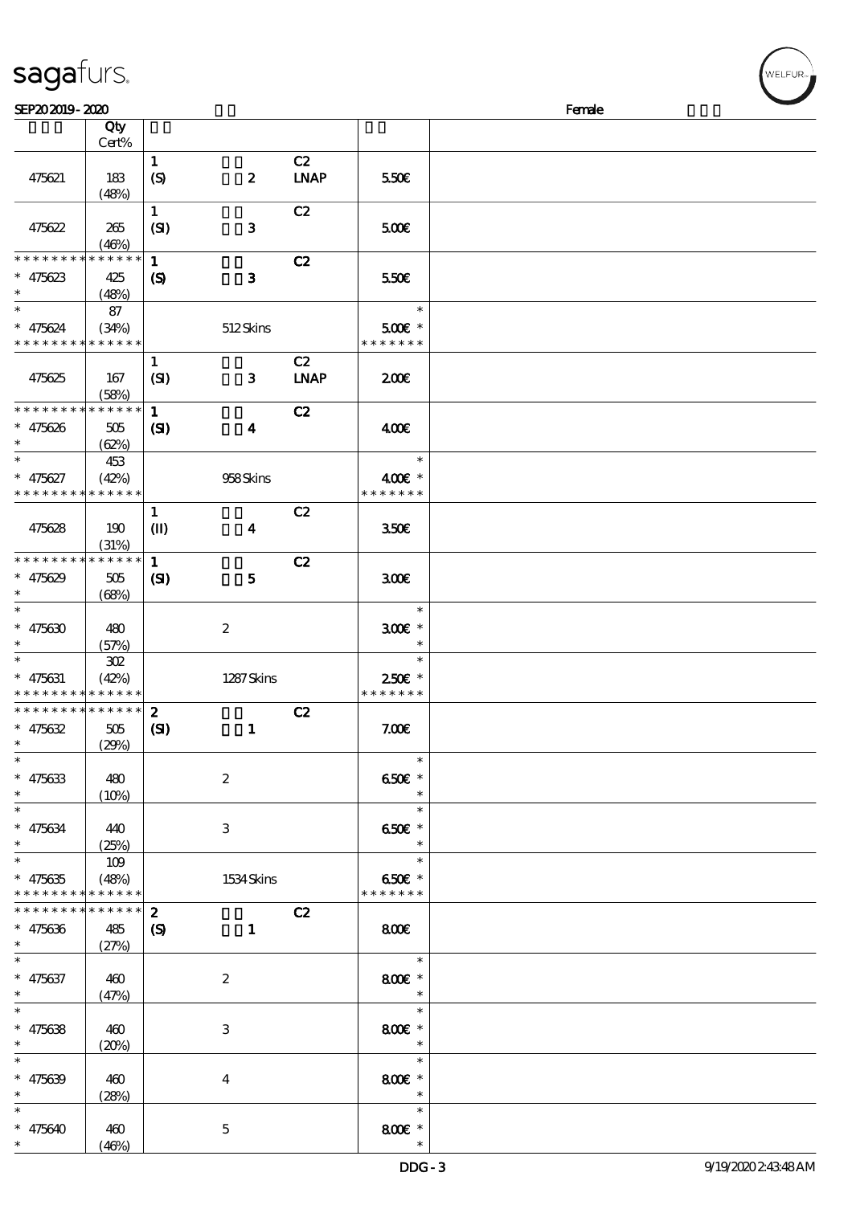SEP202019 - 2020 Female

| | Qty Cert% | | | | | |
|---|---|---|---|---|---|---|
| 475621 | 183 (48%) | 1 (S) | 2 | C2 LNAP | 5.50€ | |
| 475622 | 265 (46%) | 1 (SI) | 3 | C2 | 5.00€ | |
| * * * * * * * * * * * * * * * 475623 * | 425 (48%) | 1 (S) | 3 | C2 | 5.50€ | |
| * * 475624 * * * * * * * * * * * * * * | 87 (34%) | | 512 Skins | | * 5.00€ * * * * * * * * | |
| 475625 | 167 (58%) | 1 (SI) | 3 | C2 LNAP | 2.00€ | |
| * * * * * * * * * * * * * * * 475626 * | 505 (62%) | 1 (SI) | 4 | C2 | 4.00€ | |
| * * 475627 * * * * * * * * * * * * * * | 453 (42%) | | 958 Skins | | * 4.00€ * * * * * * * * | |
| 475628 | 190 (31%) | 1 (II) | 4 | C2 | 3.50€ | |
| * * * * * * * * * * * * * * * 475629 * | 505 (68%) | 1 (SI) | 5 | C2 | 3.00€ | |
| * * 475630 * | 480 (57%) | | 2 | | * 3.00€ * * | |
| * * 475631 * * * * * * * * * * * * * * | 302 (42%) | | 1287 Skins | | * 2.50€ * * * * * * * * | |
| * * * * * * * * * * * * * * * 475632 * | 505 (29%) | 2 (SI) | 1 | C2 | 7.00€ | |
| * * 475633 * | 480 (10%) | | 2 | | * 6.50€ * * | |
| * * 475634 * | 440 (25%) | | 3 | | * 6.50€ * * | |
| * * 475635 * * * * * * * * * * * * * * | 109 (48%) | | 1534 Skins | | * 6.50€ * * * * * * * * | |
| * * * * * * * * * * * * * * * 475636 * | 485 (27%) | 2 (S) | 1 | C2 | 8.00€ | |
| * * 475637 * | 460 (47%) | | 2 | | * 8.00€ * * | |
| * * 475638 * | 460 (20%) | | 3 | | * 8.00€ * * | |
| * * 475639 * | 460 (28%) | | 4 | | * 8.00€ * * | |
| * * 475640 * | 460 (46%) | | 5 | | * 8.00€ * * | |

DDG - 3 9/19/2020 2:43:48 AM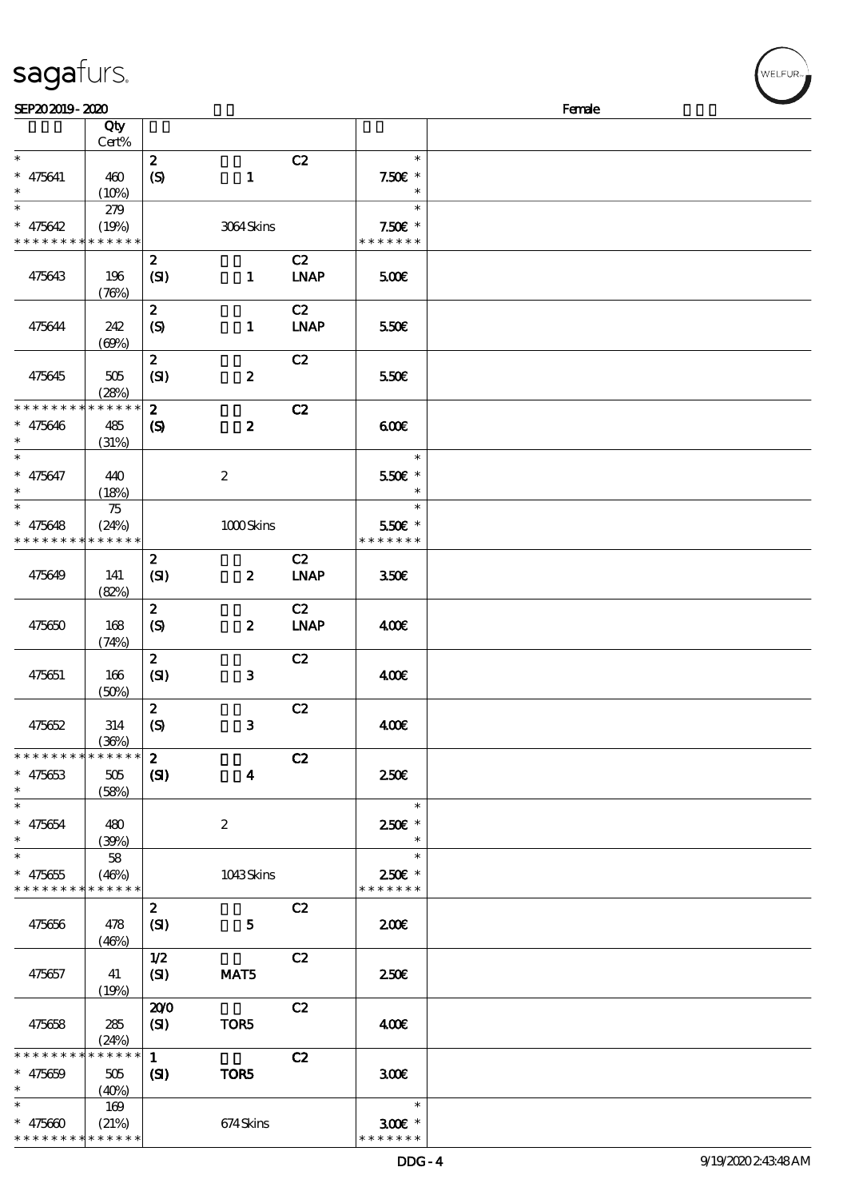| | Qty Cert% | | | | |
|---|---|---|---|---|---|
| * 475641 * | 460 (10%) | 2 (S) | 1 | C2 | * 7.50€ * * |
| * 475642 * * * * * * * * * * * * * | 279 (19%) | | 3064 Skins | | * 7.50€ * * * * * * * * |
| 475643 | 196 (76%) | 2 (SI) | 1 | C2 LNAP | 5.00€ |
| 475644 | 242 (69%) | 2 (S) | 1 | C2 LNAP | 5.50€ |
| 475645 | 505 (28%) | 2 (SI) | 2 | C2 | 5.50€ |
| * * * * * * * * * * * * * * 475646 * | 485 (31%) | 2 (S) | 2 | C2 | 6.00€ |
| * 475647 * | 440 (18%) | | 2 | | * 5.50€ * * |
| * 475648 * * * * * * * * * * * * * | 75 (24%) | | 1000 Skins | | * 5.50€ * * * * * * * * |
| 475649 | 141 (82%) | 2 (SI) | 2 | C2 LNAP | 3.50€ |
| 475650 | 168 (74%) | 2 (S) | 2 | C2 LNAP | 4.00€ |
| 475651 | 166 (50%) | 2 (SI) | 3 | C2 | 4.00€ |
| 475652 | 314 (36%) | 2 (S) | 3 | C2 | 4.00€ |
| * * * * * * * * * * * * * * 475653 * | 505 (58%) | 2 (SI) | 4 | C2 | 2.50€ |
| * 475654 * | 480 (39%) | | 2 | | * 2.50€ * * |
| * 475655 * * * * * * * * * * * * * | 58 (46%) | | 1043 Skins | | * 2.50€ * * * * * * * * |
| 475656 | 478 (46%) | 2 (SI) | 5 | C2 | 2.00€ |
| 475657 | 41 (19%) | 1/2 (SI) | MAT5 | C2 | 2.50€ |
| 475658 | 285 (24%) | 20/0 (SI) | TOR5 | C2 | 4.00€ |
| * * * * * * * * * * * * * * 475659 * | 505 (40%) | 1 (SI) | TOR5 | C2 | 3.00€ |
| * 475660 * * * * * * * * * * * * * | 169 (21%) | | 674 Skins | | * 3.00€ * * * * * * * * |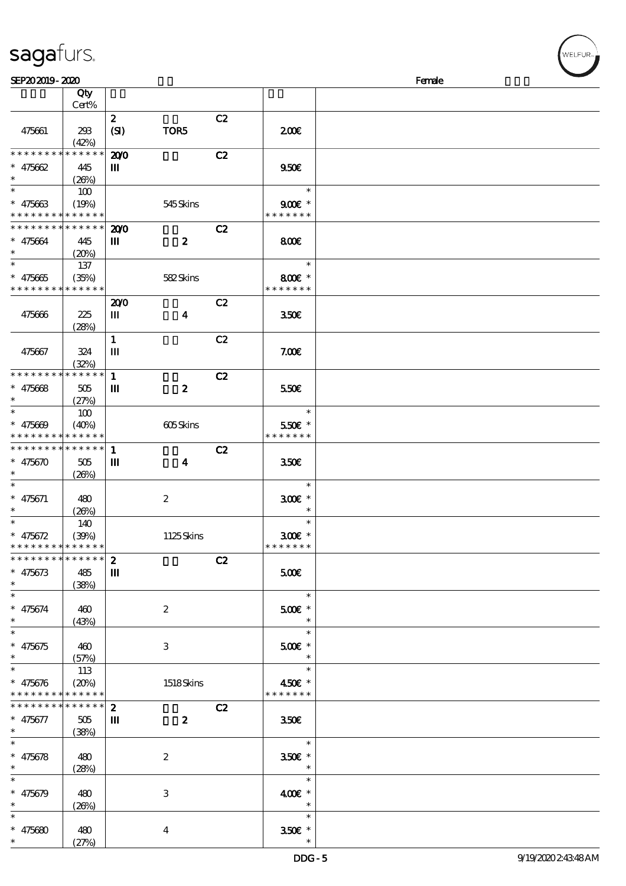SEP20 2019 - 2020 Female

| | Qty Cert% | | | | |
|---|---|---|---|---|---|
| 475661 | 293 (42%) | 2 (SI) | TOR5 | C2 | 2.00€ |
| * * * * * * * * * * * * * * * 475662 * | 445 (26%) | 20/0 III | | C2 | 9.50€ |
| * * 475663 * * * * * * * * * * * * * * | 100 (19%) | | 545 Skins | | * 9.00€ * * * * * * * * |
| * * * * * * * * * * * * * * * 475664 * | 445 (20%) | 20/0 III | 2 | C2 | 8.00€ |
| * * 475665 * * * * * * * * * * * * * * | 137 (35%) | | 582 Skins | | * 8.00€ * * * * * * * * |
| 475666 | 225 (28%) | 20/0 III | 4 | C2 | 3.50€ |
| 475667 | 324 (32%) | 1 III | | C2 | 7.00€ |
| * * * * * * * * * * * * * * * 475668 * | 505 (27%) | 1 III | 2 | C2 | 5.50€ |
| * * 475669 * * * * * * * * * * * * * * | 100 (40%) | | 605 Skins | | * 5.50€ * * * * * * * * |
| * * * * * * * * * * * * * * * 475670 * | 505 (26%) | 1 III | 4 | C2 | 3.50€ |
| * * 475671 * | 480 (26%) | | 2 | | * 3.00€ * * |
| * * 475672 * * * * * * * * * * * * * * | 140 (39%) | | 1125 Skins | | * 3.00€ * * * * * * * * |
| * * * * * * * * * * * * * * * 475673 * | 485 (38%) | 2 III | | C2 | 5.00€ |
| * * 475674 * | 460 (43%) | | 2 | | * 5.00€ * * |
| * * 475675 * | 460 (57%) | | 3 | | * 5.00€ * * |
| * * 475676 * * * * * * * * * * * * * * | 113 (20%) | | 1518 Skins | | * 4.50€ * * * * * * * * |
| * * * * * * * * * * * * * * * 475677 * | 505 (38%) | 2 III | 2 | C2 | 3.50€ |
| * * 475678 * | 480 (28%) | | 2 | | * 3.50€ * * |
| * * 475679 * | 480 (26%) | | 3 | | * 4.00€ * * |
| * * 475680 * | 480 (27%) | | 4 | | * 3.50€ * * |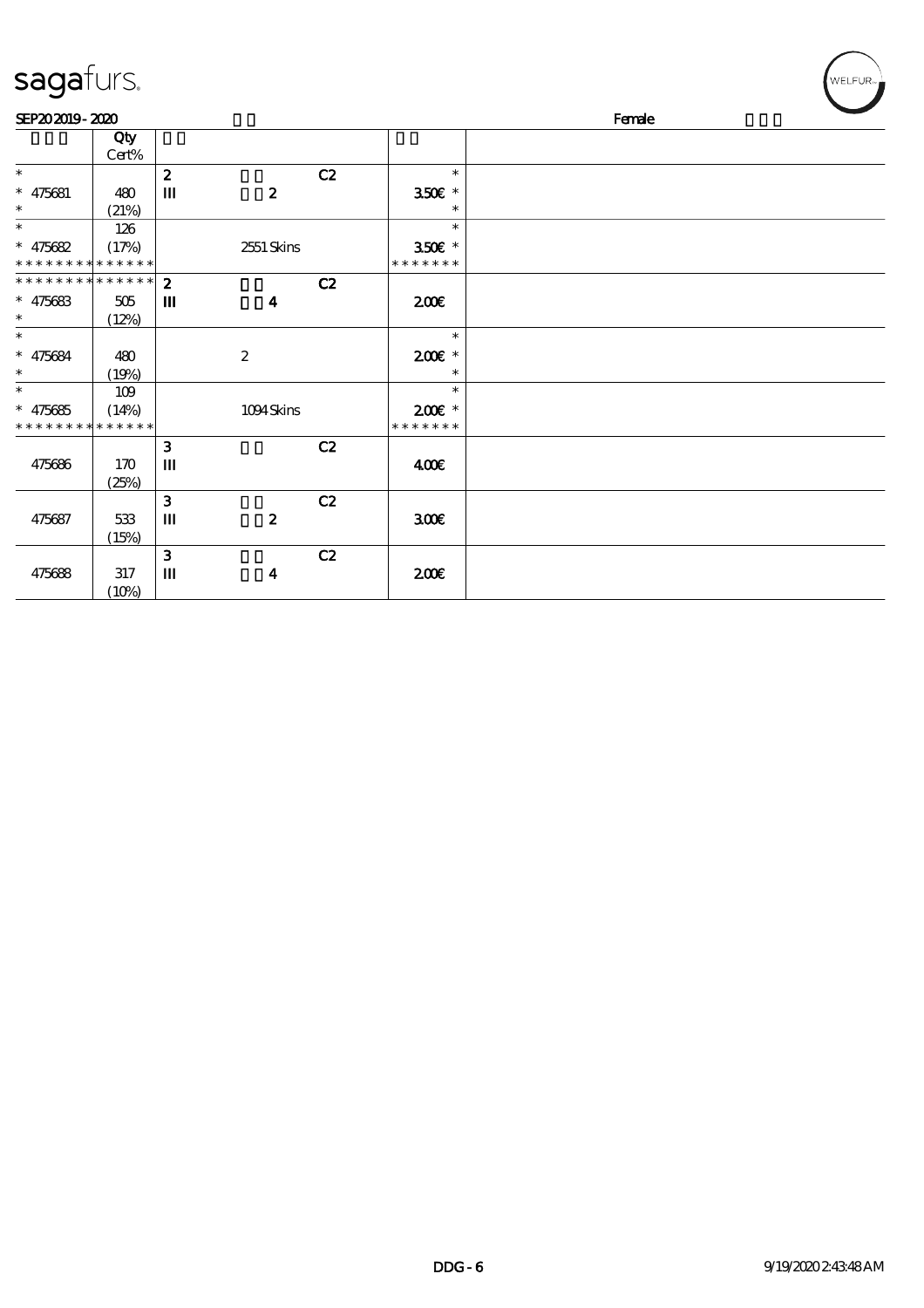SEP20 2019 - 2020 Female

| | Qty Cert% | | | | |
|---|---|---|---|---|---|
| * | | 2 | | C2 | * |
| * 475681 | 480 | III | 2 | | 350€ * |
| * | (21%) | | | | * |
| * | 126 | | | | * |
| * 475682 | (17%) | | 2551 Skins | | 350€ * |
| * * * * * * * * * * * * * * | | | | | * * * * * * * |
| * * * * * * * * * * * * * * | | 2 | | C2 | |
| * 475683 | 505 | III | 4 | | 200€ |
| * | (12%) | | | | |
| * | | | | | * |
| * 475684 | 480 | | 2 | | 200€ * |
| * | (19%) | | | | * |
| * | 109 | | | | * |
| * 475685 | (14%) | | 1094 Skins | | 200€ * |
| * * * * * * * * * * * * * * | | | | | * * * * * * * |
| | | 3 | | C2 | |
| 475686 | 170 | III | | | 400€ |
| | (25%) | | | | |
| | | 3 | | C2 | |
| 475687 | 533 | III | 2 | | 300€ |
| | (15%) | | | | |
| | | 3 | | C2 | |
| 475688 | 317 | III | 4 | | 200€ |
| | (10%) | | | | |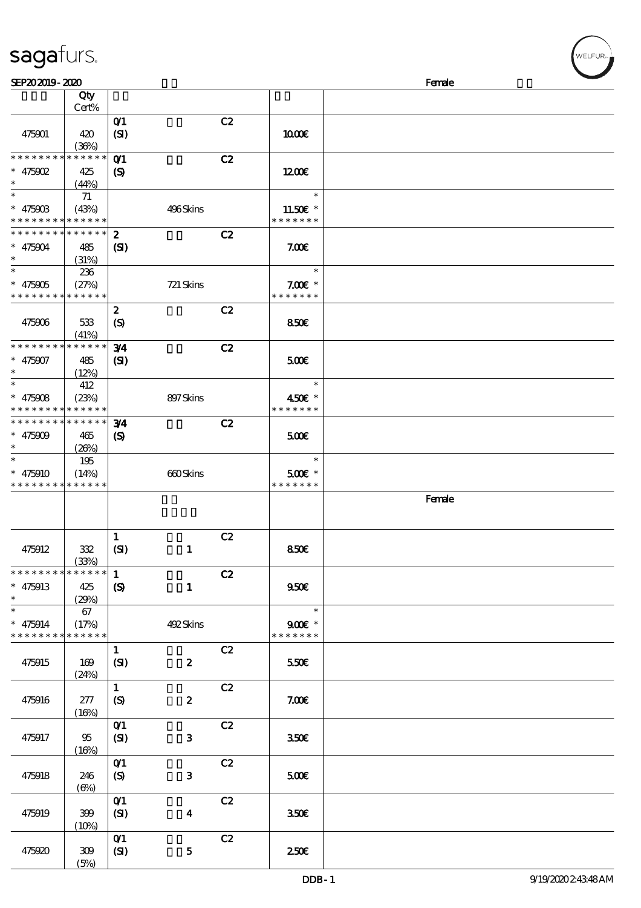| | Qty Cert% | | | |
|---|---|---|---|---|
| 475901 | 420 (36%) | 0/1 (SI) C2 | 10.00€ | |
| * * * * * * * * * * * * * * * 475902 * | 425 (44%) | 0/1 (S) C2 | 12.00€ | |
| * * 475903 * * * * * * * * * * * * * * | 71 (43%) | 496 Skins | * 11.50€ * * * * * * * * | |
| * * * * * * * * * * * * * * * 475904 * | 485 (31%) | 2 (SI) C2 | 7.00€ | |
| * * 475905 * * * * * * * * * * * * * * | 236 (27%) | 721 Skins | * 7.00€ * * * * * * * * | |
| 475906 | 533 (41%) | 2 (S) C2 | 8.50€ | |
| * * * * * * * * * * * * * * * 475907 * | 485 (12%) | 3/4 (SI) C2 | 5.00€ | |
| * * 475908 * * * * * * * * * * * * * * | 412 (23%) | 897 Skins | * 4.50€ * * * * * * * * | |
| * * * * * * * * * * * * * * * 475909 * | 465 (26%) | 3/4 (S) C2 | 5.00€ | |
| * * 475910 * * * * * * * * * * * * * * | 195 (14%) | 660 Skins | * 5.00€ * * * * * * * * | |
| | | | | Female |
| 475912 | 332 (33%) | 1 (SI) 1 C2 | 8.50€ | |
| * * * * * * * * * * * * * * * 475913 * | 425 (29%) | 1 (S) 1 C2 | 9.50€ | |
| * * 475914 * * * * * * * * * * * * * * | 67 (17%) | 492 Skins | * 9.00€ * * * * * * * * | |
| 475915 | 169 (24%) | 1 (SI) 2 C2 | 5.50€ | |
| 475916 | 277 (16%) | 1 (S) 2 C2 | 7.00€ | |
| 475917 | 95 (16%) | 0/1 (SI) 3 C2 | 3.50€ | |
| 475918 | 246 (6%) | 0/1 (S) 3 C2 | 5.00€ | |
| 475919 | 399 (10%) | 0/1 (SI) 4 C2 | 3.50€ | |
| 475920 | 309 (5%) | 0/1 (SI) 5 C2 | 2.50€ | |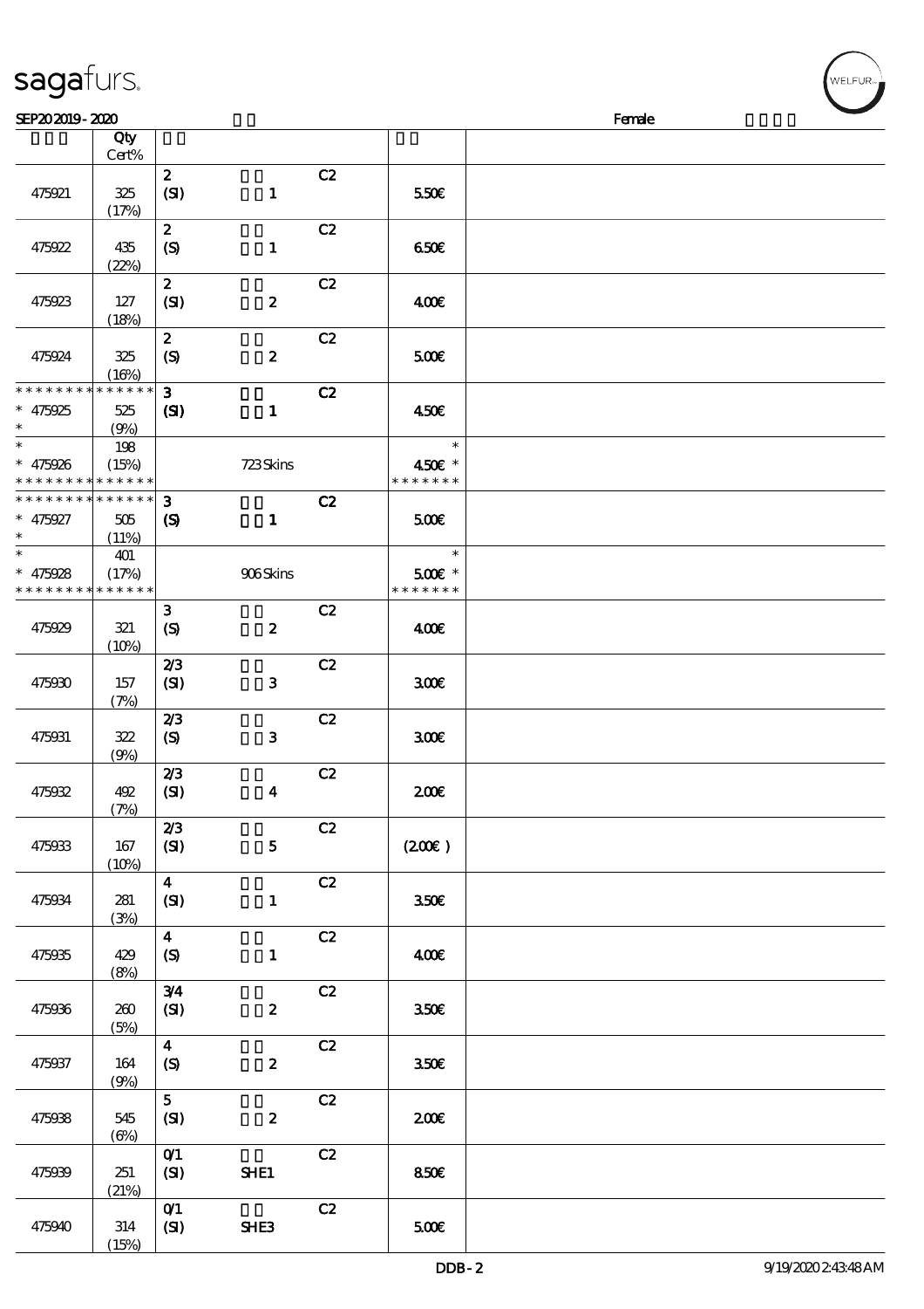SEP20 2019 - 2020 Female

| | Qty Cert% | | | |
|---|---|---|---|---|
| 475921 | 325 (17%) | 2 (SI) 1 C2 | 5.50€ | |
| 475922 | 435 (22%) | 2 (S) 1 C2 | 6.50€ | |
| 475923 | 127 (18%) | 2 (SI) 2 C2 | 4.00€ | |
| 475924 | 325 (16%) | 2 (S) 2 C2 | 5.00€ | |
| * * * * * * * * * * * * * * * 475925 * | 525 (9%) | 3 (SI) 1 C2 | 4.50€ | |
| * * 475926 * * * * * * * * * * * * * * | 198 (15%) | 723 Skins | * 4.50€ * * * * * * * * | |
| * * * * * * * * * * * * * * * 475927 * | 505 (11%) | 3 (S) 1 C2 | 5.00€ | |
| * * 475928 * * * * * * * * * * * * * * | 401 (17%) | 906 Skins | * 5.00€ * * * * * * * * | |
| 475929 | 321 (10%) | 3 (S) 2 C2 | 4.00€ | |
| 475930 | 157 (7%) | 2/3 (SI) 3 C2 | 3.00€ | |
| 475931 | 322 (9%) | 2/3 (S) 3 C2 | 3.00€ | |
| 475932 | 492 (7%) | 2/3 (SI) 4 C2 | 2.00€ | |
| 475933 | 167 (10%) | 2/3 (SI) 5 C2 | (2.00€ ) | |
| 475934 | 281 (3%) | 4 (SI) 1 C2 | 3.50€ | |
| 475935 | 429 (8%) | 4 (S) 1 C2 | 4.00€ | |
| 475936 | 260 (5%) | 3/4 (SI) 2 C2 | 3.50€ | |
| 475937 | 164 (9%) | 4 (S) 2 C2 | 3.50€ | |
| 475938 | 545 (6%) | 5 (SI) 2 C2 | 2.00€ | |
| 475939 | 251 (21%) | 0/1 (SI) SHE1 C2 | 8.50€ | |
| 475940 | 314 (15%) | 0/1 (SI) SHE3 C2 | 5.00€ | |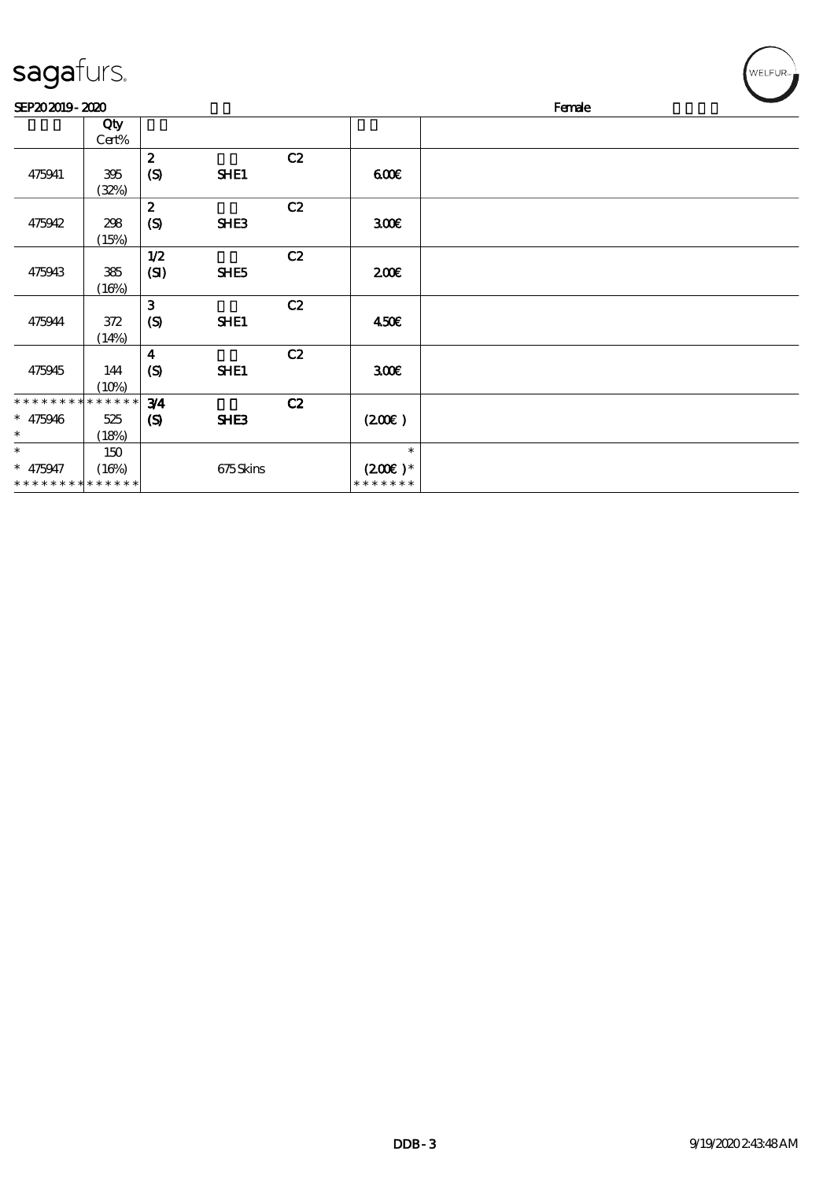SEP20 2019 - 2020 Female

| | Qty Cert% | | | | |
|---|---|---|---|---|---|
| 475941 | 395 (32%) | 2 (S) | SHE1 | C2 | 600€ |
| 475942 | 298 (15%) | 2 (S) | SHE3 | C2 | 300€ |
| 475943 | 385 (16%) | 1/2 (SI) | SHE5 | C2 | 200€ |
| 475944 | 372 (14%) | 3 (S) | SHE1 | C2 | 450€ |
| 475945 | 144 (10%) | 4 (S) | SHE1 | C2 | 300€ |
| * * * * * * * * * * * * * * * 475946 * | * * * * * * 525 (18%) | 3/4 (S) | SHE3 | C2 | (200€ ) |
| * * 475947 * * * * * * * * * * * * * * | 150 (16%) * * * * * * | | 675 Skins | | * (200€ )* * * * * * * * |

DDB - 3 9/19/2020 2:43:48 AM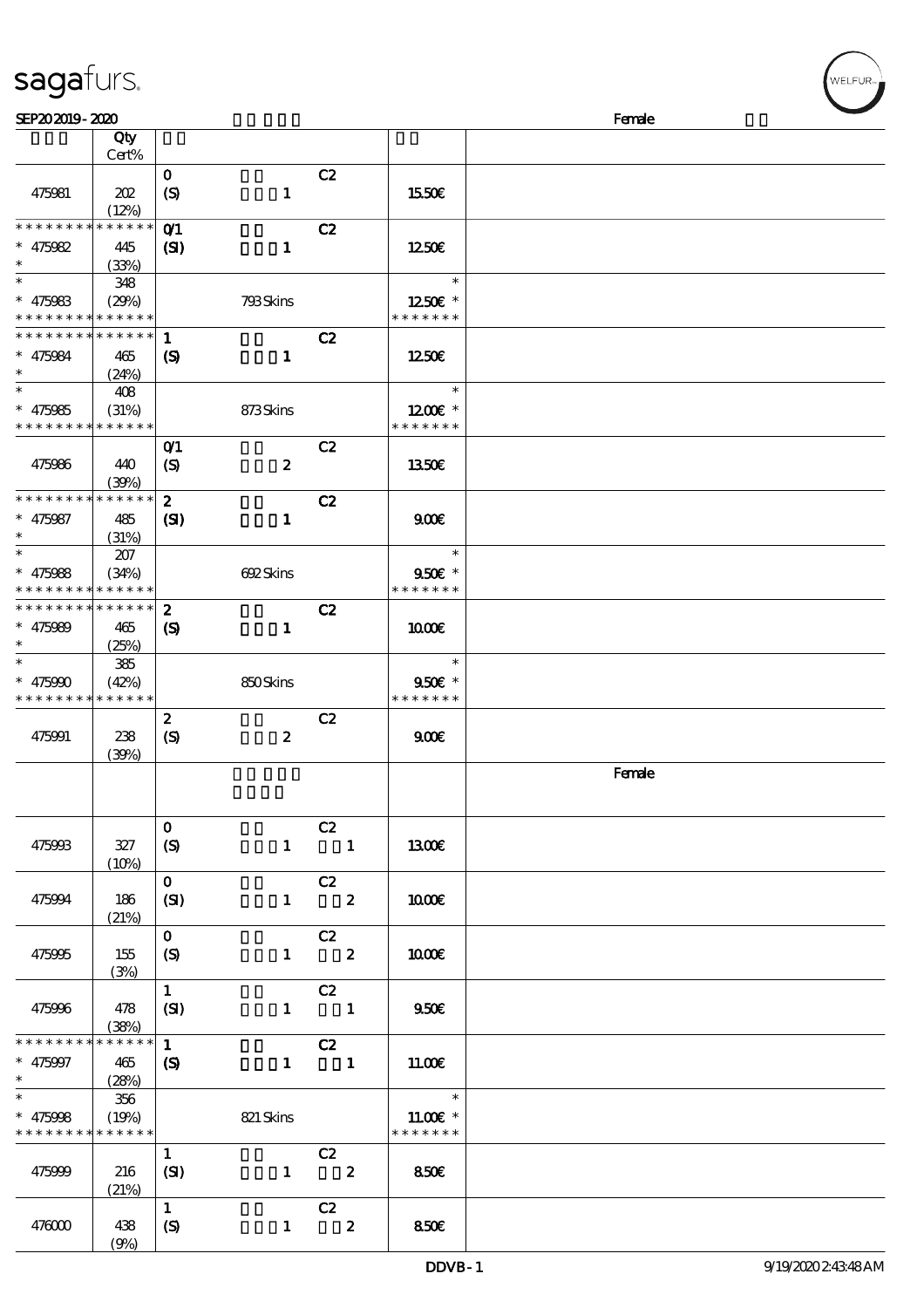# sagafurs.

SEP20 2019 - 2020 Female

| | Qty Cert% | | | |
|---|---|---|---|---|
| 475981 | 202 (12%) | 0 (S) 1 C2 | 15.50€ | |
| * * * * * * * * * * * * * * 475982 * | 445 (33%) | 0/1 (SI) 1 C2 | 12.50€ | |
| * * 475983 * * * * * * * * * * * * * * | 348 (29%) | 793 Skins | * 12.50€ * * * * * * * * | |
| * * * * * * * * * * * * * * 475984 * | 465 (24%) | 1 (S) 1 C2 | 12.50€ | |
| * * 475985 * * * * * * * * * * * * * * | 408 (31%) | 873 Skins | * 12.00€ * * * * * * * * | |
| 475986 | 440 (39%) | 0/1 (S) 2 C2 | 13.50€ | |
| * * * * * * * * * * * * * * 475987 * | 485 (31%) | 2 (SI) 1 C2 | 9.00€ | |
| * * 475988 * * * * * * * * * * * * * * | 207 (34%) | 692 Skins | * 9.50€ * * * * * * * * | |
| * * * * * * * * * * * * * * 475989 * | 465 (25%) | 2 (S) 1 C2 | 10.00€ | |
| * * 475990 * * * * * * * * * * * * * * | 385 (42%) | 850 Skins | * 9.50€ * * * * * * * * | |
| 475991 | 238 (39%) | 2 (S) 2 C2 | 9.00€ | |
| | | | | Female |
| 475993 | 327 (10%) | 0 (S) 1 C2 1 | 13.00€ | |
| 475994 | 186 (21%) | 0 (SI) 1 C2 2 | 10.00€ | |
| 475995 | 155 (3%) | 0 (S) 1 C2 2 | 10.00€ | |
| 475996 | 478 (38%) | 1 (SI) 1 C2 1 | 9.50€ | |
| * * * * * * * * * * * * * * 475997 * | 465 (28%) | 1 (S) 1 C2 1 | 11.00€ | |
| * * 475998 * * * * * * * * * * * * * * | 356 (19%) | 821 Skins | * 11.00€ * * * * * * * * | |
| 475999 | 216 (21%) | 1 (SI) 1 C2 2 | 8.50€ | |
| 476000 | 438 (9%) | 1 (S) 1 C2 2 | 8.50€ | |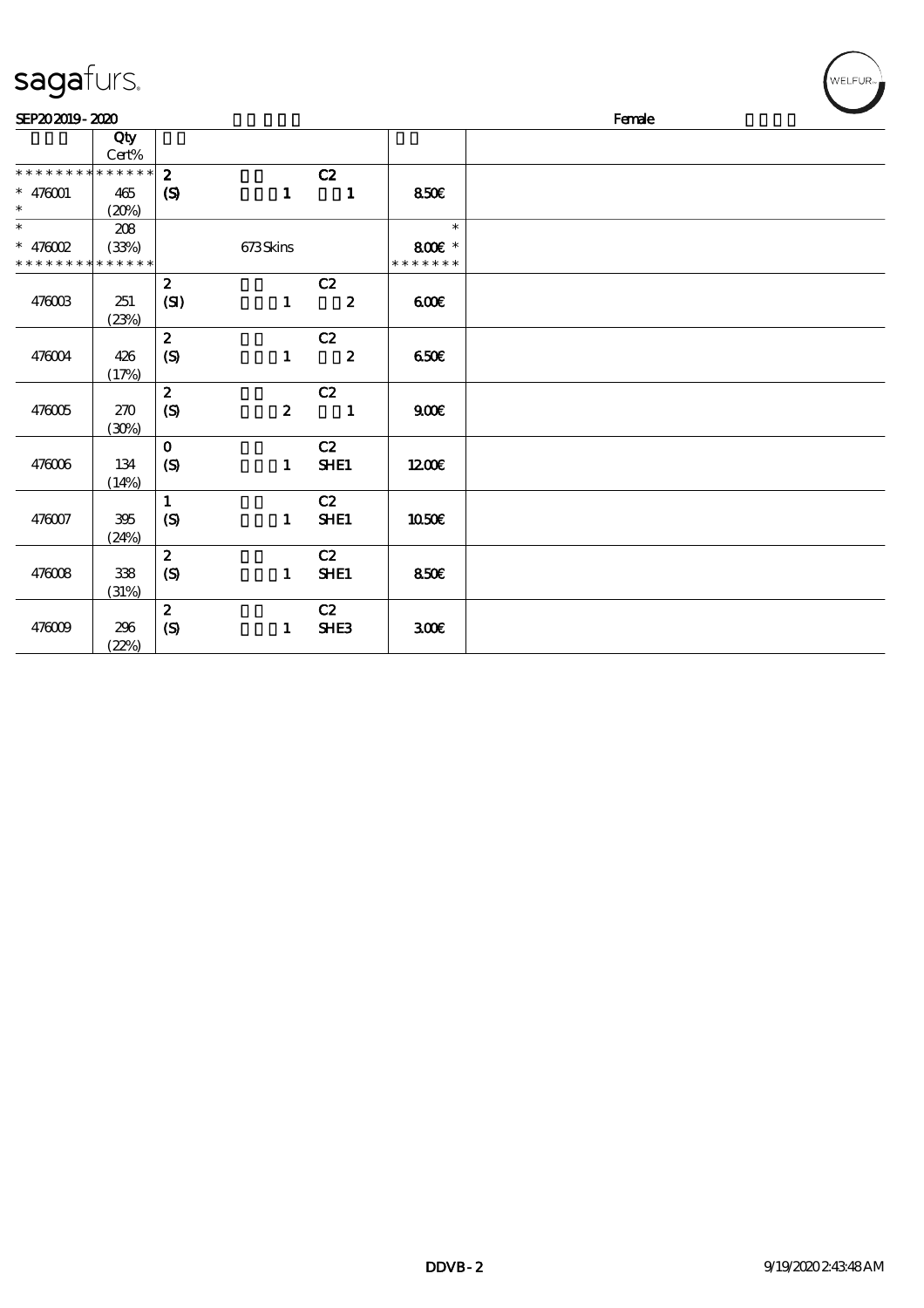SEP20 2019 - 2020 Female

| | Qty<br>Cert% | | | | | |
|---|---|---|---|---|---|---|
| * * * * * * * * * * * * * * | | 2 | | C2 | | |
| * 476001 | 465 | (S) | 1 | 1 | 850€ | |
| * | (20%) | | | | | |
| * | 208 | | | | * | |
| * 476002 | (33%) | | 673 Skins | | 800€ * | |
| * * * * * * * * * * * * * * | | | | | * * * * * * * | |
| | | 2 | | C2 | | |
| 476003 | 251<br>(23%) | (SI) | 1 | 2 | 600€ | |
| | | 2 | | C2 | | |
| 476004 | 426<br>(17%) | (S) | 1 | 2 | 650€ | |
| | | 2 | | C2 | | |
| 476005 | 270<br>(30%) | (S) | 2 | 1 | 900€ | |
| | | 0 | | C2 | | |
| 476006 | 134<br>(14%) | (S) | 1 | SHE1 | 1200€ | |
| | | 1 | | C2 | | |
| 476007 | 395<br>(24%) | (S) | 1 | SHE1 | 1050€ | |
| | | 2 | | C2 | | |
| 476008 | 338<br>(31%) | (S) | 1 | SHE1 | 850€ | |
| | | 2 | | C2 | | |
| 476009 | 296<br>(22%) | (S) | 1 | SHE3 | 300€ | |